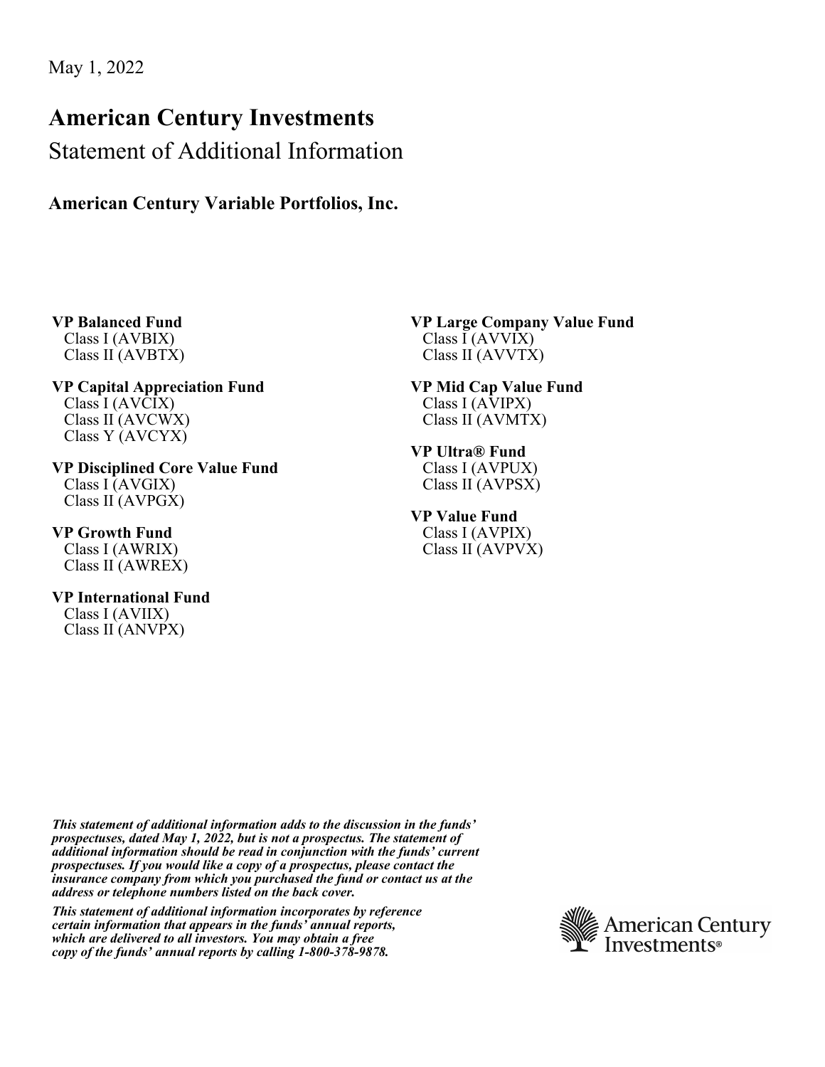May 1, 2022

# American Century Investments

## Statement of Additional Information

### American Century Variable Portfolios, Inc.

**VP Balanced Fund**
Class I (AVBIX)
Class II (AVBTX)

**VP Capital Appreciation Fund**
Class I (AVCIX)
Class II (AVCWX)
Class Y (AVCYX)

**VP Disciplined Core Value Fund**
Class I (AVGIX)
Class II (AVPGX)

**VP Growth Fund**
Class I (AWRIX)
Class II (AWREX)

**VP International Fund**
Class I (AVIIX)
Class II (ANVPX)

**VP Large Company Value Fund**
Class I (AVVIX)
Class II (AVVTX)

**VP Mid Cap Value Fund**
Class I (AVIPX)
Class II (AVMTX)

**VP Ultra® Fund**
Class I (AVPUX)
Class II (AVPSX)

**VP Value Fund**
Class I (AVPIX)
Class II (AVPVX)

***This statement of additional information adds to the discussion in the funds' prospectuses, dated May 1, 2022, but is not a prospectus. The statement of additional information should be read in conjunction with the funds' current prospectuses. If you would like a copy of a prospectus, please contact the insurance company from which you purchased the fund or contact us at the address or telephone numbers listed on the back cover.***

***This statement of additional information incorporates by reference certain information that appears in the funds' annual reports, which are delivered to all investors. You may obtain a free copy of the funds' annual reports by calling 1-800-378-9878.***

American Century Investments®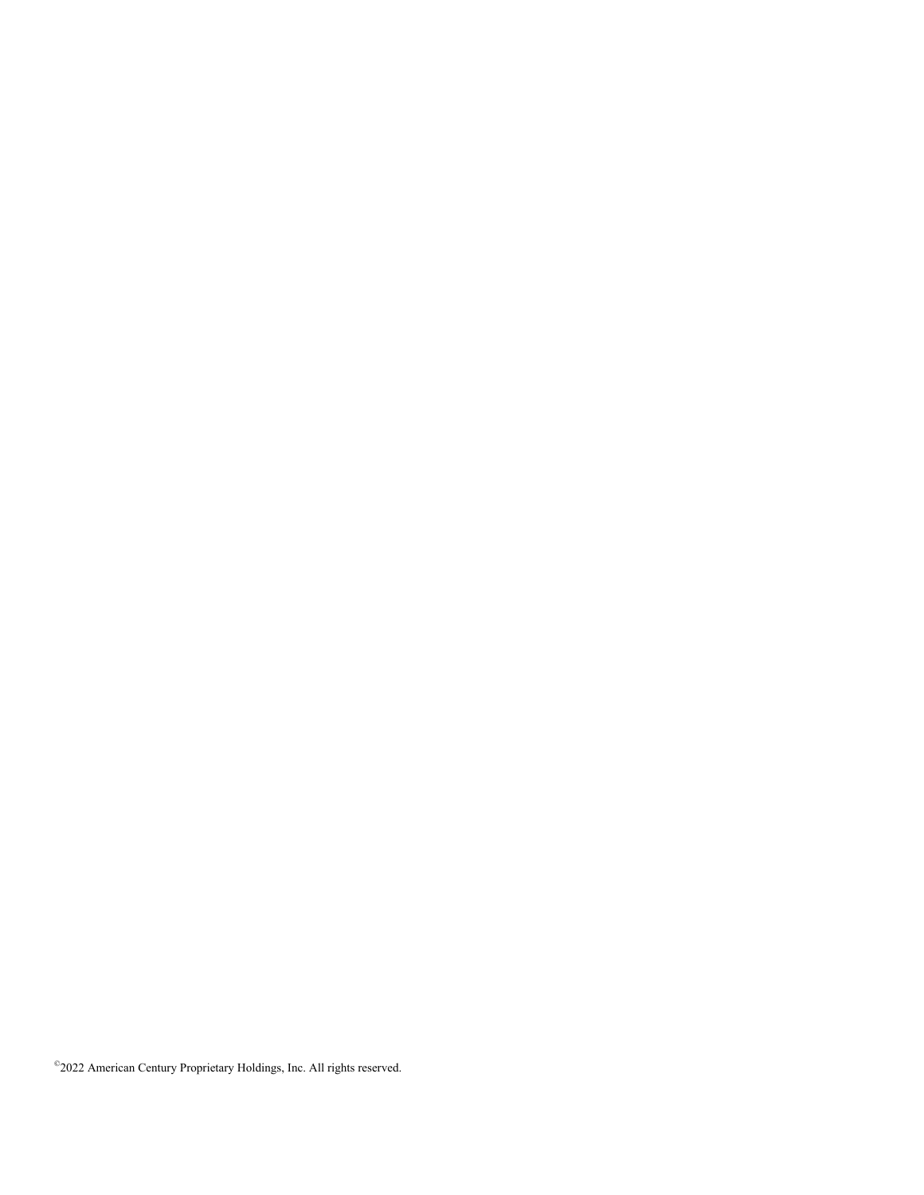©2022 American Century Proprietary Holdings, Inc. All rights reserved.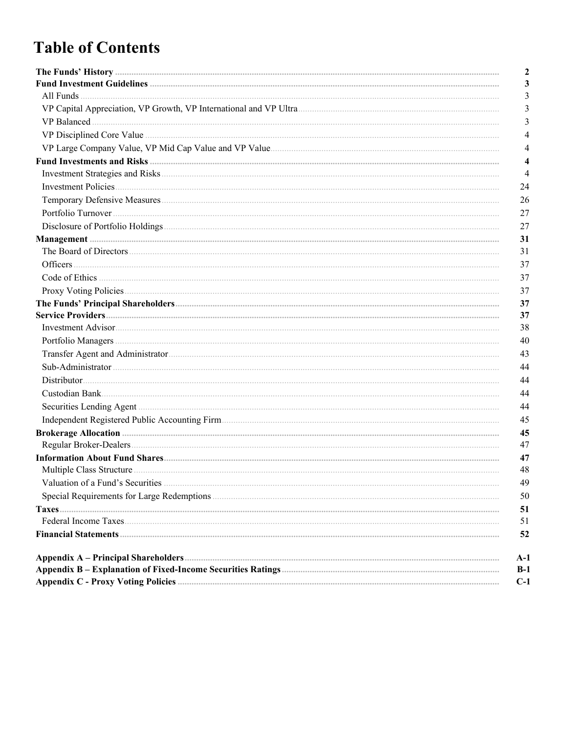# Table of Contents

| | |
|---|---|
| **The Funds' History** | **2** |
| **Fund Investment Guidelines** | **3** |
| All Funds | 3 |
| VP Capital Appreciation, VP Growth, VP International and VP Ultra | 3 |
| VP Balanced | 3 |
| VP Disciplined Core Value | 4 |
| VP Large Company Value, VP Mid Cap Value and VP Value | 4 |
| **Fund Investments and Risks** | **4** |
| Investment Strategies and Risks | 4 |
| Investment Policies | 24 |
| Temporary Defensive Measures | 26 |
| Portfolio Turnover | 27 |
| Disclosure of Portfolio Holdings | 27 |
| **Management** | **31** |
| The Board of Directors | 31 |
| Officers | 37 |
| Code of Ethics | 37 |
| Proxy Voting Policies | 37 |
| **The Funds' Principal Shareholders** | **37** |
| **Service Providers** | **37** |
| Investment Advisor | 38 |
| Portfolio Managers | 40 |
| Transfer Agent and Administrator | 43 |
| Sub-Administrator | 44 |
| Distributor | 44 |
| Custodian Bank | 44 |
| Securities Lending Agent | 44 |
| Independent Registered Public Accounting Firm | 45 |
| **Brokerage Allocation** | **45** |
| Regular Broker-Dealers | 47 |
| **Information About Fund Shares** | **47** |
| Multiple Class Structure | 48 |
| Valuation of a Fund's Securities | 49 |
| Special Requirements for Large Redemptions | 50 |
| **Taxes** | **51** |
| Federal Income Taxes | 51 |
| **Financial Statements** | **52** |
| | |
| **Appendix A – Principal Shareholders** | **A-1** |
| **Appendix B – Explanation of Fixed-Income Securities Ratings** | **B-1** |
| **Appendix C - Proxy Voting Policies** | **C-1** |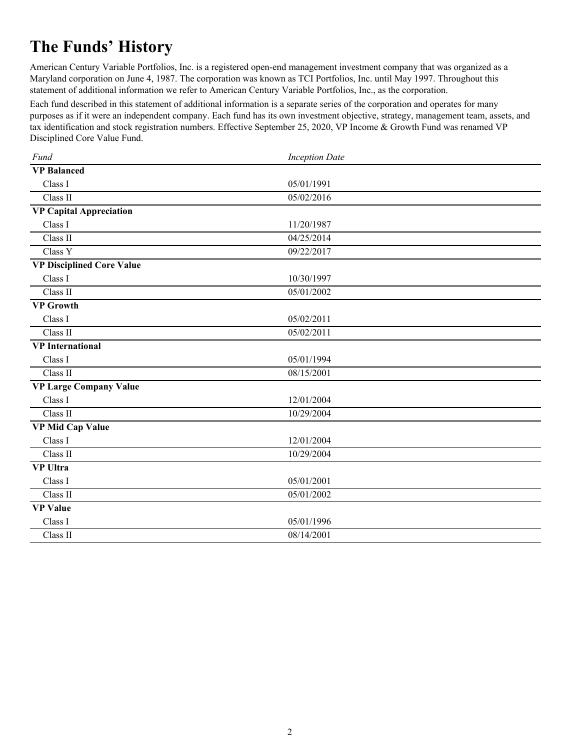# The Funds' History

American Century Variable Portfolios, Inc. is a registered open-end management investment company that was organized as a Maryland corporation on June 4, 1987. The corporation was known as TCI Portfolios, Inc. until May 1997. Throughout this statement of additional information we refer to American Century Variable Portfolios, Inc., as the corporation.

Each fund described in this statement of additional information is a separate series of the corporation and operates for many purposes as if it were an independent company. Each fund has its own investment objective, strategy, management team, assets, and tax identification and stock registration numbers. Effective September 25, 2020, VP Income & Growth Fund was renamed VP Disciplined Core Value Fund.

| *Fund* | *Inception Date* |
|---|---|
| **VP Balanced** | |
| Class I | 05/01/1991 |
| Class II | 05/02/2016 |
| **VP Capital Appreciation** | |
| Class I | 11/20/1987 |
| Class II | 04/25/2014 |
| Class Y | 09/22/2017 |
| **VP Disciplined Core Value** | |
| Class I | 10/30/1997 |
| Class II | 05/01/2002 |
| **VP Growth** | |
| Class I | 05/02/2011 |
| Class II | 05/02/2011 |
| **VP International** | |
| Class I | 05/01/1994 |
| Class II | 08/15/2001 |
| **VP Large Company Value** | |
| Class I | 12/01/2004 |
| Class II | 10/29/2004 |
| **VP Mid Cap Value** | |
| Class I | 12/01/2004 |
| Class II | 10/29/2004 |
| **VP Ultra** | |
| Class I | 05/01/2001 |
| Class II | 05/01/2002 |
| **VP Value** | |
| Class I | 05/01/1996 |
| Class II | 08/14/2001 |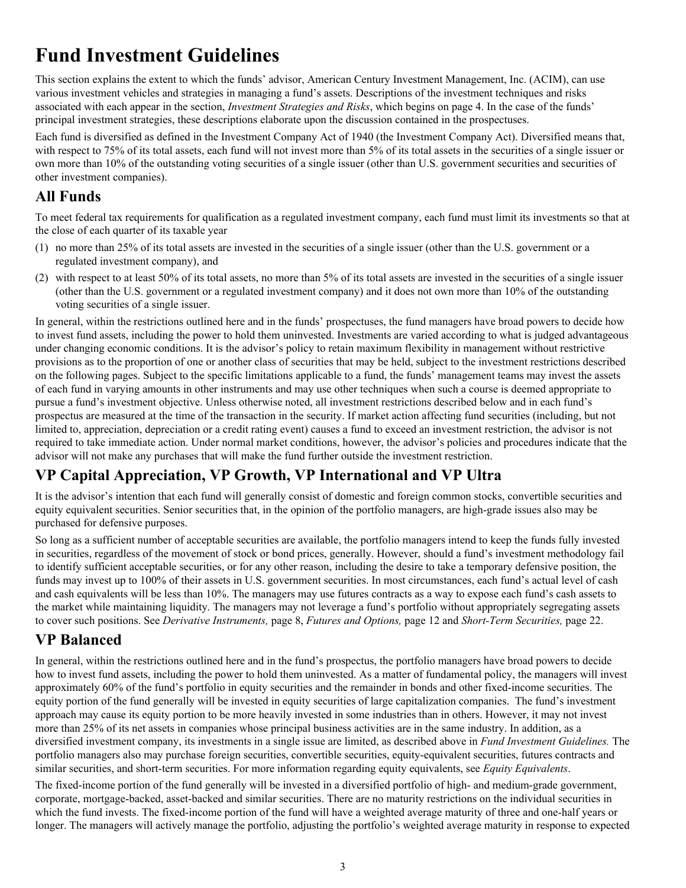# Fund Investment Guidelines

This section explains the extent to which the funds' advisor, American Century Investment Management, Inc. (ACIM), can use various investment vehicles and strategies in managing a fund's assets. Descriptions of the investment techniques and risks associated with each appear in the section, *Investment Strategies and Risks*, which begins on page 4. In the case of the funds' principal investment strategies, these descriptions elaborate upon the discussion contained in the prospectuses.

Each fund is diversified as defined in the Investment Company Act of 1940 (the Investment Company Act). Diversified means that, with respect to 75% of its total assets, each fund will not invest more than 5% of its total assets in the securities of a single issuer or own more than 10% of the outstanding voting securities of a single issuer (other than U.S. government securities and securities of other investment companies).

## All Funds

To meet federal tax requirements for qualification as a regulated investment company, each fund must limit its investments so that at the close of each quarter of its taxable year

(1) no more than 25% of its total assets are invested in the securities of a single issuer (other than the U.S. government or a regulated investment company), and

(2) with respect to at least 50% of its total assets, no more than 5% of its total assets are invested in the securities of a single issuer (other than the U.S. government or a regulated investment company) and it does not own more than 10% of the outstanding voting securities of a single issuer.

In general, within the restrictions outlined here and in the funds' prospectuses, the fund managers have broad powers to decide how to invest fund assets, including the power to hold them uninvested. Investments are varied according to what is judged advantageous under changing economic conditions. It is the advisor's policy to retain maximum flexibility in management without restrictive provisions as to the proportion of one or another class of securities that may be held, subject to the investment restrictions described on the following pages. Subject to the specific limitations applicable to a fund, the funds' management teams may invest the assets of each fund in varying amounts in other instruments and may use other techniques when such a course is deemed appropriate to pursue a fund's investment objective. Unless otherwise noted, all investment restrictions described below and in each fund's prospectus are measured at the time of the transaction in the security. If market action affecting fund securities (including, but not limited to, appreciation, depreciation or a credit rating event) causes a fund to exceed an investment restriction, the advisor is not required to take immediate action. Under normal market conditions, however, the advisor's policies and procedures indicate that the advisor will not make any purchases that will make the fund further outside the investment restriction.

## VP Capital Appreciation, VP Growth, VP International and VP Ultra

It is the advisor's intention that each fund will generally consist of domestic and foreign common stocks, convertible securities and equity equivalent securities. Senior securities that, in the opinion of the portfolio managers, are high-grade issues also may be purchased for defensive purposes.

So long as a sufficient number of acceptable securities are available, the portfolio managers intend to keep the funds fully invested in securities, regardless of the movement of stock or bond prices, generally. However, should a fund's investment methodology fail to identify sufficient acceptable securities, or for any other reason, including the desire to take a temporary defensive position, the funds may invest up to 100% of their assets in U.S. government securities. In most circumstances, each fund's actual level of cash and cash equivalents will be less than 10%. The managers may use futures contracts as a way to expose each fund's cash assets to the market while maintaining liquidity. The managers may not leverage a fund's portfolio without appropriately segregating assets to cover such positions. See *Derivative Instruments,* page 8, *Futures and Options,* page 12 and *Short-Term Securities,* page 22.

## VP Balanced

In general, within the restrictions outlined here and in the fund's prospectus, the portfolio managers have broad powers to decide how to invest fund assets, including the power to hold them uninvested. As a matter of fundamental policy, the managers will invest approximately 60% of the fund's portfolio in equity securities and the remainder in bonds and other fixed-income securities. The equity portion of the fund generally will be invested in equity securities of large capitalization companies. The fund's investment approach may cause its equity portion to be more heavily invested in some industries than in others. However, it may not invest more than 25% of its net assets in companies whose principal business activities are in the same industry. In addition, as a diversified investment company, its investments in a single issue are limited, as described above in *Fund Investment Guidelines.* The portfolio managers also may purchase foreign securities, convertible securities, equity-equivalent securities, futures contracts and similar securities, and short-term securities. For more information regarding equity equivalents, see *Equity Equivalents*.

The fixed-income portion of the fund generally will be invested in a diversified portfolio of high- and medium-grade government, corporate, mortgage-backed, asset-backed and similar securities. There are no maturity restrictions on the individual securities in which the fund invests. The fixed-income portion of the fund will have a weighted average maturity of three and one-half years or longer. The managers will actively manage the portfolio, adjusting the portfolio's weighted average maturity in response to expected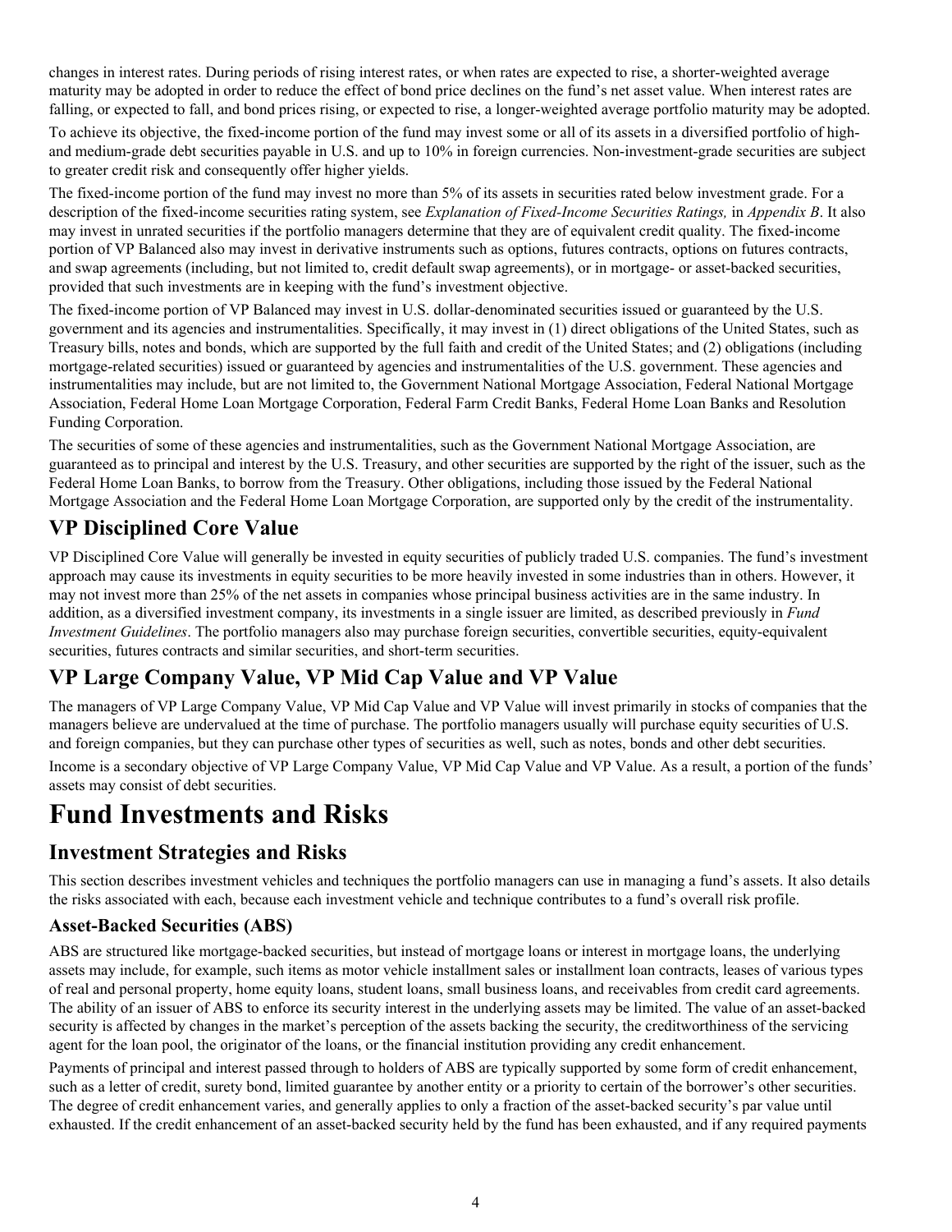changes in interest rates. During periods of rising interest rates, or when rates are expected to rise, a shorter-weighted average maturity may be adopted in order to reduce the effect of bond price declines on the fund's net asset value. When interest rates are falling, or expected to fall, and bond prices rising, or expected to rise, a longer-weighted average portfolio maturity may be adopted.

To achieve its objective, the fixed-income portion of the fund may invest some or all of its assets in a diversified portfolio of high- and medium-grade debt securities payable in U.S. and up to 10% in foreign currencies. Non-investment-grade securities are subject to greater credit risk and consequently offer higher yields.

The fixed-income portion of the fund may invest no more than 5% of its assets in securities rated below investment grade. For a description of the fixed-income securities rating system, see *Explanation of Fixed-Income Securities Ratings,* in *Appendix B*. It also may invest in unrated securities if the portfolio managers determine that they are of equivalent credit quality. The fixed-income portion of VP Balanced also may invest in derivative instruments such as options, futures contracts, options on futures contracts, and swap agreements (including, but not limited to, credit default swap agreements), or in mortgage- or asset-backed securities, provided that such investments are in keeping with the fund's investment objective.

The fixed-income portion of VP Balanced may invest in U.S. dollar-denominated securities issued or guaranteed by the U.S. government and its agencies and instrumentalities. Specifically, it may invest in (1) direct obligations of the United States, such as Treasury bills, notes and bonds, which are supported by the full faith and credit of the United States; and (2) obligations (including mortgage-related securities) issued or guaranteed by agencies and instrumentalities of the U.S. government. These agencies and instrumentalities may include, but are not limited to, the Government National Mortgage Association, Federal National Mortgage Association, Federal Home Loan Mortgage Corporation, Federal Farm Credit Banks, Federal Home Loan Banks and Resolution Funding Corporation.

The securities of some of these agencies and instrumentalities, such as the Government National Mortgage Association, are guaranteed as to principal and interest by the U.S. Treasury, and other securities are supported by the right of the issuer, such as the Federal Home Loan Banks, to borrow from the Treasury. Other obligations, including those issued by the Federal National Mortgage Association and the Federal Home Loan Mortgage Corporation, are supported only by the credit of the instrumentality.

## VP Disciplined Core Value

VP Disciplined Core Value will generally be invested in equity securities of publicly traded U.S. companies. The fund's investment approach may cause its investments in equity securities to be more heavily invested in some industries than in others. However, it may not invest more than 25% of the net assets in companies whose principal business activities are in the same industry. In addition, as a diversified investment company, its investments in a single issuer are limited, as described previously in *Fund Investment Guidelines*. The portfolio managers also may purchase foreign securities, convertible securities, equity-equivalent securities, futures contracts and similar securities, and short-term securities.

## VP Large Company Value, VP Mid Cap Value and VP Value

The managers of VP Large Company Value, VP Mid Cap Value and VP Value will invest primarily in stocks of companies that the managers believe are undervalued at the time of purchase. The portfolio managers usually will purchase equity securities of U.S. and foreign companies, but they can purchase other types of securities as well, such as notes, bonds and other debt securities.

Income is a secondary objective of VP Large Company Value, VP Mid Cap Value and VP Value. As a result, a portion of the funds' assets may consist of debt securities.

# Fund Investments and Risks

## Investment Strategies and Risks

This section describes investment vehicles and techniques the portfolio managers can use in managing a fund's assets. It also details the risks associated with each, because each investment vehicle and technique contributes to a fund's overall risk profile.

### Asset-Backed Securities (ABS)

ABS are structured like mortgage-backed securities, but instead of mortgage loans or interest in mortgage loans, the underlying assets may include, for example, such items as motor vehicle installment sales or installment loan contracts, leases of various types of real and personal property, home equity loans, student loans, small business loans, and receivables from credit card agreements. The ability of an issuer of ABS to enforce its security interest in the underlying assets may be limited. The value of an asset-backed security is affected by changes in the market's perception of the assets backing the security, the creditworthiness of the servicing agent for the loan pool, the originator of the loans, or the financial institution providing any credit enhancement.

Payments of principal and interest passed through to holders of ABS are typically supported by some form of credit enhancement, such as a letter of credit, surety bond, limited guarantee by another entity or a priority to certain of the borrower's other securities. The degree of credit enhancement varies, and generally applies to only a fraction of the asset-backed security's par value until exhausted. If the credit enhancement of an asset-backed security held by the fund has been exhausted, and if any required payments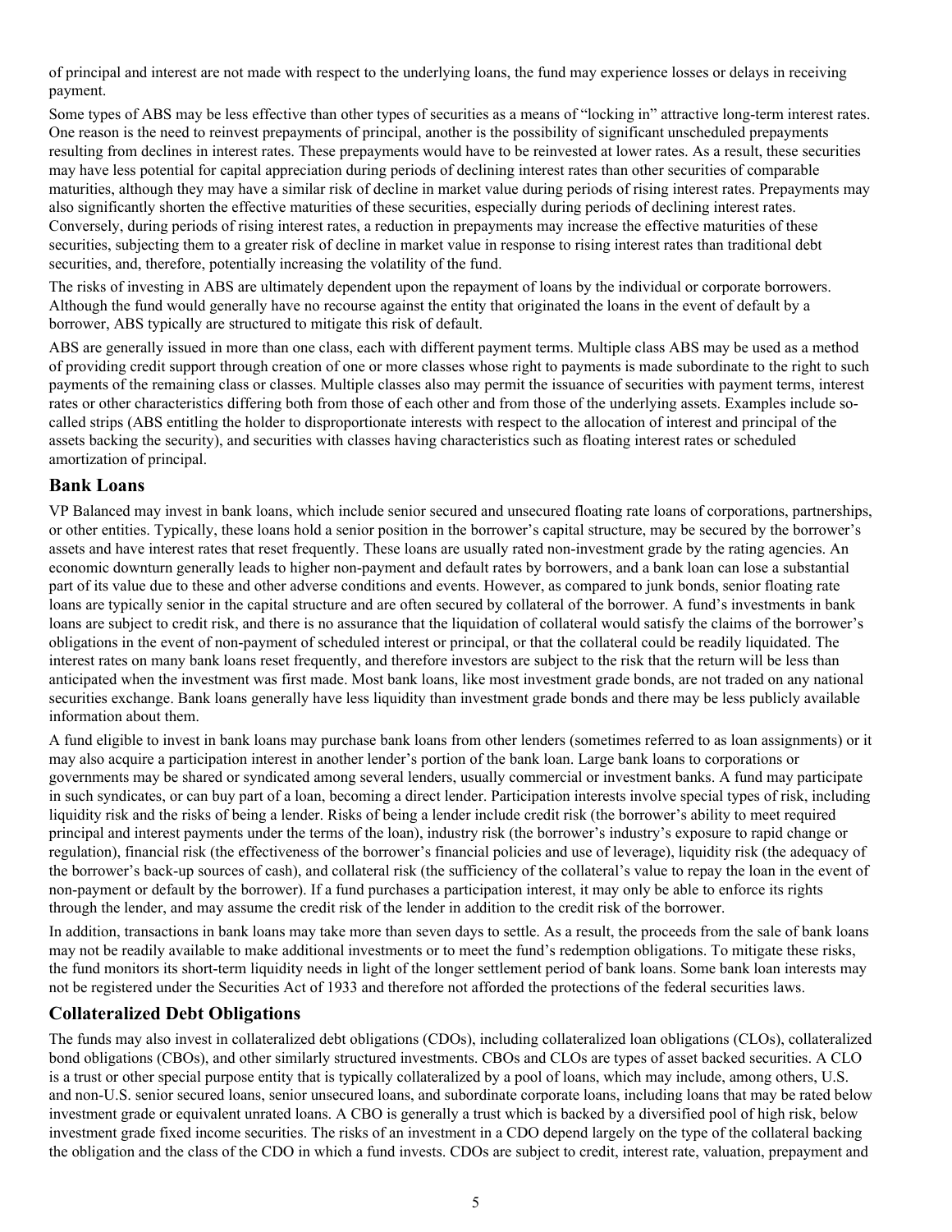of principal and interest are not made with respect to the underlying loans, the fund may experience losses or delays in receiving payment.

Some types of ABS may be less effective than other types of securities as a means of "locking in" attractive long-term interest rates. One reason is the need to reinvest prepayments of principal, another is the possibility of significant unscheduled prepayments resulting from declines in interest rates. These prepayments would have to be reinvested at lower rates. As a result, these securities may have less potential for capital appreciation during periods of declining interest rates than other securities of comparable maturities, although they may have a similar risk of decline in market value during periods of rising interest rates. Prepayments may also significantly shorten the effective maturities of these securities, especially during periods of declining interest rates. Conversely, during periods of rising interest rates, a reduction in prepayments may increase the effective maturities of these securities, subjecting them to a greater risk of decline in market value in response to rising interest rates than traditional debt securities, and, therefore, potentially increasing the volatility of the fund.

The risks of investing in ABS are ultimately dependent upon the repayment of loans by the individual or corporate borrowers. Although the fund would generally have no recourse against the entity that originated the loans in the event of default by a borrower, ABS typically are structured to mitigate this risk of default.

ABS are generally issued in more than one class, each with different payment terms. Multiple class ABS may be used as a method of providing credit support through creation of one or more classes whose right to payments is made subordinate to the right to such payments of the remaining class or classes. Multiple classes also may permit the issuance of securities with payment terms, interest rates or other characteristics differing both from those of each other and from those of the underlying assets. Examples include so-called strips (ABS entitling the holder to disproportionate interests with respect to the allocation of interest and principal of the assets backing the security), and securities with classes having characteristics such as floating interest rates or scheduled amortization of principal.

## Bank Loans

VP Balanced may invest in bank loans, which include senior secured and unsecured floating rate loans of corporations, partnerships, or other entities. Typically, these loans hold a senior position in the borrower's capital structure, may be secured by the borrower's assets and have interest rates that reset frequently. These loans are usually rated non-investment grade by the rating agencies. An economic downturn generally leads to higher non-payment and default rates by borrowers, and a bank loan can lose a substantial part of its value due to these and other adverse conditions and events. However, as compared to junk bonds, senior floating rate loans are typically senior in the capital structure and are often secured by collateral of the borrower. A fund's investments in bank loans are subject to credit risk, and there is no assurance that the liquidation of collateral would satisfy the claims of the borrower's obligations in the event of non-payment of scheduled interest or principal, or that the collateral could be readily liquidated. The interest rates on many bank loans reset frequently, and therefore investors are subject to the risk that the return will be less than anticipated when the investment was first made. Most bank loans, like most investment grade bonds, are not traded on any national securities exchange. Bank loans generally have less liquidity than investment grade bonds and there may be less publicly available information about them.

A fund eligible to invest in bank loans may purchase bank loans from other lenders (sometimes referred to as loan assignments) or it may also acquire a participation interest in another lender's portion of the bank loan. Large bank loans to corporations or governments may be shared or syndicated among several lenders, usually commercial or investment banks. A fund may participate in such syndicates, or can buy part of a loan, becoming a direct lender. Participation interests involve special types of risk, including liquidity risk and the risks of being a lender. Risks of being a lender include credit risk (the borrower's ability to meet required principal and interest payments under the terms of the loan), industry risk (the borrower's industry's exposure to rapid change or regulation), financial risk (the effectiveness of the borrower's financial policies and use of leverage), liquidity risk (the adequacy of the borrower's back-up sources of cash), and collateral risk (the sufficiency of the collateral's value to repay the loan in the event of non-payment or default by the borrower). If a fund purchases a participation interest, it may only be able to enforce its rights through the lender, and may assume the credit risk of the lender in addition to the credit risk of the borrower.

In addition, transactions in bank loans may take more than seven days to settle. As a result, the proceeds from the sale of bank loans may not be readily available to make additional investments or to meet the fund's redemption obligations. To mitigate these risks, the fund monitors its short-term liquidity needs in light of the longer settlement period of bank loans. Some bank loan interests may not be registered under the Securities Act of 1933 and therefore not afforded the protections of the federal securities laws.

## Collateralized Debt Obligations

The funds may also invest in collateralized debt obligations (CDOs), including collateralized loan obligations (CLOs), collateralized bond obligations (CBOs), and other similarly structured investments. CBOs and CLOs are types of asset backed securities. A CLO is a trust or other special purpose entity that is typically collateralized by a pool of loans, which may include, among others, U.S. and non-U.S. senior secured loans, senior unsecured loans, and subordinate corporate loans, including loans that may be rated below investment grade or equivalent unrated loans. A CBO is generally a trust which is backed by a diversified pool of high risk, below investment grade fixed income securities. The risks of an investment in a CDO depend largely on the type of the collateral backing the obligation and the class of the CDO in which a fund invests. CDOs are subject to credit, interest rate, valuation, prepayment and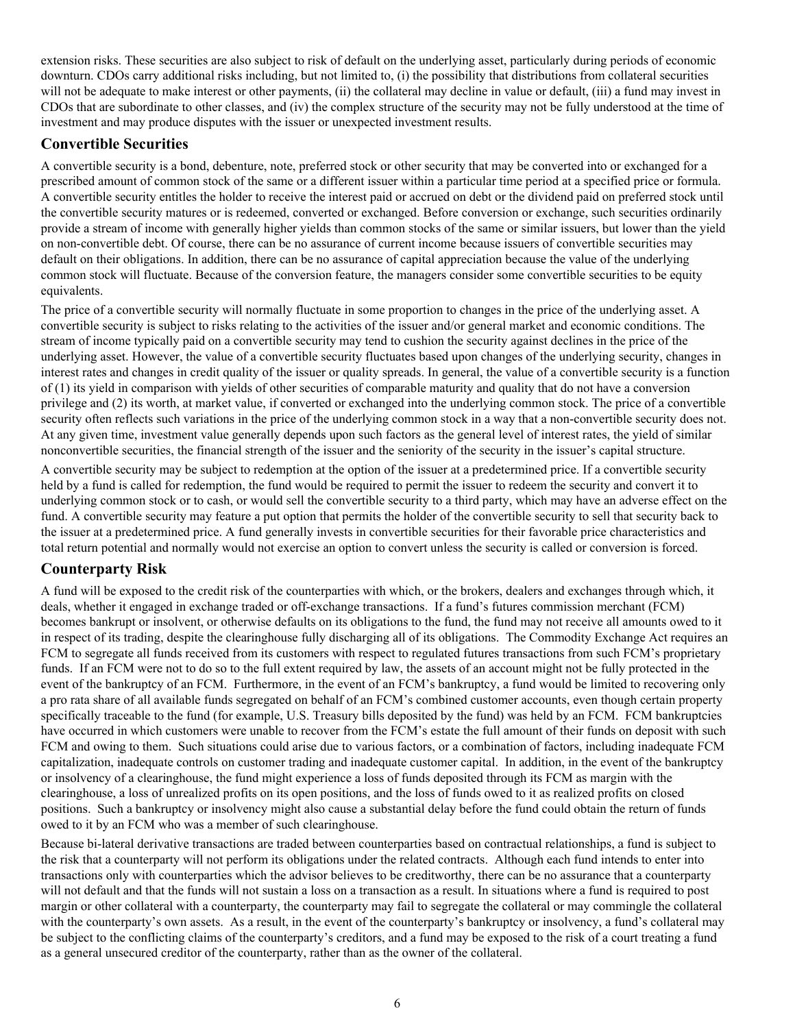extension risks. These securities are also subject to risk of default on the underlying asset, particularly during periods of economic downturn. CDOs carry additional risks including, but not limited to, (i) the possibility that distributions from collateral securities will not be adequate to make interest or other payments, (ii) the collateral may decline in value or default, (iii) a fund may invest in CDOs that are subordinate to other classes, and (iv) the complex structure of the security may not be fully understood at the time of investment and may produce disputes with the issuer or unexpected investment results.

## Convertible Securities

A convertible security is a bond, debenture, note, preferred stock or other security that may be converted into or exchanged for a prescribed amount of common stock of the same or a different issuer within a particular time period at a specified price or formula. A convertible security entitles the holder to receive the interest paid or accrued on debt or the dividend paid on preferred stock until the convertible security matures or is redeemed, converted or exchanged. Before conversion or exchange, such securities ordinarily provide a stream of income with generally higher yields than common stocks of the same or similar issuers, but lower than the yield on non-convertible debt. Of course, there can be no assurance of current income because issuers of convertible securities may default on their obligations. In addition, there can be no assurance of capital appreciation because the value of the underlying common stock will fluctuate. Because of the conversion feature, the managers consider some convertible securities to be equity equivalents.

The price of a convertible security will normally fluctuate in some proportion to changes in the price of the underlying asset. A convertible security is subject to risks relating to the activities of the issuer and/or general market and economic conditions. The stream of income typically paid on a convertible security may tend to cushion the security against declines in the price of the underlying asset. However, the value of a convertible security fluctuates based upon changes of the underlying security, changes in interest rates and changes in credit quality of the issuer or quality spreads. In general, the value of a convertible security is a function of (1) its yield in comparison with yields of other securities of comparable maturity and quality that do not have a conversion privilege and (2) its worth, at market value, if converted or exchanged into the underlying common stock. The price of a convertible security often reflects such variations in the price of the underlying common stock in a way that a non-convertible security does not. At any given time, investment value generally depends upon such factors as the general level of interest rates, the yield of similar nonconvertible securities, the financial strength of the issuer and the seniority of the security in the issuer's capital structure.

A convertible security may be subject to redemption at the option of the issuer at a predetermined price. If a convertible security held by a fund is called for redemption, the fund would be required to permit the issuer to redeem the security and convert it to underlying common stock or to cash, or would sell the convertible security to a third party, which may have an adverse effect on the fund. A convertible security may feature a put option that permits the holder of the convertible security to sell that security back to the issuer at a predetermined price. A fund generally invests in convertible securities for their favorable price characteristics and total return potential and normally would not exercise an option to convert unless the security is called or conversion is forced.

## Counterparty Risk

A fund will be exposed to the credit risk of the counterparties with which, or the brokers, dealers and exchanges through which, it deals, whether it engaged in exchange traded or off-exchange transactions. If a fund's futures commission merchant (FCM) becomes bankrupt or insolvent, or otherwise defaults on its obligations to the fund, the fund may not receive all amounts owed to it in respect of its trading, despite the clearinghouse fully discharging all of its obligations. The Commodity Exchange Act requires an FCM to segregate all funds received from its customers with respect to regulated futures transactions from such FCM's proprietary funds. If an FCM were not to do so to the full extent required by law, the assets of an account might not be fully protected in the event of the bankruptcy of an FCM. Furthermore, in the event of an FCM's bankruptcy, a fund would be limited to recovering only a pro rata share of all available funds segregated on behalf of an FCM's combined customer accounts, even though certain property specifically traceable to the fund (for example, U.S. Treasury bills deposited by the fund) was held by an FCM. FCM bankruptcies have occurred in which customers were unable to recover from the FCM's estate the full amount of their funds on deposit with such FCM and owing to them. Such situations could arise due to various factors, or a combination of factors, including inadequate FCM capitalization, inadequate controls on customer trading and inadequate customer capital. In addition, in the event of the bankruptcy or insolvency of a clearinghouse, the fund might experience a loss of funds deposited through its FCM as margin with the clearinghouse, a loss of unrealized profits on its open positions, and the loss of funds owed to it as realized profits on closed positions. Such a bankruptcy or insolvency might also cause a substantial delay before the fund could obtain the return of funds owed to it by an FCM who was a member of such clearinghouse.

Because bi-lateral derivative transactions are traded between counterparties based on contractual relationships, a fund is subject to the risk that a counterparty will not perform its obligations under the related contracts. Although each fund intends to enter into transactions only with counterparties which the advisor believes to be creditworthy, there can be no assurance that a counterparty will not default and that the funds will not sustain a loss on a transaction as a result. In situations where a fund is required to post margin or other collateral with a counterparty, the counterparty may fail to segregate the collateral or may commingle the collateral with the counterparty's own assets. As a result, in the event of the counterparty's bankruptcy or insolvency, a fund's collateral may be subject to the conflicting claims of the counterparty's creditors, and a fund may be exposed to the risk of a court treating a fund as a general unsecured creditor of the counterparty, rather than as the owner of the collateral.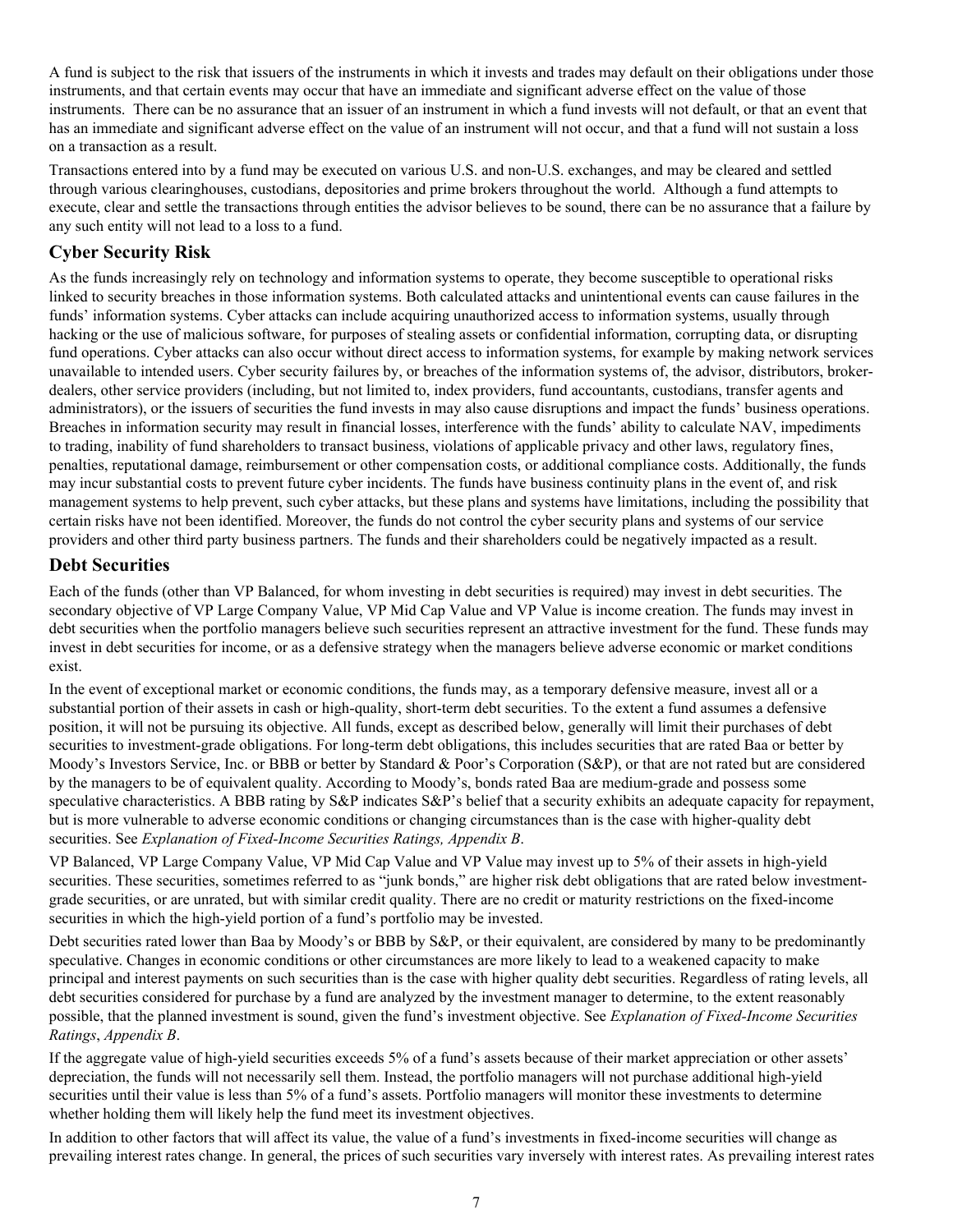A fund is subject to the risk that issuers of the instruments in which it invests and trades may default on their obligations under those instruments, and that certain events may occur that have an immediate and significant adverse effect on the value of those instruments. There can be no assurance that an issuer of an instrument in which a fund invests will not default, or that an event that has an immediate and significant adverse effect on the value of an instrument will not occur, and that a fund will not sustain a loss on a transaction as a result.

Transactions entered into by a fund may be executed on various U.S. and non-U.S. exchanges, and may be cleared and settled through various clearinghouses, custodians, depositories and prime brokers throughout the world. Although a fund attempts to execute, clear and settle the transactions through entities the advisor believes to be sound, there can be no assurance that a failure by any such entity will not lead to a loss to a fund.

## Cyber Security Risk

As the funds increasingly rely on technology and information systems to operate, they become susceptible to operational risks linked to security breaches in those information systems. Both calculated attacks and unintentional events can cause failures in the funds' information systems. Cyber attacks can include acquiring unauthorized access to information systems, usually through hacking or the use of malicious software, for purposes of stealing assets or confidential information, corrupting data, or disrupting fund operations. Cyber attacks can also occur without direct access to information systems, for example by making network services unavailable to intended users. Cyber security failures by, or breaches of the information systems of, the advisor, distributors, broker-dealers, other service providers (including, but not limited to, index providers, fund accountants, custodians, transfer agents and administrators), or the issuers of securities the fund invests in may also cause disruptions and impact the funds' business operations. Breaches in information security may result in financial losses, interference with the funds' ability to calculate NAV, impediments to trading, inability of fund shareholders to transact business, violations of applicable privacy and other laws, regulatory fines, penalties, reputational damage, reimbursement or other compensation costs, or additional compliance costs. Additionally, the funds may incur substantial costs to prevent future cyber incidents. The funds have business continuity plans in the event of, and risk management systems to help prevent, such cyber attacks, but these plans and systems have limitations, including the possibility that certain risks have not been identified. Moreover, the funds do not control the cyber security plans and systems of our service providers and other third party business partners. The funds and their shareholders could be negatively impacted as a result.

## Debt Securities

Each of the funds (other than VP Balanced, for whom investing in debt securities is required) may invest in debt securities. The secondary objective of VP Large Company Value, VP Mid Cap Value and VP Value is income creation. The funds may invest in debt securities when the portfolio managers believe such securities represent an attractive investment for the fund. These funds may invest in debt securities for income, or as a defensive strategy when the managers believe adverse economic or market conditions exist.

In the event of exceptional market or economic conditions, the funds may, as a temporary defensive measure, invest all or a substantial portion of their assets in cash or high-quality, short-term debt securities. To the extent a fund assumes a defensive position, it will not be pursuing its objective. All funds, except as described below, generally will limit their purchases of debt securities to investment-grade obligations. For long-term debt obligations, this includes securities that are rated Baa or better by Moody's Investors Service, Inc. or BBB or better by Standard & Poor's Corporation (S&P), or that are not rated but are considered by the managers to be of equivalent quality. According to Moody's, bonds rated Baa are medium-grade and possess some speculative characteristics. A BBB rating by S&P indicates S&P's belief that a security exhibits an adequate capacity for repayment, but is more vulnerable to adverse economic conditions or changing circumstances than is the case with higher-quality debt securities. See *Explanation of Fixed-Income Securities Ratings, Appendix B*.

VP Balanced, VP Large Company Value, VP Mid Cap Value and VP Value may invest up to 5% of their assets in high-yield securities. These securities, sometimes referred to as "junk bonds," are higher risk debt obligations that are rated below investment-grade securities, or are unrated, but with similar credit quality. There are no credit or maturity restrictions on the fixed-income securities in which the high-yield portion of a fund's portfolio may be invested.

Debt securities rated lower than Baa by Moody's or BBB by S&P, or their equivalent, are considered by many to be predominantly speculative. Changes in economic conditions or other circumstances are more likely to lead to a weakened capacity to make principal and interest payments on such securities than is the case with higher quality debt securities. Regardless of rating levels, all debt securities considered for purchase by a fund are analyzed by the investment manager to determine, to the extent reasonably possible, that the planned investment is sound, given the fund's investment objective. See *Explanation of Fixed-Income Securities Ratings*, *Appendix B*.

If the aggregate value of high-yield securities exceeds 5% of a fund's assets because of their market appreciation or other assets' depreciation, the funds will not necessarily sell them. Instead, the portfolio managers will not purchase additional high-yield securities until their value is less than 5% of a fund's assets. Portfolio managers will monitor these investments to determine whether holding them will likely help the fund meet its investment objectives.

In addition to other factors that will affect its value, the value of a fund's investments in fixed-income securities will change as prevailing interest rates change. In general, the prices of such securities vary inversely with interest rates. As prevailing interest rates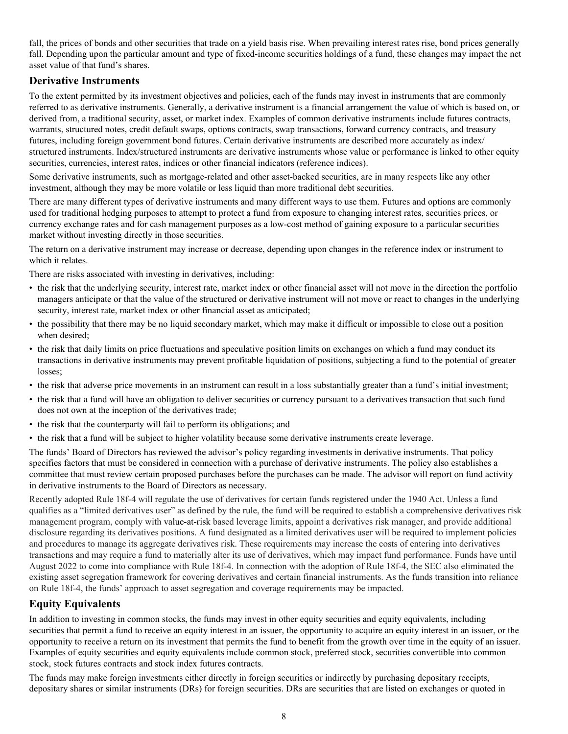fall, the prices of bonds and other securities that trade on a yield basis rise. When prevailing interest rates rise, bond prices generally fall. Depending upon the particular amount and type of fixed-income securities holdings of a fund, these changes may impact the net asset value of that fund's shares.

## Derivative Instruments

To the extent permitted by its investment objectives and policies, each of the funds may invest in instruments that are commonly referred to as derivative instruments. Generally, a derivative instrument is a financial arrangement the value of which is based on, or derived from, a traditional security, asset, or market index. Examples of common derivative instruments include futures contracts, warrants, structured notes, credit default swaps, options contracts, swap transactions, forward currency contracts, and treasury futures, including foreign government bond futures. Certain derivative instruments are described more accurately as index/structured instruments. Index/structured instruments are derivative instruments whose value or performance is linked to other equity securities, currencies, interest rates, indices or other financial indicators (reference indices).

Some derivative instruments, such as mortgage-related and other asset-backed securities, are in many respects like any other investment, although they may be more volatile or less liquid than more traditional debt securities.

There are many different types of derivative instruments and many different ways to use them. Futures and options are commonly used for traditional hedging purposes to attempt to protect a fund from exposure to changing interest rates, securities prices, or currency exchange rates and for cash management purposes as a low-cost method of gaining exposure to a particular securities market without investing directly in those securities.

The return on a derivative instrument may increase or decrease, depending upon changes in the reference index or instrument to which it relates.

There are risks associated with investing in derivatives, including:

- the risk that the underlying security, interest rate, market index or other financial asset will not move in the direction the portfolio managers anticipate or that the value of the structured or derivative instrument will not move or react to changes in the underlying security, interest rate, market index or other financial asset as anticipated;
- the possibility that there may be no liquid secondary market, which may make it difficult or impossible to close out a position when desired;
- the risk that daily limits on price fluctuations and speculative position limits on exchanges on which a fund may conduct its transactions in derivative instruments may prevent profitable liquidation of positions, subjecting a fund to the potential of greater losses;
- the risk that adverse price movements in an instrument can result in a loss substantially greater than a fund's initial investment;
- the risk that a fund will have an obligation to deliver securities or currency pursuant to a derivatives transaction that such fund does not own at the inception of the derivatives trade;
- the risk that the counterparty will fail to perform its obligations; and
- the risk that a fund will be subject to higher volatility because some derivative instruments create leverage.

The funds' Board of Directors has reviewed the advisor's policy regarding investments in derivative instruments. That policy specifies factors that must be considered in connection with a purchase of derivative instruments. The policy also establishes a committee that must review certain proposed purchases before the purchases can be made. The advisor will report on fund activity in derivative instruments to the Board of Directors as necessary.

Recently adopted Rule 18f-4 will regulate the use of derivatives for certain funds registered under the 1940 Act. Unless a fund qualifies as a "limited derivatives user" as defined by the rule, the fund will be required to establish a comprehensive derivatives risk management program, comply with value-at-risk based leverage limits, appoint a derivatives risk manager, and provide additional disclosure regarding its derivatives positions. A fund designated as a limited derivatives user will be required to implement policies and procedures to manage its aggregate derivatives risk. These requirements may increase the costs of entering into derivatives transactions and may require a fund to materially alter its use of derivatives, which may impact fund performance. Funds have until August 2022 to come into compliance with Rule 18f-4. In connection with the adoption of Rule 18f-4, the SEC also eliminated the existing asset segregation framework for covering derivatives and certain financial instruments. As the funds transition into reliance on Rule 18f-4, the funds' approach to asset segregation and coverage requirements may be impacted.

## Equity Equivalents

In addition to investing in common stocks, the funds may invest in other equity securities and equity equivalents, including securities that permit a fund to receive an equity interest in an issuer, the opportunity to acquire an equity interest in an issuer, or the opportunity to receive a return on its investment that permits the fund to benefit from the growth over time in the equity of an issuer. Examples of equity securities and equity equivalents include common stock, preferred stock, securities convertible into common stock, stock futures contracts and stock index futures contracts.

The funds may make foreign investments either directly in foreign securities or indirectly by purchasing depositary receipts, depositary shares or similar instruments (DRs) for foreign securities. DRs are securities that are listed on exchanges or quoted in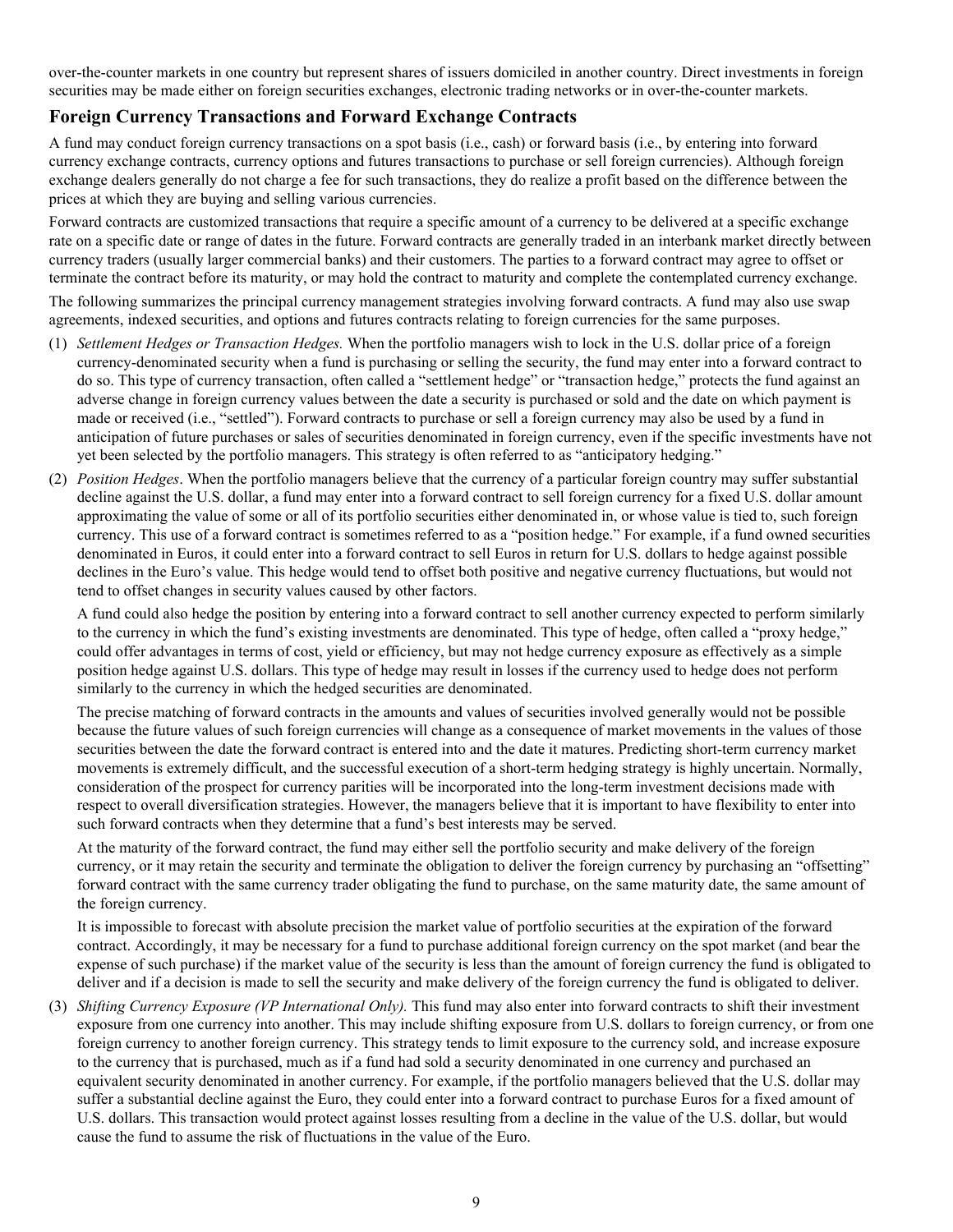over-the-counter markets in one country but represent shares of issuers domiciled in another country. Direct investments in foreign securities may be made either on foreign securities exchanges, electronic trading networks or in over-the-counter markets.

## Foreign Currency Transactions and Forward Exchange Contracts

A fund may conduct foreign currency transactions on a spot basis (i.e., cash) or forward basis (i.e., by entering into forward currency exchange contracts, currency options and futures transactions to purchase or sell foreign currencies). Although foreign exchange dealers generally do not charge a fee for such transactions, they do realize a profit based on the difference between the prices at which they are buying and selling various currencies.

Forward contracts are customized transactions that require a specific amount of a currency to be delivered at a specific exchange rate on a specific date or range of dates in the future. Forward contracts are generally traded in an interbank market directly between currency traders (usually larger commercial banks) and their customers. The parties to a forward contract may agree to offset or terminate the contract before its maturity, or may hold the contract to maturity and complete the contemplated currency exchange.

The following summarizes the principal currency management strategies involving forward contracts. A fund may also use swap agreements, indexed securities, and options and futures contracts relating to foreign currencies for the same purposes.

(1) *Settlement Hedges or Transaction Hedges.* When the portfolio managers wish to lock in the U.S. dollar price of a foreign currency-denominated security when a fund is purchasing or selling the security, the fund may enter into a forward contract to do so. This type of currency transaction, often called a "settlement hedge" or "transaction hedge," protects the fund against an adverse change in foreign currency values between the date a security is purchased or sold and the date on which payment is made or received (i.e., "settled"). Forward contracts to purchase or sell a foreign currency may also be used by a fund in anticipation of future purchases or sales of securities denominated in foreign currency, even if the specific investments have not yet been selected by the portfolio managers. This strategy is often referred to as "anticipatory hedging."

(2) *Position Hedges*. When the portfolio managers believe that the currency of a particular foreign country may suffer substantial decline against the U.S. dollar, a fund may enter into a forward contract to sell foreign currency for a fixed U.S. dollar amount approximating the value of some or all of its portfolio securities either denominated in, or whose value is tied to, such foreign currency. This use of a forward contract is sometimes referred to as a "position hedge." For example, if a fund owned securities denominated in Euros, it could enter into a forward contract to sell Euros in return for U.S. dollars to hedge against possible declines in the Euro's value. This hedge would tend to offset both positive and negative currency fluctuations, but would not tend to offset changes in security values caused by other factors.

   A fund could also hedge the position by entering into a forward contract to sell another currency expected to perform similarly to the currency in which the fund's existing investments are denominated. This type of hedge, often called a "proxy hedge," could offer advantages in terms of cost, yield or efficiency, but may not hedge currency exposure as effectively as a simple position hedge against U.S. dollars. This type of hedge may result in losses if the currency used to hedge does not perform similarly to the currency in which the hedged securities are denominated.

   The precise matching of forward contracts in the amounts and values of securities involved generally would not be possible because the future values of such foreign currencies will change as a consequence of market movements in the values of those securities between the date the forward contract is entered into and the date it matures. Predicting short-term currency market movements is extremely difficult, and the successful execution of a short-term hedging strategy is highly uncertain. Normally, consideration of the prospect for currency parities will be incorporated into the long-term investment decisions made with respect to overall diversification strategies. However, the managers believe that it is important to have flexibility to enter into such forward contracts when they determine that a fund's best interests may be served.

   At the maturity of the forward contract, the fund may either sell the portfolio security and make delivery of the foreign currency, or it may retain the security and terminate the obligation to deliver the foreign currency by purchasing an "offsetting" forward contract with the same currency trader obligating the fund to purchase, on the same maturity date, the same amount of the foreign currency.

   It is impossible to forecast with absolute precision the market value of portfolio securities at the expiration of the forward contract. Accordingly, it may be necessary for a fund to purchase additional foreign currency on the spot market (and bear the expense of such purchase) if the market value of the security is less than the amount of foreign currency the fund is obligated to deliver and if a decision is made to sell the security and make delivery of the foreign currency the fund is obligated to deliver.

(3) *Shifting Currency Exposure (VP International Only).* This fund may also enter into forward contracts to shift their investment exposure from one currency into another. This may include shifting exposure from U.S. dollars to foreign currency, or from one foreign currency to another foreign currency. This strategy tends to limit exposure to the currency sold, and increase exposure to the currency that is purchased, much as if a fund had sold a security denominated in one currency and purchased an equivalent security denominated in another currency. For example, if the portfolio managers believed that the U.S. dollar may suffer a substantial decline against the Euro, they could enter into a forward contract to purchase Euros for a fixed amount of U.S. dollars. This transaction would protect against losses resulting from a decline in the value of the U.S. dollar, but would cause the fund to assume the risk of fluctuations in the value of the Euro.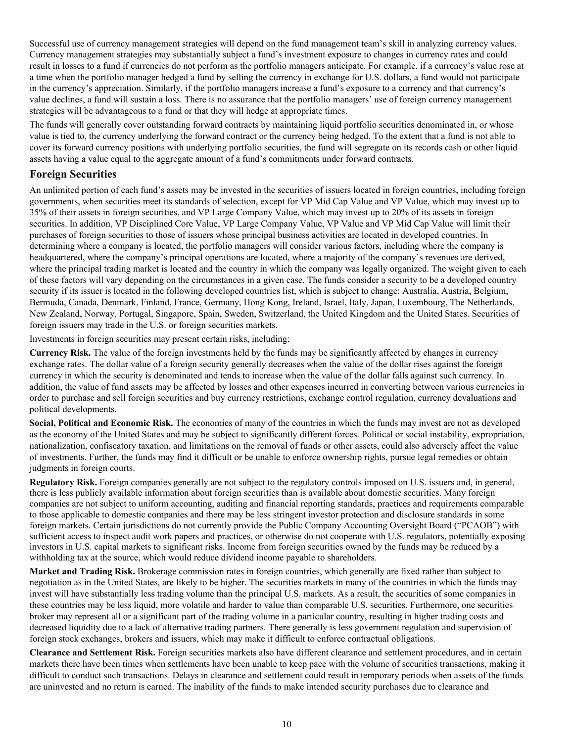Successful use of currency management strategies will depend on the fund management team's skill in analyzing currency values. Currency management strategies may substantially subject a fund's investment exposure to changes in currency rates and could result in losses to a fund if currencies do not perform as the portfolio managers anticipate. For example, if a currency's value rose at a time when the portfolio manager hedged a fund by selling the currency in exchange for U.S. dollars, a fund would not participate in the currency's appreciation. Similarly, if the portfolio managers increase a fund's exposure to a currency and that currency's value declines, a fund will sustain a loss. There is no assurance that the portfolio managers' use of foreign currency management strategies will be advantageous to a fund or that they will hedge at appropriate times.

The funds will generally cover outstanding forward contracts by maintaining liquid portfolio securities denominated in, or whose value is tied to, the currency underlying the forward contract or the currency being hedged. To the extent that a fund is not able to cover its forward currency positions with underlying portfolio securities, the fund will segregate on its records cash or other liquid assets having a value equal to the aggregate amount of a fund's commitments under forward contracts.

## Foreign Securities

An unlimited portion of each fund's assets may be invested in the securities of issuers located in foreign countries, including foreign governments, when securities meet its standards of selection, except for VP Mid Cap Value and VP Value, which may invest up to 35% of their assets in foreign securities, and VP Large Company Value, which may invest up to 20% of its assets in foreign securities. In addition, VP Disciplined Core Value, VP Large Company Value, VP Value and VP Mid Cap Value will limit their purchases of foreign securities to those of issuers whose principal business activities are located in developed countries. In determining where a company is located, the portfolio managers will consider various factors, including where the company is headquartered, where the company's principal operations are located, where a majority of the company's revenues are derived, where the principal trading market is located and the country in which the company was legally organized. The weight given to each of these factors will vary depending on the circumstances in a given case. The funds consider a security to be a developed country security if its issuer is located in the following developed countries list, which is subject to change: Australia, Austria, Belgium, Bermuda, Canada, Denmark, Finland, France, Germany, Hong Kong, Ireland, Israel, Italy, Japan, Luxembourg, The Netherlands, New Zealand, Norway, Portugal, Singapore, Spain, Sweden, Switzerland, the United Kingdom and the United States. Securities of foreign issuers may trade in the U.S. or foreign securities markets.

Investments in foreign securities may present certain risks, including:

**Currency Risk.** The value of the foreign investments held by the funds may be significantly affected by changes in currency exchange rates. The dollar value of a foreign security generally decreases when the value of the dollar rises against the foreign currency in which the security is denominated and tends to increase when the value of the dollar falls against such currency. In addition, the value of fund assets may be affected by losses and other expenses incurred in converting between various currencies in order to purchase and sell foreign securities and buy currency restrictions, exchange control regulation, currency devaluations and political developments.

**Social, Political and Economic Risk.** The economies of many of the countries in which the funds may invest are not as developed as the economy of the United States and may be subject to significantly different forces. Political or social instability, expropriation, nationalization, confiscatory taxation, and limitations on the removal of funds or other assets, could also adversely affect the value of investments. Further, the funds may find it difficult or be unable to enforce ownership rights, pursue legal remedies or obtain judgments in foreign courts.

**Regulatory Risk.** Foreign companies generally are not subject to the regulatory controls imposed on U.S. issuers and, in general, there is less publicly available information about foreign securities than is available about domestic securities. Many foreign companies are not subject to uniform accounting, auditing and financial reporting standards, practices and requirements comparable to those applicable to domestic companies and there may be less stringent investor protection and disclosure standards in some foreign markets. Certain jurisdictions do not currently provide the Public Company Accounting Oversight Board ("PCAOB") with sufficient access to inspect audit work papers and practices, or otherwise do not cooperate with U.S. regulators, potentially exposing investors in U.S. capital markets to significant risks. Income from foreign securities owned by the funds may be reduced by a withholding tax at the source, which would reduce dividend income payable to shareholders.

**Market and Trading Risk.** Brokerage commission rates in foreign countries, which generally are fixed rather than subject to negotiation as in the United States, are likely to be higher. The securities markets in many of the countries in which the funds may invest will have substantially less trading volume than the principal U.S. markets. As a result, the securities of some companies in these countries may be less liquid, more volatile and harder to value than comparable U.S. securities. Furthermore, one securities broker may represent all or a significant part of the trading volume in a particular country, resulting in higher trading costs and decreased liquidity due to a lack of alternative trading partners. There generally is less government regulation and supervision of foreign stock exchanges, brokers and issuers, which may make it difficult to enforce contractual obligations.

**Clearance and Settlement Risk.** Foreign securities markets also have different clearance and settlement procedures, and in certain markets there have been times when settlements have been unable to keep pace with the volume of securities transactions, making it difficult to conduct such transactions. Delays in clearance and settlement could result in temporary periods when assets of the funds are uninvested and no return is earned. The inability of the funds to make intended security purchases due to clearance and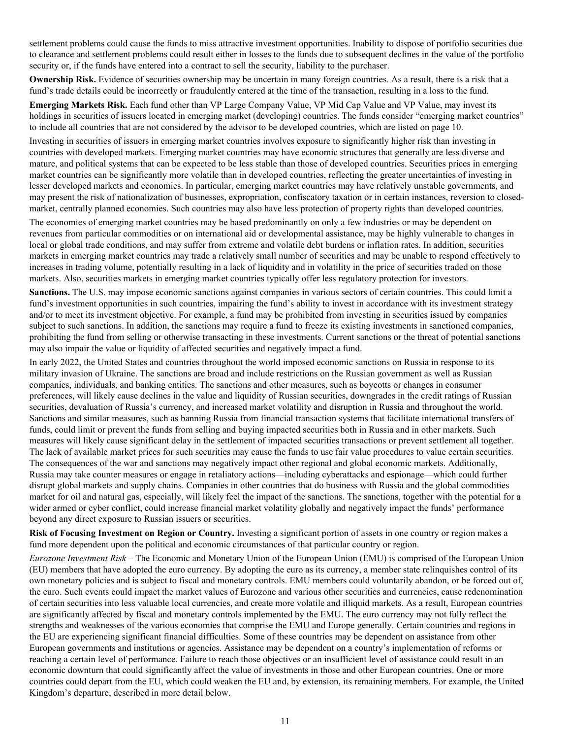settlement problems could cause the funds to miss attractive investment opportunities. Inability to dispose of portfolio securities due to clearance and settlement problems could result either in losses to the funds due to subsequent declines in the value of the portfolio security or, if the funds have entered into a contract to sell the security, liability to the purchaser.

**Ownership Risk.** Evidence of securities ownership may be uncertain in many foreign countries. As a result, there is a risk that a fund's trade details could be incorrectly or fraudulently entered at the time of the transaction, resulting in a loss to the fund.

**Emerging Markets Risk.** Each fund other than VP Large Company Value, VP Mid Cap Value and VP Value, may invest its holdings in securities of issuers located in emerging market (developing) countries. The funds consider "emerging market countries" to include all countries that are not considered by the advisor to be developed countries, which are listed on page 10.

Investing in securities of issuers in emerging market countries involves exposure to significantly higher risk than investing in countries with developed markets. Emerging market countries may have economic structures that generally are less diverse and mature, and political systems that can be expected to be less stable than those of developed countries. Securities prices in emerging market countries can be significantly more volatile than in developed countries, reflecting the greater uncertainties of investing in lesser developed markets and economies. In particular, emerging market countries may have relatively unstable governments, and may present the risk of nationalization of businesses, expropriation, confiscatory taxation or in certain instances, reversion to closed-market, centrally planned economies. Such countries may also have less protection of property rights than developed countries.

The economies of emerging market countries may be based predominantly on only a few industries or may be dependent on revenues from particular commodities or on international aid or developmental assistance, may be highly vulnerable to changes in local or global trade conditions, and may suffer from extreme and volatile debt burdens or inflation rates. In addition, securities markets in emerging market countries may trade a relatively small number of securities and may be unable to respond effectively to increases in trading volume, potentially resulting in a lack of liquidity and in volatility in the price of securities traded on those markets. Also, securities markets in emerging market countries typically offer less regulatory protection for investors.

**Sanctions.** The U.S. may impose economic sanctions against companies in various sectors of certain countries. This could limit a fund's investment opportunities in such countries, impairing the fund's ability to invest in accordance with its investment strategy and/or to meet its investment objective. For example, a fund may be prohibited from investing in securities issued by companies subject to such sanctions. In addition, the sanctions may require a fund to freeze its existing investments in sanctioned companies, prohibiting the fund from selling or otherwise transacting in these investments. Current sanctions or the threat of potential sanctions may also impair the value or liquidity of affected securities and negatively impact a fund.

In early 2022, the United States and countries throughout the world imposed economic sanctions on Russia in response to its military invasion of Ukraine. The sanctions are broad and include restrictions on the Russian government as well as Russian companies, individuals, and banking entities. The sanctions and other measures, such as boycotts or changes in consumer preferences, will likely cause declines in the value and liquidity of Russian securities, downgrades in the credit ratings of Russian securities, devaluation of Russia's currency, and increased market volatility and disruption in Russia and throughout the world. Sanctions and similar measures, such as banning Russia from financial transaction systems that facilitate international transfers of funds, could limit or prevent the funds from selling and buying impacted securities both in Russia and in other markets. Such measures will likely cause significant delay in the settlement of impacted securities transactions or prevent settlement all together. The lack of available market prices for such securities may cause the funds to use fair value procedures to value certain securities. The consequences of the war and sanctions may negatively impact other regional and global economic markets. Additionally, Russia may take counter measures or engage in retaliatory actions—including cyberattacks and espionage—which could further disrupt global markets and supply chains. Companies in other countries that do business with Russia and the global commodities market for oil and natural gas, especially, will likely feel the impact of the sanctions. The sanctions, together with the potential for a wider armed or cyber conflict, could increase financial market volatility globally and negatively impact the funds' performance beyond any direct exposure to Russian issuers or securities.

**Risk of Focusing Investment on Region or Country.** Investing a significant portion of assets in one country or region makes a fund more dependent upon the political and economic circumstances of that particular country or region.

*Eurozone Investment Risk* – The Economic and Monetary Union of the European Union (EMU) is comprised of the European Union (EU) members that have adopted the euro currency. By adopting the euro as its currency, a member state relinquishes control of its own monetary policies and is subject to fiscal and monetary controls. EMU members could voluntarily abandon, or be forced out of, the euro. Such events could impact the market values of Eurozone and various other securities and currencies, cause redenomination of certain securities into less valuable local currencies, and create more volatile and illiquid markets. As a result, European countries are significantly affected by fiscal and monetary controls implemented by the EMU. The euro currency may not fully reflect the strengths and weaknesses of the various economies that comprise the EMU and Europe generally. Certain countries and regions in the EU are experiencing significant financial difficulties. Some of these countries may be dependent on assistance from other European governments and institutions or agencies. Assistance may be dependent on a country's implementation of reforms or reaching a certain level of performance. Failure to reach those objectives or an insufficient level of assistance could result in an economic downturn that could significantly affect the value of investments in those and other European countries. One or more countries could depart from the EU, which could weaken the EU and, by extension, its remaining members. For example, the United Kingdom's departure, described in more detail below.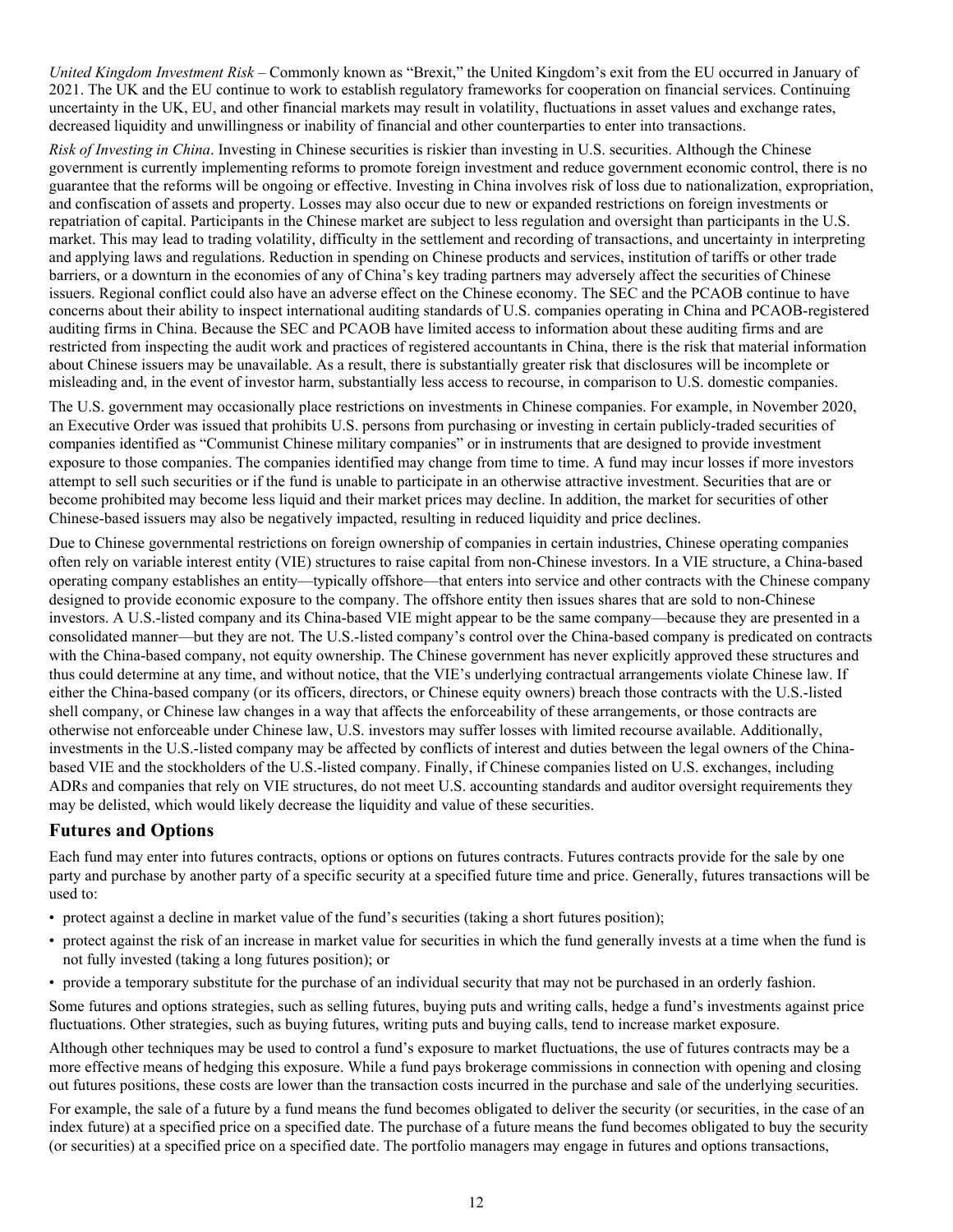*United Kingdom Investment Risk* – Commonly known as "Brexit," the United Kingdom's exit from the EU occurred in January of 2021. The UK and the EU continue to work to establish regulatory frameworks for cooperation on financial services. Continuing uncertainty in the UK, EU, and other financial markets may result in volatility, fluctuations in asset values and exchange rates, decreased liquidity and unwillingness or inability of financial and other counterparties to enter into transactions.

*Risk of Investing in China*. Investing in Chinese securities is riskier than investing in U.S. securities. Although the Chinese government is currently implementing reforms to promote foreign investment and reduce government economic control, there is no guarantee that the reforms will be ongoing or effective. Investing in China involves risk of loss due to nationalization, expropriation, and confiscation of assets and property. Losses may also occur due to new or expanded restrictions on foreign investments or repatriation of capital. Participants in the Chinese market are subject to less regulation and oversight than participants in the U.S. market. This may lead to trading volatility, difficulty in the settlement and recording of transactions, and uncertainty in interpreting and applying laws and regulations. Reduction in spending on Chinese products and services, institution of tariffs or other trade barriers, or a downturn in the economies of any of China's key trading partners may adversely affect the securities of Chinese issuers. Regional conflict could also have an adverse effect on the Chinese economy. The SEC and the PCAOB continue to have concerns about their ability to inspect international auditing standards of U.S. companies operating in China and PCAOB-registered auditing firms in China. Because the SEC and PCAOB have limited access to information about these auditing firms and are restricted from inspecting the audit work and practices of registered accountants in China, there is the risk that material information about Chinese issuers may be unavailable. As a result, there is substantially greater risk that disclosures will be incomplete or misleading and, in the event of investor harm, substantially less access to recourse, in comparison to U.S. domestic companies.

The U.S. government may occasionally place restrictions on investments in Chinese companies. For example, in November 2020, an Executive Order was issued that prohibits U.S. persons from purchasing or investing in certain publicly-traded securities of companies identified as "Communist Chinese military companies" or in instruments that are designed to provide investment exposure to those companies. The companies identified may change from time to time. A fund may incur losses if more investors attempt to sell such securities or if the fund is unable to participate in an otherwise attractive investment. Securities that are or become prohibited may become less liquid and their market prices may decline. In addition, the market for securities of other Chinese-based issuers may also be negatively impacted, resulting in reduced liquidity and price declines.

Due to Chinese governmental restrictions on foreign ownership of companies in certain industries, Chinese operating companies often rely on variable interest entity (VIE) structures to raise capital from non-Chinese investors. In a VIE structure, a China-based operating company establishes an entity—typically offshore—that enters into service and other contracts with the Chinese company designed to provide economic exposure to the company. The offshore entity then issues shares that are sold to non-Chinese investors. A U.S.-listed company and its China-based VIE might appear to be the same company—because they are presented in a consolidated manner—but they are not. The U.S.-listed company's control over the China-based company is predicated on contracts with the China-based company, not equity ownership. The Chinese government has never explicitly approved these structures and thus could determine at any time, and without notice, that the VIE's underlying contractual arrangements violate Chinese law. If either the China-based company (or its officers, directors, or Chinese equity owners) breach those contracts with the U.S.-listed shell company, or Chinese law changes in a way that affects the enforceability of these arrangements, or those contracts are otherwise not enforceable under Chinese law, U.S. investors may suffer losses with limited recourse available. Additionally, investments in the U.S.-listed company may be affected by conflicts of interest and duties between the legal owners of the China-based VIE and the stockholders of the U.S.-listed company. Finally, if Chinese companies listed on U.S. exchanges, including ADRs and companies that rely on VIE structures, do not meet U.S. accounting standards and auditor oversight requirements they may be delisted, which would likely decrease the liquidity and value of these securities.

## Futures and Options

Each fund may enter into futures contracts, options or options on futures contracts. Futures contracts provide for the sale by one party and purchase by another party of a specific security at a specified future time and price. Generally, futures transactions will be used to:

- protect against a decline in market value of the fund's securities (taking a short futures position);
- protect against the risk of an increase in market value for securities in which the fund generally invests at a time when the fund is not fully invested (taking a long futures position); or
- provide a temporary substitute for the purchase of an individual security that may not be purchased in an orderly fashion.

Some futures and options strategies, such as selling futures, buying puts and writing calls, hedge a fund's investments against price fluctuations. Other strategies, such as buying futures, writing puts and buying calls, tend to increase market exposure.

Although other techniques may be used to control a fund's exposure to market fluctuations, the use of futures contracts may be a more effective means of hedging this exposure. While a fund pays brokerage commissions in connection with opening and closing out futures positions, these costs are lower than the transaction costs incurred in the purchase and sale of the underlying securities.

For example, the sale of a future by a fund means the fund becomes obligated to deliver the security (or securities, in the case of an index future) at a specified price on a specified date. The purchase of a future means the fund becomes obligated to buy the security (or securities) at a specified price on a specified date. The portfolio managers may engage in futures and options transactions,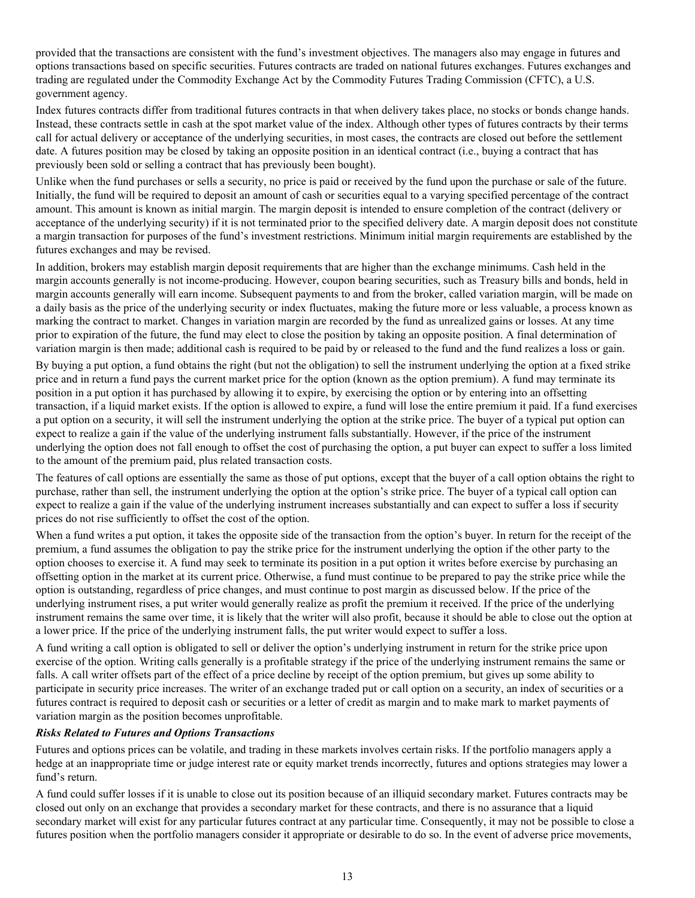provided that the transactions are consistent with the fund's investment objectives. The managers also may engage in futures and options transactions based on specific securities. Futures contracts are traded on national futures exchanges. Futures exchanges and trading are regulated under the Commodity Exchange Act by the Commodity Futures Trading Commission (CFTC), a U.S. government agency.

Index futures contracts differ from traditional futures contracts in that when delivery takes place, no stocks or bonds change hands. Instead, these contracts settle in cash at the spot market value of the index. Although other types of futures contracts by their terms call for actual delivery or acceptance of the underlying securities, in most cases, the contracts are closed out before the settlement date. A futures position may be closed by taking an opposite position in an identical contract (i.e., buying a contract that has previously been sold or selling a contract that has previously been bought).

Unlike when the fund purchases or sells a security, no price is paid or received by the fund upon the purchase or sale of the future. Initially, the fund will be required to deposit an amount of cash or securities equal to a varying specified percentage of the contract amount. This amount is known as initial margin. The margin deposit is intended to ensure completion of the contract (delivery or acceptance of the underlying security) if it is not terminated prior to the specified delivery date. A margin deposit does not constitute a margin transaction for purposes of the fund's investment restrictions. Minimum initial margin requirements are established by the futures exchanges and may be revised.

In addition, brokers may establish margin deposit requirements that are higher than the exchange minimums. Cash held in the margin accounts generally is not income-producing. However, coupon bearing securities, such as Treasury bills and bonds, held in margin accounts generally will earn income. Subsequent payments to and from the broker, called variation margin, will be made on a daily basis as the price of the underlying security or index fluctuates, making the future more or less valuable, a process known as marking the contract to market. Changes in variation margin are recorded by the fund as unrealized gains or losses. At any time prior to expiration of the future, the fund may elect to close the position by taking an opposite position. A final determination of variation margin is then made; additional cash is required to be paid by or released to the fund and the fund realizes a loss or gain.

By buying a put option, a fund obtains the right (but not the obligation) to sell the instrument underlying the option at a fixed strike price and in return a fund pays the current market price for the option (known as the option premium). A fund may terminate its position in a put option it has purchased by allowing it to expire, by exercising the option or by entering into an offsetting transaction, if a liquid market exists. If the option is allowed to expire, a fund will lose the entire premium it paid. If a fund exercises a put option on a security, it will sell the instrument underlying the option at the strike price. The buyer of a typical put option can expect to realize a gain if the value of the underlying instrument falls substantially. However, if the price of the instrument underlying the option does not fall enough to offset the cost of purchasing the option, a put buyer can expect to suffer a loss limited to the amount of the premium paid, plus related transaction costs.

The features of call options are essentially the same as those of put options, except that the buyer of a call option obtains the right to purchase, rather than sell, the instrument underlying the option at the option's strike price. The buyer of a typical call option can expect to realize a gain if the value of the underlying instrument increases substantially and can expect to suffer a loss if security prices do not rise sufficiently to offset the cost of the option.

When a fund writes a put option, it takes the opposite side of the transaction from the option's buyer. In return for the receipt of the premium, a fund assumes the obligation to pay the strike price for the instrument underlying the option if the other party to the option chooses to exercise it. A fund may seek to terminate its position in a put option it writes before exercise by purchasing an offsetting option in the market at its current price. Otherwise, a fund must continue to be prepared to pay the strike price while the option is outstanding, regardless of price changes, and must continue to post margin as discussed below. If the price of the underlying instrument rises, a put writer would generally realize as profit the premium it received. If the price of the underlying instrument remains the same over time, it is likely that the writer will also profit, because it should be able to close out the option at a lower price. If the price of the underlying instrument falls, the put writer would expect to suffer a loss.

A fund writing a call option is obligated to sell or deliver the option's underlying instrument in return for the strike price upon exercise of the option. Writing calls generally is a profitable strategy if the price of the underlying instrument remains the same or falls. A call writer offsets part of the effect of a price decline by receipt of the option premium, but gives up some ability to participate in security price increases. The writer of an exchange traded put or call option on a security, an index of securities or a futures contract is required to deposit cash or securities or a letter of credit as margin and to make mark to market payments of variation margin as the position becomes unprofitable.

***Risks Related to Futures and Options Transactions***

Futures and options prices can be volatile, and trading in these markets involves certain risks. If the portfolio managers apply a hedge at an inappropriate time or judge interest rate or equity market trends incorrectly, futures and options strategies may lower a fund's return.

A fund could suffer losses if it is unable to close out its position because of an illiquid secondary market. Futures contracts may be closed out only on an exchange that provides a secondary market for these contracts, and there is no assurance that a liquid secondary market will exist for any particular futures contract at any particular time. Consequently, it may not be possible to close a futures position when the portfolio managers consider it appropriate or desirable to do so. In the event of adverse price movements,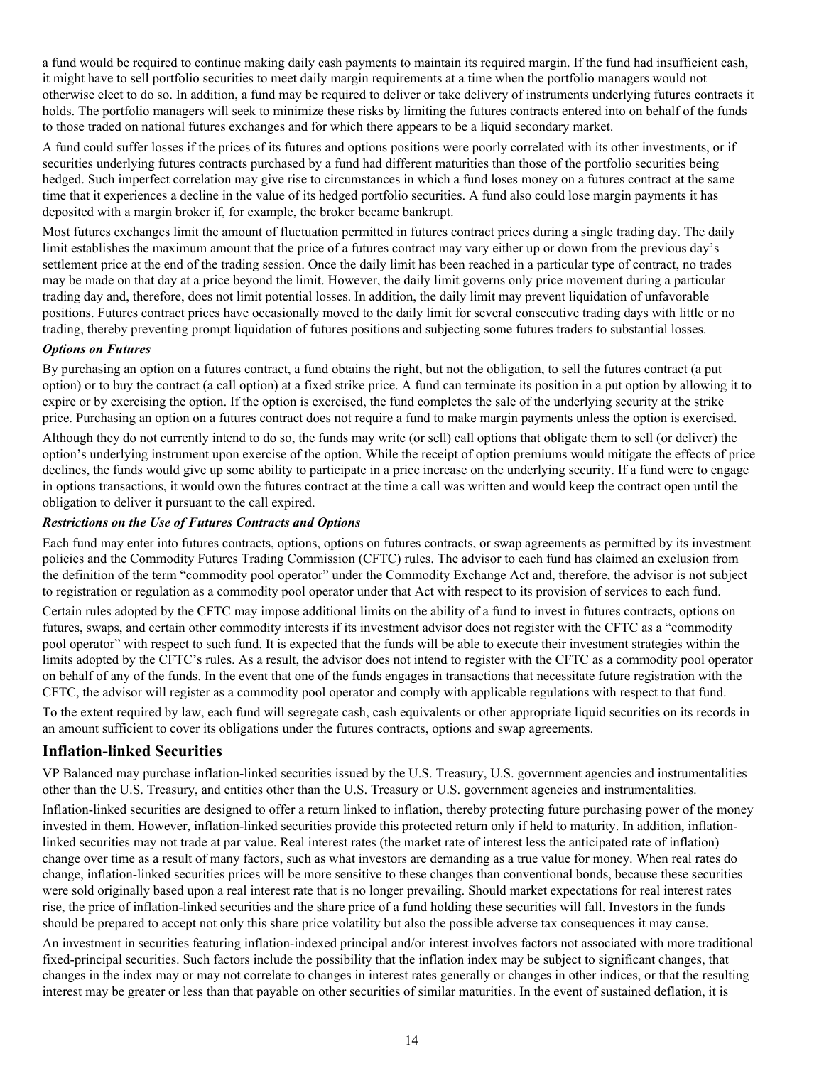a fund would be required to continue making daily cash payments to maintain its required margin. If the fund had insufficient cash, it might have to sell portfolio securities to meet daily margin requirements at a time when the portfolio managers would not otherwise elect to do so. In addition, a fund may be required to deliver or take delivery of instruments underlying futures contracts it holds. The portfolio managers will seek to minimize these risks by limiting the futures contracts entered into on behalf of the funds to those traded on national futures exchanges and for which there appears to be a liquid secondary market.

A fund could suffer losses if the prices of its futures and options positions were poorly correlated with its other investments, or if securities underlying futures contracts purchased by a fund had different maturities than those of the portfolio securities being hedged. Such imperfect correlation may give rise to circumstances in which a fund loses money on a futures contract at the same time that it experiences a decline in the value of its hedged portfolio securities. A fund also could lose margin payments it has deposited with a margin broker if, for example, the broker became bankrupt.

Most futures exchanges limit the amount of fluctuation permitted in futures contract prices during a single trading day. The daily limit establishes the maximum amount that the price of a futures contract may vary either up or down from the previous day's settlement price at the end of the trading session. Once the daily limit has been reached in a particular type of contract, no trades may be made on that day at a price beyond the limit. However, the daily limit governs only price movement during a particular trading day and, therefore, does not limit potential losses. In addition, the daily limit may prevent liquidation of unfavorable positions. Futures contract prices have occasionally moved to the daily limit for several consecutive trading days with little or no trading, thereby preventing prompt liquidation of futures positions and subjecting some futures traders to substantial losses.

#### *Options on Futures*

By purchasing an option on a futures contract, a fund obtains the right, but not the obligation, to sell the futures contract (a put option) or to buy the contract (a call option) at a fixed strike price. A fund can terminate its position in a put option by allowing it to expire or by exercising the option. If the option is exercised, the fund completes the sale of the underlying security at the strike price. Purchasing an option on a futures contract does not require a fund to make margin payments unless the option is exercised.

Although they do not currently intend to do so, the funds may write (or sell) call options that obligate them to sell (or deliver) the option's underlying instrument upon exercise of the option. While the receipt of option premiums would mitigate the effects of price declines, the funds would give up some ability to participate in a price increase on the underlying security. If a fund were to engage in options transactions, it would own the futures contract at the time a call was written and would keep the contract open until the obligation to deliver it pursuant to the call expired.

#### *Restrictions on the Use of Futures Contracts and Options*

Each fund may enter into futures contracts, options, options on futures contracts, or swap agreements as permitted by its investment policies and the Commodity Futures Trading Commission (CFTC) rules. The advisor to each fund has claimed an exclusion from the definition of the term "commodity pool operator" under the Commodity Exchange Act and, therefore, the advisor is not subject to registration or regulation as a commodity pool operator under that Act with respect to its provision of services to each fund.

Certain rules adopted by the CFTC may impose additional limits on the ability of a fund to invest in futures contracts, options on futures, swaps, and certain other commodity interests if its investment advisor does not register with the CFTC as a "commodity pool operator" with respect to such fund. It is expected that the funds will be able to execute their investment strategies within the limits adopted by the CFTC's rules. As a result, the advisor does not intend to register with the CFTC as a commodity pool operator on behalf of any of the funds. In the event that one of the funds engages in transactions that necessitate future registration with the CFTC, the advisor will register as a commodity pool operator and comply with applicable regulations with respect to that fund.

To the extent required by law, each fund will segregate cash, cash equivalents or other appropriate liquid securities on its records in an amount sufficient to cover its obligations under the futures contracts, options and swap agreements.

### Inflation-linked Securities

VP Balanced may purchase inflation-linked securities issued by the U.S. Treasury, U.S. government agencies and instrumentalities other than the U.S. Treasury, and entities other than the U.S. Treasury or U.S. government agencies and instrumentalities.

Inflation-linked securities are designed to offer a return linked to inflation, thereby protecting future purchasing power of the money invested in them. However, inflation-linked securities provide this protected return only if held to maturity. In addition, inflation-linked securities may not trade at par value. Real interest rates (the market rate of interest less the anticipated rate of inflation) change over time as a result of many factors, such as what investors are demanding as a true value for money. When real rates do change, inflation-linked securities prices will be more sensitive to these changes than conventional bonds, because these securities were sold originally based upon a real interest rate that is no longer prevailing. Should market expectations for real interest rates rise, the price of inflation-linked securities and the share price of a fund holding these securities will fall. Investors in the funds should be prepared to accept not only this share price volatility but also the possible adverse tax consequences it may cause.

An investment in securities featuring inflation-indexed principal and/or interest involves factors not associated with more traditional fixed-principal securities. Such factors include the possibility that the inflation index may be subject to significant changes, that changes in the index may or may not correlate to changes in interest rates generally or changes in other indices, or that the resulting interest may be greater or less than that payable on other securities of similar maturities. In the event of sustained deflation, it is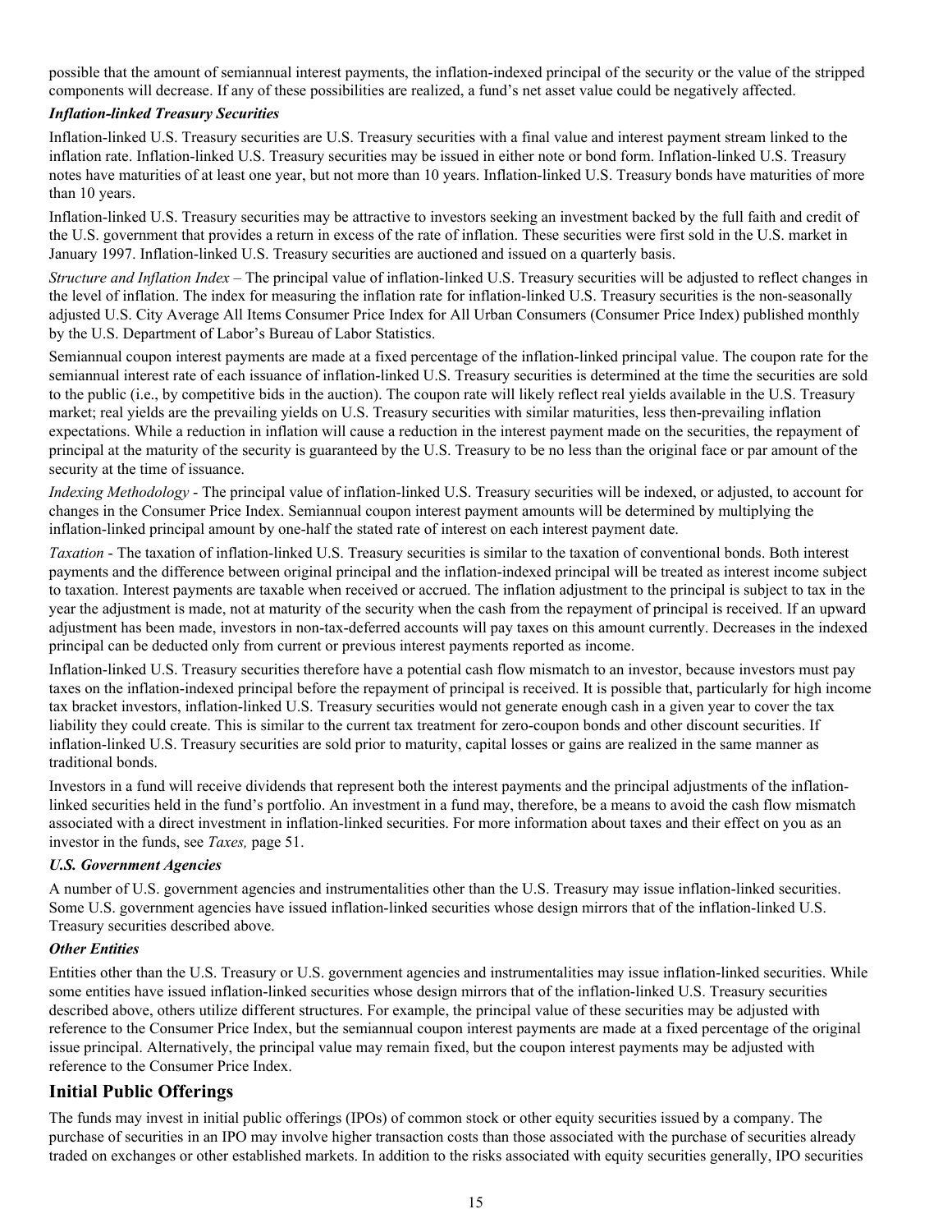possible that the amount of semiannual interest payments, the inflation-indexed principal of the security or the value of the stripped components will decrease. If any of these possibilities are realized, a fund's net asset value could be negatively affected.

***Inflation-linked Treasury Securities***

Inflation-linked U.S. Treasury securities are U.S. Treasury securities with a final value and interest payment stream linked to the inflation rate. Inflation-linked U.S. Treasury securities may be issued in either note or bond form. Inflation-linked U.S. Treasury notes have maturities of at least one year, but not more than 10 years. Inflation-linked U.S. Treasury bonds have maturities of more than 10 years.

Inflation-linked U.S. Treasury securities may be attractive to investors seeking an investment backed by the full faith and credit of the U.S. government that provides a return in excess of the rate of inflation. These securities were first sold in the U.S. market in January 1997. Inflation-linked U.S. Treasury securities are auctioned and issued on a quarterly basis.

*Structure and Inflation Index* – The principal value of inflation-linked U.S. Treasury securities will be adjusted to reflect changes in the level of inflation. The index for measuring the inflation rate for inflation-linked U.S. Treasury securities is the non-seasonally adjusted U.S. City Average All Items Consumer Price Index for All Urban Consumers (Consumer Price Index) published monthly by the U.S. Department of Labor's Bureau of Labor Statistics.

Semiannual coupon interest payments are made at a fixed percentage of the inflation-linked principal value. The coupon rate for the semiannual interest rate of each issuance of inflation-linked U.S. Treasury securities is determined at the time the securities are sold to the public (i.e., by competitive bids in the auction). The coupon rate will likely reflect real yields available in the U.S. Treasury market; real yields are the prevailing yields on U.S. Treasury securities with similar maturities, less then-prevailing inflation expectations. While a reduction in inflation will cause a reduction in the interest payment made on the securities, the repayment of principal at the maturity of the security is guaranteed by the U.S. Treasury to be no less than the original face or par amount of the security at the time of issuance.

*Indexing Methodology* - The principal value of inflation-linked U.S. Treasury securities will be indexed, or adjusted, to account for changes in the Consumer Price Index. Semiannual coupon interest payment amounts will be determined by multiplying the inflation-linked principal amount by one-half the stated rate of interest on each interest payment date.

*Taxation* - The taxation of inflation-linked U.S. Treasury securities is similar to the taxation of conventional bonds. Both interest payments and the difference between original principal and the inflation-indexed principal will be treated as interest income subject to taxation. Interest payments are taxable when received or accrued. The inflation adjustment to the principal is subject to tax in the year the adjustment is made, not at maturity of the security when the cash from the repayment of principal is received. If an upward adjustment has been made, investors in non-tax-deferred accounts will pay taxes on this amount currently. Decreases in the indexed principal can be deducted only from current or previous interest payments reported as income.

Inflation-linked U.S. Treasury securities therefore have a potential cash flow mismatch to an investor, because investors must pay taxes on the inflation-indexed principal before the repayment of principal is received. It is possible that, particularly for high income tax bracket investors, inflation-linked U.S. Treasury securities would not generate enough cash in a given year to cover the tax liability they could create. This is similar to the current tax treatment for zero-coupon bonds and other discount securities. If inflation-linked U.S. Treasury securities are sold prior to maturity, capital losses or gains are realized in the same manner as traditional bonds.

Investors in a fund will receive dividends that represent both the interest payments and the principal adjustments of the inflation-linked securities held in the fund's portfolio. An investment in a fund may, therefore, be a means to avoid the cash flow mismatch associated with a direct investment in inflation-linked securities. For more information about taxes and their effect on you as an investor in the funds, see *Taxes,* page 51.

***U.S. Government Agencies***

A number of U.S. government agencies and instrumentalities other than the U.S. Treasury may issue inflation-linked securities. Some U.S. government agencies have issued inflation-linked securities whose design mirrors that of the inflation-linked U.S. Treasury securities described above.

***Other Entities***

Entities other than the U.S. Treasury or U.S. government agencies and instrumentalities may issue inflation-linked securities. While some entities have issued inflation-linked securities whose design mirrors that of the inflation-linked U.S. Treasury securities described above, others utilize different structures. For example, the principal value of these securities may be adjusted with reference to the Consumer Price Index, but the semiannual coupon interest payments are made at a fixed percentage of the original issue principal. Alternatively, the principal value may remain fixed, but the coupon interest payments may be adjusted with reference to the Consumer Price Index.

## Initial Public Offerings

The funds may invest in initial public offerings (IPOs) of common stock or other equity securities issued by a company. The purchase of securities in an IPO may involve higher transaction costs than those associated with the purchase of securities already traded on exchanges or other established markets. In addition to the risks associated with equity securities generally, IPO securities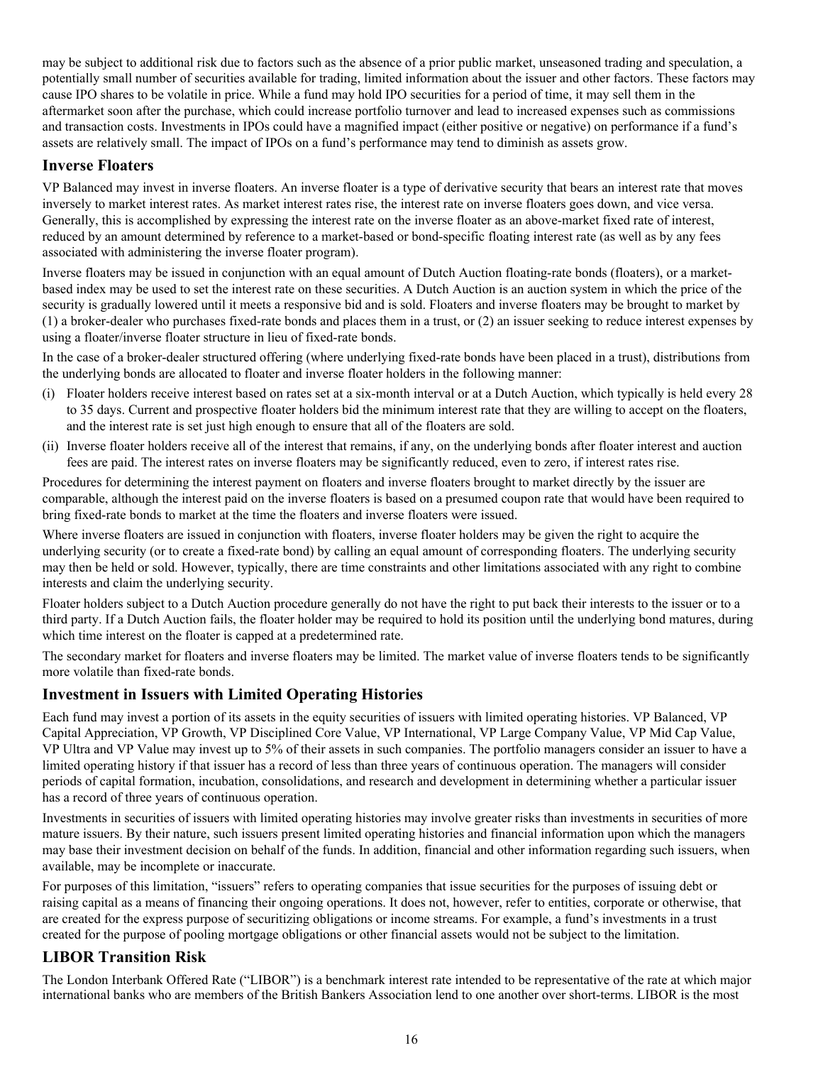may be subject to additional risk due to factors such as the absence of a prior public market, unseasoned trading and speculation, a potentially small number of securities available for trading, limited information about the issuer and other factors. These factors may cause IPO shares to be volatile in price. While a fund may hold IPO securities for a period of time, it may sell them in the aftermarket soon after the purchase, which could increase portfolio turnover and lead to increased expenses such as commissions and transaction costs. Investments in IPOs could have a magnified impact (either positive or negative) on performance if a fund's assets are relatively small. The impact of IPOs on a fund's performance may tend to diminish as assets grow.

## Inverse Floaters

VP Balanced may invest in inverse floaters. An inverse floater is a type of derivative security that bears an interest rate that moves inversely to market interest rates. As market interest rates rise, the interest rate on inverse floaters goes down, and vice versa. Generally, this is accomplished by expressing the interest rate on the inverse floater as an above-market fixed rate of interest, reduced by an amount determined by reference to a market-based or bond-specific floating interest rate (as well as by any fees associated with administering the inverse floater program).

Inverse floaters may be issued in conjunction with an equal amount of Dutch Auction floating-rate bonds (floaters), or a market-based index may be used to set the interest rate on these securities. A Dutch Auction is an auction system in which the price of the security is gradually lowered until it meets a responsive bid and is sold. Floaters and inverse floaters may be brought to market by (1) a broker-dealer who purchases fixed-rate bonds and places them in a trust, or (2) an issuer seeking to reduce interest expenses by using a floater/inverse floater structure in lieu of fixed-rate bonds.

In the case of a broker-dealer structured offering (where underlying fixed-rate bonds have been placed in a trust), distributions from the underlying bonds are allocated to floater and inverse floater holders in the following manner:

(i) Floater holders receive interest based on rates set at a six-month interval or at a Dutch Auction, which typically is held every 28 to 35 days. Current and prospective floater holders bid the minimum interest rate that they are willing to accept on the floaters, and the interest rate is set just high enough to ensure that all of the floaters are sold.

(ii) Inverse floater holders receive all of the interest that remains, if any, on the underlying bonds after floater interest and auction fees are paid. The interest rates on inverse floaters may be significantly reduced, even to zero, if interest rates rise.

Procedures for determining the interest payment on floaters and inverse floaters brought to market directly by the issuer are comparable, although the interest paid on the inverse floaters is based on a presumed coupon rate that would have been required to bring fixed-rate bonds to market at the time the floaters and inverse floaters were issued.

Where inverse floaters are issued in conjunction with floaters, inverse floater holders may be given the right to acquire the underlying security (or to create a fixed-rate bond) by calling an equal amount of corresponding floaters. The underlying security may then be held or sold. However, typically, there are time constraints and other limitations associated with any right to combine interests and claim the underlying security.

Floater holders subject to a Dutch Auction procedure generally do not have the right to put back their interests to the issuer or to a third party. If a Dutch Auction fails, the floater holder may be required to hold its position until the underlying bond matures, during which time interest on the floater is capped at a predetermined rate.

The secondary market for floaters and inverse floaters may be limited. The market value of inverse floaters tends to be significantly more volatile than fixed-rate bonds.

## Investment in Issuers with Limited Operating Histories

Each fund may invest a portion of its assets in the equity securities of issuers with limited operating histories. VP Balanced, VP Capital Appreciation, VP Growth, VP Disciplined Core Value, VP International, VP Large Company Value, VP Mid Cap Value, VP Ultra and VP Value may invest up to 5% of their assets in such companies. The portfolio managers consider an issuer to have a limited operating history if that issuer has a record of less than three years of continuous operation. The managers will consider periods of capital formation, incubation, consolidations, and research and development in determining whether a particular issuer has a record of three years of continuous operation.

Investments in securities of issuers with limited operating histories may involve greater risks than investments in securities of more mature issuers. By their nature, such issuers present limited operating histories and financial information upon which the managers may base their investment decision on behalf of the funds. In addition, financial and other information regarding such issuers, when available, may be incomplete or inaccurate.

For purposes of this limitation, "issuers" refers to operating companies that issue securities for the purposes of issuing debt or raising capital as a means of financing their ongoing operations. It does not, however, refer to entities, corporate or otherwise, that are created for the express purpose of securitizing obligations or income streams. For example, a fund's investments in a trust created for the purpose of pooling mortgage obligations or other financial assets would not be subject to the limitation.

## LIBOR Transition Risk

The London Interbank Offered Rate ("LIBOR") is a benchmark interest rate intended to be representative of the rate at which major international banks who are members of the British Bankers Association lend to one another over short-terms. LIBOR is the most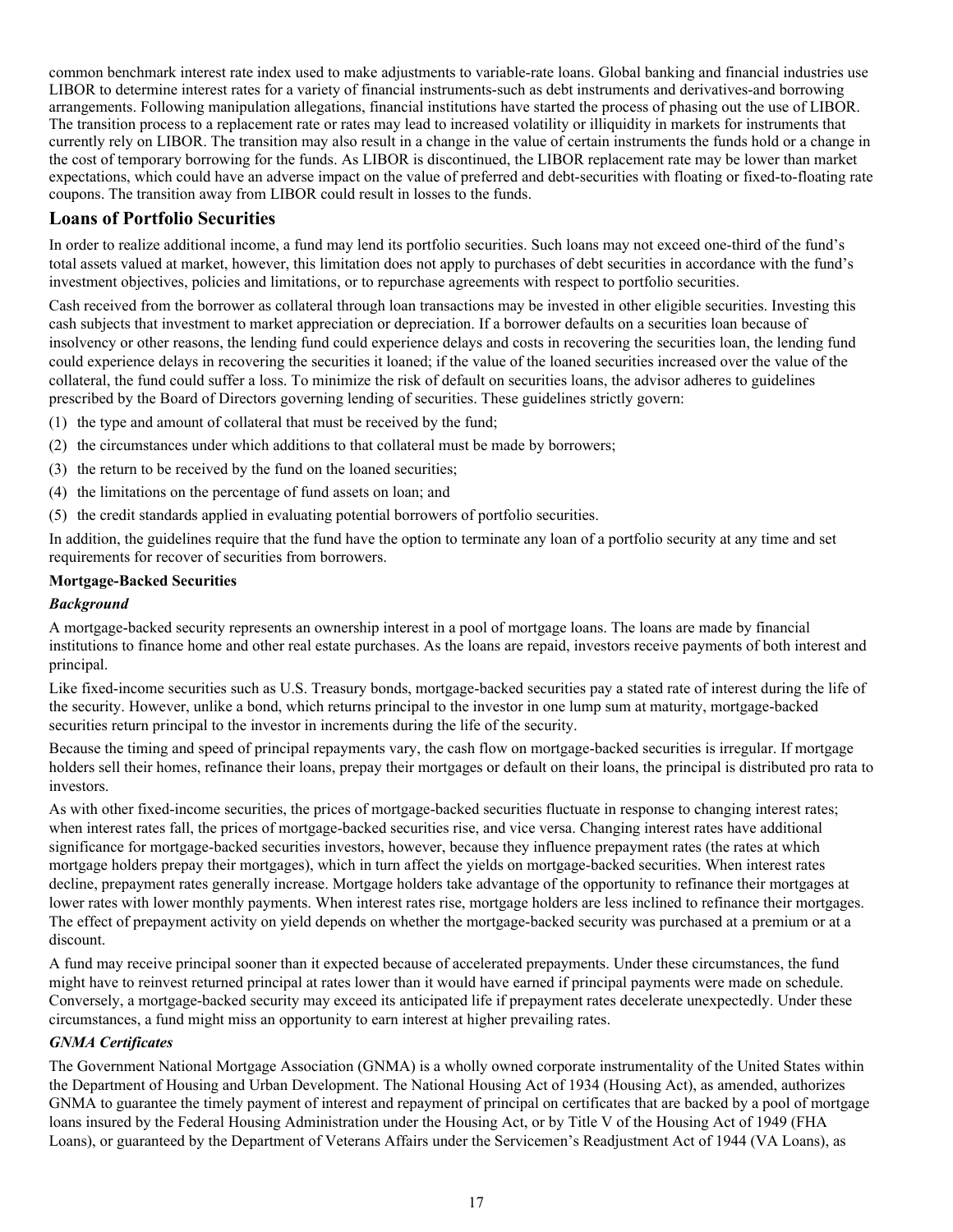common benchmark interest rate index used to make adjustments to variable-rate loans. Global banking and financial industries use LIBOR to determine interest rates for a variety of financial instruments-such as debt instruments and derivatives-and borrowing arrangements. Following manipulation allegations, financial institutions have started the process of phasing out the use of LIBOR. The transition process to a replacement rate or rates may lead to increased volatility or illiquidity in markets for instruments that currently rely on LIBOR. The transition may also result in a change in the value of certain instruments the funds hold or a change in the cost of temporary borrowing for the funds. As LIBOR is discontinued, the LIBOR replacement rate may be lower than market expectations, which could have an adverse impact on the value of preferred and debt-securities with floating or fixed-to-floating rate coupons. The transition away from LIBOR could result in losses to the funds.

## Loans of Portfolio Securities

In order to realize additional income, a fund may lend its portfolio securities. Such loans may not exceed one-third of the fund's total assets valued at market, however, this limitation does not apply to purchases of debt securities in accordance with the fund's investment objectives, policies and limitations, or to repurchase agreements with respect to portfolio securities.

Cash received from the borrower as collateral through loan transactions may be invested in other eligible securities. Investing this cash subjects that investment to market appreciation or depreciation. If a borrower defaults on a securities loan because of insolvency or other reasons, the lending fund could experience delays and costs in recovering the securities loan, the lending fund could experience delays in recovering the securities it loaned; if the value of the loaned securities increased over the value of the collateral, the fund could suffer a loss. To minimize the risk of default on securities loans, the advisor adheres to guidelines prescribed by the Board of Directors governing lending of securities. These guidelines strictly govern:

(1) the type and amount of collateral that must be received by the fund;

(2) the circumstances under which additions to that collateral must be made by borrowers;

(3) the return to be received by the fund on the loaned securities;

(4) the limitations on the percentage of fund assets on loan; and

(5) the credit standards applied in evaluating potential borrowers of portfolio securities.

In addition, the guidelines require that the fund have the option to terminate any loan of a portfolio security at any time and set requirements for recover of securities from borrowers.

### Mortgage-Backed Securities

***Background***

A mortgage-backed security represents an ownership interest in a pool of mortgage loans. The loans are made by financial institutions to finance home and other real estate purchases. As the loans are repaid, investors receive payments of both interest and principal.

Like fixed-income securities such as U.S. Treasury bonds, mortgage-backed securities pay a stated rate of interest during the life of the security. However, unlike a bond, which returns principal to the investor in one lump sum at maturity, mortgage-backed securities return principal to the investor in increments during the life of the security.

Because the timing and speed of principal repayments vary, the cash flow on mortgage-backed securities is irregular. If mortgage holders sell their homes, refinance their loans, prepay their mortgages or default on their loans, the principal is distributed pro rata to investors.

As with other fixed-income securities, the prices of mortgage-backed securities fluctuate in response to changing interest rates; when interest rates fall, the prices of mortgage-backed securities rise, and vice versa. Changing interest rates have additional significance for mortgage-backed securities investors, however, because they influence prepayment rates (the rates at which mortgage holders prepay their mortgages), which in turn affect the yields on mortgage-backed securities. When interest rates decline, prepayment rates generally increase. Mortgage holders take advantage of the opportunity to refinance their mortgages at lower rates with lower monthly payments. When interest rates rise, mortgage holders are less inclined to refinance their mortgages. The effect of prepayment activity on yield depends on whether the mortgage-backed security was purchased at a premium or at a discount.

A fund may receive principal sooner than it expected because of accelerated prepayments. Under these circumstances, the fund might have to reinvest returned principal at rates lower than it would have earned if principal payments were made on schedule. Conversely, a mortgage-backed security may exceed its anticipated life if prepayment rates decelerate unexpectedly. Under these circumstances, a fund might miss an opportunity to earn interest at higher prevailing rates.

***GNMA Certificates***

The Government National Mortgage Association (GNMA) is a wholly owned corporate instrumentality of the United States within the Department of Housing and Urban Development. The National Housing Act of 1934 (Housing Act), as amended, authorizes GNMA to guarantee the timely payment of interest and repayment of principal on certificates that are backed by a pool of mortgage loans insured by the Federal Housing Administration under the Housing Act, or by Title V of the Housing Act of 1949 (FHA Loans), or guaranteed by the Department of Veterans Affairs under the Servicemen's Readjustment Act of 1944 (VA Loans), as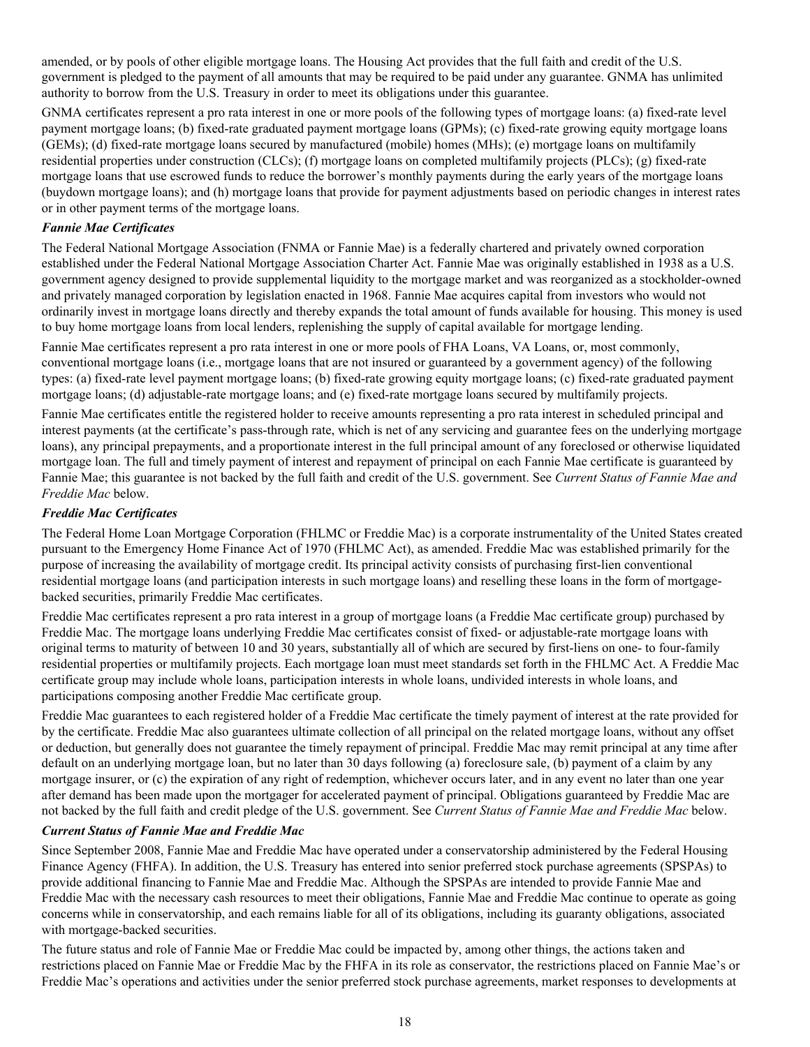amended, or by pools of other eligible mortgage loans. The Housing Act provides that the full faith and credit of the U.S. government is pledged to the payment of all amounts that may be required to be paid under any guarantee. GNMA has unlimited authority to borrow from the U.S. Treasury in order to meet its obligations under this guarantee.

GNMA certificates represent a pro rata interest in one or more pools of the following types of mortgage loans: (a) fixed-rate level payment mortgage loans; (b) fixed-rate graduated payment mortgage loans (GPMs); (c) fixed-rate growing equity mortgage loans (GEMs); (d) fixed-rate mortgage loans secured by manufactured (mobile) homes (MHs); (e) mortgage loans on multifamily residential properties under construction (CLCs); (f) mortgage loans on completed multifamily projects (PLCs); (g) fixed-rate mortgage loans that use escrowed funds to reduce the borrower's monthly payments during the early years of the mortgage loans (buydown mortgage loans); and (h) mortgage loans that provide for payment adjustments based on periodic changes in interest rates or in other payment terms of the mortgage loans.

***Fannie Mae Certificates***

The Federal National Mortgage Association (FNMA or Fannie Mae) is a federally chartered and privately owned corporation established under the Federal National Mortgage Association Charter Act. Fannie Mae was originally established in 1938 as a U.S. government agency designed to provide supplemental liquidity to the mortgage market and was reorganized as a stockholder-owned and privately managed corporation by legislation enacted in 1968. Fannie Mae acquires capital from investors who would not ordinarily invest in mortgage loans directly and thereby expands the total amount of funds available for housing. This money is used to buy home mortgage loans from local lenders, replenishing the supply of capital available for mortgage lending.

Fannie Mae certificates represent a pro rata interest in one or more pools of FHA Loans, VA Loans, or, most commonly, conventional mortgage loans (i.e., mortgage loans that are not insured or guaranteed by a government agency) of the following types: (a) fixed-rate level payment mortgage loans; (b) fixed-rate growing equity mortgage loans; (c) fixed-rate graduated payment mortgage loans; (d) adjustable-rate mortgage loans; and (e) fixed-rate mortgage loans secured by multifamily projects.

Fannie Mae certificates entitle the registered holder to receive amounts representing a pro rata interest in scheduled principal and interest payments (at the certificate's pass-through rate, which is net of any servicing and guarantee fees on the underlying mortgage loans), any principal prepayments, and a proportionate interest in the full principal amount of any foreclosed or otherwise liquidated mortgage loan. The full and timely payment of interest and repayment of principal on each Fannie Mae certificate is guaranteed by Fannie Mae; this guarantee is not backed by the full faith and credit of the U.S. government. See *Current Status of Fannie Mae and Freddie Mac* below.

***Freddie Mac Certificates***

The Federal Home Loan Mortgage Corporation (FHLMC or Freddie Mac) is a corporate instrumentality of the United States created pursuant to the Emergency Home Finance Act of 1970 (FHLMC Act), as amended. Freddie Mac was established primarily for the purpose of increasing the availability of mortgage credit. Its principal activity consists of purchasing first-lien conventional residential mortgage loans (and participation interests in such mortgage loans) and reselling these loans in the form of mortgage-backed securities, primarily Freddie Mac certificates.

Freddie Mac certificates represent a pro rata interest in a group of mortgage loans (a Freddie Mac certificate group) purchased by Freddie Mac. The mortgage loans underlying Freddie Mac certificates consist of fixed- or adjustable-rate mortgage loans with original terms to maturity of between 10 and 30 years, substantially all of which are secured by first-liens on one- to four-family residential properties or multifamily projects. Each mortgage loan must meet standards set forth in the FHLMC Act. A Freddie Mac certificate group may include whole loans, participation interests in whole loans, undivided interests in whole loans, and participations composing another Freddie Mac certificate group.

Freddie Mac guarantees to each registered holder of a Freddie Mac certificate the timely payment of interest at the rate provided for by the certificate. Freddie Mac also guarantees ultimate collection of all principal on the related mortgage loans, without any offset or deduction, but generally does not guarantee the timely repayment of principal. Freddie Mac may remit principal at any time after default on an underlying mortgage loan, but no later than 30 days following (a) foreclosure sale, (b) payment of a claim by any mortgage insurer, or (c) the expiration of any right of redemption, whichever occurs later, and in any event no later than one year after demand has been made upon the mortgager for accelerated payment of principal. Obligations guaranteed by Freddie Mac are not backed by the full faith and credit pledge of the U.S. government. See *Current Status of Fannie Mae and Freddie Mac* below.

***Current Status of Fannie Mae and Freddie Mac***

Since September 2008, Fannie Mae and Freddie Mac have operated under a conservatorship administered by the Federal Housing Finance Agency (FHFA). In addition, the U.S. Treasury has entered into senior preferred stock purchase agreements (SPSPAs) to provide additional financing to Fannie Mae and Freddie Mac. Although the SPSPAs are intended to provide Fannie Mae and Freddie Mac with the necessary cash resources to meet their obligations, Fannie Mae and Freddie Mac continue to operate as going concerns while in conservatorship, and each remains liable for all of its obligations, including its guaranty obligations, associated with mortgage-backed securities.

The future status and role of Fannie Mae or Freddie Mac could be impacted by, among other things, the actions taken and restrictions placed on Fannie Mae or Freddie Mac by the FHFA in its role as conservator, the restrictions placed on Fannie Mae's or Freddie Mac's operations and activities under the senior preferred stock purchase agreements, market responses to developments at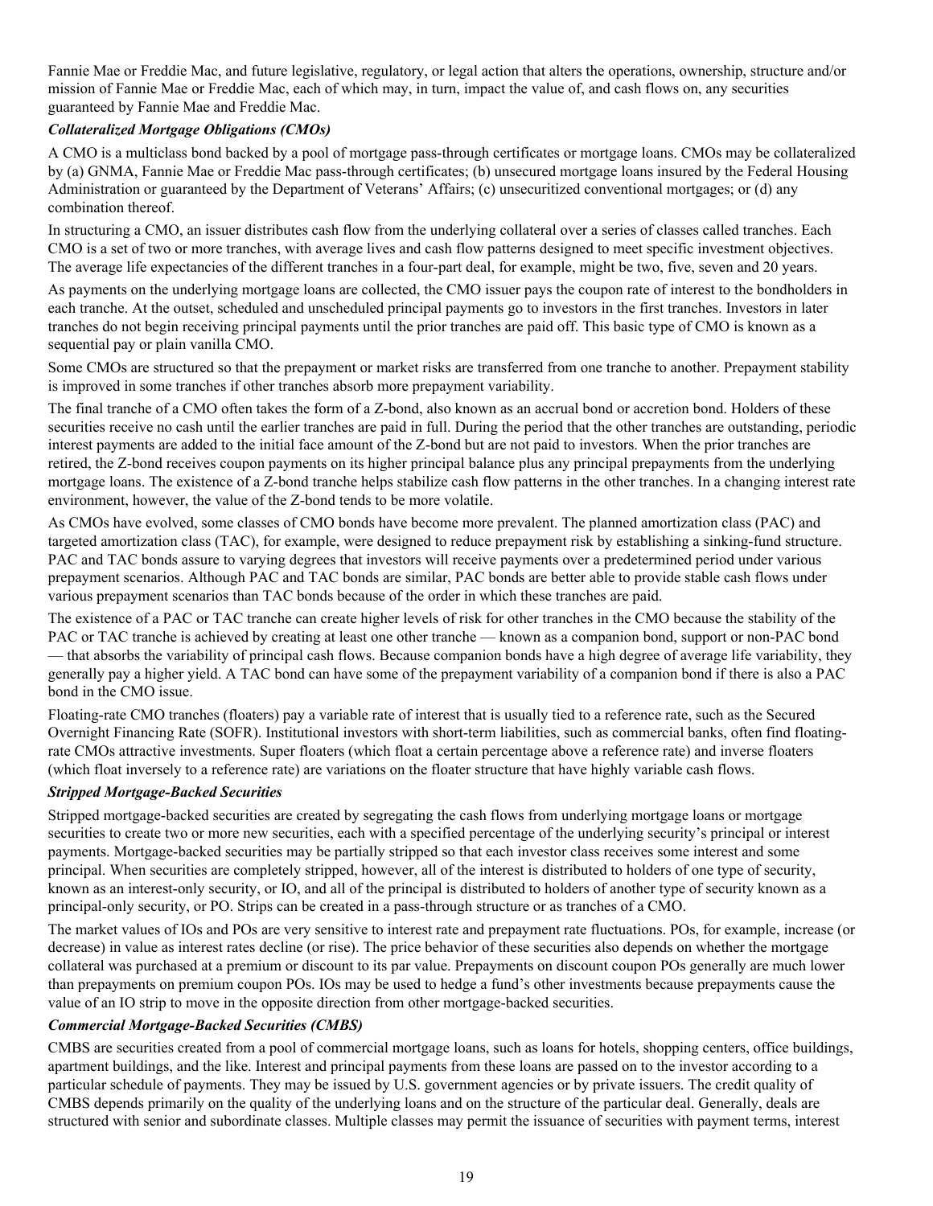Fannie Mae or Freddie Mac, and future legislative, regulatory, or legal action that alters the operations, ownership, structure and/or mission of Fannie Mae or Freddie Mac, each of which may, in turn, impact the value of, and cash flows on, any securities guaranteed by Fannie Mae and Freddie Mac.

***Collateralized Mortgage Obligations (CMOs)***

A CMO is a multiclass bond backed by a pool of mortgage pass-through certificates or mortgage loans. CMOs may be collateralized by (a) GNMA, Fannie Mae or Freddie Mac pass-through certificates; (b) unsecured mortgage loans insured by the Federal Housing Administration or guaranteed by the Department of Veterans' Affairs; (c) unsecuritized conventional mortgages; or (d) any combination thereof.

In structuring a CMO, an issuer distributes cash flow from the underlying collateral over a series of classes called tranches. Each CMO is a set of two or more tranches, with average lives and cash flow patterns designed to meet specific investment objectives. The average life expectancies of the different tranches in a four-part deal, for example, might be two, five, seven and 20 years.

As payments on the underlying mortgage loans are collected, the CMO issuer pays the coupon rate of interest to the bondholders in each tranche. At the outset, scheduled and unscheduled principal payments go to investors in the first tranches. Investors in later tranches do not begin receiving principal payments until the prior tranches are paid off. This basic type of CMO is known as a sequential pay or plain vanilla CMO.

Some CMOs are structured so that the prepayment or market risks are transferred from one tranche to another. Prepayment stability is improved in some tranches if other tranches absorb more prepayment variability.

The final tranche of a CMO often takes the form of a Z-bond, also known as an accrual bond or accretion bond. Holders of these securities receive no cash until the earlier tranches are paid in full. During the period that the other tranches are outstanding, periodic interest payments are added to the initial face amount of the Z-bond but are not paid to investors. When the prior tranches are retired, the Z-bond receives coupon payments on its higher principal balance plus any principal prepayments from the underlying mortgage loans. The existence of a Z-bond tranche helps stabilize cash flow patterns in the other tranches. In a changing interest rate environment, however, the value of the Z-bond tends to be more volatile.

As CMOs have evolved, some classes of CMO bonds have become more prevalent. The planned amortization class (PAC) and targeted amortization class (TAC), for example, were designed to reduce prepayment risk by establishing a sinking-fund structure. PAC and TAC bonds assure to varying degrees that investors will receive payments over a predetermined period under various prepayment scenarios. Although PAC and TAC bonds are similar, PAC bonds are better able to provide stable cash flows under various prepayment scenarios than TAC bonds because of the order in which these tranches are paid.

The existence of a PAC or TAC tranche can create higher levels of risk for other tranches in the CMO because the stability of the PAC or TAC tranche is achieved by creating at least one other tranche — known as a companion bond, support or non-PAC bond — that absorbs the variability of principal cash flows. Because companion bonds have a high degree of average life variability, they generally pay a higher yield. A TAC bond can have some of the prepayment variability of a companion bond if there is also a PAC bond in the CMO issue.

Floating-rate CMO tranches (floaters) pay a variable rate of interest that is usually tied to a reference rate, such as the Secured Overnight Financing Rate (SOFR). Institutional investors with short-term liabilities, such as commercial banks, often find floating-rate CMOs attractive investments. Super floaters (which float a certain percentage above a reference rate) and inverse floaters (which float inversely to a reference rate) are variations on the floater structure that have highly variable cash flows.

***Stripped Mortgage-Backed Securities***

Stripped mortgage-backed securities are created by segregating the cash flows from underlying mortgage loans or mortgage securities to create two or more new securities, each with a specified percentage of the underlying security's principal or interest payments. Mortgage-backed securities may be partially stripped so that each investor class receives some interest and some principal. When securities are completely stripped, however, all of the interest is distributed to holders of one type of security, known as an interest-only security, or IO, and all of the principal is distributed to holders of another type of security known as a principal-only security, or PO. Strips can be created in a pass-through structure or as tranches of a CMO.

The market values of IOs and POs are very sensitive to interest rate and prepayment rate fluctuations. POs, for example, increase (or decrease) in value as interest rates decline (or rise). The price behavior of these securities also depends on whether the mortgage collateral was purchased at a premium or discount to its par value. Prepayments on discount coupon POs generally are much lower than prepayments on premium coupon POs. IOs may be used to hedge a fund's other investments because prepayments cause the value of an IO strip to move in the opposite direction from other mortgage-backed securities.

***Commercial Mortgage-Backed Securities (CMBS)***

CMBS are securities created from a pool of commercial mortgage loans, such as loans for hotels, shopping centers, office buildings, apartment buildings, and the like. Interest and principal payments from these loans are passed on to the investor according to a particular schedule of payments. They may be issued by U.S. government agencies or by private issuers. The credit quality of CMBS depends primarily on the quality of the underlying loans and on the structure of the particular deal. Generally, deals are structured with senior and subordinate classes. Multiple classes may permit the issuance of securities with payment terms, interest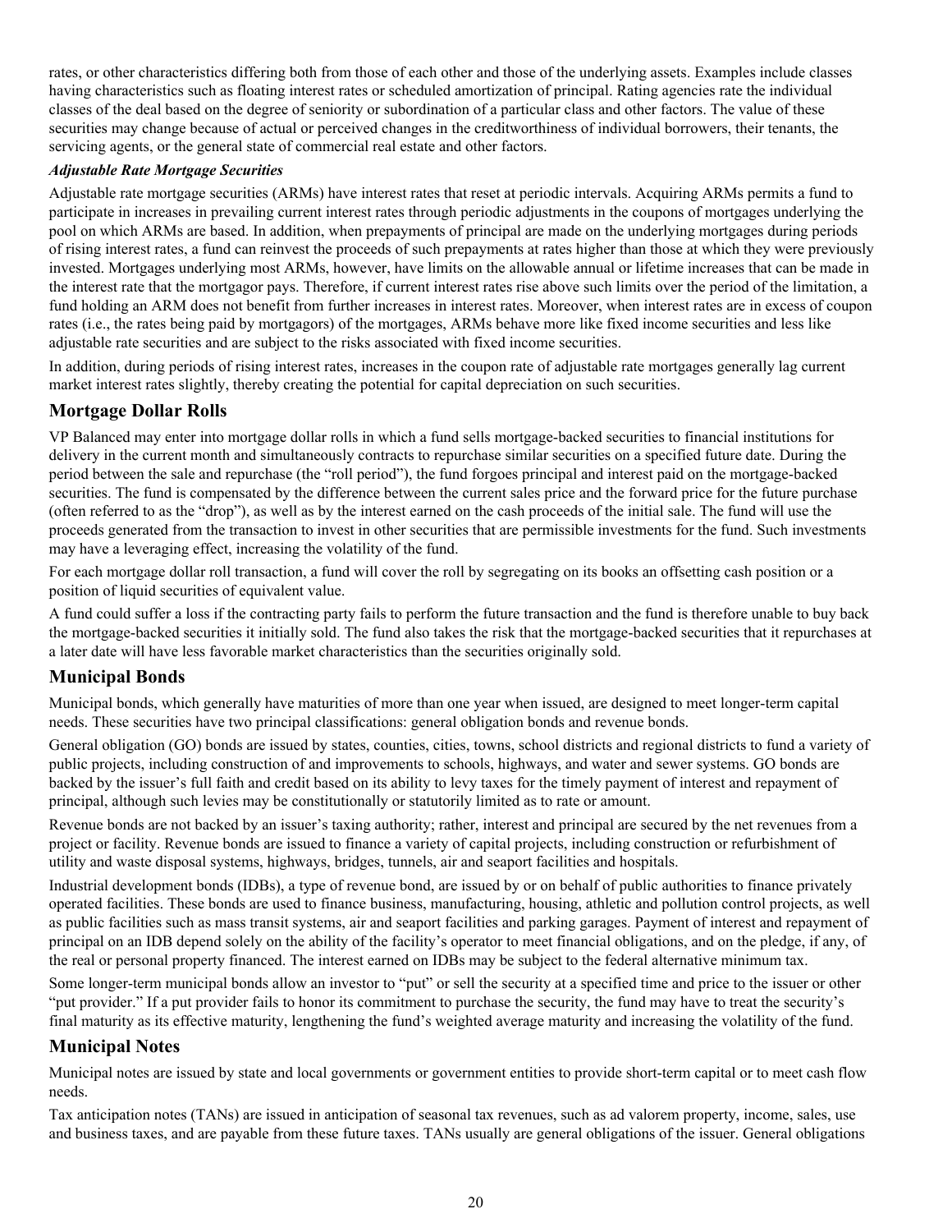rates, or other characteristics differing both from those of each other and those of the underlying assets. Examples include classes having characteristics such as floating interest rates or scheduled amortization of principal. Rating agencies rate the individual classes of the deal based on the degree of seniority or subordination of a particular class and other factors. The value of these securities may change because of actual or perceived changes in the creditworthiness of individual borrowers, their tenants, the servicing agents, or the general state of commercial real estate and other factors.

***Adjustable Rate Mortgage Securities***

Adjustable rate mortgage securities (ARMs) have interest rates that reset at periodic intervals. Acquiring ARMs permits a fund to participate in increases in prevailing current interest rates through periodic adjustments in the coupons of mortgages underlying the pool on which ARMs are based. In addition, when prepayments of principal are made on the underlying mortgages during periods of rising interest rates, a fund can reinvest the proceeds of such prepayments at rates higher than those at which they were previously invested. Mortgages underlying most ARMs, however, have limits on the allowable annual or lifetime increases that can be made in the interest rate that the mortgagor pays. Therefore, if current interest rates rise above such limits over the period of the limitation, a fund holding an ARM does not benefit from further increases in interest rates. Moreover, when interest rates are in excess of coupon rates (i.e., the rates being paid by mortgagors) of the mortgages, ARMs behave more like fixed income securities and less like adjustable rate securities and are subject to the risks associated with fixed income securities.

In addition, during periods of rising interest rates, increases in the coupon rate of adjustable rate mortgages generally lag current market interest rates slightly, thereby creating the potential for capital depreciation on such securities.

## Mortgage Dollar Rolls

VP Balanced may enter into mortgage dollar rolls in which a fund sells mortgage-backed securities to financial institutions for delivery in the current month and simultaneously contracts to repurchase similar securities on a specified future date. During the period between the sale and repurchase (the "roll period"), the fund forgoes principal and interest paid on the mortgage-backed securities. The fund is compensated by the difference between the current sales price and the forward price for the future purchase (often referred to as the "drop"), as well as by the interest earned on the cash proceeds of the initial sale. The fund will use the proceeds generated from the transaction to invest in other securities that are permissible investments for the fund. Such investments may have a leveraging effect, increasing the volatility of the fund.

For each mortgage dollar roll transaction, a fund will cover the roll by segregating on its books an offsetting cash position or a position of liquid securities of equivalent value.

A fund could suffer a loss if the contracting party fails to perform the future transaction and the fund is therefore unable to buy back the mortgage-backed securities it initially sold. The fund also takes the risk that the mortgage-backed securities that it repurchases at a later date will have less favorable market characteristics than the securities originally sold.

## Municipal Bonds

Municipal bonds, which generally have maturities of more than one year when issued, are designed to meet longer-term capital needs. These securities have two principal classifications: general obligation bonds and revenue bonds.

General obligation (GO) bonds are issued by states, counties, cities, towns, school districts and regional districts to fund a variety of public projects, including construction of and improvements to schools, highways, and water and sewer systems. GO bonds are backed by the issuer's full faith and credit based on its ability to levy taxes for the timely payment of interest and repayment of principal, although such levies may be constitutionally or statutorily limited as to rate or amount.

Revenue bonds are not backed by an issuer's taxing authority; rather, interest and principal are secured by the net revenues from a project or facility. Revenue bonds are issued to finance a variety of capital projects, including construction or refurbishment of utility and waste disposal systems, highways, bridges, tunnels, air and seaport facilities and hospitals.

Industrial development bonds (IDBs), a type of revenue bond, are issued by or on behalf of public authorities to finance privately operated facilities. These bonds are used to finance business, manufacturing, housing, athletic and pollution control projects, as well as public facilities such as mass transit systems, air and seaport facilities and parking garages. Payment of interest and repayment of principal on an IDB depend solely on the ability of the facility's operator to meet financial obligations, and on the pledge, if any, of the real or personal property financed. The interest earned on IDBs may be subject to the federal alternative minimum tax.

Some longer-term municipal bonds allow an investor to "put" or sell the security at a specified time and price to the issuer or other "put provider." If a put provider fails to honor its commitment to purchase the security, the fund may have to treat the security's final maturity as its effective maturity, lengthening the fund's weighted average maturity and increasing the volatility of the fund.

## Municipal Notes

Municipal notes are issued by state and local governments or government entities to provide short-term capital or to meet cash flow needs.

Tax anticipation notes (TANs) are issued in anticipation of seasonal tax revenues, such as ad valorem property, income, sales, use and business taxes, and are payable from these future taxes. TANs usually are general obligations of the issuer. General obligations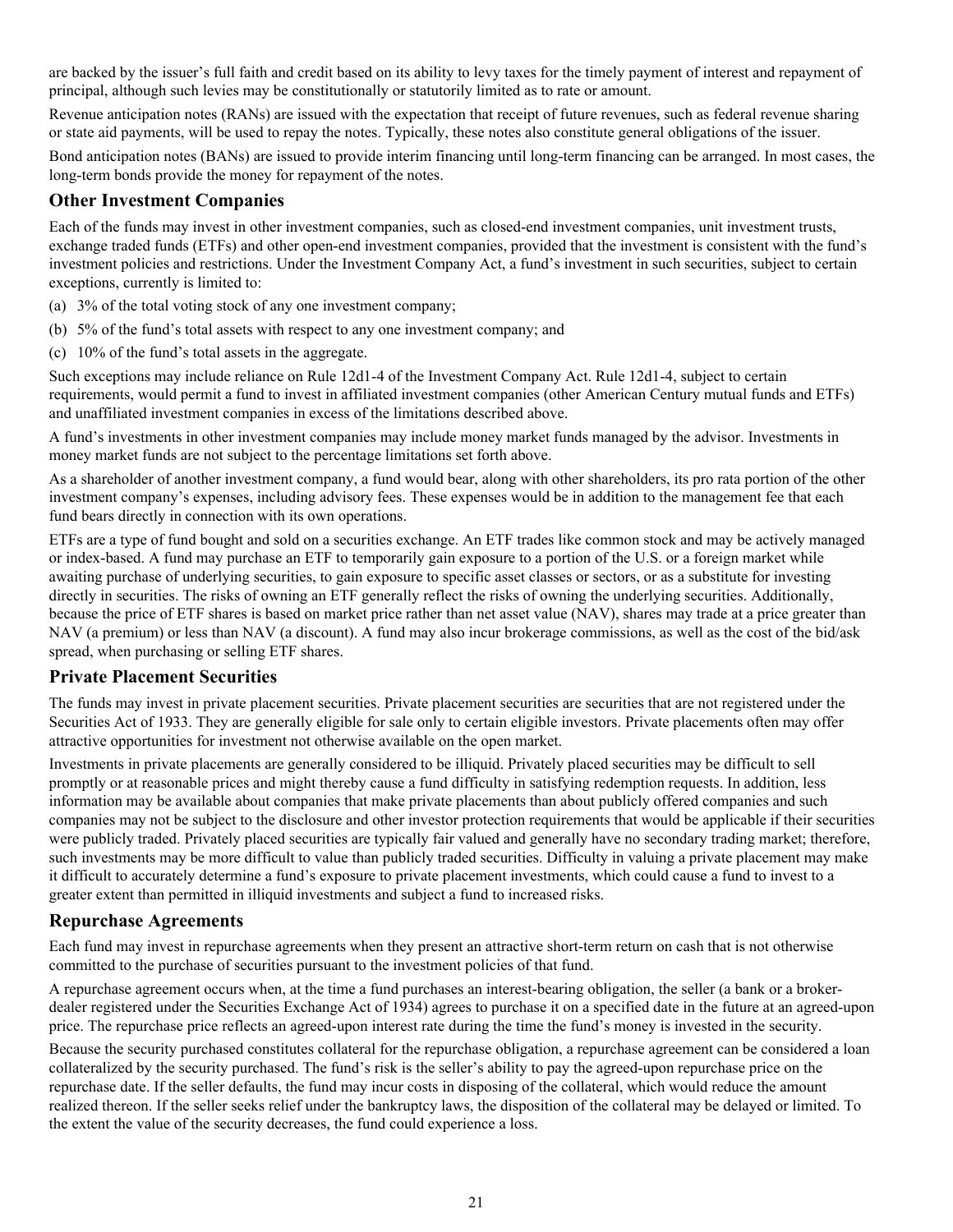are backed by the issuer's full faith and credit based on its ability to levy taxes for the timely payment of interest and repayment of principal, although such levies may be constitutionally or statutorily limited as to rate or amount.

Revenue anticipation notes (RANs) are issued with the expectation that receipt of future revenues, such as federal revenue sharing or state aid payments, will be used to repay the notes. Typically, these notes also constitute general obligations of the issuer.

Bond anticipation notes (BANs) are issued to provide interim financing until long-term financing can be arranged. In most cases, the long-term bonds provide the money for repayment of the notes.

## Other Investment Companies

Each of the funds may invest in other investment companies, such as closed-end investment companies, unit investment trusts, exchange traded funds (ETFs) and other open-end investment companies, provided that the investment is consistent with the fund's investment policies and restrictions. Under the Investment Company Act, a fund's investment in such securities, subject to certain exceptions, currently is limited to:

(a) 3% of the total voting stock of any one investment company;

(b) 5% of the fund's total assets with respect to any one investment company; and

(c) 10% of the fund's total assets in the aggregate.

Such exceptions may include reliance on Rule 12d1-4 of the Investment Company Act. Rule 12d1-4, subject to certain requirements, would permit a fund to invest in affiliated investment companies (other American Century mutual funds and ETFs) and unaffiliated investment companies in excess of the limitations described above.

A fund's investments in other investment companies may include money market funds managed by the advisor. Investments in money market funds are not subject to the percentage limitations set forth above.

As a shareholder of another investment company, a fund would bear, along with other shareholders, its pro rata portion of the other investment company's expenses, including advisory fees. These expenses would be in addition to the management fee that each fund bears directly in connection with its own operations.

ETFs are a type of fund bought and sold on a securities exchange. An ETF trades like common stock and may be actively managed or index-based. A fund may purchase an ETF to temporarily gain exposure to a portion of the U.S. or a foreign market while awaiting purchase of underlying securities, to gain exposure to specific asset classes or sectors, or as a substitute for investing directly in securities. The risks of owning an ETF generally reflect the risks of owning the underlying securities. Additionally, because the price of ETF shares is based on market price rather than net asset value (NAV), shares may trade at a price greater than NAV (a premium) or less than NAV (a discount). A fund may also incur brokerage commissions, as well as the cost of the bid/ask spread, when purchasing or selling ETF shares.

## Private Placement Securities

The funds may invest in private placement securities. Private placement securities are securities that are not registered under the Securities Act of 1933. They are generally eligible for sale only to certain eligible investors. Private placements often may offer attractive opportunities for investment not otherwise available on the open market.

Investments in private placements are generally considered to be illiquid. Privately placed securities may be difficult to sell promptly or at reasonable prices and might thereby cause a fund difficulty in satisfying redemption requests. In addition, less information may be available about companies that make private placements than about publicly offered companies and such companies may not be subject to the disclosure and other investor protection requirements that would be applicable if their securities were publicly traded. Privately placed securities are typically fair valued and generally have no secondary trading market; therefore, such investments may be more difficult to value than publicly traded securities. Difficulty in valuing a private placement may make it difficult to accurately determine a fund's exposure to private placement investments, which could cause a fund to invest to a greater extent than permitted in illiquid investments and subject a fund to increased risks.

## Repurchase Agreements

Each fund may invest in repurchase agreements when they present an attractive short-term return on cash that is not otherwise committed to the purchase of securities pursuant to the investment policies of that fund.

A repurchase agreement occurs when, at the time a fund purchases an interest-bearing obligation, the seller (a bank or a broker-dealer registered under the Securities Exchange Act of 1934) agrees to purchase it on a specified date in the future at an agreed-upon price. The repurchase price reflects an agreed-upon interest rate during the time the fund's money is invested in the security.

Because the security purchased constitutes collateral for the repurchase obligation, a repurchase agreement can be considered a loan collateralized by the security purchased. The fund's risk is the seller's ability to pay the agreed-upon repurchase price on the repurchase date. If the seller defaults, the fund may incur costs in disposing of the collateral, which would reduce the amount realized thereon. If the seller seeks relief under the bankruptcy laws, the disposition of the collateral may be delayed or limited. To the extent the value of the security decreases, the fund could experience a loss.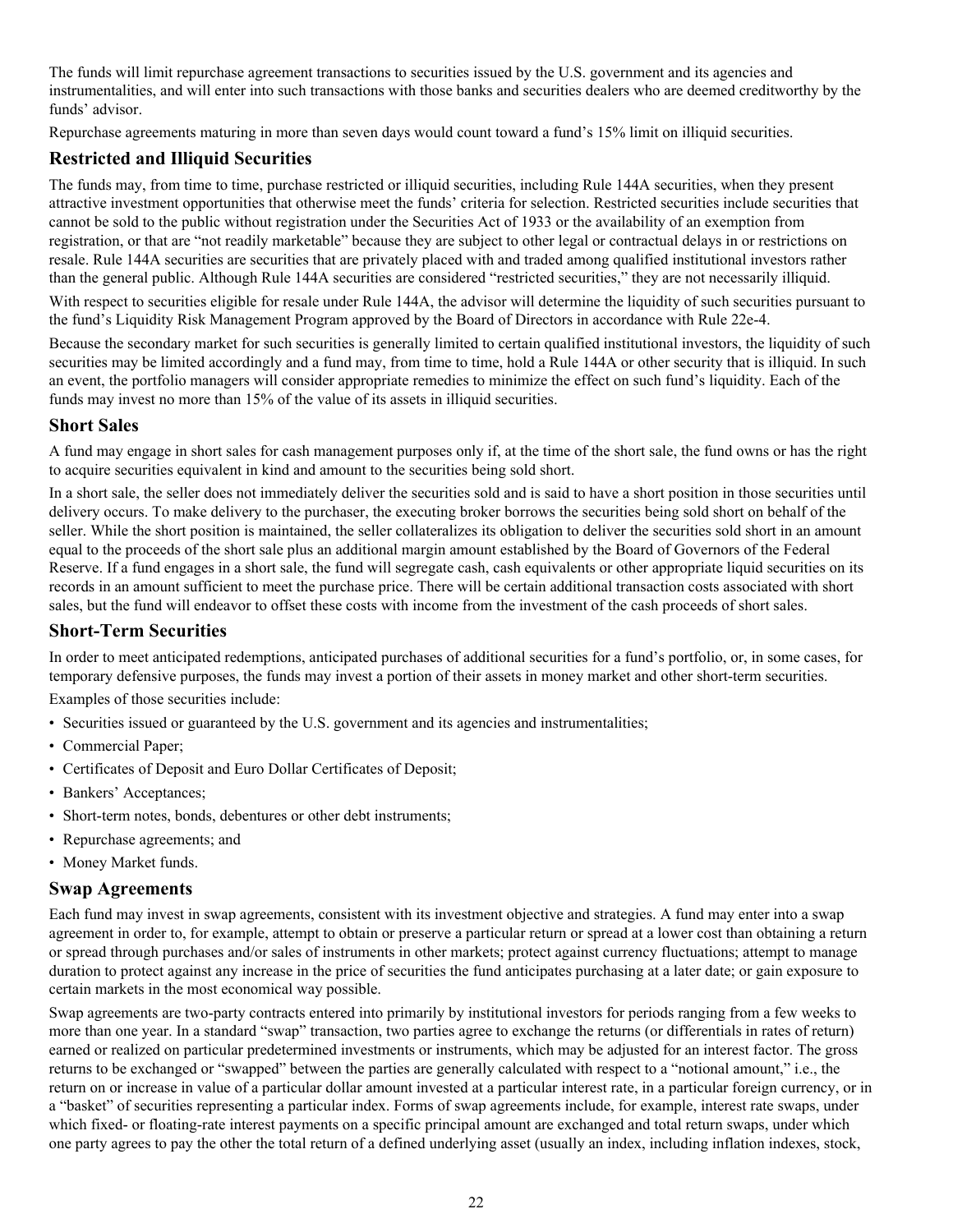The funds will limit repurchase agreement transactions to securities issued by the U.S. government and its agencies and instrumentalities, and will enter into such transactions with those banks and securities dealers who are deemed creditworthy by the funds' advisor.

Repurchase agreements maturing in more than seven days would count toward a fund's 15% limit on illiquid securities.

## Restricted and Illiquid Securities

The funds may, from time to time, purchase restricted or illiquid securities, including Rule 144A securities, when they present attractive investment opportunities that otherwise meet the funds' criteria for selection. Restricted securities include securities that cannot be sold to the public without registration under the Securities Act of 1933 or the availability of an exemption from registration, or that are "not readily marketable" because they are subject to other legal or contractual delays in or restrictions on resale. Rule 144A securities are securities that are privately placed with and traded among qualified institutional investors rather than the general public. Although Rule 144A securities are considered "restricted securities," they are not necessarily illiquid.

With respect to securities eligible for resale under Rule 144A, the advisor will determine the liquidity of such securities pursuant to the fund's Liquidity Risk Management Program approved by the Board of Directors in accordance with Rule 22e-4.

Because the secondary market for such securities is generally limited to certain qualified institutional investors, the liquidity of such securities may be limited accordingly and a fund may, from time to time, hold a Rule 144A or other security that is illiquid. In such an event, the portfolio managers will consider appropriate remedies to minimize the effect on such fund's liquidity. Each of the funds may invest no more than 15% of the value of its assets in illiquid securities.

## Short Sales

A fund may engage in short sales for cash management purposes only if, at the time of the short sale, the fund owns or has the right to acquire securities equivalent in kind and amount to the securities being sold short.

In a short sale, the seller does not immediately deliver the securities sold and is said to have a short position in those securities until delivery occurs. To make delivery to the purchaser, the executing broker borrows the securities being sold short on behalf of the seller. While the short position is maintained, the seller collateralizes its obligation to deliver the securities sold short in an amount equal to the proceeds of the short sale plus an additional margin amount established by the Board of Governors of the Federal Reserve. If a fund engages in a short sale, the fund will segregate cash, cash equivalents or other appropriate liquid securities on its records in an amount sufficient to meet the purchase price. There will be certain additional transaction costs associated with short sales, but the fund will endeavor to offset these costs with income from the investment of the cash proceeds of short sales.

## Short-Term Securities

In order to meet anticipated redemptions, anticipated purchases of additional securities for a fund's portfolio, or, in some cases, for temporary defensive purposes, the funds may invest a portion of their assets in money market and other short-term securities.

Examples of those securities include:

- Securities issued or guaranteed by the U.S. government and its agencies and instrumentalities;
- Commercial Paper;
- Certificates of Deposit and Euro Dollar Certificates of Deposit;
- Bankers' Acceptances;
- Short-term notes, bonds, debentures or other debt instruments;
- Repurchase agreements; and
- Money Market funds.

## Swap Agreements

Each fund may invest in swap agreements, consistent with its investment objective and strategies. A fund may enter into a swap agreement in order to, for example, attempt to obtain or preserve a particular return or spread at a lower cost than obtaining a return or spread through purchases and/or sales of instruments in other markets; protect against currency fluctuations; attempt to manage duration to protect against any increase in the price of securities the fund anticipates purchasing at a later date; or gain exposure to certain markets in the most economical way possible.

Swap agreements are two-party contracts entered into primarily by institutional investors for periods ranging from a few weeks to more than one year. In a standard "swap" transaction, two parties agree to exchange the returns (or differentials in rates of return) earned or realized on particular predetermined investments or instruments, which may be adjusted for an interest factor. The gross returns to be exchanged or "swapped" between the parties are generally calculated with respect to a "notional amount," i.e., the return on or increase in value of a particular dollar amount invested at a particular interest rate, in a particular foreign currency, or in a "basket" of securities representing a particular index. Forms of swap agreements include, for example, interest rate swaps, under which fixed- or floating-rate interest payments on a specific principal amount are exchanged and total return swaps, under which one party agrees to pay the other the total return of a defined underlying asset (usually an index, including inflation indexes, stock,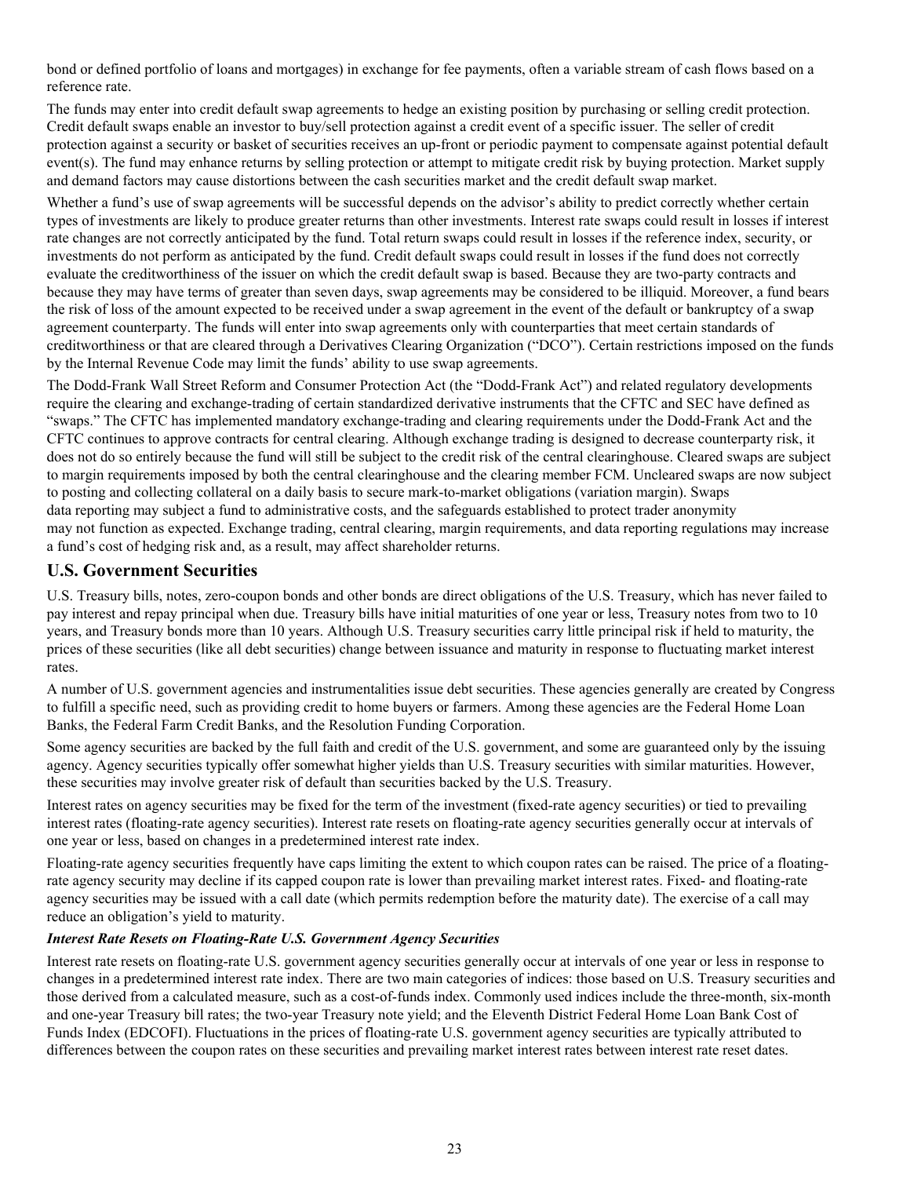bond or defined portfolio of loans and mortgages) in exchange for fee payments, often a variable stream of cash flows based on a reference rate.

The funds may enter into credit default swap agreements to hedge an existing position by purchasing or selling credit protection. Credit default swaps enable an investor to buy/sell protection against a credit event of a specific issuer. The seller of credit protection against a security or basket of securities receives an up-front or periodic payment to compensate against potential default event(s). The fund may enhance returns by selling protection or attempt to mitigate credit risk by buying protection. Market supply and demand factors may cause distortions between the cash securities market and the credit default swap market.

Whether a fund's use of swap agreements will be successful depends on the advisor's ability to predict correctly whether certain types of investments are likely to produce greater returns than other investments. Interest rate swaps could result in losses if interest rate changes are not correctly anticipated by the fund. Total return swaps could result in losses if the reference index, security, or investments do not perform as anticipated by the fund. Credit default swaps could result in losses if the fund does not correctly evaluate the creditworthiness of the issuer on which the credit default swap is based. Because they are two-party contracts and because they may have terms of greater than seven days, swap agreements may be considered to be illiquid. Moreover, a fund bears the risk of loss of the amount expected to be received under a swap agreement in the event of the default or bankruptcy of a swap agreement counterparty. The funds will enter into swap agreements only with counterparties that meet certain standards of creditworthiness or that are cleared through a Derivatives Clearing Organization ("DCO"). Certain restrictions imposed on the funds by the Internal Revenue Code may limit the funds' ability to use swap agreements.

The Dodd-Frank Wall Street Reform and Consumer Protection Act (the "Dodd-Frank Act") and related regulatory developments require the clearing and exchange-trading of certain standardized derivative instruments that the CFTC and SEC have defined as "swaps." The CFTC has implemented mandatory exchange-trading and clearing requirements under the Dodd-Frank Act and the CFTC continues to approve contracts for central clearing. Although exchange trading is designed to decrease counterparty risk, it does not do so entirely because the fund will still be subject to the credit risk of the central clearinghouse. Cleared swaps are subject to margin requirements imposed by both the central clearinghouse and the clearing member FCM. Uncleared swaps are now subject to posting and collecting collateral on a daily basis to secure mark-to-market obligations (variation margin). Swaps data reporting may subject a fund to administrative costs, and the safeguards established to protect trader anonymity may not function as expected. Exchange trading, central clearing, margin requirements, and data reporting regulations may increase a fund's cost of hedging risk and, as a result, may affect shareholder returns.

## U.S. Government Securities

U.S. Treasury bills, notes, zero-coupon bonds and other bonds are direct obligations of the U.S. Treasury, which has never failed to pay interest and repay principal when due. Treasury bills have initial maturities of one year or less, Treasury notes from two to 10 years, and Treasury bonds more than 10 years. Although U.S. Treasury securities carry little principal risk if held to maturity, the prices of these securities (like all debt securities) change between issuance and maturity in response to fluctuating market interest rates.

A number of U.S. government agencies and instrumentalities issue debt securities. These agencies generally are created by Congress to fulfill a specific need, such as providing credit to home buyers or farmers. Among these agencies are the Federal Home Loan Banks, the Federal Farm Credit Banks, and the Resolution Funding Corporation.

Some agency securities are backed by the full faith and credit of the U.S. government, and some are guaranteed only by the issuing agency. Agency securities typically offer somewhat higher yields than U.S. Treasury securities with similar maturities. However, these securities may involve greater risk of default than securities backed by the U.S. Treasury.

Interest rates on agency securities may be fixed for the term of the investment (fixed-rate agency securities) or tied to prevailing interest rates (floating-rate agency securities). Interest rate resets on floating-rate agency securities generally occur at intervals of one year or less, based on changes in a predetermined interest rate index.

Floating-rate agency securities frequently have caps limiting the extent to which coupon rates can be raised. The price of a floating-rate agency security may decline if its capped coupon rate is lower than prevailing market interest rates. Fixed- and floating-rate agency securities may be issued with a call date (which permits redemption before the maturity date). The exercise of a call may reduce an obligation's yield to maturity.

### *Interest Rate Resets on Floating-Rate U.S. Government Agency Securities*

Interest rate resets on floating-rate U.S. government agency securities generally occur at intervals of one year or less in response to changes in a predetermined interest rate index. There are two main categories of indices: those based on U.S. Treasury securities and those derived from a calculated measure, such as a cost-of-funds index. Commonly used indices include the three-month, six-month and one-year Treasury bill rates; the two-year Treasury note yield; and the Eleventh District Federal Home Loan Bank Cost of Funds Index (EDCOFI). Fluctuations in the prices of floating-rate U.S. government agency securities are typically attributed to differences between the coupon rates on these securities and prevailing market interest rates between interest rate reset dates.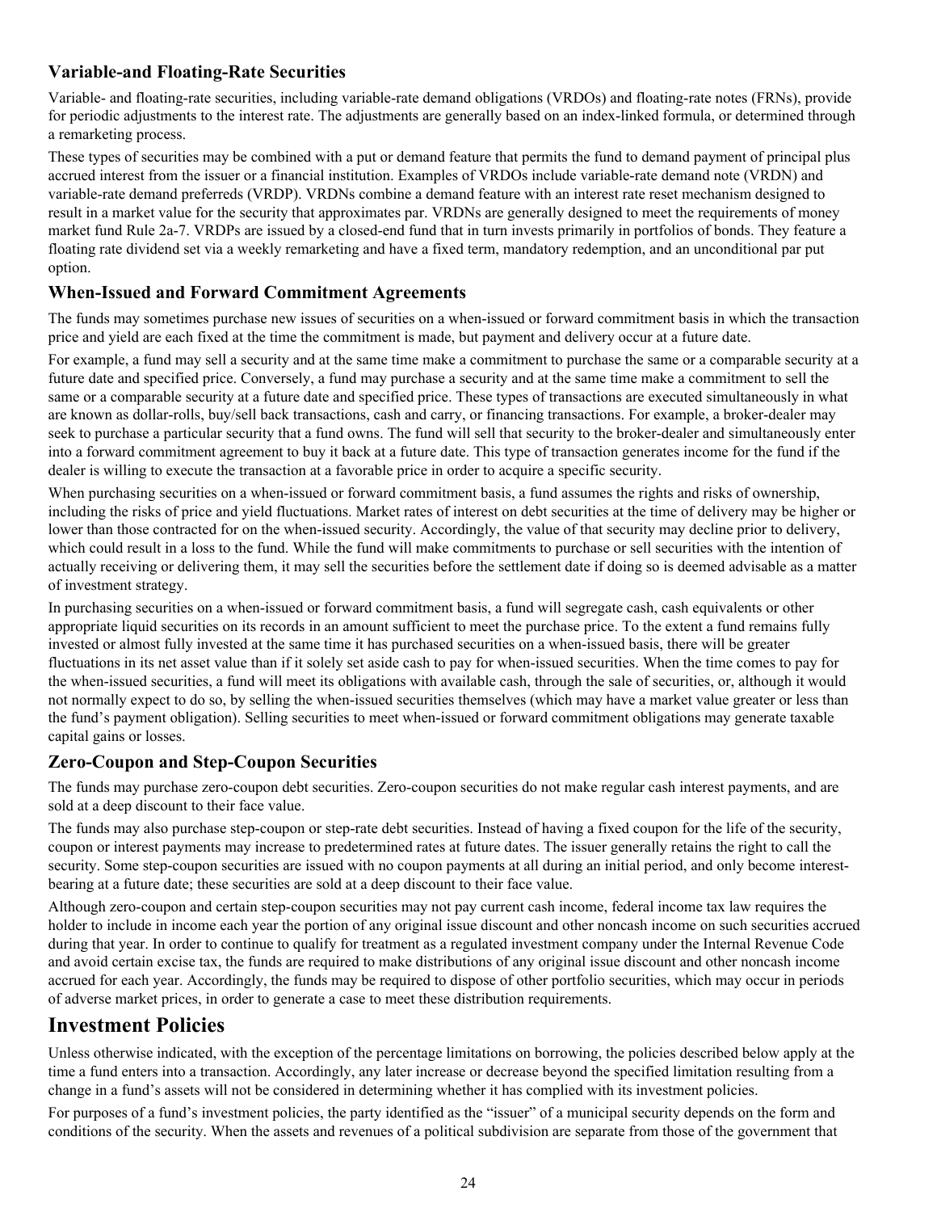### Variable-and Floating-Rate Securities

Variable- and floating-rate securities, including variable-rate demand obligations (VRDOs) and floating-rate notes (FRNs), provide for periodic adjustments to the interest rate. The adjustments are generally based on an index-linked formula, or determined through a remarketing process.

These types of securities may be combined with a put or demand feature that permits the fund to demand payment of principal plus accrued interest from the issuer or a financial institution. Examples of VRDOs include variable-rate demand note (VRDN) and variable-rate demand preferreds (VRDP). VRDNs combine a demand feature with an interest rate reset mechanism designed to result in a market value for the security that approximates par. VRDNs are generally designed to meet the requirements of money market fund Rule 2a-7. VRDPs are issued by a closed-end fund that in turn invests primarily in portfolios of bonds. They feature a floating rate dividend set via a weekly remarketing and have a fixed term, mandatory redemption, and an unconditional par put option.

### When-Issued and Forward Commitment Agreements

The funds may sometimes purchase new issues of securities on a when-issued or forward commitment basis in which the transaction price and yield are each fixed at the time the commitment is made, but payment and delivery occur at a future date.

For example, a fund may sell a security and at the same time make a commitment to purchase the same or a comparable security at a future date and specified price. Conversely, a fund may purchase a security and at the same time make a commitment to sell the same or a comparable security at a future date and specified price. These types of transactions are executed simultaneously in what are known as dollar-rolls, buy/sell back transactions, cash and carry, or financing transactions. For example, a broker-dealer may seek to purchase a particular security that a fund owns. The fund will sell that security to the broker-dealer and simultaneously enter into a forward commitment agreement to buy it back at a future date. This type of transaction generates income for the fund if the dealer is willing to execute the transaction at a favorable price in order to acquire a specific security.

When purchasing securities on a when-issued or forward commitment basis, a fund assumes the rights and risks of ownership, including the risks of price and yield fluctuations. Market rates of interest on debt securities at the time of delivery may be higher or lower than those contracted for on the when-issued security. Accordingly, the value of that security may decline prior to delivery, which could result in a loss to the fund. While the fund will make commitments to purchase or sell securities with the intention of actually receiving or delivering them, it may sell the securities before the settlement date if doing so is deemed advisable as a matter of investment strategy.

In purchasing securities on a when-issued or forward commitment basis, a fund will segregate cash, cash equivalents or other appropriate liquid securities on its records in an amount sufficient to meet the purchase price. To the extent a fund remains fully invested or almost fully invested at the same time it has purchased securities on a when-issued basis, there will be greater fluctuations in its net asset value than if it solely set aside cash to pay for when-issued securities. When the time comes to pay for the when-issued securities, a fund will meet its obligations with available cash, through the sale of securities, or, although it would not normally expect to do so, by selling the when-issued securities themselves (which may have a market value greater or less than the fund's payment obligation). Selling securities to meet when-issued or forward commitment obligations may generate taxable capital gains or losses.

### Zero-Coupon and Step-Coupon Securities

The funds may purchase zero-coupon debt securities. Zero-coupon securities do not make regular cash interest payments, and are sold at a deep discount to their face value.

The funds may also purchase step-coupon or step-rate debt securities. Instead of having a fixed coupon for the life of the security, coupon or interest payments may increase to predetermined rates at future dates. The issuer generally retains the right to call the security. Some step-coupon securities are issued with no coupon payments at all during an initial period, and only become interest-bearing at a future date; these securities are sold at a deep discount to their face value.

Although zero-coupon and certain step-coupon securities may not pay current cash income, federal income tax law requires the holder to include in income each year the portion of any original issue discount and other noncash income on such securities accrued during that year. In order to continue to qualify for treatment as a regulated investment company under the Internal Revenue Code and avoid certain excise tax, the funds are required to make distributions of any original issue discount and other noncash income accrued for each year. Accordingly, the funds may be required to dispose of other portfolio securities, which may occur in periods of adverse market prices, in order to generate a case to meet these distribution requirements.

## Investment Policies

Unless otherwise indicated, with the exception of the percentage limitations on borrowing, the policies described below apply at the time a fund enters into a transaction. Accordingly, any later increase or decrease beyond the specified limitation resulting from a change in a fund's assets will not be considered in determining whether it has complied with its investment policies.

For purposes of a fund's investment policies, the party identified as the "issuer" of a municipal security depends on the form and conditions of the security. When the assets and revenues of a political subdivision are separate from those of the government that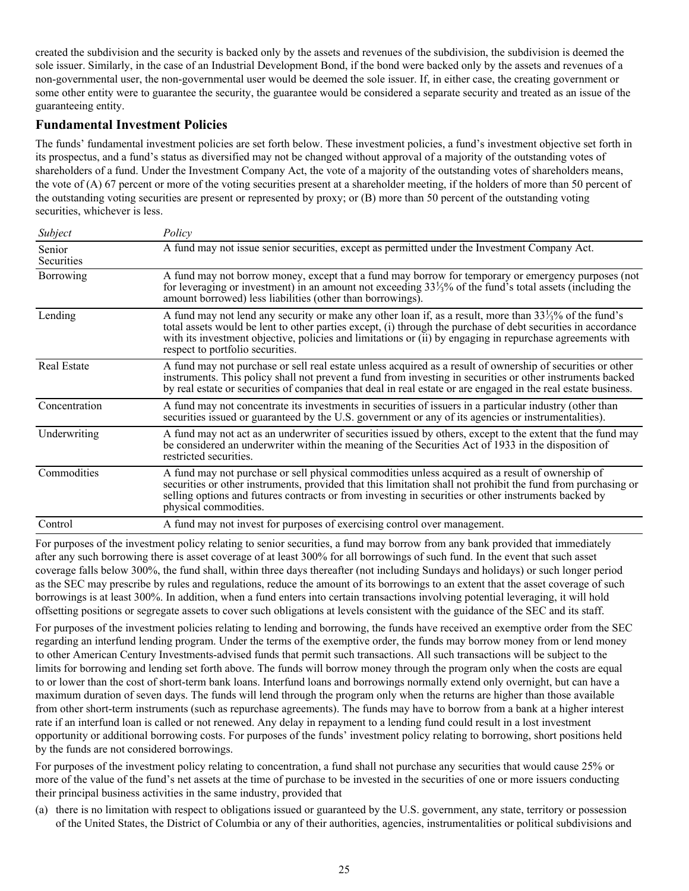created the subdivision and the security is backed only by the assets and revenues of the subdivision, the subdivision is deemed the sole issuer. Similarly, in the case of an Industrial Development Bond, if the bond were backed only by the assets and revenues of a non-governmental user, the non-governmental user would be deemed the sole issuer. If, in either case, the creating government or some other entity were to guarantee the security, the guarantee would be considered a separate security and treated as an issue of the guaranteeing entity.

## Fundamental Investment Policies

The funds' fundamental investment policies are set forth below. These investment policies, a fund's investment objective set forth in its prospectus, and a fund's status as diversified may not be changed without approval of a majority of the outstanding votes of shareholders of a fund. Under the Investment Company Act, the vote of a majority of the outstanding votes of shareholders means, the vote of (A) 67 percent or more of the voting securities present at a shareholder meeting, if the holders of more than 50 percent of the outstanding voting securities are present or represented by proxy; or (B) more than 50 percent of the outstanding voting securities, whichever is less.

| *Subject* | *Policy* |
|---|---|
| Senior Securities | A fund may not issue senior securities, except as permitted under the Investment Company Act. |
| Borrowing | A fund may not borrow money, except that a fund may borrow for temporary or emergency purposes (not for leveraging or investment) in an amount not exceeding 33⅓% of the fund's total assets (including the amount borrowed) less liabilities (other than borrowings). |
| Lending | A fund may not lend any security or make any other loan if, as a result, more than 33⅓% of the fund's total assets would be lent to other parties except, (i) through the purchase of debt securities in accordance with its investment objective, policies and limitations or (ii) by engaging in repurchase agreements with respect to portfolio securities. |
| Real Estate | A fund may not purchase or sell real estate unless acquired as a result of ownership of securities or other instruments. This policy shall not prevent a fund from investing in securities or other instruments backed by real estate or securities of companies that deal in real estate or are engaged in the real estate business. |
| Concentration | A fund may not concentrate its investments in securities of issuers in a particular industry (other than securities issued or guaranteed by the U.S. government or any of its agencies or instrumentalities). |
| Underwriting | A fund may not act as an underwriter of securities issued by others, except to the extent that the fund may be considered an underwriter within the meaning of the Securities Act of 1933 in the disposition of restricted securities. |
| Commodities | A fund may not purchase or sell physical commodities unless acquired as a result of ownership of securities or other instruments, provided that this limitation shall not prohibit the fund from purchasing or selling options and futures contracts or from investing in securities or other instruments backed by physical commodities. |
| Control | A fund may not invest for purposes of exercising control over management. |

For purposes of the investment policy relating to senior securities, a fund may borrow from any bank provided that immediately after any such borrowing there is asset coverage of at least 300% for all borrowings of such fund. In the event that such asset coverage falls below 300%, the fund shall, within three days thereafter (not including Sundays and holidays) or such longer period as the SEC may prescribe by rules and regulations, reduce the amount of its borrowings to an extent that the asset coverage of such borrowings is at least 300%. In addition, when a fund enters into certain transactions involving potential leveraging, it will hold offsetting positions or segregate assets to cover such obligations at levels consistent with the guidance of the SEC and its staff.

For purposes of the investment policies relating to lending and borrowing, the funds have received an exemptive order from the SEC regarding an interfund lending program. Under the terms of the exemptive order, the funds may borrow money from or lend money to other American Century Investments-advised funds that permit such transactions. All such transactions will be subject to the limits for borrowing and lending set forth above. The funds will borrow money through the program only when the costs are equal to or lower than the cost of short-term bank loans. Interfund loans and borrowings normally extend only overnight, but can have a maximum duration of seven days. The funds will lend through the program only when the returns are higher than those available from other short-term instruments (such as repurchase agreements). The funds may have to borrow from a bank at a higher interest rate if an interfund loan is called or not renewed. Any delay in repayment to a lending fund could result in a lost investment opportunity or additional borrowing costs. For purposes of the funds' investment policy relating to borrowing, short positions held by the funds are not considered borrowings.

For purposes of the investment policy relating to concentration, a fund shall not purchase any securities that would cause 25% or more of the value of the fund's net assets at the time of purchase to be invested in the securities of one or more issuers conducting their principal business activities in the same industry, provided that

(a) there is no limitation with respect to obligations issued or guaranteed by the U.S. government, any state, territory or possession of the United States, the District of Columbia or any of their authorities, agencies, instrumentalities or political subdivisions and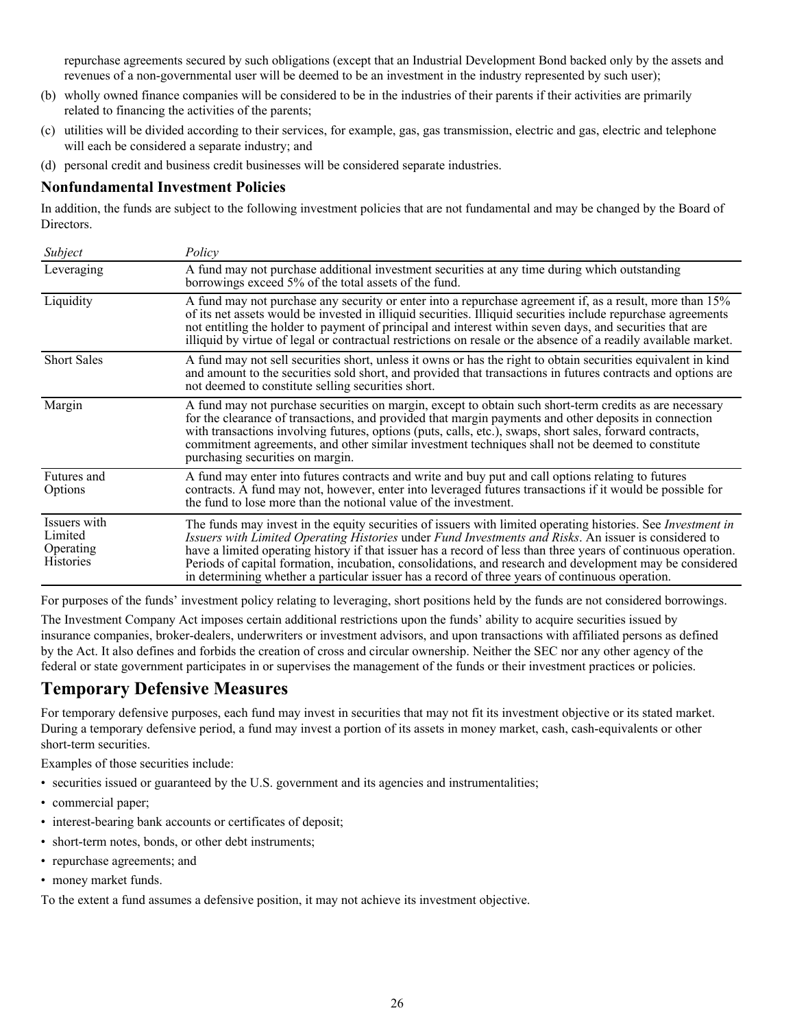repurchase agreements secured by such obligations (except that an Industrial Development Bond backed only by the assets and revenues of a non-governmental user will be deemed to be an investment in the industry represented by such user);

(b) wholly owned finance companies will be considered to be in the industries of their parents if their activities are primarily related to financing the activities of the parents;

(c) utilities will be divided according to their services, for example, gas, gas transmission, electric and gas, electric and telephone will each be considered a separate industry; and

(d) personal credit and business credit businesses will be considered separate industries.

### Nonfundamental Investment Policies

In addition, the funds are subject to the following investment policies that are not fundamental and may be changed by the Board of Directors.

| *Subject* | *Policy* |
|---|---|
| Leveraging | A fund may not purchase additional investment securities at any time during which outstanding borrowings exceed 5% of the total assets of the fund. |
| Liquidity | A fund may not purchase any security or enter into a repurchase agreement if, as a result, more than 15% of its net assets would be invested in illiquid securities. Illiquid securities include repurchase agreements not entitling the holder to payment of principal and interest within seven days, and securities that are illiquid by virtue of legal or contractual restrictions on resale or the absence of a readily available market. |
| Short Sales | A fund may not sell securities short, unless it owns or has the right to obtain securities equivalent in kind and amount to the securities sold short, and provided that transactions in futures contracts and options are not deemed to constitute selling securities short. |
| Margin | A fund may not purchase securities on margin, except to obtain such short-term credits as are necessary for the clearance of transactions, and provided that margin payments and other deposits in connection with transactions involving futures, options (puts, calls, etc.), swaps, short sales, forward contracts, commitment agreements, and other similar investment techniques shall not be deemed to constitute purchasing securities on margin. |
| Futures and Options | A fund may enter into futures contracts and write and buy put and call options relating to futures contracts. A fund may not, however, enter into leveraged futures transactions if it would be possible for the fund to lose more than the notional value of the investment. |
| Issuers with Limited Operating Histories | The funds may invest in the equity securities of issuers with limited operating histories. See *Investment in Issuers with Limited Operating Histories* under *Fund Investments and Risks*. An issuer is considered to have a limited operating history if that issuer has a record of less than three years of continuous operation. Periods of capital formation, incubation, consolidations, and research and development may be considered in determining whether a particular issuer has a record of three years of continuous operation. |

For purposes of the funds' investment policy relating to leveraging, short positions held by the funds are not considered borrowings.

The Investment Company Act imposes certain additional restrictions upon the funds' ability to acquire securities issued by insurance companies, broker-dealers, underwriters or investment advisors, and upon transactions with affiliated persons as defined by the Act. It also defines and forbids the creation of cross and circular ownership. Neither the SEC nor any other agency of the federal or state government participates in or supervises the management of the funds or their investment practices or policies.

## Temporary Defensive Measures

For temporary defensive purposes, each fund may invest in securities that may not fit its investment objective or its stated market. During a temporary defensive period, a fund may invest a portion of its assets in money market, cash, cash-equivalents or other short-term securities.

Examples of those securities include:

- securities issued or guaranteed by the U.S. government and its agencies and instrumentalities;
- commercial paper;
- interest-bearing bank accounts or certificates of deposit;
- short-term notes, bonds, or other debt instruments;
- repurchase agreements; and
- money market funds.

To the extent a fund assumes a defensive position, it may not achieve its investment objective.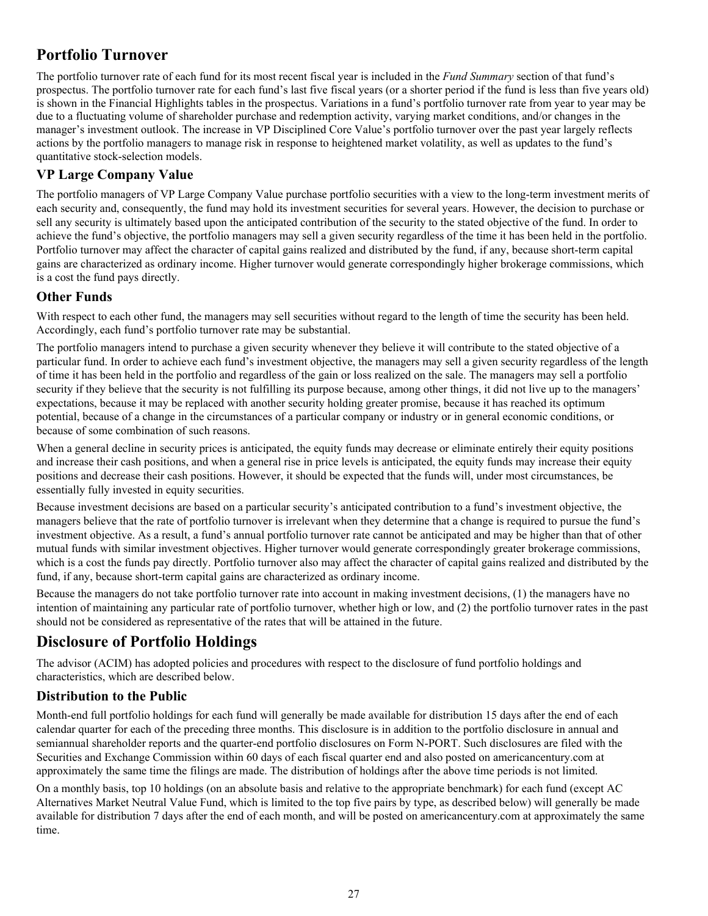## Portfolio Turnover

The portfolio turnover rate of each fund for its most recent fiscal year is included in the *Fund Summary* section of that fund's prospectus. The portfolio turnover rate for each fund's last five fiscal years (or a shorter period if the fund is less than five years old) is shown in the Financial Highlights tables in the prospectus. Variations in a fund's portfolio turnover rate from year to year may be due to a fluctuating volume of shareholder purchase and redemption activity, varying market conditions, and/or changes in the manager's investment outlook. The increase in VP Disciplined Core Value's portfolio turnover over the past year largely reflects actions by the portfolio managers to manage risk in response to heightened market volatility, as well as updates to the fund's quantitative stock-selection models.

### VP Large Company Value

The portfolio managers of VP Large Company Value purchase portfolio securities with a view to the long-term investment merits of each security and, consequently, the fund may hold its investment securities for several years. However, the decision to purchase or sell any security is ultimately based upon the anticipated contribution of the security to the stated objective of the fund. In order to achieve the fund's objective, the portfolio managers may sell a given security regardless of the time it has been held in the portfolio. Portfolio turnover may affect the character of capital gains realized and distributed by the fund, if any, because short-term capital gains are characterized as ordinary income. Higher turnover would generate correspondingly higher brokerage commissions, which is a cost the fund pays directly.

### Other Funds

With respect to each other fund, the managers may sell securities without regard to the length of time the security has been held. Accordingly, each fund's portfolio turnover rate may be substantial.

The portfolio managers intend to purchase a given security whenever they believe it will contribute to the stated objective of a particular fund. In order to achieve each fund's investment objective, the managers may sell a given security regardless of the length of time it has been held in the portfolio and regardless of the gain or loss realized on the sale. The managers may sell a portfolio security if they believe that the security is not fulfilling its purpose because, among other things, it did not live up to the managers' expectations, because it may be replaced with another security holding greater promise, because it has reached its optimum potential, because of a change in the circumstances of a particular company or industry or in general economic conditions, or because of some combination of such reasons.

When a general decline in security prices is anticipated, the equity funds may decrease or eliminate entirely their equity positions and increase their cash positions, and when a general rise in price levels is anticipated, the equity funds may increase their equity positions and decrease their cash positions. However, it should be expected that the funds will, under most circumstances, be essentially fully invested in equity securities.

Because investment decisions are based on a particular security's anticipated contribution to a fund's investment objective, the managers believe that the rate of portfolio turnover is irrelevant when they determine that a change is required to pursue the fund's investment objective. As a result, a fund's annual portfolio turnover rate cannot be anticipated and may be higher than that of other mutual funds with similar investment objectives. Higher turnover would generate correspondingly greater brokerage commissions, which is a cost the funds pay directly. Portfolio turnover also may affect the character of capital gains realized and distributed by the fund, if any, because short-term capital gains are characterized as ordinary income.

Because the managers do not take portfolio turnover rate into account in making investment decisions, (1) the managers have no intention of maintaining any particular rate of portfolio turnover, whether high or low, and (2) the portfolio turnover rates in the past should not be considered as representative of the rates that will be attained in the future.

## Disclosure of Portfolio Holdings

The advisor (ACIM) has adopted policies and procedures with respect to the disclosure of fund portfolio holdings and characteristics, which are described below.

### Distribution to the Public

Month-end full portfolio holdings for each fund will generally be made available for distribution 15 days after the end of each calendar quarter for each of the preceding three months. This disclosure is in addition to the portfolio disclosure in annual and semiannual shareholder reports and the quarter-end portfolio disclosures on Form N-PORT. Such disclosures are filed with the Securities and Exchange Commission within 60 days of each fiscal quarter end and also posted on americancentury.com at approximately the same time the filings are made. The distribution of holdings after the above time periods is not limited.

On a monthly basis, top 10 holdings (on an absolute basis and relative to the appropriate benchmark) for each fund (except AC Alternatives Market Neutral Value Fund, which is limited to the top five pairs by type, as described below) will generally be made available for distribution 7 days after the end of each month, and will be posted on americancentury.com at approximately the same time.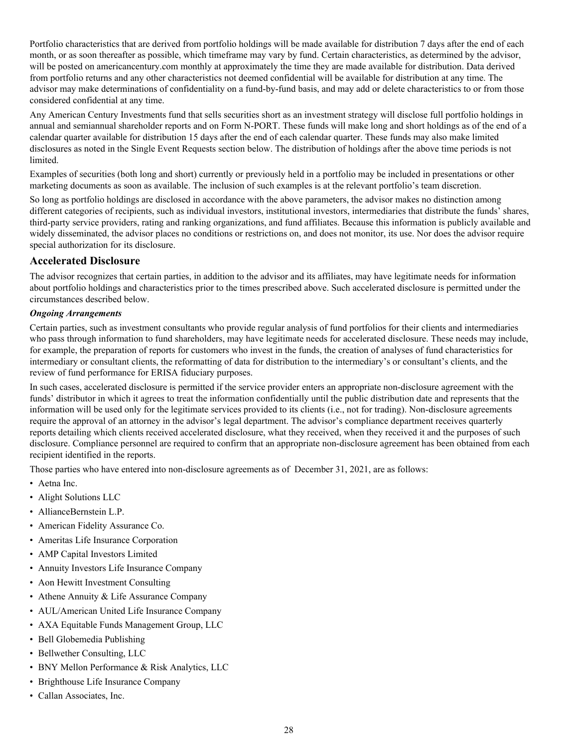Portfolio characteristics that are derived from portfolio holdings will be made available for distribution 7 days after the end of each month, or as soon thereafter as possible, which timeframe may vary by fund. Certain characteristics, as determined by the advisor, will be posted on americancentury.com monthly at approximately the time they are made available for distribution. Data derived from portfolio returns and any other characteristics not deemed confidential will be available for distribution at any time. The advisor may make determinations of confidentiality on a fund-by-fund basis, and may add or delete characteristics to or from those considered confidential at any time.

Any American Century Investments fund that sells securities short as an investment strategy will disclose full portfolio holdings in annual and semiannual shareholder reports and on Form N-PORT. These funds will make long and short holdings as of the end of a calendar quarter available for distribution 15 days after the end of each calendar quarter. These funds may also make limited disclosures as noted in the Single Event Requests section below. The distribution of holdings after the above time periods is not limited.

Examples of securities (both long and short) currently or previously held in a portfolio may be included in presentations or other marketing documents as soon as available. The inclusion of such examples is at the relevant portfolio's team discretion.

So long as portfolio holdings are disclosed in accordance with the above parameters, the advisor makes no distinction among different categories of recipients, such as individual investors, institutional investors, intermediaries that distribute the funds' shares, third-party service providers, rating and ranking organizations, and fund affiliates. Because this information is publicly available and widely disseminated, the advisor places no conditions or restrictions on, and does not monitor, its use. Nor does the advisor require special authorization for its disclosure.

## Accelerated Disclosure

The advisor recognizes that certain parties, in addition to the advisor and its affiliates, may have legitimate needs for information about portfolio holdings and characteristics prior to the times prescribed above. Such accelerated disclosure is permitted under the circumstances described below.

***Ongoing Arrangements***

Certain parties, such as investment consultants who provide regular analysis of fund portfolios for their clients and intermediaries who pass through information to fund shareholders, may have legitimate needs for accelerated disclosure. These needs may include, for example, the preparation of reports for customers who invest in the funds, the creation of analyses of fund characteristics for intermediary or consultant clients, the reformatting of data for distribution to the intermediary's or consultant's clients, and the review of fund performance for ERISA fiduciary purposes.

In such cases, accelerated disclosure is permitted if the service provider enters an appropriate non-disclosure agreement with the funds' distributor in which it agrees to treat the information confidentially until the public distribution date and represents that the information will be used only for the legitimate services provided to its clients (i.e., not for trading). Non-disclosure agreements require the approval of an attorney in the advisor's legal department. The advisor's compliance department receives quarterly reports detailing which clients received accelerated disclosure, what they received, when they received it and the purposes of such disclosure. Compliance personnel are required to confirm that an appropriate non-disclosure agreement has been obtained from each recipient identified in the reports.

Those parties who have entered into non-disclosure agreements as of December 31, 2021, are as follows:

- Aetna Inc.
- Alight Solutions LLC
- AllianceBernstein L.P.
- American Fidelity Assurance Co.
- Ameritas Life Insurance Corporation
- AMP Capital Investors Limited
- Annuity Investors Life Insurance Company
- Aon Hewitt Investment Consulting
- Athene Annuity & Life Assurance Company
- AUL/American United Life Insurance Company
- AXA Equitable Funds Management Group, LLC
- Bell Globemedia Publishing
- Bellwether Consulting, LLC
- BNY Mellon Performance & Risk Analytics, LLC
- Brighthouse Life Insurance Company
- Callan Associates, Inc.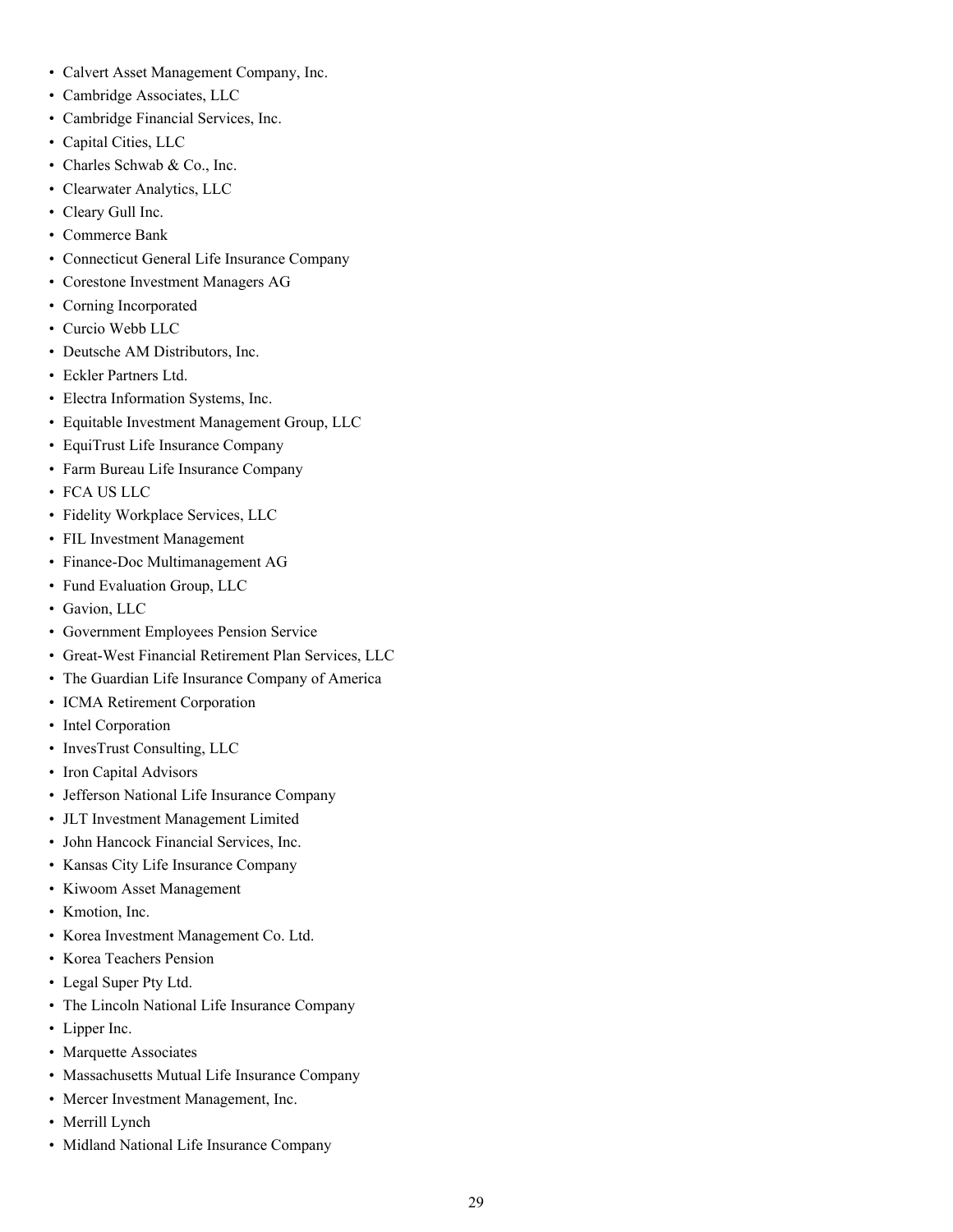- Calvert Asset Management Company, Inc.
- Cambridge Associates, LLC
- Cambridge Financial Services, Inc.
- Capital Cities, LLC
- Charles Schwab & Co., Inc.
- Clearwater Analytics, LLC
- Cleary Gull Inc.
- Commerce Bank
- Connecticut General Life Insurance Company
- Corestone Investment Managers AG
- Corning Incorporated
- Curcio Webb LLC
- Deutsche AM Distributors, Inc.
- Eckler Partners Ltd.
- Electra Information Systems, Inc.
- Equitable Investment Management Group, LLC
- EquiTrust Life Insurance Company
- Farm Bureau Life Insurance Company
- FCA US LLC
- Fidelity Workplace Services, LLC
- FIL Investment Management
- Finance-Doc Multimanagement AG
- Fund Evaluation Group, LLC
- Gavion, LLC
- Government Employees Pension Service
- Great-West Financial Retirement Plan Services, LLC
- The Guardian Life Insurance Company of America
- ICMA Retirement Corporation
- Intel Corporation
- InvesTrust Consulting, LLC
- Iron Capital Advisors
- Jefferson National Life Insurance Company
- JLT Investment Management Limited
- John Hancock Financial Services, Inc.
- Kansas City Life Insurance Company
- Kiwoom Asset Management
- Kmotion, Inc.
- Korea Investment Management Co. Ltd.
- Korea Teachers Pension
- Legal Super Pty Ltd.
- The Lincoln National Life Insurance Company
- Lipper Inc.
- Marquette Associates
- Massachusetts Mutual Life Insurance Company
- Mercer Investment Management, Inc.
- Merrill Lynch
- Midland National Life Insurance Company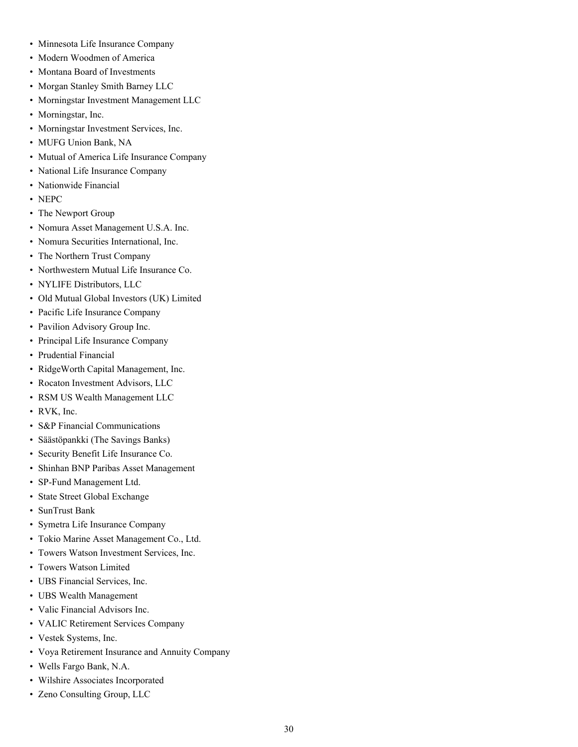- Minnesota Life Insurance Company
- Modern Woodmen of America
- Montana Board of Investments
- Morgan Stanley Smith Barney LLC
- Morningstar Investment Management LLC
- Morningstar, Inc.
- Morningstar Investment Services, Inc.
- MUFG Union Bank, NA
- Mutual of America Life Insurance Company
- National Life Insurance Company
- Nationwide Financial
- NEPC
- The Newport Group
- Nomura Asset Management U.S.A. Inc.
- Nomura Securities International, Inc.
- The Northern Trust Company
- Northwestern Mutual Life Insurance Co.
- NYLIFE Distributors, LLC
- Old Mutual Global Investors (UK) Limited
- Pacific Life Insurance Company
- Pavilion Advisory Group Inc.
- Principal Life Insurance Company
- Prudential Financial
- RidgeWorth Capital Management, Inc.
- Rocaton Investment Advisors, LLC
- RSM US Wealth Management LLC
- RVK, Inc.
- S&P Financial Communications
- Säästöpankki (The Savings Banks)
- Security Benefit Life Insurance Co.
- Shinhan BNP Paribas Asset Management
- SP-Fund Management Ltd.
- State Street Global Exchange
- SunTrust Bank
- Symetra Life Insurance Company
- Tokio Marine Asset Management Co., Ltd.
- Towers Watson Investment Services, Inc.
- Towers Watson Limited
- UBS Financial Services, Inc.
- UBS Wealth Management
- Valic Financial Advisors Inc.
- VALIC Retirement Services Company
- Vestek Systems, Inc.
- Voya Retirement Insurance and Annuity Company
- Wells Fargo Bank, N.A.
- Wilshire Associates Incorporated
- Zeno Consulting Group, LLC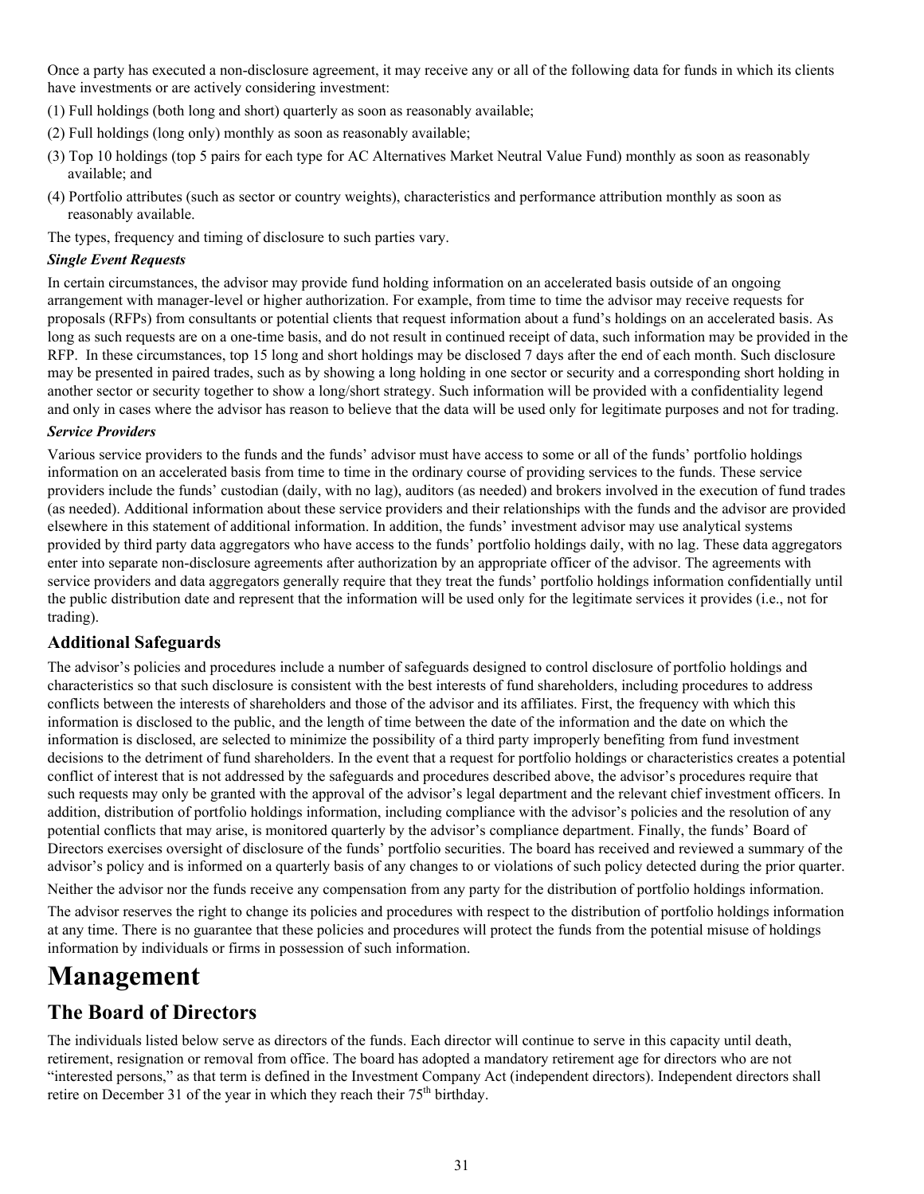Once a party has executed a non-disclosure agreement, it may receive any or all of the following data for funds in which its clients have investments or are actively considering investment:

(1) Full holdings (both long and short) quarterly as soon as reasonably available;

(2) Full holdings (long only) monthly as soon as reasonably available;

(3) Top 10 holdings (top 5 pairs for each type for AC Alternatives Market Neutral Value Fund) monthly as soon as reasonably available; and

(4) Portfolio attributes (such as sector or country weights), characteristics and performance attribution monthly as soon as reasonably available.

The types, frequency and timing of disclosure to such parties vary.

***Single Event Requests***

In certain circumstances, the advisor may provide fund holding information on an accelerated basis outside of an ongoing arrangement with manager-level or higher authorization. For example, from time to time the advisor may receive requests for proposals (RFPs) from consultants or potential clients that request information about a fund's holdings on an accelerated basis. As long as such requests are on a one-time basis, and do not result in continued receipt of data, such information may be provided in the RFP. In these circumstances, top 15 long and short holdings may be disclosed 7 days after the end of each month. Such disclosure may be presented in paired trades, such as by showing a long holding in one sector or security and a corresponding short holding in another sector or security together to show a long/short strategy. Such information will be provided with a confidentiality legend and only in cases where the advisor has reason to believe that the data will be used only for legitimate purposes and not for trading.

***Service Providers***

Various service providers to the funds and the funds' advisor must have access to some or all of the funds' portfolio holdings information on an accelerated basis from time to time in the ordinary course of providing services to the funds. These service providers include the funds' custodian (daily, with no lag), auditors (as needed) and brokers involved in the execution of fund trades (as needed). Additional information about these service providers and their relationships with the funds and the advisor are provided elsewhere in this statement of additional information. In addition, the funds' investment advisor may use analytical systems provided by third party data aggregators who have access to the funds' portfolio holdings daily, with no lag. These data aggregators enter into separate non-disclosure agreements after authorization by an appropriate officer of the advisor. The agreements with service providers and data aggregators generally require that they treat the funds' portfolio holdings information confidentially until the public distribution date and represent that the information will be used only for the legitimate services it provides (i.e., not for trading).

### Additional Safeguards

The advisor's policies and procedures include a number of safeguards designed to control disclosure of portfolio holdings and characteristics so that such disclosure is consistent with the best interests of fund shareholders, including procedures to address conflicts between the interests of shareholders and those of the advisor and its affiliates. First, the frequency with which this information is disclosed to the public, and the length of time between the date of the information and the date on which the information is disclosed, are selected to minimize the possibility of a third party improperly benefiting from fund investment decisions to the detriment of fund shareholders. In the event that a request for portfolio holdings or characteristics creates a potential conflict of interest that is not addressed by the safeguards and procedures described above, the advisor's procedures require that such requests may only be granted with the approval of the advisor's legal department and the relevant chief investment officers. In addition, distribution of portfolio holdings information, including compliance with the advisor's policies and the resolution of any potential conflicts that may arise, is monitored quarterly by the advisor's compliance department. Finally, the funds' Board of Directors exercises oversight of disclosure of the funds' portfolio securities. The board has received and reviewed a summary of the advisor's policy and is informed on a quarterly basis of any changes to or violations of such policy detected during the prior quarter.

Neither the advisor nor the funds receive any compensation from any party for the distribution of portfolio holdings information.

The advisor reserves the right to change its policies and procedures with respect to the distribution of portfolio holdings information at any time. There is no guarantee that these policies and procedures will protect the funds from the potential misuse of holdings information by individuals or firms in possession of such information.

# Management

## The Board of Directors

The individuals listed below serve as directors of the funds. Each director will continue to serve in this capacity until death, retirement, resignation or removal from office. The board has adopted a mandatory retirement age for directors who are not "interested persons," as that term is defined in the Investment Company Act (independent directors). Independent directors shall retire on December 31 of the year in which they reach their 75th birthday.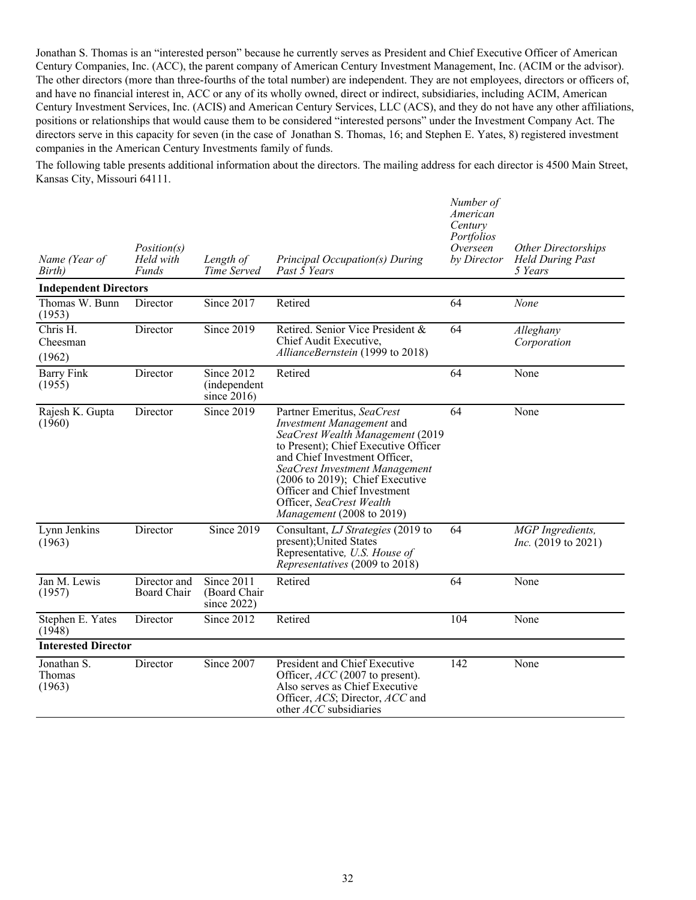Jonathan S. Thomas is an "interested person" because he currently serves as President and Chief Executive Officer of American Century Companies, Inc. (ACC), the parent company of American Century Investment Management, Inc. (ACIM or the advisor). The other directors (more than three-fourths of the total number) are independent. They are not employees, directors or officers of, and have no financial interest in, ACC or any of its wholly owned, direct or indirect, subsidiaries, including ACIM, American Century Investment Services, Inc. (ACIS) and American Century Services, LLC (ACS), and they do not have any other affiliations, positions or relationships that would cause them to be considered "interested persons" under the Investment Company Act. The directors serve in this capacity for seven (in the case of Jonathan S. Thomas, 16; and Stephen E. Yates, 8) registered investment companies in the American Century Investments family of funds.

The following table presents additional information about the directors. The mailing address for each director is 4500 Main Street, Kansas City, Missouri 64111.

| *Name (Year of Birth)* | *Position(s) Held with Funds* | *Length of Time Served* | *Principal Occupation(s) During Past 5 Years* | *Number of American Century Portfolios Overseen by Director* | *Other Directorships Held During Past 5 Years* |
|---|---|---|---|---|---|
| **Independent Directors** | | | | | |
| Thomas W. Bunn (1953) | Director | Since 2017 | Retired | 64 | *None* |
| Chris H. Cheesman (1962) | Director | Since 2019 | Retired. Senior Vice President & Chief Audit Executive, *AllianceBernstein* (1999 to 2018) | 64 | *Alleghany Corporation* |
| Barry Fink (1955) | Director | Since 2012 (independent since 2016) | Retired | 64 | None |
| Rajesh K. Gupta (1960) | Director | Since 2019 | Partner Emeritus, *SeaCrest Investment Management* and *SeaCrest Wealth Management* (2019 to Present); Chief Executive Officer and Chief Investment Officer, *SeaCrest Investment Management* (2006 to 2019); Chief Executive Officer and Chief Investment Officer, *SeaCrest Wealth Management* (2008 to 2019) | 64 | None |
| Lynn Jenkins (1963) | Director | Since 2019 | Consultant, *LJ Strategies* (2019 to present); United States Representative, *U.S. House of Representatives* (2009 to 2018) | 64 | *MGP Ingredients, Inc.* (2019 to 2021) |
| Jan M. Lewis (1957) | Director and Board Chair | Since 2011 (Board Chair since 2022) | Retired | 64 | None |
| Stephen E. Yates (1948) | Director | Since 2012 | Retired | 104 | None |
| **Interested Director** | | | | | |
| Jonathan S. Thomas (1963) | Director | Since 2007 | President and Chief Executive Officer, *ACC* (2007 to present). Also serves as Chief Executive Officer, *ACS*; Director, *ACC* and other *ACC* subsidiaries | 142 | None |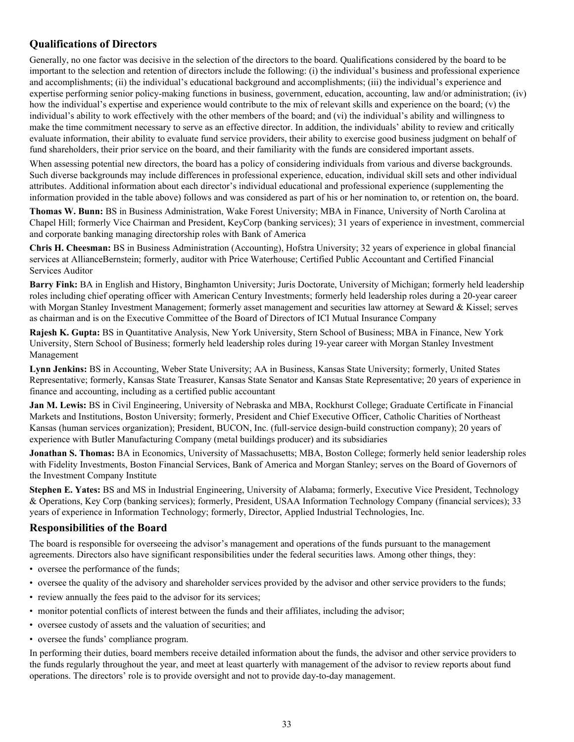## Qualifications of Directors

Generally, no one factor was decisive in the selection of the directors to the board. Qualifications considered by the board to be important to the selection and retention of directors include the following: (i) the individual's business and professional experience and accomplishments; (ii) the individual's educational background and accomplishments; (iii) the individual's experience and expertise performing senior policy-making functions in business, government, education, accounting, law and/or administration; (iv) how the individual's expertise and experience would contribute to the mix of relevant skills and experience on the board; (v) the individual's ability to work effectively with the other members of the board; and (vi) the individual's ability and willingness to make the time commitment necessary to serve as an effective director. In addition, the individuals' ability to review and critically evaluate information, their ability to evaluate fund service providers, their ability to exercise good business judgment on behalf of fund shareholders, their prior service on the board, and their familiarity with the funds are considered important assets.

When assessing potential new directors, the board has a policy of considering individuals from various and diverse backgrounds. Such diverse backgrounds may include differences in professional experience, education, individual skill sets and other individual attributes. Additional information about each director's individual educational and professional experience (supplementing the information provided in the table above) follows and was considered as part of his or her nomination to, or retention on, the board.

**Thomas W. Bunn:** BS in Business Administration, Wake Forest University; MBA in Finance, University of North Carolina at Chapel Hill; formerly Vice Chairman and President, KeyCorp (banking services); 31 years of experience in investment, commercial and corporate banking managing directorship roles with Bank of America

**Chris H. Cheesman:** BS in Business Administration (Accounting), Hofstra University; 32 years of experience in global financial services at AllianceBernstein; formerly, auditor with Price Waterhouse; Certified Public Accountant and Certified Financial Services Auditor

**Barry Fink:** BA in English and History, Binghamton University; Juris Doctorate, University of Michigan; formerly held leadership roles including chief operating officer with American Century Investments; formerly held leadership roles during a 20-year career with Morgan Stanley Investment Management; formerly asset management and securities law attorney at Seward & Kissel; serves as chairman and is on the Executive Committee of the Board of Directors of ICI Mutual Insurance Company

**Rajesh K. Gupta:** BS in Quantitative Analysis, New York University, Stern School of Business; MBA in Finance, New York University, Stern School of Business; formerly held leadership roles during 19-year career with Morgan Stanley Investment Management

**Lynn Jenkins:** BS in Accounting, Weber State University; AA in Business, Kansas State University; formerly, United States Representative; formerly, Kansas State Treasurer, Kansas State Senator and Kansas State Representative; 20 years of experience in finance and accounting, including as a certified public accountant

**Jan M. Lewis:** BS in Civil Engineering, University of Nebraska and MBA, Rockhurst College; Graduate Certificate in Financial Markets and Institutions, Boston University; formerly, President and Chief Executive Officer, Catholic Charities of Northeast Kansas (human services organization); President, BUCON, Inc. (full-service design-build construction company); 20 years of experience with Butler Manufacturing Company (metal buildings producer) and its subsidiaries

**Jonathan S. Thomas:** BA in Economics, University of Massachusetts; MBA, Boston College; formerly held senior leadership roles with Fidelity Investments, Boston Financial Services, Bank of America and Morgan Stanley; serves on the Board of Governors of the Investment Company Institute

**Stephen E. Yates:** BS and MS in Industrial Engineering, University of Alabama; formerly, Executive Vice President, Technology & Operations, Key Corp (banking services); formerly, President, USAA Information Technology Company (financial services); 33 years of experience in Information Technology; formerly, Director, Applied Industrial Technologies, Inc.

## Responsibilities of the Board

The board is responsible for overseeing the advisor's management and operations of the funds pursuant to the management agreements. Directors also have significant responsibilities under the federal securities laws. Among other things, they:

- oversee the performance of the funds;
- oversee the quality of the advisory and shareholder services provided by the advisor and other service providers to the funds;
- review annually the fees paid to the advisor for its services;
- monitor potential conflicts of interest between the funds and their affiliates, including the advisor;
- oversee custody of assets and the valuation of securities; and
- oversee the funds' compliance program.

In performing their duties, board members receive detailed information about the funds, the advisor and other service providers to the funds regularly throughout the year, and meet at least quarterly with management of the advisor to review reports about fund operations. The directors' role is to provide oversight and not to provide day-to-day management.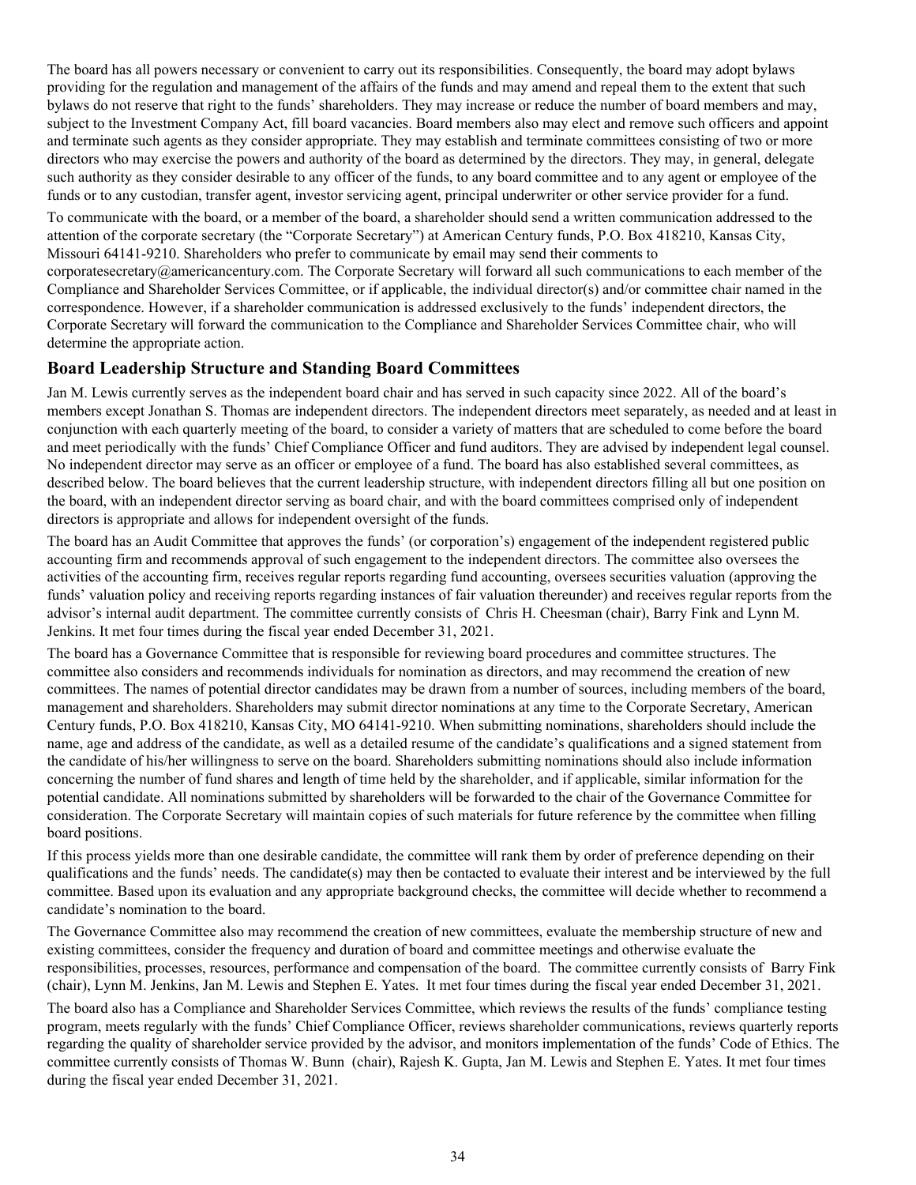The board has all powers necessary or convenient to carry out its responsibilities. Consequently, the board may adopt bylaws providing for the regulation and management of the affairs of the funds and may amend and repeal them to the extent that such bylaws do not reserve that right to the funds' shareholders. They may increase or reduce the number of board members and may, subject to the Investment Company Act, fill board vacancies. Board members also may elect and remove such officers and appoint and terminate such agents as they consider appropriate. They may establish and terminate committees consisting of two or more directors who may exercise the powers and authority of the board as determined by the directors. They may, in general, delegate such authority as they consider desirable to any officer of the funds, to any board committee and to any agent or employee of the funds or to any custodian, transfer agent, investor servicing agent, principal underwriter or other service provider for a fund.

To communicate with the board, or a member of the board, a shareholder should send a written communication addressed to the attention of the corporate secretary (the "Corporate Secretary") at American Century funds, P.O. Box 418210, Kansas City, Missouri 64141-9210. Shareholders who prefer to communicate by email may send their comments to corporatesecretary@americancentury.com. The Corporate Secretary will forward all such communications to each member of the Compliance and Shareholder Services Committee, or if applicable, the individual director(s) and/or committee chair named in the correspondence. However, if a shareholder communication is addressed exclusively to the funds' independent directors, the Corporate Secretary will forward the communication to the Compliance and Shareholder Services Committee chair, who will determine the appropriate action.

## Board Leadership Structure and Standing Board Committees

Jan M. Lewis currently serves as the independent board chair and has served in such capacity since 2022. All of the board's members except Jonathan S. Thomas are independent directors. The independent directors meet separately, as needed and at least in conjunction with each quarterly meeting of the board, to consider a variety of matters that are scheduled to come before the board and meet periodically with the funds' Chief Compliance Officer and fund auditors. They are advised by independent legal counsel. No independent director may serve as an officer or employee of a fund. The board has also established several committees, as described below. The board believes that the current leadership structure, with independent directors filling all but one position on the board, with an independent director serving as board chair, and with the board committees comprised only of independent directors is appropriate and allows for independent oversight of the funds.

The board has an Audit Committee that approves the funds' (or corporation's) engagement of the independent registered public accounting firm and recommends approval of such engagement to the independent directors. The committee also oversees the activities of the accounting firm, receives regular reports regarding fund accounting, oversees securities valuation (approving the funds' valuation policy and receiving reports regarding instances of fair valuation thereunder) and receives regular reports from the advisor's internal audit department. The committee currently consists of Chris H. Cheesman (chair), Barry Fink and Lynn M. Jenkins. It met four times during the fiscal year ended December 31, 2021.

The board has a Governance Committee that is responsible for reviewing board procedures and committee structures. The committee also considers and recommends individuals for nomination as directors, and may recommend the creation of new committees. The names of potential director candidates may be drawn from a number of sources, including members of the board, management and shareholders. Shareholders may submit director nominations at any time to the Corporate Secretary, American Century funds, P.O. Box 418210, Kansas City, MO 64141-9210. When submitting nominations, shareholders should include the name, age and address of the candidate, as well as a detailed resume of the candidate's qualifications and a signed statement from the candidate of his/her willingness to serve on the board. Shareholders submitting nominations should also include information concerning the number of fund shares and length of time held by the shareholder, and if applicable, similar information for the potential candidate. All nominations submitted by shareholders will be forwarded to the chair of the Governance Committee for consideration. The Corporate Secretary will maintain copies of such materials for future reference by the committee when filling board positions.

If this process yields more than one desirable candidate, the committee will rank them by order of preference depending on their qualifications and the funds' needs. The candidate(s) may then be contacted to evaluate their interest and be interviewed by the full committee. Based upon its evaluation and any appropriate background checks, the committee will decide whether to recommend a candidate's nomination to the board.

The Governance Committee also may recommend the creation of new committees, evaluate the membership structure of new and existing committees, consider the frequency and duration of board and committee meetings and otherwise evaluate the responsibilities, processes, resources, performance and compensation of the board. The committee currently consists of Barry Fink (chair), Lynn M. Jenkins, Jan M. Lewis and Stephen E. Yates. It met four times during the fiscal year ended December 31, 2021.

The board also has a Compliance and Shareholder Services Committee, which reviews the results of the funds' compliance testing program, meets regularly with the funds' Chief Compliance Officer, reviews shareholder communications, reviews quarterly reports regarding the quality of shareholder service provided by the advisor, and monitors implementation of the funds' Code of Ethics. The committee currently consists of Thomas W. Bunn (chair), Rajesh K. Gupta, Jan M. Lewis and Stephen E. Yates. It met four times during the fiscal year ended December 31, 2021.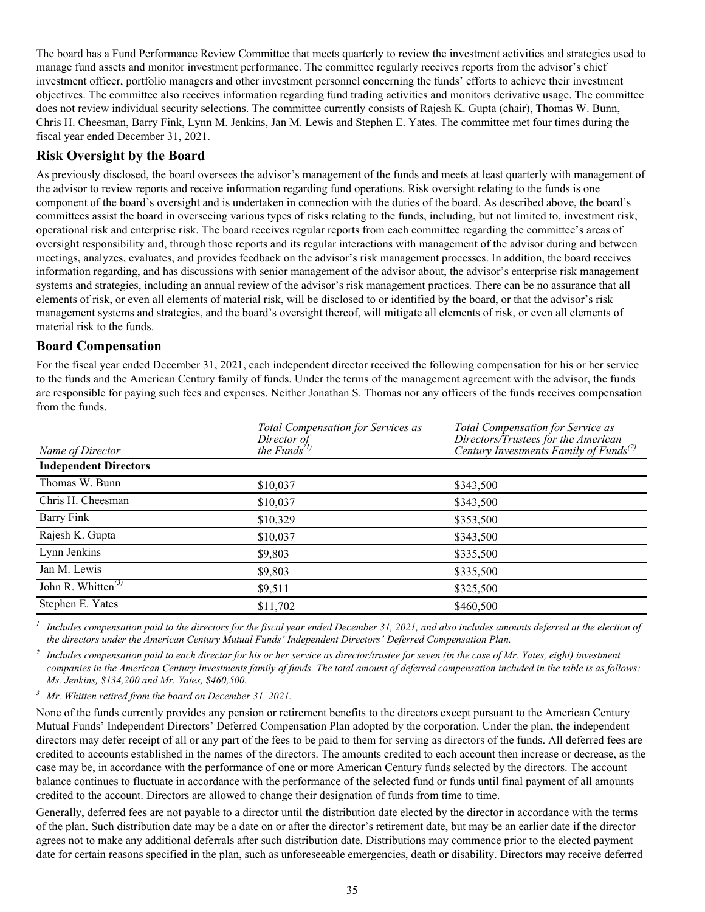The board has a Fund Performance Review Committee that meets quarterly to review the investment activities and strategies used to manage fund assets and monitor investment performance. The committee regularly receives reports from the advisor's chief investment officer, portfolio managers and other investment personnel concerning the funds' efforts to achieve their investment objectives. The committee also receives information regarding fund trading activities and monitors derivative usage. The committee does not review individual security selections. The committee currently consists of Rajesh K. Gupta (chair), Thomas W. Bunn, Chris H. Cheesman, Barry Fink, Lynn M. Jenkins, Jan M. Lewis and Stephen E. Yates. The committee met four times during the fiscal year ended December 31, 2021.

## Risk Oversight by the Board

As previously disclosed, the board oversees the advisor's management of the funds and meets at least quarterly with management of the advisor to review reports and receive information regarding fund operations. Risk oversight relating to the funds is one component of the board's oversight and is undertaken in connection with the duties of the board. As described above, the board's committees assist the board in overseeing various types of risks relating to the funds, including, but not limited to, investment risk, operational risk and enterprise risk. The board receives regular reports from each committee regarding the committee's areas of oversight responsibility and, through those reports and its regular interactions with management of the advisor during and between meetings, analyzes, evaluates, and provides feedback on the advisor's risk management processes. In addition, the board receives information regarding, and has discussions with senior management of the advisor about, the advisor's enterprise risk management systems and strategies, including an annual review of the advisor's risk management practices. There can be no assurance that all elements of risk, or even all elements of material risk, will be disclosed to or identified by the board, or that the advisor's risk management systems and strategies, and the board's oversight thereof, will mitigate all elements of risk, or even all elements of material risk to the funds.

## Board Compensation

For the fiscal year ended December 31, 2021, each independent director received the following compensation for his or her service to the funds and the American Century family of funds. Under the terms of the management agreement with the advisor, the funds are responsible for paying such fees and expenses. Neither Jonathan S. Thomas nor any officers of the funds receives compensation from the funds.

| *Name of Director* | *Total Compensation for Services as Director of the Funds*[1] | *Total Compensation for Service as Directors/Trustees for the American Century Investments Family of Funds*[2] |
|---|---|---|
| **Independent Directors** | | |
| Thomas W. Bunn | $10,037 | $343,500 |
| Chris H. Cheesman | $10,037 | $343,500 |
| Barry Fink | $10,329 | $353,500 |
| Rajesh K. Gupta | $10,037 | $343,500 |
| Lynn Jenkins | $9,803 | $335,500 |
| Jan M. Lewis | $9,803 | $335,500 |
| John R. Whitten[3] | $9,511 | $325,500 |
| Stephen E. Yates | $11,702 | $460,500 |

[1] *Includes compensation paid to the directors for the fiscal year ended December 31, 2021, and also includes amounts deferred at the election of the directors under the American Century Mutual Funds' Independent Directors' Deferred Compensation Plan.*

[2] *Includes compensation paid to each director for his or her service as director/trustee for seven (in the case of Mr. Yates, eight) investment companies in the American Century Investments family of funds. The total amount of deferred compensation included in the table is as follows: Ms. Jenkins, $134,200 and Mr. Yates, $460,500.*

[3] *Mr. Whitten retired from the board on December 31, 2021.*

None of the funds currently provides any pension or retirement benefits to the directors except pursuant to the American Century Mutual Funds' Independent Directors' Deferred Compensation Plan adopted by the corporation. Under the plan, the independent directors may defer receipt of all or any part of the fees to be paid to them for serving as directors of the funds. All deferred fees are credited to accounts established in the names of the directors. The amounts credited to each account then increase or decrease, as the case may be, in accordance with the performance of one or more American Century funds selected by the directors. The account balance continues to fluctuate in accordance with the performance of the selected fund or funds until final payment of all amounts credited to the account. Directors are allowed to change their designation of funds from time to time.

Generally, deferred fees are not payable to a director until the distribution date elected by the director in accordance with the terms of the plan. Such distribution date may be a date on or after the director's retirement date, but may be an earlier date if the director agrees not to make any additional deferrals after such distribution date. Distributions may commence prior to the elected payment date for certain reasons specified in the plan, such as unforeseeable emergencies, death or disability. Directors may receive deferred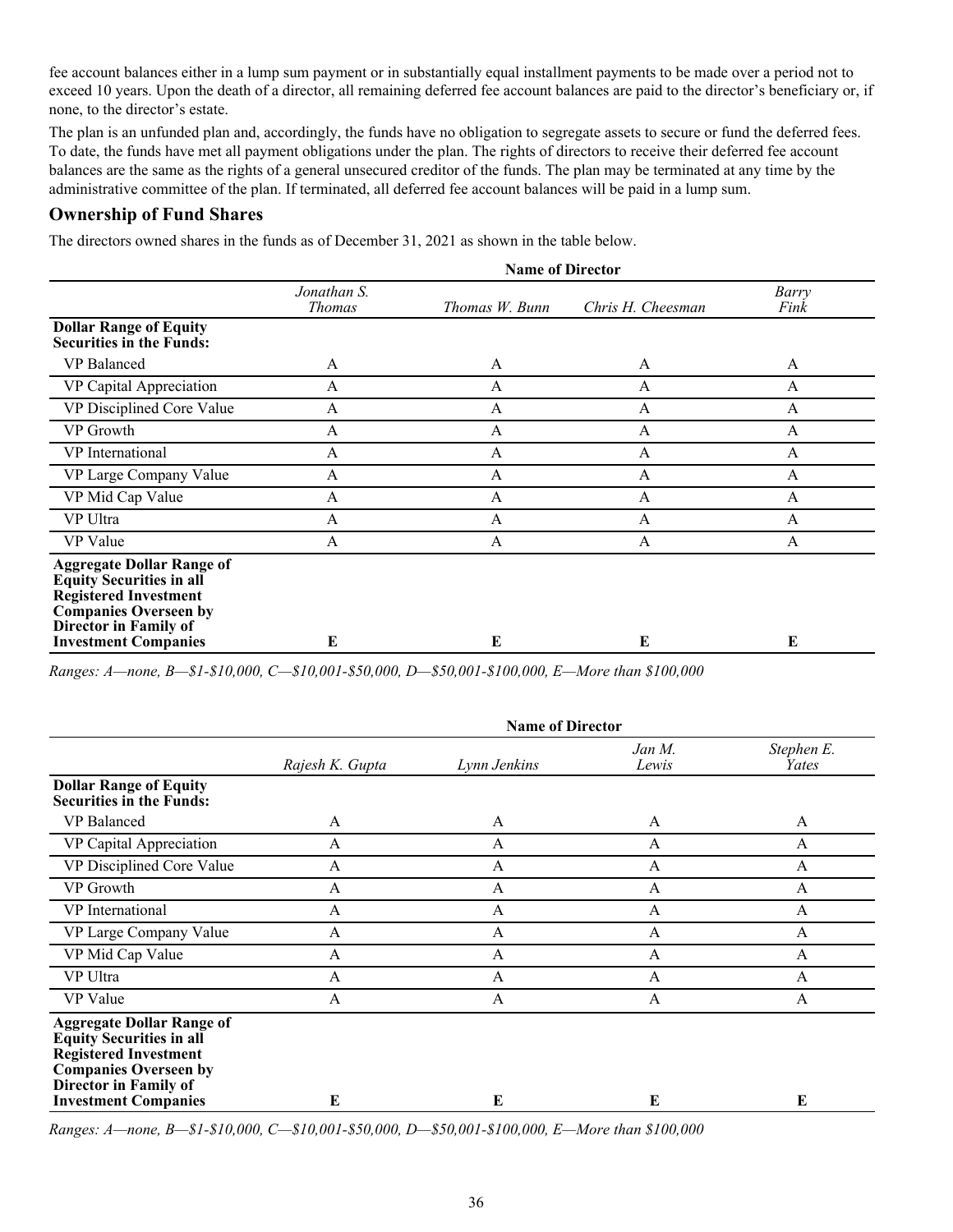fee account balances either in a lump sum payment or in substantially equal installment payments to be made over a period not to exceed 10 years. Upon the death of a director, all remaining deferred fee account balances are paid to the director's beneficiary or, if none, to the director's estate.

The plan is an unfunded plan and, accordingly, the funds have no obligation to segregate assets to secure or fund the deferred fees. To date, the funds have met all payment obligations under the plan. The rights of directors to receive their deferred fee account balances are the same as the rights of a general unsecured creditor of the funds. The plan may be terminated at any time by the administrative committee of the plan. If terminated, all deferred fee account balances will be paid in a lump sum.

## Ownership of Fund Shares

The directors owned shares in the funds as of December 31, 2021 as shown in the table below.

| | **Name of Director** | | | |
|---|---|---|---|---|
| | *Jonathan S. Thomas* | *Thomas W. Bunn* | *Chris H. Cheesman* | *Barry Fink* |
| **Dollar Range of Equity Securities in the Funds:** | | | | |
| VP Balanced | A | A | A | A |
| VP Capital Appreciation | A | A | A | A |
| VP Disciplined Core Value | A | A | A | A |
| VP Growth | A | A | A | A |
| VP International | A | A | A | A |
| VP Large Company Value | A | A | A | A |
| VP Mid Cap Value | A | A | A | A |
| VP Ultra | A | A | A | A |
| VP Value | A | A | A | A |
| **Aggregate Dollar Range of Equity Securities in all Registered Investment Companies Overseen by Director in Family of Investment Companies** | **E** | **E** | **E** | **E** |

*Ranges: A—none, B—$1-$10,000, C—$10,001-$50,000, D—$50,001-$100,000, E—More than $100,000*

| | **Name of Director** | | | |
|---|---|---|---|---|
| | *Rajesh K. Gupta* | *Lynn Jenkins* | *Jan M. Lewis* | *Stephen E. Yates* |
| **Dollar Range of Equity Securities in the Funds:** | | | | |
| VP Balanced | A | A | A | A |
| VP Capital Appreciation | A | A | A | A |
| VP Disciplined Core Value | A | A | A | A |
| VP Growth | A | A | A | A |
| VP International | A | A | A | A |
| VP Large Company Value | A | A | A | A |
| VP Mid Cap Value | A | A | A | A |
| VP Ultra | A | A | A | A |
| VP Value | A | A | A | A |
| **Aggregate Dollar Range of Equity Securities in all Registered Investment Companies Overseen by Director in Family of Investment Companies** | **E** | **E** | **E** | **E** |

*Ranges: A—none, B—$1-$10,000, C—$10,001-$50,000, D—$50,001-$100,000, E—More than $100,000*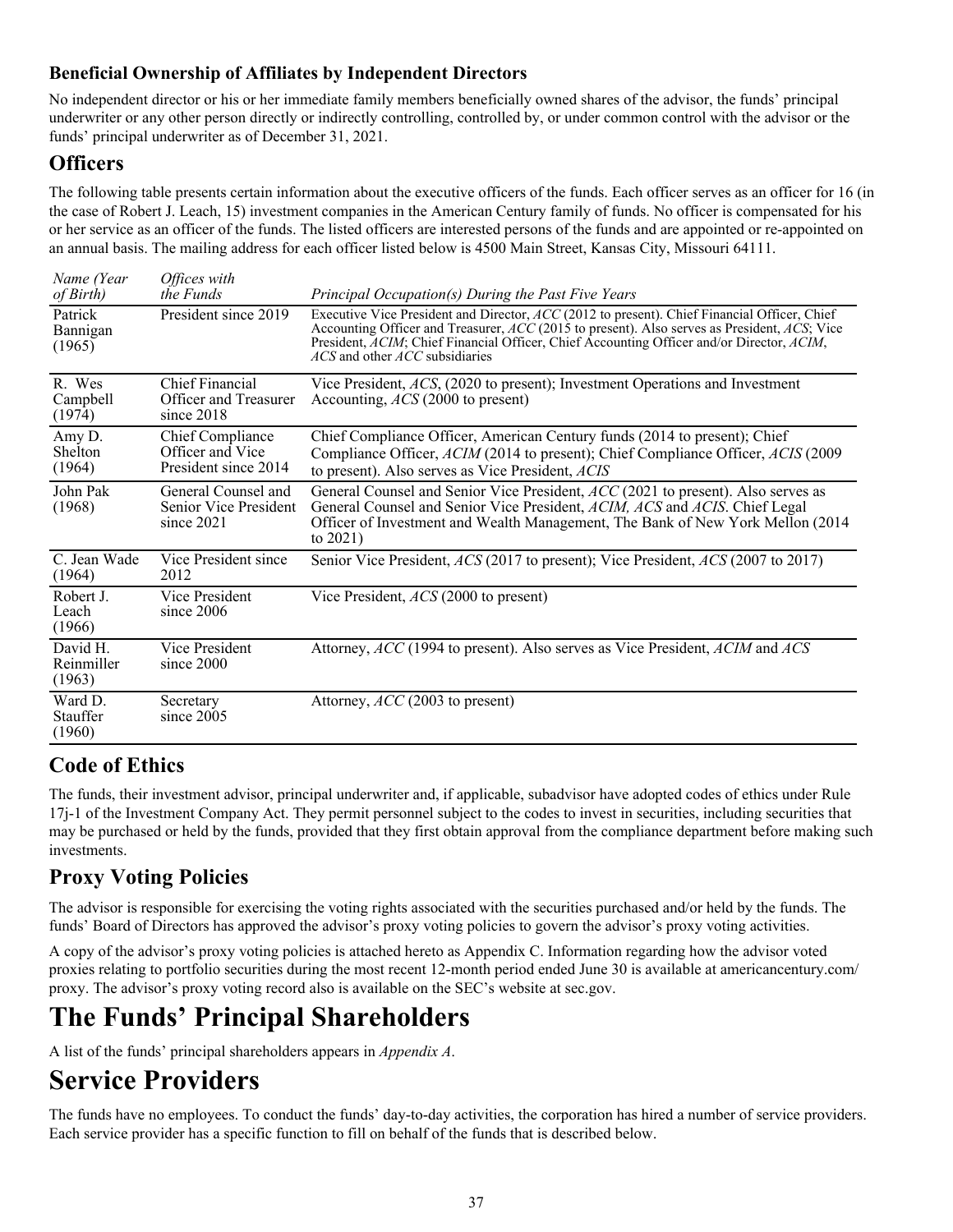### Beneficial Ownership of Affiliates by Independent Directors

No independent director or his or her immediate family members beneficially owned shares of the advisor, the funds' principal underwriter or any other person directly or indirectly controlling, controlled by, or under common control with the advisor or the funds' principal underwriter as of December 31, 2021.

## Officers

The following table presents certain information about the executive officers of the funds. Each officer serves as an officer for 16 (in the case of Robert J. Leach, 15) investment companies in the American Century family of funds. No officer is compensated for his or her service as an officer of the funds. The listed officers are interested persons of the funds and are appointed or re-appointed on an annual basis. The mailing address for each officer listed below is 4500 Main Street, Kansas City, Missouri 64111.

| *Name (Year of Birth)* | *Offices with the Funds* | *Principal Occupation(s) During the Past Five Years* |
|---|---|---|
| Patrick Bannigan (1965) | President since 2019 | Executive Vice President and Director, *ACC* (2012 to present). Chief Financial Officer, Chief Accounting Officer and Treasurer, *ACC* (2015 to present). Also serves as President, *ACS*; Vice President, *ACIM*; Chief Financial Officer, Chief Accounting Officer and/or Director, *ACIM*, *ACS* and other *ACC* subsidiaries |
| R. Wes Campbell (1974) | Chief Financial Officer and Treasurer since 2018 | Vice President, *ACS*, (2020 to present); Investment Operations and Investment Accounting, *ACS* (2000 to present) |
| Amy D. Shelton (1964) | Chief Compliance Officer and Vice President since 2014 | Chief Compliance Officer, American Century funds (2014 to present); Chief Compliance Officer, *ACIM* (2014 to present); Chief Compliance Officer, *ACIS* (2009 to present). Also serves as Vice President, *ACIS* |
| John Pak (1968) | General Counsel and Senior Vice President since 2021 | General Counsel and Senior Vice President, *ACC* (2021 to present). Also serves as General Counsel and Senior Vice President, *ACIM, ACS* and *ACIS*. Chief Legal Officer of Investment and Wealth Management, The Bank of New York Mellon (2014 to 2021) |
| C. Jean Wade (1964) | Vice President since 2012 | Senior Vice President, *ACS* (2017 to present); Vice President, *ACS* (2007 to 2017) |
| Robert J. Leach (1966) | Vice President since 2006 | Vice President, *ACS* (2000 to present) |
| David H. Reinmiller (1963) | Vice President since 2000 | Attorney, *ACC* (1994 to present). Also serves as Vice President, *ACIM* and *ACS* |
| Ward D. Stauffer (1960) | Secretary since 2005 | Attorney, *ACC* (2003 to present) |

## Code of Ethics

The funds, their investment advisor, principal underwriter and, if applicable, subadvisor have adopted codes of ethics under Rule 17j-1 of the Investment Company Act. They permit personnel subject to the codes to invest in securities, including securities that may be purchased or held by the funds, provided that they first obtain approval from the compliance department before making such investments.

## Proxy Voting Policies

The advisor is responsible for exercising the voting rights associated with the securities purchased and/or held by the funds. The funds' Board of Directors has approved the advisor's proxy voting policies to govern the advisor's proxy voting activities.

A copy of the advisor's proxy voting policies is attached hereto as Appendix C. Information regarding how the advisor voted proxies relating to portfolio securities during the most recent 12-month period ended June 30 is available at americancentury.com/proxy. The advisor's proxy voting record also is available on the SEC's website at sec.gov.

# The Funds' Principal Shareholders

A list of the funds' principal shareholders appears in *Appendix A*.

# Service Providers

The funds have no employees. To conduct the funds' day-to-day activities, the corporation has hired a number of service providers. Each service provider has a specific function to fill on behalf of the funds that is described below.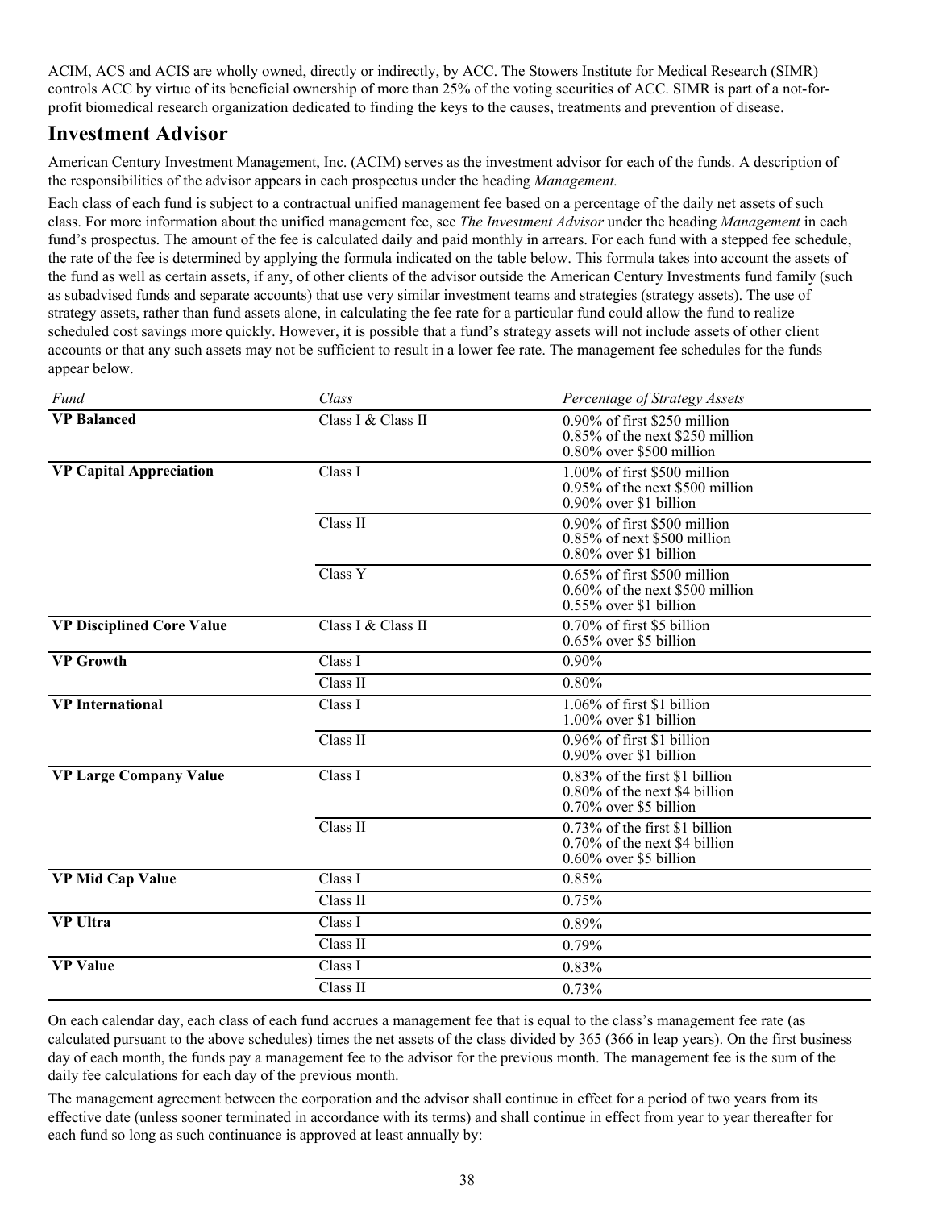ACIM, ACS and ACIS are wholly owned, directly or indirectly, by ACC. The Stowers Institute for Medical Research (SIMR) controls ACC by virtue of its beneficial ownership of more than 25% of the voting securities of ACC. SIMR is part of a not-for-profit biomedical research organization dedicated to finding the keys to the causes, treatments and prevention of disease.

## Investment Advisor

American Century Investment Management, Inc. (ACIM) serves as the investment advisor for each of the funds. A description of the responsibilities of the advisor appears in each prospectus under the heading *Management.*

Each class of each fund is subject to a contractual unified management fee based on a percentage of the daily net assets of such class. For more information about the unified management fee, see *The Investment Advisor* under the heading *Management* in each fund's prospectus. The amount of the fee is calculated daily and paid monthly in arrears. For each fund with a stepped fee schedule, the rate of the fee is determined by applying the formula indicated on the table below. This formula takes into account the assets of the fund as well as certain assets, if any, of other clients of the advisor outside the American Century Investments fund family (such as subadvised funds and separate accounts) that use very similar investment teams and strategies (strategy assets). The use of strategy assets, rather than fund assets alone, in calculating the fee rate for a particular fund could allow the fund to realize scheduled cost savings more quickly. However, it is possible that a fund's strategy assets will not include assets of other client accounts or that any such assets may not be sufficient to result in a lower fee rate. The management fee schedules for the funds appear below.

| *Fund* | *Class* | *Percentage of Strategy Assets* |
|---|---|---|
| **VP Balanced** | Class I & Class II | 0.90% of first $250 million<br>0.85% of the next $250 million<br>0.80% over $500 million |
| **VP Capital Appreciation** | Class I | 1.00% of first $500 million<br>0.95% of the next $500 million<br>0.90% over $1 billion |
| | Class II | 0.90% of first $500 million<br>0.85% of next $500 million<br>0.80% over $1 billion |
| | Class Y | 0.65% of first $500 million<br>0.60% of the next $500 million<br>0.55% over $1 billion |
| **VP Disciplined Core Value** | Class I & Class II | 0.70% of first $5 billion<br>0.65% over $5 billion |
| **VP Growth** | Class I | 0.90% |
| | Class II | 0.80% |
| **VP International** | Class I | 1.06% of first $1 billion<br>1.00% over $1 billion |
| | Class II | 0.96% of first $1 billion<br>0.90% over $1 billion |
| **VP Large Company Value** | Class I | 0.83% of the first $1 billion<br>0.80% of the next $4 billion<br>0.70% over $5 billion |
| | Class II | 0.73% of the first $1 billion<br>0.70% of the next $4 billion<br>0.60% over $5 billion |
| **VP Mid Cap Value** | Class I | 0.85% |
| | Class II | 0.75% |
| **VP Ultra** | Class I | 0.89% |
| | Class II | 0.79% |
| **VP Value** | Class I | 0.83% |
| | Class II | 0.73% |

On each calendar day, each class of each fund accrues a management fee that is equal to the class's management fee rate (as calculated pursuant to the above schedules) times the net assets of the class divided by 365 (366 in leap years). On the first business day of each month, the funds pay a management fee to the advisor for the previous month. The management fee is the sum of the daily fee calculations for each day of the previous month.

The management agreement between the corporation and the advisor shall continue in effect for a period of two years from its effective date (unless sooner terminated in accordance with its terms) and shall continue in effect from year to year thereafter for each fund so long as such continuance is approved at least annually by: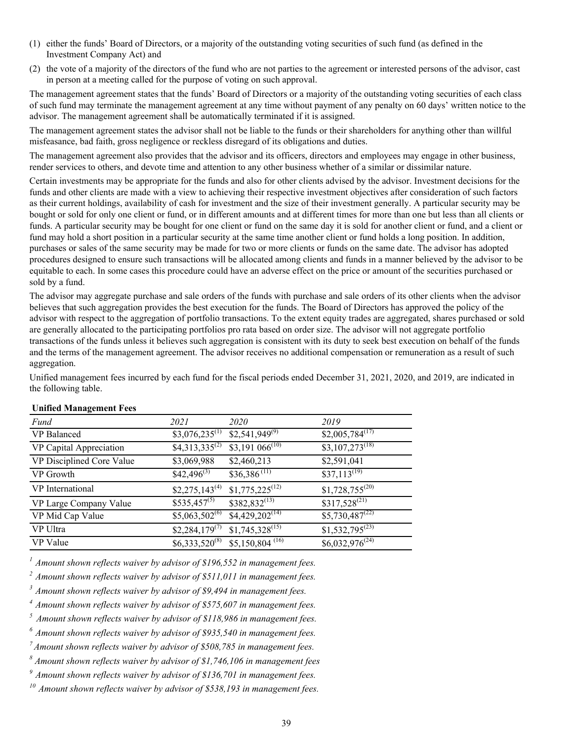(1) either the funds' Board of Directors, or a majority of the outstanding voting securities of such fund (as defined in the Investment Company Act) and

(2) the vote of a majority of the directors of the fund who are not parties to the agreement or interested persons of the advisor, cast in person at a meeting called for the purpose of voting on such approval.

The management agreement states that the funds' Board of Directors or a majority of the outstanding voting securities of each class of such fund may terminate the management agreement at any time without payment of any penalty on 60 days' written notice to the advisor. The management agreement shall be automatically terminated if it is assigned.

The management agreement states the advisor shall not be liable to the funds or their shareholders for anything other than willful misfeasance, bad faith, gross negligence or reckless disregard of its obligations and duties.

The management agreement also provides that the advisor and its officers, directors and employees may engage in other business, render services to others, and devote time and attention to any other business whether of a similar or dissimilar nature.

Certain investments may be appropriate for the funds and also for other clients advised by the advisor. Investment decisions for the funds and other clients are made with a view to achieving their respective investment objectives after consideration of such factors as their current holdings, availability of cash for investment and the size of their investment generally. A particular security may be bought or sold for only one client or fund, or in different amounts and at different times for more than one but less than all clients or funds. A particular security may be bought for one client or fund on the same day it is sold for another client or fund, and a client or fund may hold a short position in a particular security at the same time another client or fund holds a long position. In addition, purchases or sales of the same security may be made for two or more clients or funds on the same date. The advisor has adopted procedures designed to ensure such transactions will be allocated among clients and funds in a manner believed by the advisor to be equitable to each. In some cases this procedure could have an adverse effect on the price or amount of the securities purchased or sold by a fund.

The advisor may aggregate purchase and sale orders of the funds with purchase and sale orders of its other clients when the advisor believes that such aggregation provides the best execution for the funds. The Board of Directors has approved the policy of the advisor with respect to the aggregation of portfolio transactions. To the extent equity trades are aggregated, shares purchased or sold are generally allocated to the participating portfolios pro rata based on order size. The advisor will not aggregate portfolio transactions of the funds unless it believes such aggregation is consistent with its duty to seek best execution on behalf of the funds and the terms of the management agreement. The advisor receives no additional compensation or remuneration as a result of such aggregation.

Unified management fees incurred by each fund for the fiscal periods ended December 31, 2021, 2020, and 2019, are indicated in the following table.

**Unified Management Fees**

| *Fund* | *2021* | *2020* | *2019* |
|---|---|---|---|
| VP Balanced | $3,076,235(1) | $2,541,949(9) | $2,005,784(17) |
| VP Capital Appreciation | $4,313,335(2) | $3,191 066(10) | $3,107,273(18) |
| VP Disciplined Core Value | $3,069,988 | $2,460,213 | $2,591,041 |
| VP Growth | $42,496(3) | $36,386 (11) | $37,113(19) |
| VP International | $2,275,143(4) | $1,775,225(12) | $1,728,755(20) |
| VP Large Company Value | $535,457(5) | $382,832(13) | $317,528(21) |
| VP Mid Cap Value | $5,063,502(6) | $4,429,202(14) | $5,730,487(22) |
| VP Ultra | $2,284,179(7) | $1,745,328(15) | $1,532,795(23) |
| VP Value | $6,333,520(8) | $5,150,804 (16) | $6,032,976(24) |

[1] *Amount shown reflects waiver by advisor of $196,552 in management fees.*

[2] *Amount shown reflects waiver by advisor of $511,011 in management fees.*

[3] *Amount shown reflects waiver by advisor of $9,494 in management fees.*

[4] *Amount shown reflects waiver by advisor of $575,607 in management fees.*

[5] *Amount shown reflects waiver by advisor of $118,986 in management fees.*

[6] *Amount shown reflects waiver by advisor of $935,540 in management fees.*

[7] *Amount shown reflects waiver by advisor of $508,785 in management fees.*

[8] *Amount shown reflects waiver by advisor of $1,746,106 in management fees*

[9] *Amount shown reflects waiver by advisor of $136,701 in management fees.*

[10] *Amount shown reflects waiver by advisor of $538,193 in management fees.*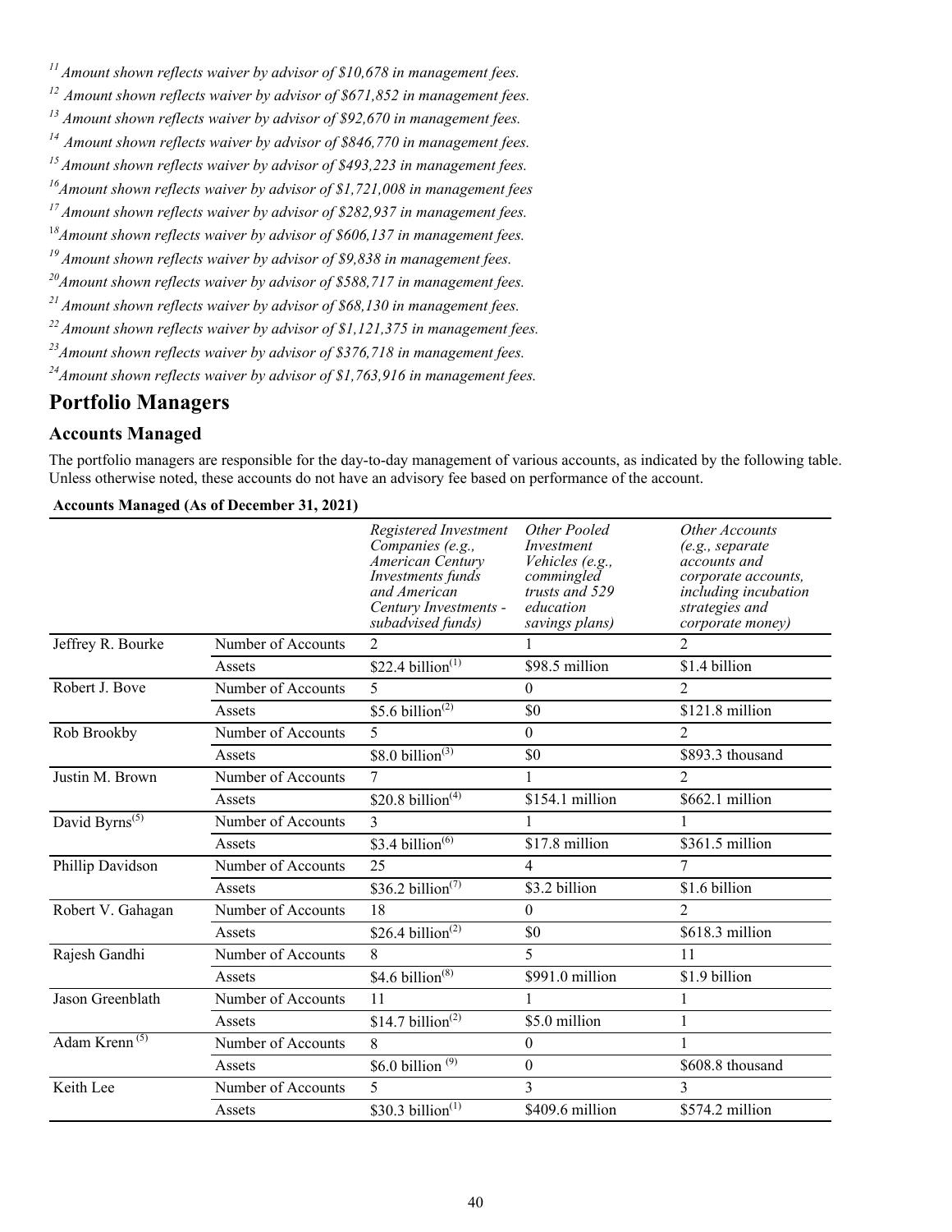[11] *Amount shown reflects waiver by advisor of $10,678 in management fees.*

[12] *Amount shown reflects waiver by advisor of $671,852 in management fees.*

[13] *Amount shown reflects waiver by advisor of $92,670 in management fees.*

[14] *Amount shown reflects waiver by advisor of $846,770 in management fees.*

[15] *Amount shown reflects waiver by advisor of $493,223 in management fees.*

[16] *Amount shown reflects waiver by advisor of $1,721,008 in management fees*

[17] *Amount shown reflects waiver by advisor of $282,937 in management fees.*

[18] *Amount shown reflects waiver by advisor of $606,137 in management fees.*

[19] *Amount shown reflects waiver by advisor of $9,838 in management fees.*

[20] *Amount shown reflects waiver by advisor of $588,717 in management fees.*

[21] *Amount shown reflects waiver by advisor of $68,130 in management fees.*

[22] *Amount shown reflects waiver by advisor of $1,121,375 in management fees.*

[23] *Amount shown reflects waiver by advisor of $376,718 in management fees.*

[24] *Amount shown reflects waiver by advisor of $1,763,916 in management fees.*

# Portfolio Managers

## Accounts Managed

The portfolio managers are responsible for the day-to-day management of various accounts, as indicated by the following table. Unless otherwise noted, these accounts do not have an advisory fee based on performance of the account.

**Accounts Managed (As of December 31, 2021)**

| | | *Registered Investment Companies (e.g., American Century Investments funds and American Century Investments - subadvised funds)* | *Other Pooled Investment Vehicles (e.g., commingled trusts and 529 education savings plans)* | *Other Accounts (e.g., separate accounts and corporate accounts, including incubation strategies and corporate money)* |
|---|---|---|---|---|
| Jeffrey R. Bourke | Number of Accounts | 2 | 1 | 2 |
| | Assets | $22.4 billion[(1)] | $98.5 million | $1.4 billion |
| Robert J. Bove | Number of Accounts | 5 | 0 | 2 |
| | Assets | $5.6 billion[(2)] | $0 | $121.8 million |
| Rob Brookby | Number of Accounts | 5 | 0 | 2 |
| | Assets | $8.0 billion[(3)] | $0 | $893.3 thousand |
| Justin M. Brown | Number of Accounts | 7 | 1 | 2 |
| | Assets | $20.8 billion[(4)] | $154.1 million | $662.1 million |
| David Byrns[(5)] | Number of Accounts | 3 | 1 | 1 |
| | Assets | $3.4 billion[(6)] | $17.8 million | $361.5 million |
| Phillip Davidson | Number of Accounts | 25 | 4 | 7 |
| | Assets | $36.2 billion[(7)] | $3.2 billion | $1.6 billion |
| Robert V. Gahagan | Number of Accounts | 18 | 0 | 2 |
| | Assets | $26.4 billion[(2)] | $0 | $618.3 million |
| Rajesh Gandhi | Number of Accounts | 8 | 5 | 11 |
| | Assets | $4.6 billion[(8)] | $991.0 million | $1.9 billion |
| Jason Greenblath | Number of Accounts | 11 | 1 | 1 |
| | Assets | $14.7 billion[(2)] | $5.0 million | 1 |
| Adam Krenn[(5)] | Number of Accounts | 8 | 0 | 1 |
| | Assets | $6.0 billion[(9)] | 0 | $608.8 thousand |
| Keith Lee | Number of Accounts | 5 | 3 | 3 |
| | Assets | $30.3 billion[(1)] | $409.6 million | $574.2 million |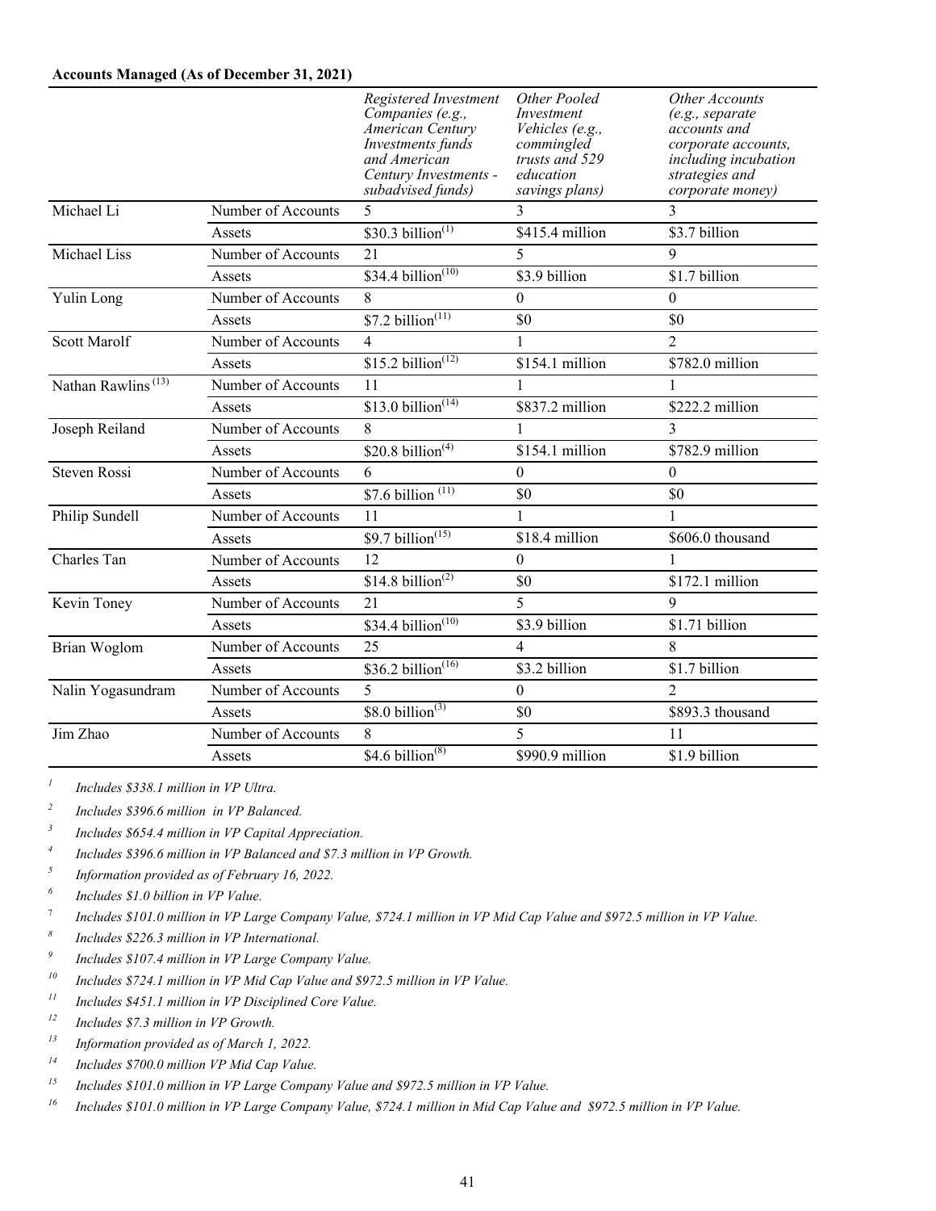**Accounts Managed (As of December 31, 2021)**

| | | *Registered Investment Companies (e.g., American Century Investments funds and American Century Investments - subadvised funds)* | *Other Pooled Investment Vehicles (e.g., commingled trusts and 529 education savings plans)* | *Other Accounts (e.g., separate accounts and corporate accounts, including incubation strategies and corporate money)* |
|---|---|---|---|---|
| Michael Li | Number of Accounts | 5 | 3 | 3 |
| | Assets | $30.3 billion[(1)] | $415.4 million | $3.7 billion |
| Michael Liss | Number of Accounts | 21 | 5 | 9 |
| | Assets | $34.4 billion[(10)] | $3.9 billion | $1.7 billion |
| Yulin Long | Number of Accounts | 8 | 0 | 0 |
| | Assets | $7.2 billion[(11)] | $0 | $0 |
| Scott Marolf | Number of Accounts | 4 | 1 | 2 |
| | Assets | $15.2 billion[(12)] | $154.1 million | $782.0 million |
| Nathan Rawlins [(13)] | Number of Accounts | 11 | 1 | 1 |
| | Assets | $13.0 billion[(14)] | $837.2 million | $222.2 million |
| Joseph Reiland | Number of Accounts | 8 | 1 | 3 |
| | Assets | $20.8 billion[(4)] | $154.1 million | $782.9 million |
| Steven Rossi | Number of Accounts | 6 | 0 | 0 |
| | Assets | $7.6 billion [(11)] | $0 | $0 |
| Philip Sundell | Number of Accounts | 11 | 1 | 1 |
| | Assets | $9.7 billion[(15)] | $18.4 million | $606.0 thousand |
| Charles Tan | Number of Accounts | 12 | 0 | 1 |
| | Assets | $14.8 billion[(2)] | $0 | $172.1 million |
| Kevin Toney | Number of Accounts | 21 | 5 | 9 |
| | Assets | $34.4 billion[(10)] | $3.9 billion | $1.71 billion |
| Brian Woglom | Number of Accounts | 25 | 4 | 8 |
| | Assets | $36.2 billion[(16)] | $3.2 billion | $1.7 billion |
| Nalin Yogasundram | Number of Accounts | 5 | 0 | 2 |
| | Assets | $8.0 billion[(3)] | $0 | $893.3 thousand |
| Jim Zhao | Number of Accounts | 8 | 5 | 11 |
| | Assets | $4.6 billion[(8)] | $990.9 million | $1.9 billion |

[1] *Includes $338.1 million in VP Ultra.*

[2] *Includes $396.6 million in VP Balanced.*

[3] *Includes $654.4 million in VP Capital Appreciation.*

[4] *Includes $396.6 million in VP Balanced and $7.3 million in VP Growth.*

[5] *Information provided as of February 16, 2022.*

[6] *Includes $1.0 billion in VP Value.*

[7] *Includes $101.0 million in VP Large Company Value, $724.1 million in VP Mid Cap Value and $972.5 million in VP Value.*

[8] *Includes $226.3 million in VP International.*

[9] *Includes $107.4 million in VP Large Company Value.*

[10] *Includes $724.1 million in VP Mid Cap Value and $972.5 million in VP Value.*

[11] *Includes $451.1 million in VP Disciplined Core Value.*

[12] *Includes $7.3 million in VP Growth.*

[13] *Information provided as of March 1, 2022.*

[14] *Includes $700.0 million VP Mid Cap Value.*

[15] *Includes $101.0 million in VP Large Company Value and $972.5 million in VP Value.*

[16] *Includes $101.0 million in VP Large Company Value, $724.1 million in Mid Cap Value and $972.5 million in VP Value.*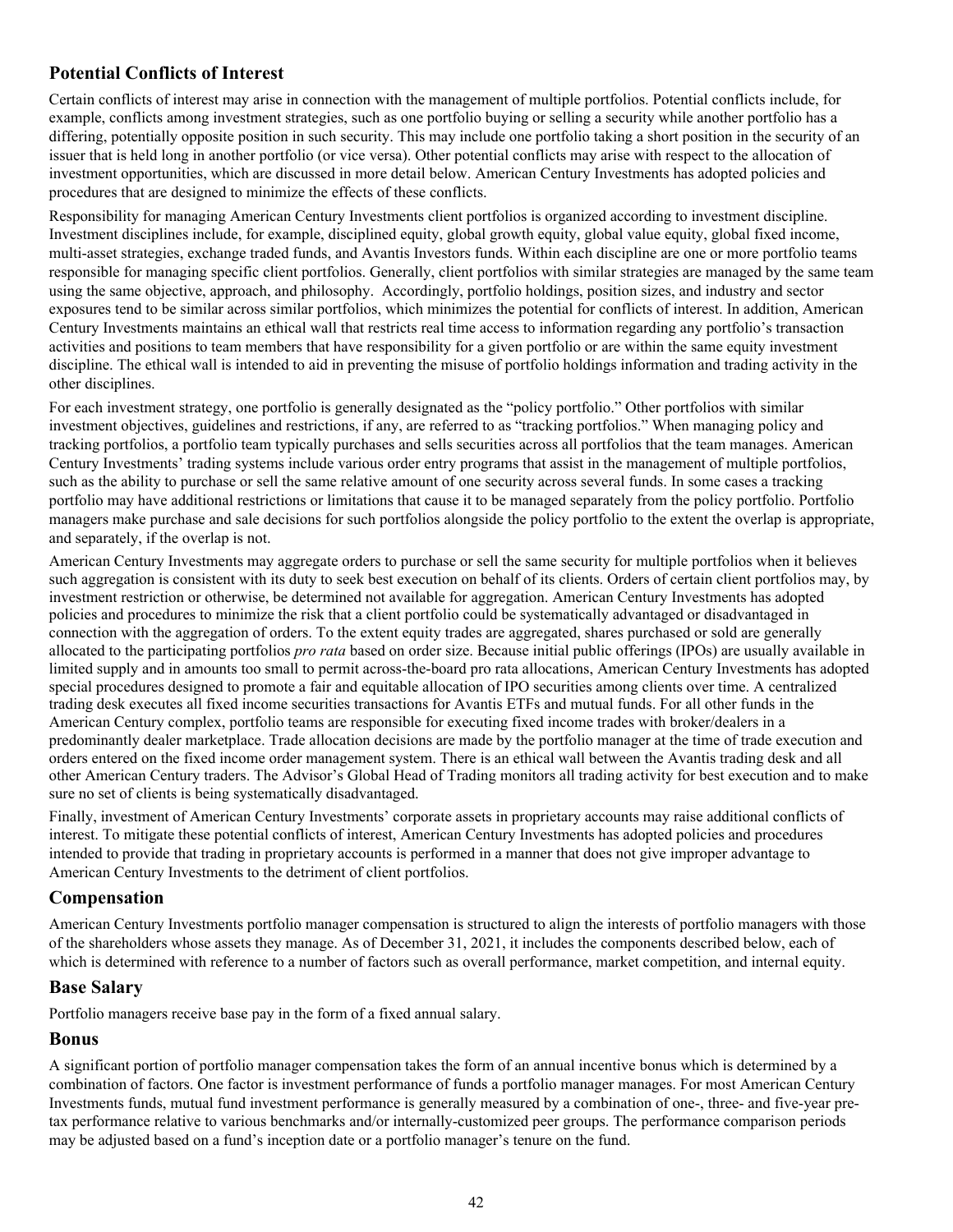## Potential Conflicts of Interest

Certain conflicts of interest may arise in connection with the management of multiple portfolios. Potential conflicts include, for example, conflicts among investment strategies, such as one portfolio buying or selling a security while another portfolio has a differing, potentially opposite position in such security. This may include one portfolio taking a short position in the security of an issuer that is held long in another portfolio (or vice versa). Other potential conflicts may arise with respect to the allocation of investment opportunities, which are discussed in more detail below. American Century Investments has adopted policies and procedures that are designed to minimize the effects of these conflicts.

Responsibility for managing American Century Investments client portfolios is organized according to investment discipline. Investment disciplines include, for example, disciplined equity, global growth equity, global value equity, global fixed income, multi-asset strategies, exchange traded funds, and Avantis Investors funds. Within each discipline are one or more portfolio teams responsible for managing specific client portfolios. Generally, client portfolios with similar strategies are managed by the same team using the same objective, approach, and philosophy. Accordingly, portfolio holdings, position sizes, and industry and sector exposures tend to be similar across similar portfolios, which minimizes the potential for conflicts of interest. In addition, American Century Investments maintains an ethical wall that restricts real time access to information regarding any portfolio's transaction activities and positions to team members that have responsibility for a given portfolio or are within the same equity investment discipline. The ethical wall is intended to aid in preventing the misuse of portfolio holdings information and trading activity in the other disciplines.

For each investment strategy, one portfolio is generally designated as the "policy portfolio." Other portfolios with similar investment objectives, guidelines and restrictions, if any, are referred to as "tracking portfolios." When managing policy and tracking portfolios, a portfolio team typically purchases and sells securities across all portfolios that the team manages. American Century Investments' trading systems include various order entry programs that assist in the management of multiple portfolios, such as the ability to purchase or sell the same relative amount of one security across several funds. In some cases a tracking portfolio may have additional restrictions or limitations that cause it to be managed separately from the policy portfolio. Portfolio managers make purchase and sale decisions for such portfolios alongside the policy portfolio to the extent the overlap is appropriate, and separately, if the overlap is not.

American Century Investments may aggregate orders to purchase or sell the same security for multiple portfolios when it believes such aggregation is consistent with its duty to seek best execution on behalf of its clients. Orders of certain client portfolios may, by investment restriction or otherwise, be determined not available for aggregation. American Century Investments has adopted policies and procedures to minimize the risk that a client portfolio could be systematically advantaged or disadvantaged in connection with the aggregation of orders. To the extent equity trades are aggregated, shares purchased or sold are generally allocated to the participating portfolios *pro rata* based on order size. Because initial public offerings (IPOs) are usually available in limited supply and in amounts too small to permit across-the-board pro rata allocations, American Century Investments has adopted special procedures designed to promote a fair and equitable allocation of IPO securities among clients over time. A centralized trading desk executes all fixed income securities transactions for Avantis ETFs and mutual funds. For all other funds in the American Century complex, portfolio teams are responsible for executing fixed income trades with broker/dealers in a predominantly dealer marketplace. Trade allocation decisions are made by the portfolio manager at the time of trade execution and orders entered on the fixed income order management system. There is an ethical wall between the Avantis trading desk and all other American Century traders. The Advisor's Global Head of Trading monitors all trading activity for best execution and to make sure no set of clients is being systematically disadvantaged.

Finally, investment of American Century Investments' corporate assets in proprietary accounts may raise additional conflicts of interest. To mitigate these potential conflicts of interest, American Century Investments has adopted policies and procedures intended to provide that trading in proprietary accounts is performed in a manner that does not give improper advantage to American Century Investments to the detriment of client portfolios.

## Compensation

American Century Investments portfolio manager compensation is structured to align the interests of portfolio managers with those of the shareholders whose assets they manage. As of December 31, 2021, it includes the components described below, each of which is determined with reference to a number of factors such as overall performance, market competition, and internal equity.

## Base Salary

Portfolio managers receive base pay in the form of a fixed annual salary.

## Bonus

A significant portion of portfolio manager compensation takes the form of an annual incentive bonus which is determined by a combination of factors. One factor is investment performance of funds a portfolio manager manages. For most American Century Investments funds, mutual fund investment performance is generally measured by a combination of one-, three- and five-year pre-tax performance relative to various benchmarks and/or internally-customized peer groups. The performance comparison periods may be adjusted based on a fund's inception date or a portfolio manager's tenure on the fund.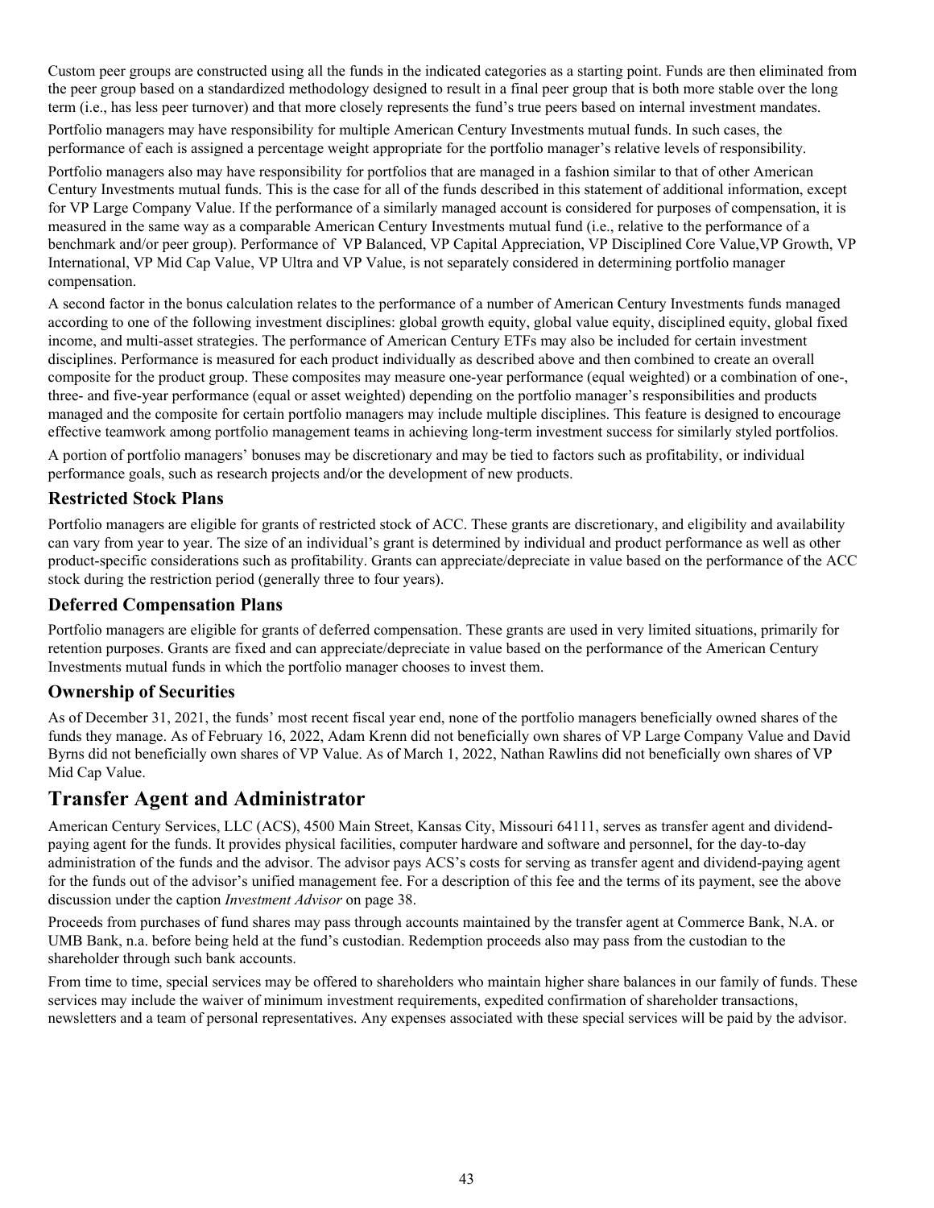Custom peer groups are constructed using all the funds in the indicated categories as a starting point. Funds are then eliminated from the peer group based on a standardized methodology designed to result in a final peer group that is both more stable over the long term (i.e., has less peer turnover) and that more closely represents the fund's true peers based on internal investment mandates.

Portfolio managers may have responsibility for multiple American Century Investments mutual funds. In such cases, the performance of each is assigned a percentage weight appropriate for the portfolio manager's relative levels of responsibility.

Portfolio managers also may have responsibility for portfolios that are managed in a fashion similar to that of other American Century Investments mutual funds. This is the case for all of the funds described in this statement of additional information, except for VP Large Company Value. If the performance of a similarly managed account is considered for purposes of compensation, it is measured in the same way as a comparable American Century Investments mutual fund (i.e., relative to the performance of a benchmark and/or peer group). Performance of VP Balanced, VP Capital Appreciation, VP Disciplined Core Value,VP Growth, VP International, VP Mid Cap Value, VP Ultra and VP Value, is not separately considered in determining portfolio manager compensation.

A second factor in the bonus calculation relates to the performance of a number of American Century Investments funds managed according to one of the following investment disciplines: global growth equity, global value equity, disciplined equity, global fixed income, and multi-asset strategies. The performance of American Century ETFs may also be included for certain investment disciplines. Performance is measured for each product individually as described above and then combined to create an overall composite for the product group. These composites may measure one-year performance (equal weighted) or a combination of one-, three- and five-year performance (equal or asset weighted) depending on the portfolio manager's responsibilities and products managed and the composite for certain portfolio managers may include multiple disciplines. This feature is designed to encourage effective teamwork among portfolio management teams in achieving long-term investment success for similarly styled portfolios.

A portion of portfolio managers' bonuses may be discretionary and may be tied to factors such as profitability, or individual performance goals, such as research projects and/or the development of new products.

### Restricted Stock Plans

Portfolio managers are eligible for grants of restricted stock of ACC. These grants are discretionary, and eligibility and availability can vary from year to year. The size of an individual's grant is determined by individual and product performance as well as other product-specific considerations such as profitability. Grants can appreciate/depreciate in value based on the performance of the ACC stock during the restriction period (generally three to four years).

### Deferred Compensation Plans

Portfolio managers are eligible for grants of deferred compensation. These grants are used in very limited situations, primarily for retention purposes. Grants are fixed and can appreciate/depreciate in value based on the performance of the American Century Investments mutual funds in which the portfolio manager chooses to invest them.

### Ownership of Securities

As of December 31, 2021, the funds' most recent fiscal year end, none of the portfolio managers beneficially owned shares of the funds they manage. As of February 16, 2022, Adam Krenn did not beneficially own shares of VP Large Company Value and David Byrns did not beneficially own shares of VP Value. As of March 1, 2022, Nathan Rawlins did not beneficially own shares of VP Mid Cap Value.

## Transfer Agent and Administrator

American Century Services, LLC (ACS), 4500 Main Street, Kansas City, Missouri 64111, serves as transfer agent and dividend-paying agent for the funds. It provides physical facilities, computer hardware and software and personnel, for the day-to-day administration of the funds and the advisor. The advisor pays ACS's costs for serving as transfer agent and dividend-paying agent for the funds out of the advisor's unified management fee. For a description of this fee and the terms of its payment, see the above discussion under the caption *Investment Advisor* on page 38.

Proceeds from purchases of fund shares may pass through accounts maintained by the transfer agent at Commerce Bank, N.A. or UMB Bank, n.a. before being held at the fund's custodian. Redemption proceeds also may pass from the custodian to the shareholder through such bank accounts.

From time to time, special services may be offered to shareholders who maintain higher share balances in our family of funds. These services may include the waiver of minimum investment requirements, expedited confirmation of shareholder transactions, newsletters and a team of personal representatives. Any expenses associated with these special services will be paid by the advisor.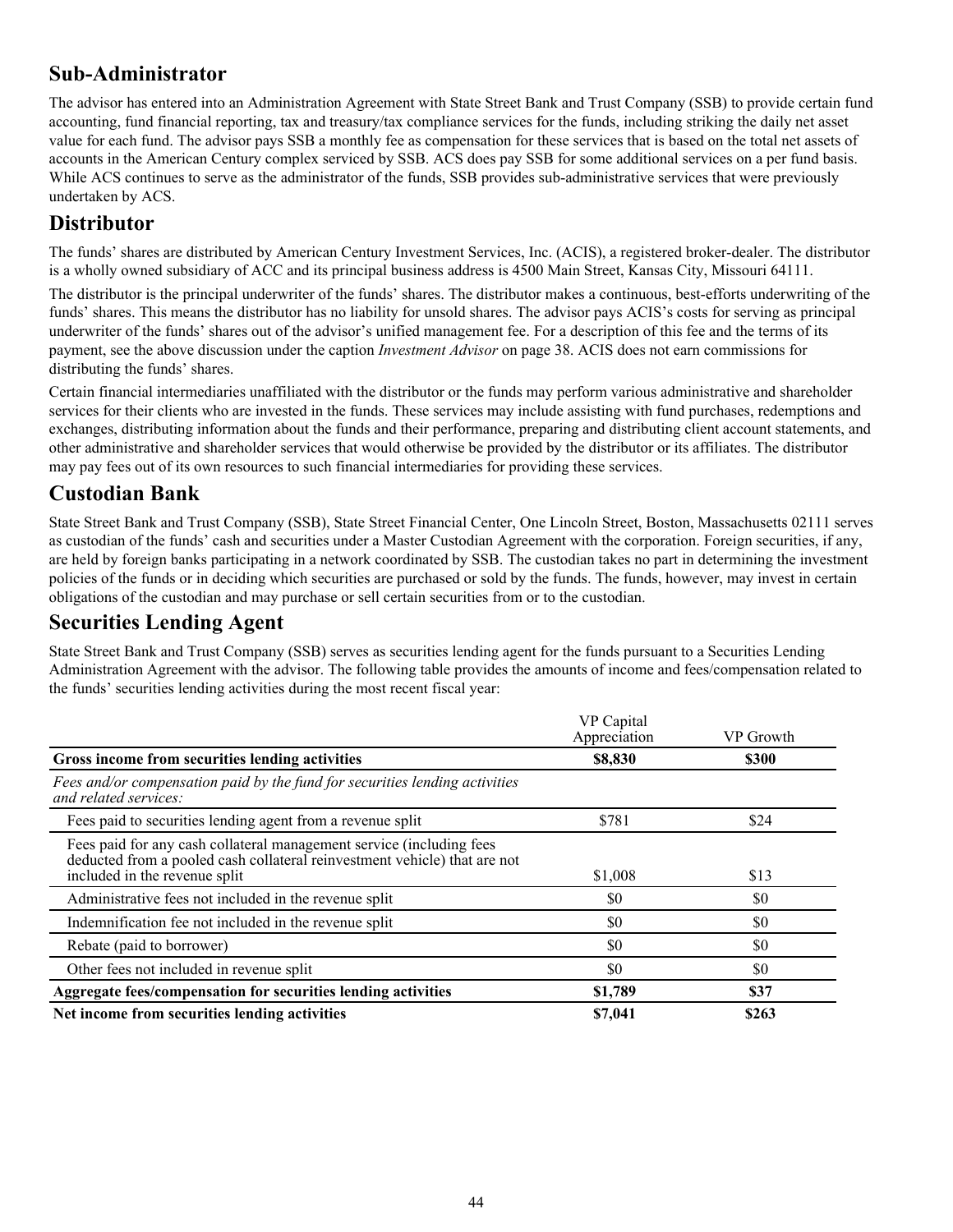## Sub-Administrator

The advisor has entered into an Administration Agreement with State Street Bank and Trust Company (SSB) to provide certain fund accounting, fund financial reporting, tax and treasury/tax compliance services for the funds, including striking the daily net asset value for each fund. The advisor pays SSB a monthly fee as compensation for these services that is based on the total net assets of accounts in the American Century complex serviced by SSB. ACS does pay SSB for some additional services on a per fund basis. While ACS continues to serve as the administrator of the funds, SSB provides sub-administrative services that were previously undertaken by ACS.

## Distributor

The funds' shares are distributed by American Century Investment Services, Inc. (ACIS), a registered broker-dealer. The distributor is a wholly owned subsidiary of ACC and its principal business address is 4500 Main Street, Kansas City, Missouri 64111.

The distributor is the principal underwriter of the funds' shares. The distributor makes a continuous, best-efforts underwriting of the funds' shares. This means the distributor has no liability for unsold shares. The advisor pays ACIS's costs for serving as principal underwriter of the funds' shares out of the advisor's unified management fee. For a description of this fee and the terms of its payment, see the above discussion under the caption *Investment Advisor* on page 38. ACIS does not earn commissions for distributing the funds' shares.

Certain financial intermediaries unaffiliated with the distributor or the funds may perform various administrative and shareholder services for their clients who are invested in the funds. These services may include assisting with fund purchases, redemptions and exchanges, distributing information about the funds and their performance, preparing and distributing client account statements, and other administrative and shareholder services that would otherwise be provided by the distributor or its affiliates. The distributor may pay fees out of its own resources to such financial intermediaries for providing these services.

## Custodian Bank

State Street Bank and Trust Company (SSB), State Street Financial Center, One Lincoln Street, Boston, Massachusetts 02111 serves as custodian of the funds' cash and securities under a Master Custodian Agreement with the corporation. Foreign securities, if any, are held by foreign banks participating in a network coordinated by SSB. The custodian takes no part in determining the investment policies of the funds or in deciding which securities are purchased or sold by the funds. The funds, however, may invest in certain obligations of the custodian and may purchase or sell certain securities from or to the custodian.

## Securities Lending Agent

State Street Bank and Trust Company (SSB) serves as securities lending agent for the funds pursuant to a Securities Lending Administration Agreement with the advisor. The following table provides the amounts of income and fees/compensation related to the funds' securities lending activities during the most recent fiscal year:

| | VP Capital Appreciation | VP Growth |
|---|---|---|
| **Gross income from securities lending activities** | **$8,830** | **$300** |
| *Fees and/or compensation paid by the fund for securities lending activities and related services:* | | |
| Fees paid to securities lending agent from a revenue split | $781 | $24 |
| Fees paid for any cash collateral management service (including fees deducted from a pooled cash collateral reinvestment vehicle) that are not included in the revenue split | $1,008 | $13 |
| Administrative fees not included in the revenue split | $0 | $0 |
| Indemnification fee not included in the revenue split | $0 | $0 |
| Rebate (paid to borrower) | $0 | $0 |
| Other fees not included in revenue split | $0 | $0 |
| **Aggregate fees/compensation for securities lending activities** | **$1,789** | **$37** |
| **Net income from securities lending activities** | **$7,041** | **$263** |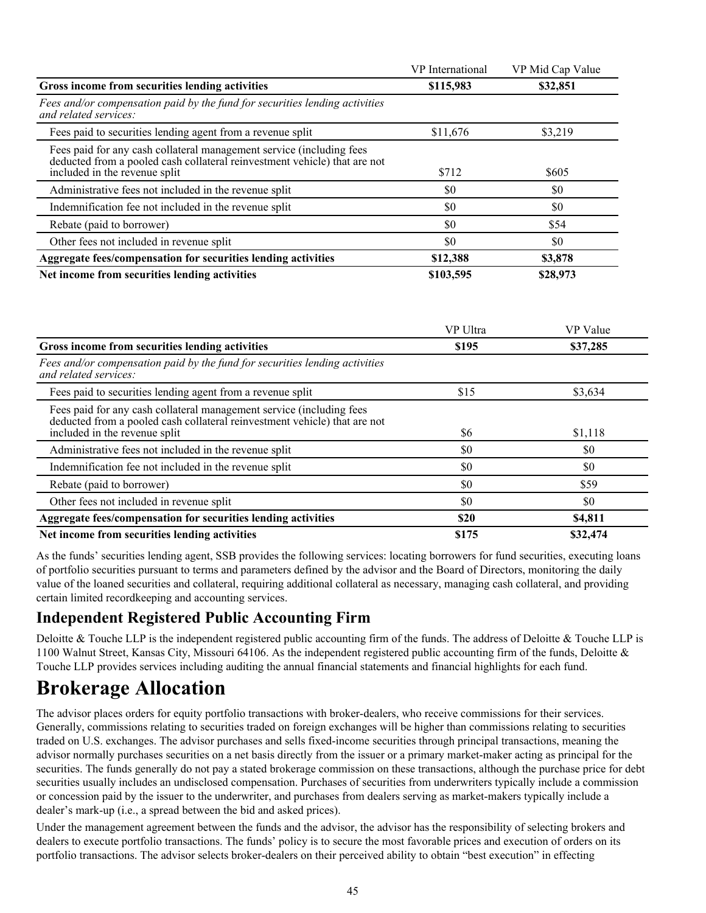| | VP International | VP Mid Cap Value |
|---|---|---|
| **Gross income from securities lending activities** | **$115,983** | **$32,851** |
| *Fees and/or compensation paid by the fund for securities lending activities and related services:* | | |
| Fees paid to securities lending agent from a revenue split | $11,676 | $3,219 |
| Fees paid for any cash collateral management service (including fees deducted from a pooled cash collateral reinvestment vehicle) that are not included in the revenue split | $712 | $605 |
| Administrative fees not included in the revenue split | $0 | $0 |
| Indemnification fee not included in the revenue split | $0 | $0 |
| Rebate (paid to borrower) | $0 | $54 |
| Other fees not included in revenue split | $0 | $0 |
| **Aggregate fees/compensation for securities lending activities** | **$12,388** | **$3,878** |
| **Net income from securities lending activities** | **$103,595** | **$28,973** |

| | VP Ultra | VP Value |
|---|---|---|
| **Gross income from securities lending activities** | **$195** | **$37,285** |
| *Fees and/or compensation paid by the fund for securities lending activities and related services:* | | |
| Fees paid to securities lending agent from a revenue split | $15 | $3,634 |
| Fees paid for any cash collateral management service (including fees deducted from a pooled cash collateral reinvestment vehicle) that are not included in the revenue split | $6 | $1,118 |
| Administrative fees not included in the revenue split | $0 | $0 |
| Indemnification fee not included in the revenue split | $0 | $0 |
| Rebate (paid to borrower) | $0 | $59 |
| Other fees not included in revenue split | $0 | $0 |
| **Aggregate fees/compensation for securities lending activities** | **$20** | **$4,811** |
| **Net income from securities lending activities** | **$175** | **$32,474** |

As the funds' securities lending agent, SSB provides the following services: locating borrowers for fund securities, executing loans of portfolio securities pursuant to terms and parameters defined by the advisor and the Board of Directors, monitoring the daily value of the loaned securities and collateral, requiring additional collateral as necessary, managing cash collateral, and providing certain limited recordkeeping and accounting services.

## Independent Registered Public Accounting Firm

Deloitte & Touche LLP is the independent registered public accounting firm of the funds. The address of Deloitte & Touche LLP is 1100 Walnut Street, Kansas City, Missouri 64106. As the independent registered public accounting firm of the funds, Deloitte & Touche LLP provides services including auditing the annual financial statements and financial highlights for each fund.

# Brokerage Allocation

The advisor places orders for equity portfolio transactions with broker-dealers, who receive commissions for their services. Generally, commissions relating to securities traded on foreign exchanges will be higher than commissions relating to securities traded on U.S. exchanges. The advisor purchases and sells fixed-income securities through principal transactions, meaning the advisor normally purchases securities on a net basis directly from the issuer or a primary market-maker acting as principal for the securities. The funds generally do not pay a stated brokerage commission on these transactions, although the purchase price for debt securities usually includes an undisclosed compensation. Purchases of securities from underwriters typically include a commission or concession paid by the issuer to the underwriter, and purchases from dealers serving as market-makers typically include a dealer's mark-up (i.e., a spread between the bid and asked prices).

Under the management agreement between the funds and the advisor, the advisor has the responsibility of selecting brokers and dealers to execute portfolio transactions. The funds' policy is to secure the most favorable prices and execution of orders on its portfolio transactions. The advisor selects broker-dealers on their perceived ability to obtain "best execution" in effecting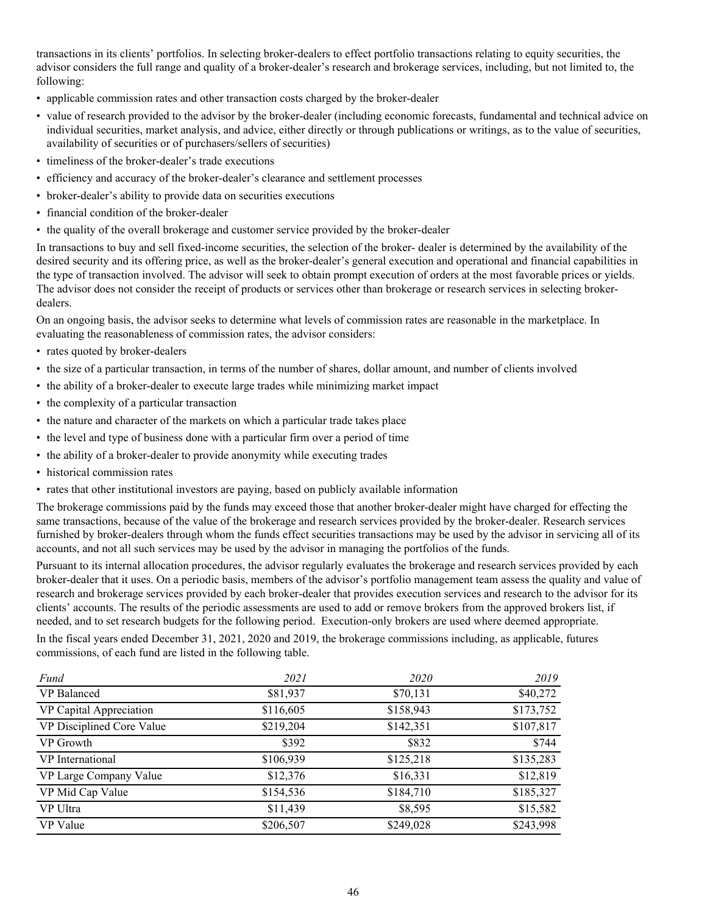transactions in its clients' portfolios. In selecting broker-dealers to effect portfolio transactions relating to equity securities, the advisor considers the full range and quality of a broker-dealer's research and brokerage services, including, but not limited to, the following:

- applicable commission rates and other transaction costs charged by the broker-dealer
- value of research provided to the advisor by the broker-dealer (including economic forecasts, fundamental and technical advice on individual securities, market analysis, and advice, either directly or through publications or writings, as to the value of securities, availability of securities or of purchasers/sellers of securities)
- timeliness of the broker-dealer's trade executions
- efficiency and accuracy of the broker-dealer's clearance and settlement processes
- broker-dealer's ability to provide data on securities executions
- financial condition of the broker-dealer
- the quality of the overall brokerage and customer service provided by the broker-dealer

In transactions to buy and sell fixed-income securities, the selection of the broker- dealer is determined by the availability of the desired security and its offering price, as well as the broker-dealer's general execution and operational and financial capabilities in the type of transaction involved. The advisor will seek to obtain prompt execution of orders at the most favorable prices or yields. The advisor does not consider the receipt of products or services other than brokerage or research services in selecting broker-dealers.

On an ongoing basis, the advisor seeks to determine what levels of commission rates are reasonable in the marketplace. In evaluating the reasonableness of commission rates, the advisor considers:

- rates quoted by broker-dealers
- the size of a particular transaction, in terms of the number of shares, dollar amount, and number of clients involved
- the ability of a broker-dealer to execute large trades while minimizing market impact
- the complexity of a particular transaction
- the nature and character of the markets on which a particular trade takes place
- the level and type of business done with a particular firm over a period of time
- the ability of a broker-dealer to provide anonymity while executing trades
- historical commission rates
- rates that other institutional investors are paying, based on publicly available information

The brokerage commissions paid by the funds may exceed those that another broker-dealer might have charged for effecting the same transactions, because of the value of the brokerage and research services provided by the broker-dealer. Research services furnished by broker-dealers through whom the funds effect securities transactions may be used by the advisor in servicing all of its accounts, and not all such services may be used by the advisor in managing the portfolios of the funds.

Pursuant to its internal allocation procedures, the advisor regularly evaluates the brokerage and research services provided by each broker-dealer that it uses. On a periodic basis, members of the advisor's portfolio management team assess the quality and value of research and brokerage services provided by each broker-dealer that provides execution services and research to the advisor for its clients' accounts. The results of the periodic assessments are used to add or remove brokers from the approved brokers list, if needed, and to set research budgets for the following period. Execution-only brokers are used where deemed appropriate.

In the fiscal years ended December 31, 2021, 2020 and 2019, the brokerage commissions including, as applicable, futures commissions, of each fund are listed in the following table.

| *Fund* | *2021* | *2020* | *2019* |
|---|---|---|---|
| VP Balanced | $81,937 | $70,131 | $40,272 |
| VP Capital Appreciation | $116,605 | $158,943 | $173,752 |
| VP Disciplined Core Value | $219,204 | $142,351 | $107,817 |
| VP Growth | $392 | $832 | $744 |
| VP International | $106,939 | $125,218 | $135,283 |
| VP Large Company Value | $12,376 | $16,331 | $12,819 |
| VP Mid Cap Value | $154,536 | $184,710 | $185,327 |
| VP Ultra | $11,439 | $8,595 | $15,582 |
| VP Value | $206,507 | $249,028 | $243,998 |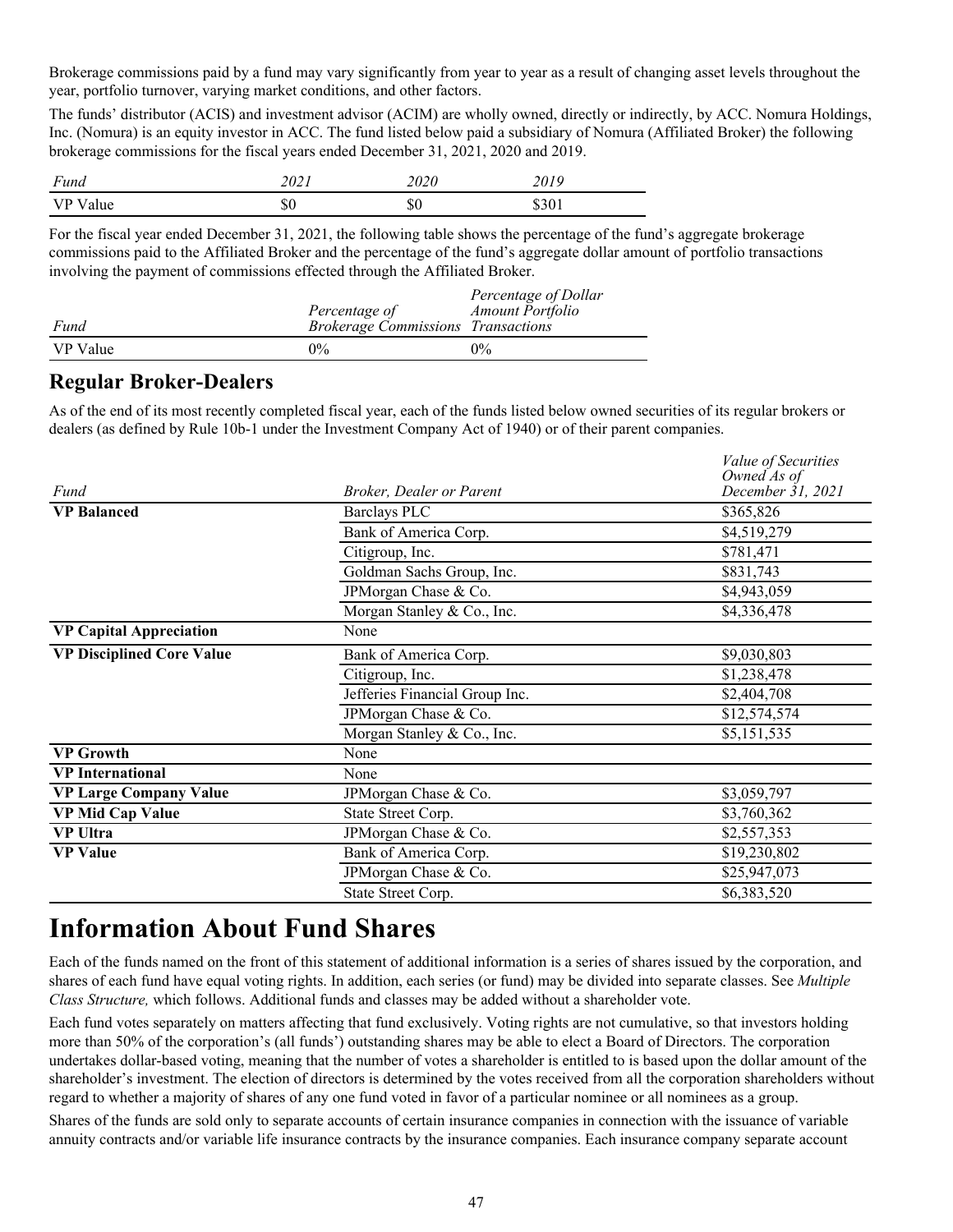Brokerage commissions paid by a fund may vary significantly from year to year as a result of changing asset levels throughout the year, portfolio turnover, varying market conditions, and other factors.

The funds' distributor (ACIS) and investment advisor (ACIM) are wholly owned, directly or indirectly, by ACC. Nomura Holdings, Inc. (Nomura) is an equity investor in ACC. The fund listed below paid a subsidiary of Nomura (Affiliated Broker) the following brokerage commissions for the fiscal years ended December 31, 2021, 2020 and 2019.

| *Fund* | *2021* | *2020* | *2019* |
| --- | --- | --- | --- |
| VP Value | $0 | $0 | $301 |

For the fiscal year ended December 31, 2021, the following table shows the percentage of the fund's aggregate brokerage commissions paid to the Affiliated Broker and the percentage of the fund's aggregate dollar amount of portfolio transactions involving the payment of commissions effected through the Affiliated Broker.

| *Fund* | *Percentage of Brokerage Commissions* | *Percentage of Dollar Amount Portfolio Transactions* |
| --- | --- | --- |
| VP Value | 0% | 0% |

## Regular Broker-Dealers

As of the end of its most recently completed fiscal year, each of the funds listed below owned securities of its regular brokers or dealers (as defined by Rule 10b-1 under the Investment Company Act of 1940) or of their parent companies.

| *Fund* | *Broker, Dealer or Parent* | *Value of Securities Owned As of December 31, 2021* |
| --- | --- | --- |
| **VP Balanced** | Barclays PLC | $365,826 |
| | Bank of America Corp. | $4,519,279 |
| | Citigroup, Inc. | $781,471 |
| | Goldman Sachs Group, Inc. | $831,743 |
| | JPMorgan Chase & Co. | $4,943,059 |
| | Morgan Stanley & Co., Inc. | $4,336,478 |
| **VP Capital Appreciation** | None | |
| **VP Disciplined Core Value** | Bank of America Corp. | $9,030,803 |
| | Citigroup, Inc. | $1,238,478 |
| | Jefferies Financial Group Inc. | $2,404,708 |
| | JPMorgan Chase & Co. | $12,574,574 |
| | Morgan Stanley & Co., Inc. | $5,151,535 |
| **VP Growth** | None | |
| **VP International** | None | |
| **VP Large Company Value** | JPMorgan Chase & Co. | $3,059,797 |
| **VP Mid Cap Value** | State Street Corp. | $3,760,362 |
| **VP Ultra** | JPMorgan Chase & Co. | $2,557,353 |
| **VP Value** | Bank of America Corp. | $19,230,802 |
| | JPMorgan Chase & Co. | $25,947,073 |
| | State Street Corp. | $6,383,520 |

# Information About Fund Shares

Each of the funds named on the front of this statement of additional information is a series of shares issued by the corporation, and shares of each fund have equal voting rights. In addition, each series (or fund) may be divided into separate classes. See *Multiple Class Structure,* which follows. Additional funds and classes may be added without a shareholder vote.

Each fund votes separately on matters affecting that fund exclusively. Voting rights are not cumulative, so that investors holding more than 50% of the corporation's (all funds') outstanding shares may be able to elect a Board of Directors. The corporation undertakes dollar-based voting, meaning that the number of votes a shareholder is entitled to is based upon the dollar amount of the shareholder's investment. The election of directors is determined by the votes received from all the corporation shareholders without regard to whether a majority of shares of any one fund voted in favor of a particular nominee or all nominees as a group.

Shares of the funds are sold only to separate accounts of certain insurance companies in connection with the issuance of variable annuity contracts and/or variable life insurance contracts by the insurance companies. Each insurance company separate account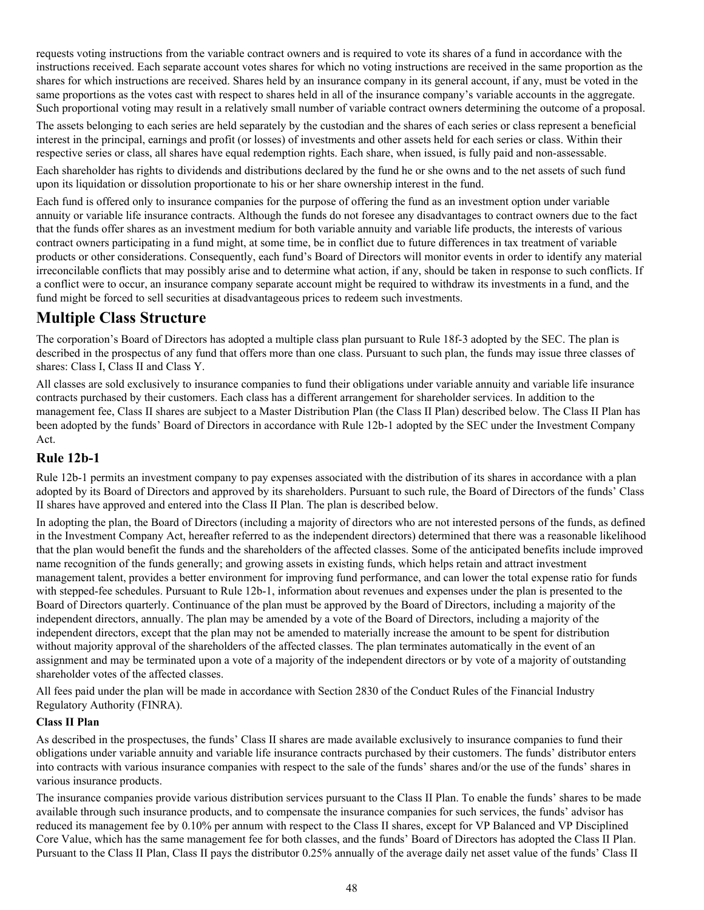requests voting instructions from the variable contract owners and is required to vote its shares of a fund in accordance with the instructions received. Each separate account votes shares for which no voting instructions are received in the same proportion as the shares for which instructions are received. Shares held by an insurance company in its general account, if any, must be voted in the same proportions as the votes cast with respect to shares held in all of the insurance company's variable accounts in the aggregate. Such proportional voting may result in a relatively small number of variable contract owners determining the outcome of a proposal.

The assets belonging to each series are held separately by the custodian and the shares of each series or class represent a beneficial interest in the principal, earnings and profit (or losses) of investments and other assets held for each series or class. Within their respective series or class, all shares have equal redemption rights. Each share, when issued, is fully paid and non-assessable.

Each shareholder has rights to dividends and distributions declared by the fund he or she owns and to the net assets of such fund upon its liquidation or dissolution proportionate to his or her share ownership interest in the fund.

Each fund is offered only to insurance companies for the purpose of offering the fund as an investment option under variable annuity or variable life insurance contracts. Although the funds do not foresee any disadvantages to contract owners due to the fact that the funds offer shares as an investment medium for both variable annuity and variable life products, the interests of various contract owners participating in a fund might, at some time, be in conflict due to future differences in tax treatment of variable products or other considerations. Consequently, each fund's Board of Directors will monitor events in order to identify any material irreconcilable conflicts that may possibly arise and to determine what action, if any, should be taken in response to such conflicts. If a conflict were to occur, an insurance company separate account might be required to withdraw its investments in a fund, and the fund might be forced to sell securities at disadvantageous prices to redeem such investments.

## Multiple Class Structure

The corporation's Board of Directors has adopted a multiple class plan pursuant to Rule 18f-3 adopted by the SEC. The plan is described in the prospectus of any fund that offers more than one class. Pursuant to such plan, the funds may issue three classes of shares: Class I, Class II and Class Y.

All classes are sold exclusively to insurance companies to fund their obligations under variable annuity and variable life insurance contracts purchased by their customers. Each class has a different arrangement for shareholder services. In addition to the management fee, Class II shares are subject to a Master Distribution Plan (the Class II Plan) described below. The Class II Plan has been adopted by the funds' Board of Directors in accordance with Rule 12b-1 adopted by the SEC under the Investment Company Act.

### Rule 12b-1

Rule 12b-1 permits an investment company to pay expenses associated with the distribution of its shares in accordance with a plan adopted by its Board of Directors and approved by its shareholders. Pursuant to such rule, the Board of Directors of the funds' Class II shares have approved and entered into the Class II Plan. The plan is described below.

In adopting the plan, the Board of Directors (including a majority of directors who are not interested persons of the funds, as defined in the Investment Company Act, hereafter referred to as the independent directors) determined that there was a reasonable likelihood that the plan would benefit the funds and the shareholders of the affected classes. Some of the anticipated benefits include improved name recognition of the funds generally; and growing assets in existing funds, which helps retain and attract investment management talent, provides a better environment for improving fund performance, and can lower the total expense ratio for funds with stepped-fee schedules. Pursuant to Rule 12b-1, information about revenues and expenses under the plan is presented to the Board of Directors quarterly. Continuance of the plan must be approved by the Board of Directors, including a majority of the independent directors, annually. The plan may be amended by a vote of the Board of Directors, including a majority of the independent directors, except that the plan may not be amended to materially increase the amount to be spent for distribution without majority approval of the shareholders of the affected classes. The plan terminates automatically in the event of an assignment and may be terminated upon a vote of a majority of the independent directors or by vote of a majority of outstanding shareholder votes of the affected classes.

All fees paid under the plan will be made in accordance with Section 2830 of the Conduct Rules of the Financial Industry Regulatory Authority (FINRA).

#### Class II Plan

As described in the prospectuses, the funds' Class II shares are made available exclusively to insurance companies to fund their obligations under variable annuity and variable life insurance contracts purchased by their customers. The funds' distributor enters into contracts with various insurance companies with respect to the sale of the funds' shares and/or the use of the funds' shares in various insurance products.

The insurance companies provide various distribution services pursuant to the Class II Plan. To enable the funds' shares to be made available through such insurance products, and to compensate the insurance companies for such services, the funds' advisor has reduced its management fee by 0.10% per annum with respect to the Class II shares, except for VP Balanced and VP Disciplined Core Value, which has the same management fee for both classes, and the funds' Board of Directors has adopted the Class II Plan. Pursuant to the Class II Plan, Class II pays the distributor 0.25% annually of the average daily net asset value of the funds' Class II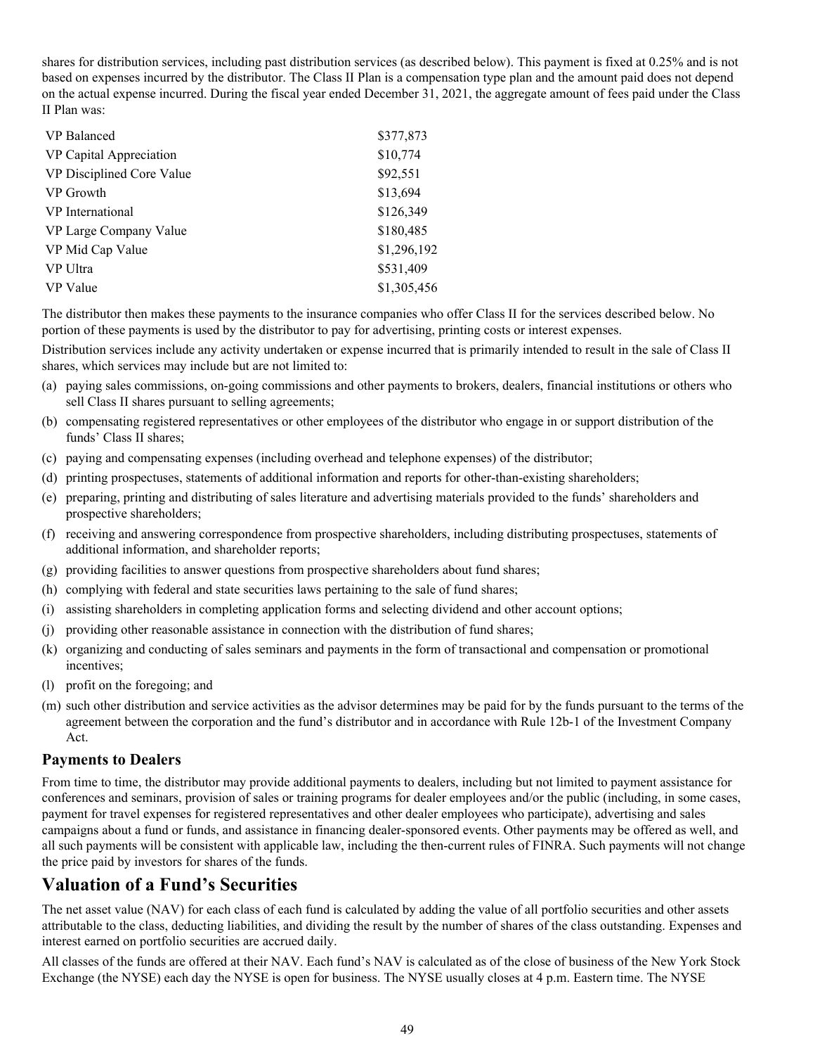shares for distribution services, including past distribution services (as described below). This payment is fixed at 0.25% and is not based on expenses incurred by the distributor. The Class II Plan is a compensation type plan and the amount paid does not depend on the actual expense incurred. During the fiscal year ended December 31, 2021, the aggregate amount of fees paid under the Class II Plan was:

| | |
|---|---|
| VP Balanced | $377,873 |
| VP Capital Appreciation | $10,774 |
| VP Disciplined Core Value | $92,551 |
| VP Growth | $13,694 |
| VP International | $126,349 |
| VP Large Company Value | $180,485 |
| VP Mid Cap Value | $1,296,192 |
| VP Ultra | $531,409 |
| VP Value | $1,305,456 |

The distributor then makes these payments to the insurance companies who offer Class II for the services described below. No portion of these payments is used by the distributor to pay for advertising, printing costs or interest expenses.

Distribution services include any activity undertaken or expense incurred that is primarily intended to result in the sale of Class II shares, which services may include but are not limited to:

(a) paying sales commissions, on-going commissions and other payments to brokers, dealers, financial institutions or others who sell Class II shares pursuant to selling agreements;

(b) compensating registered representatives or other employees of the distributor who engage in or support distribution of the funds' Class II shares;

(c) paying and compensating expenses (including overhead and telephone expenses) of the distributor;

(d) printing prospectuses, statements of additional information and reports for other-than-existing shareholders;

(e) preparing, printing and distributing of sales literature and advertising materials provided to the funds' shareholders and prospective shareholders;

(f) receiving and answering correspondence from prospective shareholders, including distributing prospectuses, statements of additional information, and shareholder reports;

(g) providing facilities to answer questions from prospective shareholders about fund shares;

(h) complying with federal and state securities laws pertaining to the sale of fund shares;

(i) assisting shareholders in completing application forms and selecting dividend and other account options;

(j) providing other reasonable assistance in connection with the distribution of fund shares;

(k) organizing and conducting of sales seminars and payments in the form of transactional and compensation or promotional incentives;

(l) profit on the foregoing; and

(m) such other distribution and service activities as the advisor determines may be paid for by the funds pursuant to the terms of the agreement between the corporation and the fund's distributor and in accordance with Rule 12b-1 of the Investment Company Act.

### Payments to Dealers

From time to time, the distributor may provide additional payments to dealers, including but not limited to payment assistance for conferences and seminars, provision of sales or training programs for dealer employees and/or the public (including, in some cases, payment for travel expenses for registered representatives and other dealer employees who participate), advertising and sales campaigns about a fund or funds, and assistance in financing dealer-sponsored events. Other payments may be offered as well, and all such payments will be consistent with applicable law, including the then-current rules of FINRA. Such payments will not change the price paid by investors for shares of the funds.

## Valuation of a Fund's Securities

The net asset value (NAV) for each class of each fund is calculated by adding the value of all portfolio securities and other assets attributable to the class, deducting liabilities, and dividing the result by the number of shares of the class outstanding. Expenses and interest earned on portfolio securities are accrued daily.

All classes of the funds are offered at their NAV. Each fund's NAV is calculated as of the close of business of the New York Stock Exchange (the NYSE) each day the NYSE is open for business. The NYSE usually closes at 4 p.m. Eastern time. The NYSE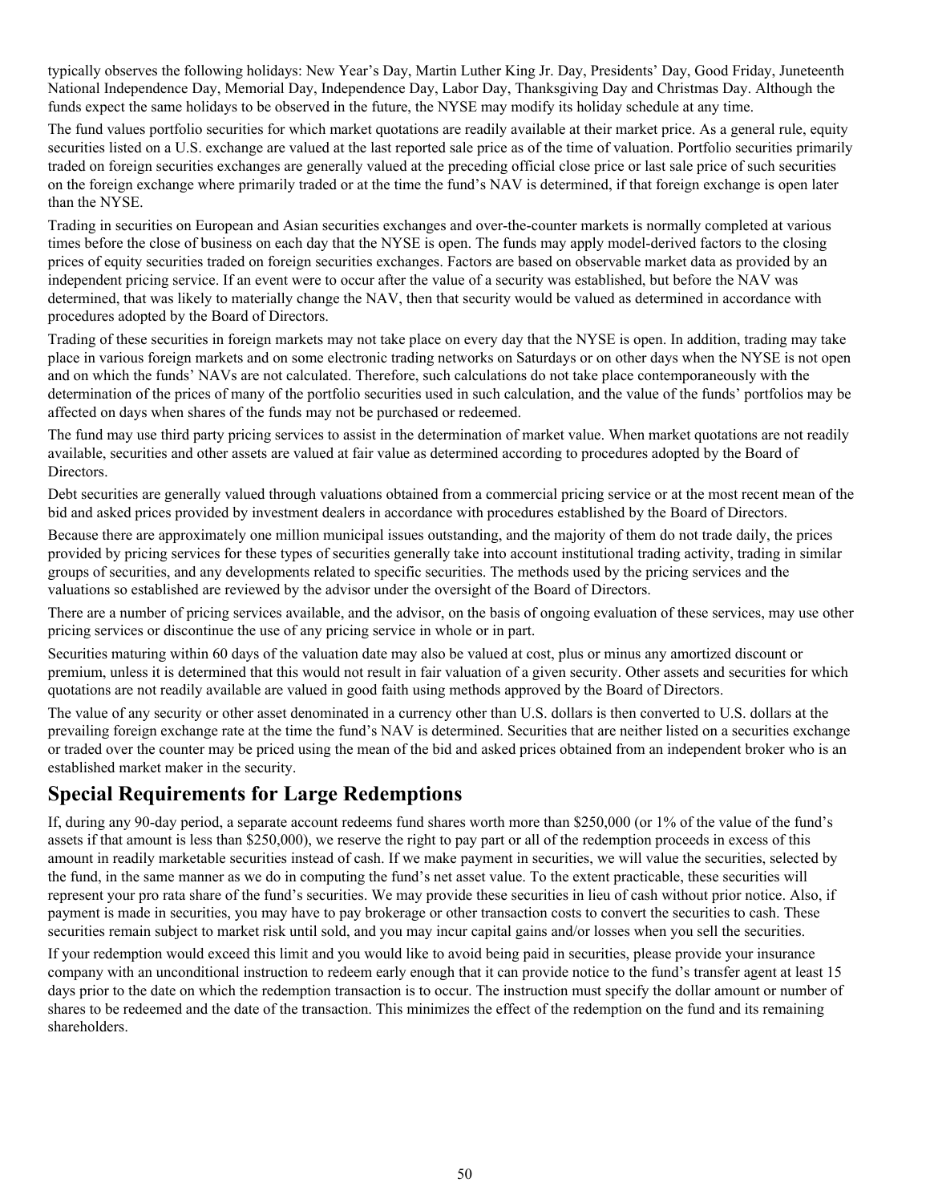typically observes the following holidays: New Year's Day, Martin Luther King Jr. Day, Presidents' Day, Good Friday, Juneteenth National Independence Day, Memorial Day, Independence Day, Labor Day, Thanksgiving Day and Christmas Day. Although the funds expect the same holidays to be observed in the future, the NYSE may modify its holiday schedule at any time.

The fund values portfolio securities for which market quotations are readily available at their market price. As a general rule, equity securities listed on a U.S. exchange are valued at the last reported sale price as of the time of valuation. Portfolio securities primarily traded on foreign securities exchanges are generally valued at the preceding official close price or last sale price of such securities on the foreign exchange where primarily traded or at the time the fund's NAV is determined, if that foreign exchange is open later than the NYSE.

Trading in securities on European and Asian securities exchanges and over-the-counter markets is normally completed at various times before the close of business on each day that the NYSE is open. The funds may apply model-derived factors to the closing prices of equity securities traded on foreign securities exchanges. Factors are based on observable market data as provided by an independent pricing service. If an event were to occur after the value of a security was established, but before the NAV was determined, that was likely to materially change the NAV, then that security would be valued as determined in accordance with procedures adopted by the Board of Directors.

Trading of these securities in foreign markets may not take place on every day that the NYSE is open. In addition, trading may take place in various foreign markets and on some electronic trading networks on Saturdays or on other days when the NYSE is not open and on which the funds' NAVs are not calculated. Therefore, such calculations do not take place contemporaneously with the determination of the prices of many of the portfolio securities used in such calculation, and the value of the funds' portfolios may be affected on days when shares of the funds may not be purchased or redeemed.

The fund may use third party pricing services to assist in the determination of market value. When market quotations are not readily available, securities and other assets are valued at fair value as determined according to procedures adopted by the Board of Directors.

Debt securities are generally valued through valuations obtained from a commercial pricing service or at the most recent mean of the bid and asked prices provided by investment dealers in accordance with procedures established by the Board of Directors.

Because there are approximately one million municipal issues outstanding, and the majority of them do not trade daily, the prices provided by pricing services for these types of securities generally take into account institutional trading activity, trading in similar groups of securities, and any developments related to specific securities. The methods used by the pricing services and the valuations so established are reviewed by the advisor under the oversight of the Board of Directors.

There are a number of pricing services available, and the advisor, on the basis of ongoing evaluation of these services, may use other pricing services or discontinue the use of any pricing service in whole or in part.

Securities maturing within 60 days of the valuation date may also be valued at cost, plus or minus any amortized discount or premium, unless it is determined that this would not result in fair valuation of a given security. Other assets and securities for which quotations are not readily available are valued in good faith using methods approved by the Board of Directors.

The value of any security or other asset denominated in a currency other than U.S. dollars is then converted to U.S. dollars at the prevailing foreign exchange rate at the time the fund's NAV is determined. Securities that are neither listed on a securities exchange or traded over the counter may be priced using the mean of the bid and asked prices obtained from an independent broker who is an established market maker in the security.

## Special Requirements for Large Redemptions

If, during any 90-day period, a separate account redeems fund shares worth more than $250,000 (or 1% of the value of the fund's assets if that amount is less than $250,000), we reserve the right to pay part or all of the redemption proceeds in excess of this amount in readily marketable securities instead of cash. If we make payment in securities, we will value the securities, selected by the fund, in the same manner as we do in computing the fund's net asset value. To the extent practicable, these securities will represent your pro rata share of the fund's securities. We may provide these securities in lieu of cash without prior notice. Also, if payment is made in securities, you may have to pay brokerage or other transaction costs to convert the securities to cash. These securities remain subject to market risk until sold, and you may incur capital gains and/or losses when you sell the securities.

If your redemption would exceed this limit and you would like to avoid being paid in securities, please provide your insurance company with an unconditional instruction to redeem early enough that it can provide notice to the fund's transfer agent at least 15 days prior to the date on which the redemption transaction is to occur. The instruction must specify the dollar amount or number of shares to be redeemed and the date of the transaction. This minimizes the effect of the redemption on the fund and its remaining shareholders.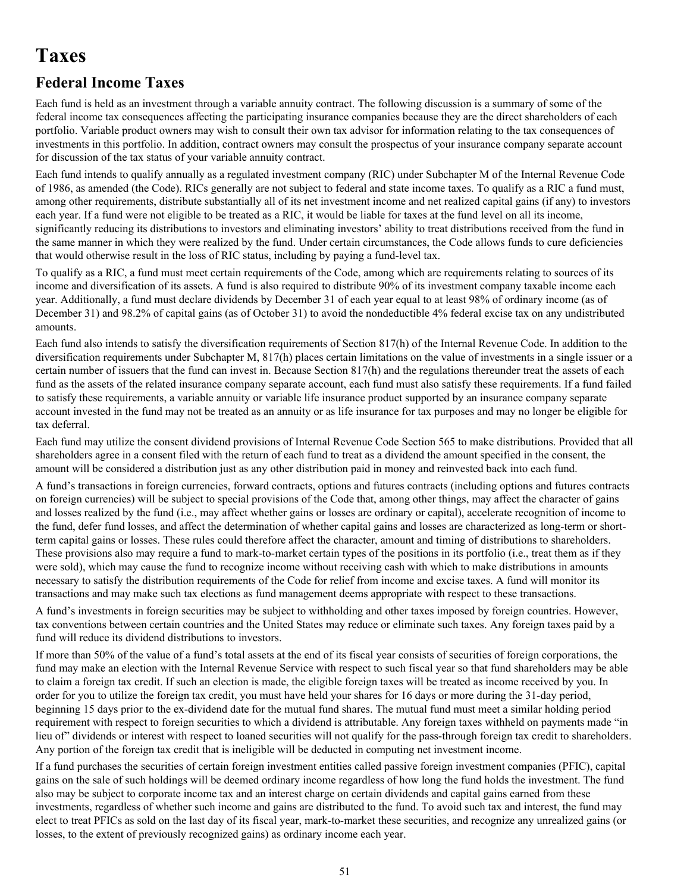# Taxes

## Federal Income Taxes

Each fund is held as an investment through a variable annuity contract. The following discussion is a summary of some of the federal income tax consequences affecting the participating insurance companies because they are the direct shareholders of each portfolio. Variable product owners may wish to consult their own tax advisor for information relating to the tax consequences of investments in this portfolio. In addition, contract owners may consult the prospectus of your insurance company separate account for discussion of the tax status of your variable annuity contract.

Each fund intends to qualify annually as a regulated investment company (RIC) under Subchapter M of the Internal Revenue Code of 1986, as amended (the Code). RICs generally are not subject to federal and state income taxes. To qualify as a RIC a fund must, among other requirements, distribute substantially all of its net investment income and net realized capital gains (if any) to investors each year. If a fund were not eligible to be treated as a RIC, it would be liable for taxes at the fund level on all its income, significantly reducing its distributions to investors and eliminating investors' ability to treat distributions received from the fund in the same manner in which they were realized by the fund. Under certain circumstances, the Code allows funds to cure deficiencies that would otherwise result in the loss of RIC status, including by paying a fund-level tax.

To qualify as a RIC, a fund must meet certain requirements of the Code, among which are requirements relating to sources of its income and diversification of its assets. A fund is also required to distribute 90% of its investment company taxable income each year. Additionally, a fund must declare dividends by December 31 of each year equal to at least 98% of ordinary income (as of December 31) and 98.2% of capital gains (as of October 31) to avoid the nondeductible 4% federal excise tax on any undistributed amounts.

Each fund also intends to satisfy the diversification requirements of Section 817(h) of the Internal Revenue Code. In addition to the diversification requirements under Subchapter M, 817(h) places certain limitations on the value of investments in a single issuer or a certain number of issuers that the fund can invest in. Because Section 817(h) and the regulations thereunder treat the assets of each fund as the assets of the related insurance company separate account, each fund must also satisfy these requirements. If a fund failed to satisfy these requirements, a variable annuity or variable life insurance product supported by an insurance company separate account invested in the fund may not be treated as an annuity or as life insurance for tax purposes and may no longer be eligible for tax deferral.

Each fund may utilize the consent dividend provisions of Internal Revenue Code Section 565 to make distributions. Provided that all shareholders agree in a consent filed with the return of each fund to treat as a dividend the amount specified in the consent, the amount will be considered a distribution just as any other distribution paid in money and reinvested back into each fund.

A fund's transactions in foreign currencies, forward contracts, options and futures contracts (including options and futures contracts on foreign currencies) will be subject to special provisions of the Code that, among other things, may affect the character of gains and losses realized by the fund (i.e., may affect whether gains or losses are ordinary or capital), accelerate recognition of income to the fund, defer fund losses, and affect the determination of whether capital gains and losses are characterized as long-term or short-term capital gains or losses. These rules could therefore affect the character, amount and timing of distributions to shareholders. These provisions also may require a fund to mark-to-market certain types of the positions in its portfolio (i.e., treat them as if they were sold), which may cause the fund to recognize income without receiving cash with which to make distributions in amounts necessary to satisfy the distribution requirements of the Code for relief from income and excise taxes. A fund will monitor its transactions and may make such tax elections as fund management deems appropriate with respect to these transactions.

A fund's investments in foreign securities may be subject to withholding and other taxes imposed by foreign countries. However, tax conventions between certain countries and the United States may reduce or eliminate such taxes. Any foreign taxes paid by a fund will reduce its dividend distributions to investors.

If more than 50% of the value of a fund's total assets at the end of its fiscal year consists of securities of foreign corporations, the fund may make an election with the Internal Revenue Service with respect to such fiscal year so that fund shareholders may be able to claim a foreign tax credit. If such an election is made, the eligible foreign taxes will be treated as income received by you. In order for you to utilize the foreign tax credit, you must have held your shares for 16 days or more during the 31-day period, beginning 15 days prior to the ex-dividend date for the mutual fund shares. The mutual fund must meet a similar holding period requirement with respect to foreign securities to which a dividend is attributable. Any foreign taxes withheld on payments made "in lieu of" dividends or interest with respect to loaned securities will not qualify for the pass-through foreign tax credit to shareholders. Any portion of the foreign tax credit that is ineligible will be deducted in computing net investment income.

If a fund purchases the securities of certain foreign investment entities called passive foreign investment companies (PFIC), capital gains on the sale of such holdings will be deemed ordinary income regardless of how long the fund holds the investment. The fund also may be subject to corporate income tax and an interest charge on certain dividends and capital gains earned from these investments, regardless of whether such income and gains are distributed to the fund. To avoid such tax and interest, the fund may elect to treat PFICs as sold on the last day of its fiscal year, mark-to-market these securities, and recognize any unrealized gains (or losses, to the extent of previously recognized gains) as ordinary income each year.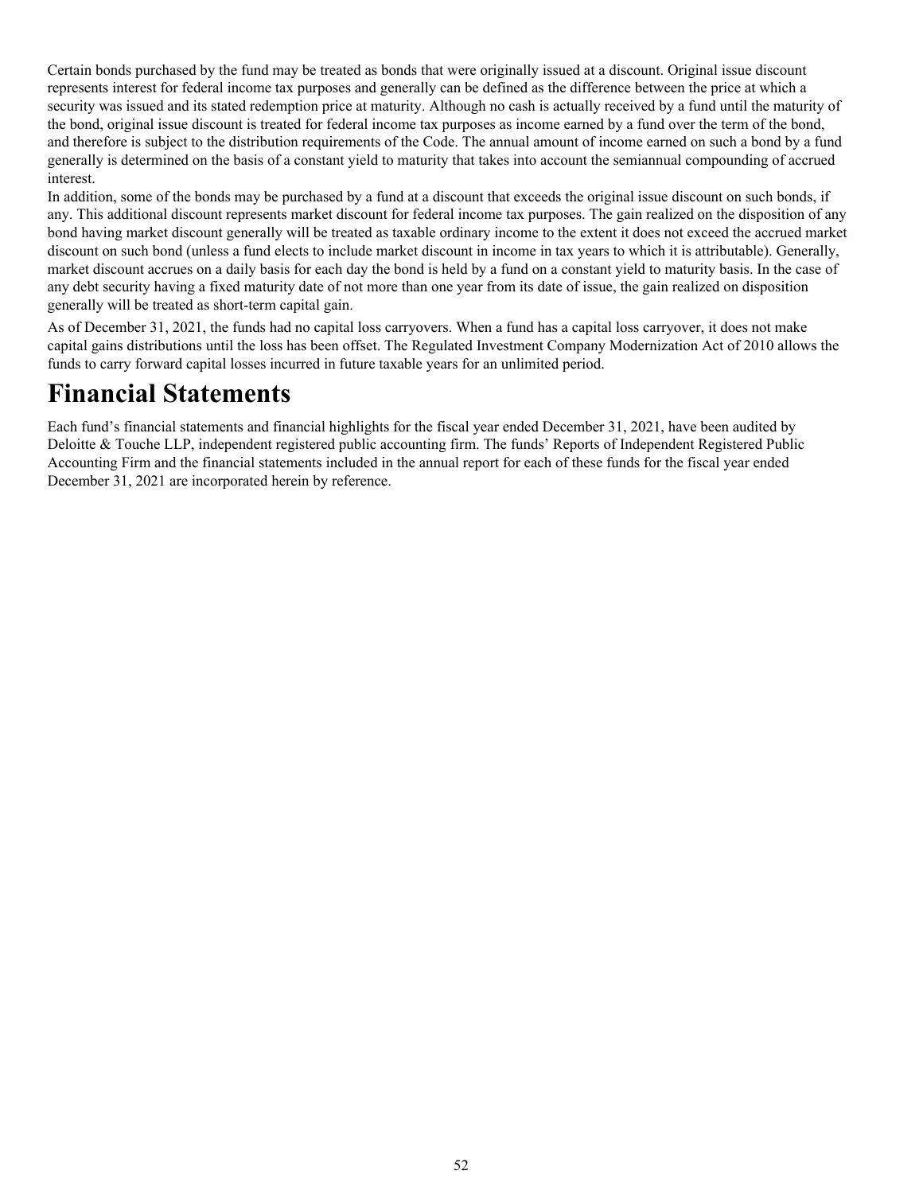Certain bonds purchased by the fund may be treated as bonds that were originally issued at a discount. Original issue discount represents interest for federal income tax purposes and generally can be defined as the difference between the price at which a security was issued and its stated redemption price at maturity. Although no cash is actually received by a fund until the maturity of the bond, original issue discount is treated for federal income tax purposes as income earned by a fund over the term of the bond, and therefore is subject to the distribution requirements of the Code. The annual amount of income earned on such a bond by a fund generally is determined on the basis of a constant yield to maturity that takes into account the semiannual compounding of accrued interest.

In addition, some of the bonds may be purchased by a fund at a discount that exceeds the original issue discount on such bonds, if any. This additional discount represents market discount for federal income tax purposes. The gain realized on the disposition of any bond having market discount generally will be treated as taxable ordinary income to the extent it does not exceed the accrued market discount on such bond (unless a fund elects to include market discount in income in tax years to which it is attributable). Generally, market discount accrues on a daily basis for each day the bond is held by a fund on a constant yield to maturity basis. In the case of any debt security having a fixed maturity date of not more than one year from its date of issue, the gain realized on disposition generally will be treated as short-term capital gain.

As of December 31, 2021, the funds had no capital loss carryovers. When a fund has a capital loss carryover, it does not make capital gains distributions until the loss has been offset. The Regulated Investment Company Modernization Act of 2010 allows the funds to carry forward capital losses incurred in future taxable years for an unlimited period.

# Financial Statements

Each fund's financial statements and financial highlights for the fiscal year ended December 31, 2021, have been audited by Deloitte & Touche LLP, independent registered public accounting firm. The funds' Reports of Independent Registered Public Accounting Firm and the financial statements included in the annual report for each of these funds for the fiscal year ended December 31, 2021 are incorporated herein by reference.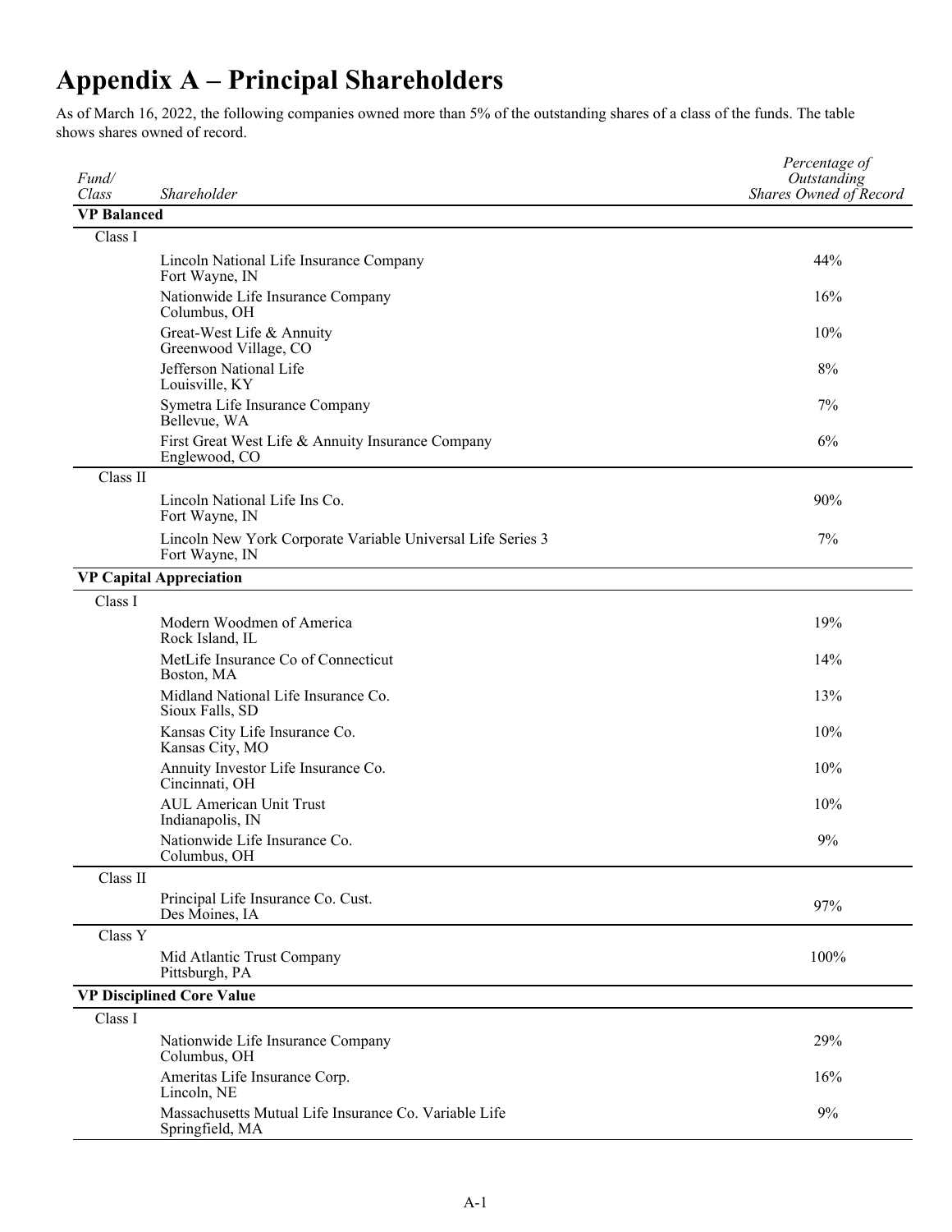# Appendix A – Principal Shareholders

As of March 16, 2022, the following companies owned more than 5% of the outstanding shares of a class of the funds. The table shows shares owned of record.

| *Fund/ Class* | *Shareholder* | *Percentage of Outstanding Shares Owned of Record* |
|---|---|---|
| **VP Balanced** | | |
| Class I | | |
| | Lincoln National Life Insurance Company<br>Fort Wayne, IN | 44% |
| | Nationwide Life Insurance Company<br>Columbus, OH | 16% |
| | Great-West Life & Annuity<br>Greenwood Village, CO | 10% |
| | Jefferson National Life<br>Louisville, KY | 8% |
| | Symetra Life Insurance Company<br>Bellevue, WA | 7% |
| | First Great West Life & Annuity Insurance Company<br>Englewood, CO | 6% |
| Class II | | |
| | Lincoln National Life Ins Co.<br>Fort Wayne, IN | 90% |
| | Lincoln New York Corporate Variable Universal Life Series 3<br>Fort Wayne, IN | 7% |
| **VP Capital Appreciation** | | |
| Class I | | |
| | Modern Woodmen of America<br>Rock Island, IL | 19% |
| | MetLife Insurance Co of Connecticut<br>Boston, MA | 14% |
| | Midland National Life Insurance Co.<br>Sioux Falls, SD | 13% |
| | Kansas City Life Insurance Co.<br>Kansas City, MO | 10% |
| | Annuity Investor Life Insurance Co.<br>Cincinnati, OH | 10% |
| | AUL American Unit Trust<br>Indianapolis, IN | 10% |
| | Nationwide Life Insurance Co.<br>Columbus, OH | 9% |
| Class II | | |
| | Principal Life Insurance Co. Cust.<br>Des Moines, IA | 97% |
| Class Y | | |
| | Mid Atlantic Trust Company<br>Pittsburgh, PA | 100% |
| **VP Disciplined Core Value** | | |
| Class I | | |
| | Nationwide Life Insurance Company<br>Columbus, OH | 29% |
| | Ameritas Life Insurance Corp.<br>Lincoln, NE | 16% |
| | Massachusetts Mutual Life Insurance Co. Variable Life<br>Springfield, MA | 9% |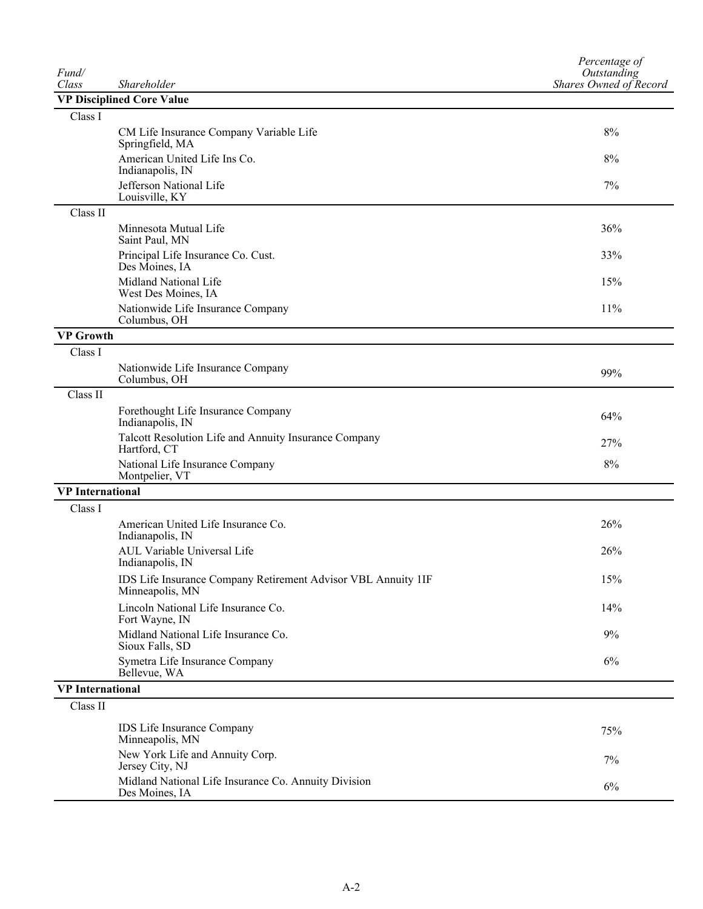| *Fund/ Class* | *Shareholder* | *Percentage of Outstanding Shares Owned of Record* |
|---|---|---|
| **VP Disciplined Core Value** | | |
| Class I | | |
| | CM Life Insurance Company Variable Life<br>Springfield, MA | 8% |
| | American United Life Ins Co.<br>Indianapolis, IN | 8% |
| | Jefferson National Life<br>Louisville, KY | 7% |
| Class II | | |
| | Minnesota Mutual Life<br>Saint Paul, MN | 36% |
| | Principal Life Insurance Co. Cust.<br>Des Moines, IA | 33% |
| | Midland National Life<br>West Des Moines, IA | 15% |
| | Nationwide Life Insurance Company<br>Columbus, OH | 11% |
| **VP Growth** | | |
| Class I | | |
| | Nationwide Life Insurance Company<br>Columbus, OH | 99% |
| Class II | | |
| | Forethought Life Insurance Company<br>Indianapolis, IN | 64% |
| | Talcott Resolution Life and Annuity Insurance Company<br>Hartford, CT | 27% |
| | National Life Insurance Company<br>Montpelier, VT | 8% |
| **VP International** | | |
| Class I | | |
| | American United Life Insurance Co.<br>Indianapolis, IN | 26% |
| | AUL Variable Universal Life<br>Indianapolis, IN | 26% |
| | IDS Life Insurance Company Retirement Advisor VBL Annuity 1IF<br>Minneapolis, MN | 15% |
| | Lincoln National Life Insurance Co.<br>Fort Wayne, IN | 14% |
| | Midland National Life Insurance Co.<br>Sioux Falls, SD | 9% |
| | Symetra Life Insurance Company<br>Bellevue, WA | 6% |
| **VP International** | | |
| Class II | | |
| | IDS Life Insurance Company<br>Minneapolis, MN | 75% |
| | New York Life and Annuity Corp.<br>Jersey City, NJ | 7% |
| | Midland National Life Insurance Co. Annuity Division<br>Des Moines, IA | 6% |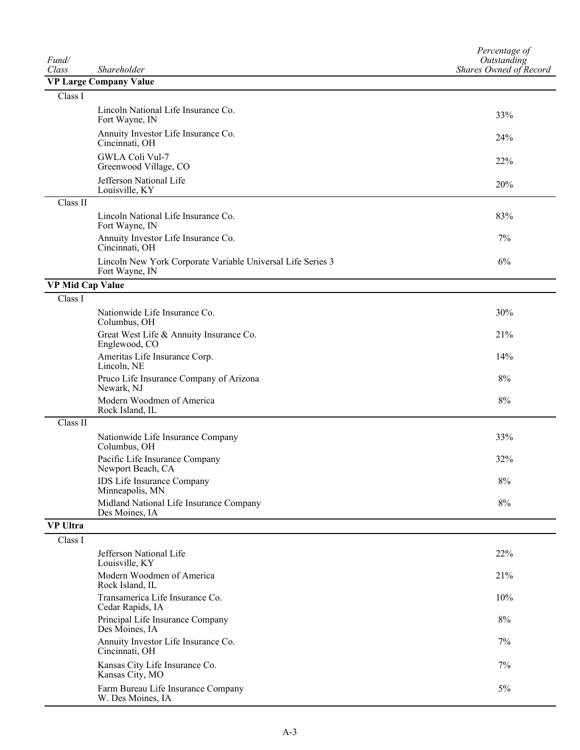| *Fund/ Class* | *Shareholder* | *Percentage of Outstanding Shares Owned of Record* |
|---|---|---|
| **VP Large Company Value** | | |
| Class I | | |
| | Lincoln National Life Insurance Co.<br>Fort Wayne, IN | 33% |
| | Annuity Investor Life Insurance Co.<br>Cincinnati, OH | 24% |
| | GWLA Coli Vul-7<br>Greenwood Village, CO | 22% |
| | Jefferson National Life<br>Louisville, KY | 20% |
| Class II | | |
| | Lincoln National Life Insurance Co.<br>Fort Wayne, IN | 83% |
| | Annuity Investor Life Insurance Co.<br>Cincinnati, OH | 7% |
| | Lincoln New York Corporate Variable Universal Life Series 3<br>Fort Wayne, IN | 6% |
| **VP Mid Cap Value** | | |
| Class I | | |
| | Nationwide Life Insurance Co.<br>Columbus, OH | 30% |
| | Great West Life & Annuity Insurance Co.<br>Englewood, CO | 21% |
| | Ameritas Life Insurance Corp.<br>Lincoln, NE | 14% |
| | Pruco Life Insurance Company of Arizona<br>Newark, NJ | 8% |
| | Modern Woodmen of America<br>Rock Island, IL | 8% |
| Class II | | |
| | Nationwide Life Insurance Company<br>Columbus, OH | 33% |
| | Pacific Life Insurance Company<br>Newport Beach, CA | 32% |
| | IDS Life Insurance Company<br>Minneapolis, MN | 8% |
| | Midland National Life Insurance Company<br>Des Moines, IA | 8% |
| **VP Ultra** | | |
| Class I | | |
| | Jefferson National Life<br>Louisville, KY | 22% |
| | Modern Woodmen of America<br>Rock Island, IL | 21% |
| | Transamerica Life Insurance Co.<br>Cedar Rapids, IA | 10% |
| | Principal Life Insurance Company<br>Des Moines, IA | 8% |
| | Annuity Investor Life Insurance Co.<br>Cincinnati, OH | 7% |
| | Kansas City Life Insurance Co.<br>Kansas City, MO | 7% |
| | Farm Bureau Life Insurance Company<br>W. Des Moines, IA | 5% |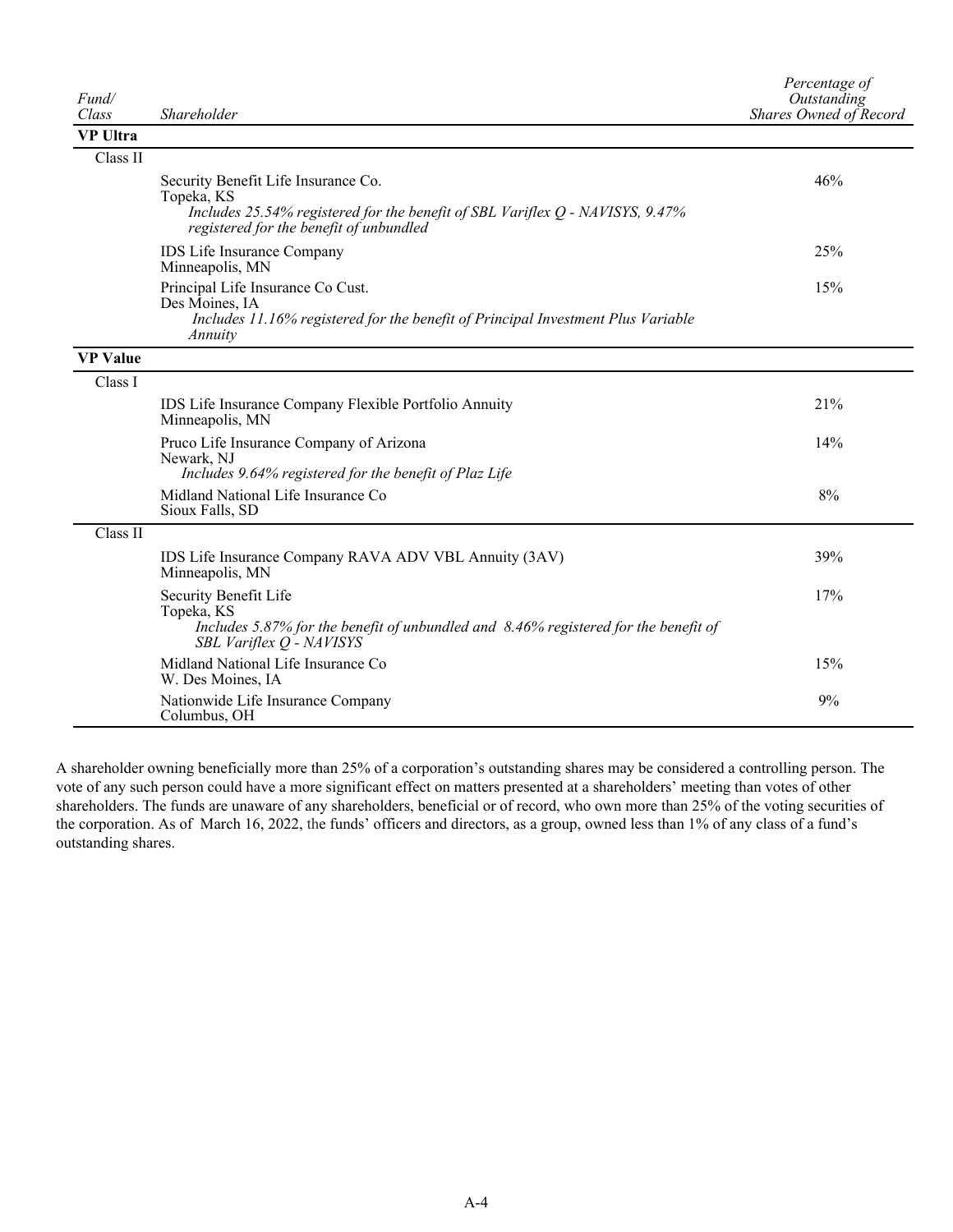| Fund/ Class | Shareholder | Percentage of Outstanding Shares Owned of Record |
|---|---|---|
| **VP Ultra** | | |
| Class II | | |
| | Security Benefit Life Insurance Co.<br>Topeka, KS<br>*Includes 25.54% registered for the benefit of SBL Variflex Q - NAVISYS, 9.47% registered for the benefit of unbundled* | 46% |
| | IDS Life Insurance Company<br>Minneapolis, MN | 25% |
| | Principal Life Insurance Co Cust.<br>Des Moines, IA<br>*Includes 11.16% registered for the benefit of Principal Investment Plus Variable Annuity* | 15% |
| **VP Value** | | |
| Class I | | |
| | IDS Life Insurance Company Flexible Portfolio Annuity<br>Minneapolis, MN | 21% |
| | Pruco Life Insurance Company of Arizona<br>Newark, NJ<br>*Includes 9.64% registered for the benefit of Plaz Life* | 14% |
| | Midland National Life Insurance Co<br>Sioux Falls, SD | 8% |
| Class II | | |
| | IDS Life Insurance Company RAVA ADV VBL Annuity (3AV)<br>Minneapolis, MN | 39% |
| | Security Benefit Life<br>Topeka, KS<br>*Includes 5.87% for the benefit of unbundled and 8.46% registered for the benefit of SBL Variflex Q - NAVISYS* | 17% |
| | Midland National Life Insurance Co<br>W. Des Moines, IA | 15% |
| | Nationwide Life Insurance Company<br>Columbus, OH | 9% |

A shareholder owning beneficially more than 25% of a corporation's outstanding shares may be considered a controlling person. The vote of any such person could have a more significant effect on matters presented at a shareholders' meeting than votes of other shareholders. The funds are unaware of any shareholders, beneficial or of record, who own more than 25% of the voting securities of the corporation. As of March 16, 2022, the funds' officers and directors, as a group, owned less than 1% of any class of a fund's outstanding shares.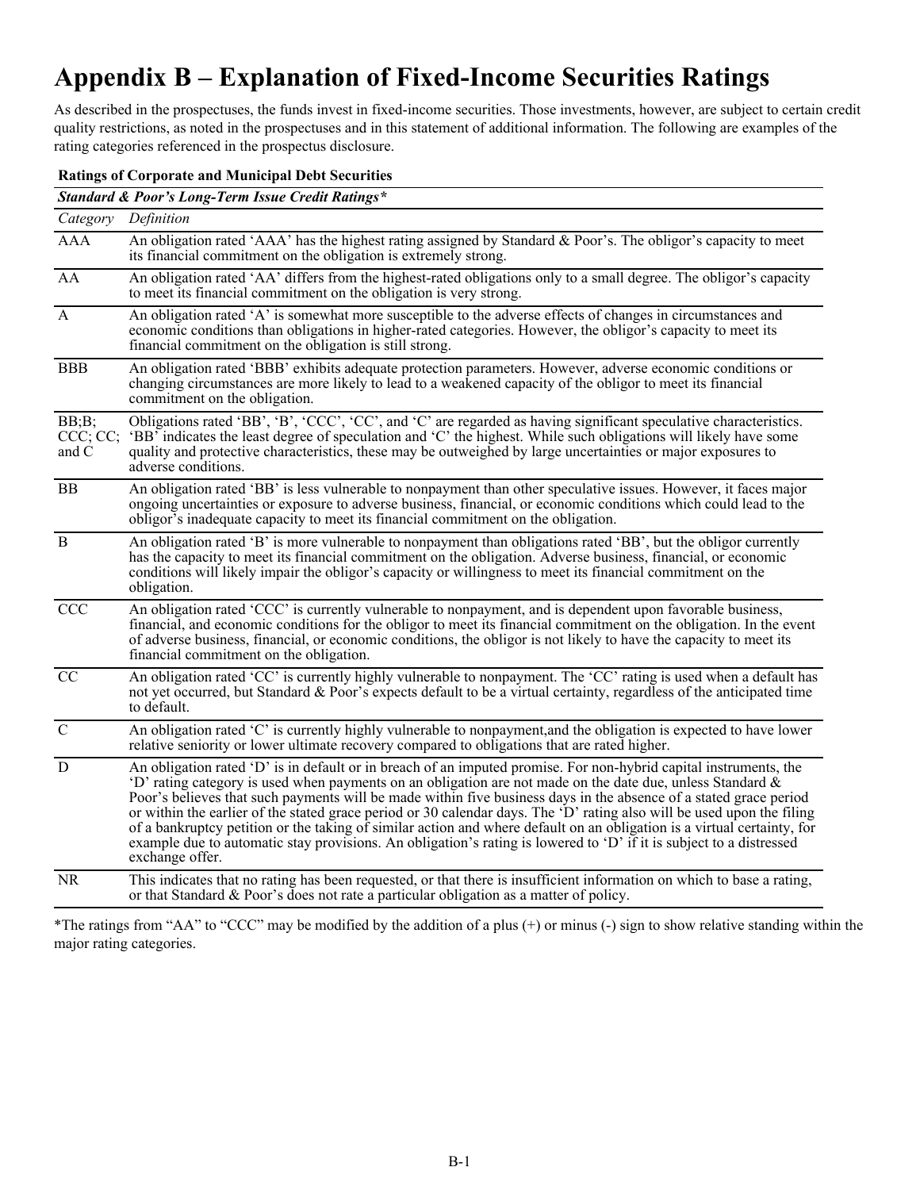# Appendix B – Explanation of Fixed-Income Securities Ratings

As described in the prospectuses, the funds invest in fixed-income securities. Those investments, however, are subject to certain credit quality restrictions, as noted in the prospectuses and in this statement of additional information. The following are examples of the rating categories referenced in the prospectus disclosure.

**Ratings of Corporate and Municipal Debt Securities**

***Standard & Poor's Long-Term Issue Credit Ratings****

| *Category* | *Definition* |
|---|---|
| AAA | An obligation rated 'AAA' has the highest rating assigned by Standard & Poor's. The obligor's capacity to meet its financial commitment on the obligation is extremely strong. |
| AA | An obligation rated 'AA' differs from the highest-rated obligations only to a small degree. The obligor's capacity to meet its financial commitment on the obligation is very strong. |
| A | An obligation rated 'A' is somewhat more susceptible to the adverse effects of changes in circumstances and economic conditions than obligations in higher-rated categories. However, the obligor's capacity to meet its financial commitment on the obligation is still strong. |
| BBB | An obligation rated 'BBB' exhibits adequate protection parameters. However, adverse economic conditions or changing circumstances are more likely to lead to a weakened capacity of the obligor to meet its financial commitment on the obligation. |
| BB;B; CCC; CC; and C | Obligations rated 'BB', 'B', 'CCC', 'CC', and 'C' are regarded as having significant speculative characteristics. 'BB' indicates the least degree of speculation and 'C' the highest. While such obligations will likely have some quality and protective characteristics, these may be outweighed by large uncertainties or major exposures to adverse conditions. |
| BB | An obligation rated 'BB' is less vulnerable to nonpayment than other speculative issues. However, it faces major ongoing uncertainties or exposure to adverse business, financial, or economic conditions which could lead to the obligor's inadequate capacity to meet its financial commitment on the obligation. |
| B | An obligation rated 'B' is more vulnerable to nonpayment than obligations rated 'BB', but the obligor currently has the capacity to meet its financial commitment on the obligation. Adverse business, financial, or economic conditions will likely impair the obligor's capacity or willingness to meet its financial commitment on the obligation. |
| CCC | An obligation rated 'CCC' is currently vulnerable to nonpayment, and is dependent upon favorable business, financial, and economic conditions for the obligor to meet its financial commitment on the obligation. In the event of adverse business, financial, or economic conditions, the obligor is not likely to have the capacity to meet its financial commitment on the obligation. |
| CC | An obligation rated 'CC' is currently highly vulnerable to nonpayment. The 'CC' rating is used when a default has not yet occurred, but Standard & Poor's expects default to be a virtual certainty, regardless of the anticipated time to default. |
| C | An obligation rated 'C' is currently highly vulnerable to nonpayment,and the obligation is expected to have lower relative seniority or lower ultimate recovery compared to obligations that are rated higher. |
| D | An obligation rated 'D' is in default or in breach of an imputed promise. For non-hybrid capital instruments, the 'D' rating category is used when payments on an obligation are not made on the date due, unless Standard & Poor's believes that such payments will be made within five business days in the absence of a stated grace period or within the earlier of the stated grace period or 30 calendar days. The 'D' rating also will be used upon the filing of a bankruptcy petition or the taking of similar action and where default on an obligation is a virtual certainty, for example due to automatic stay provisions. An obligation's rating is lowered to 'D' if it is subject to a distressed exchange offer. |
| NR | This indicates that no rating has been requested, or that there is insufficient information on which to base a rating, or that Standard & Poor's does not rate a particular obligation as a matter of policy. |

*The ratings from "AA" to "CCC" may be modified by the addition of a plus (+) or minus (-) sign to show relative standing within the major rating categories.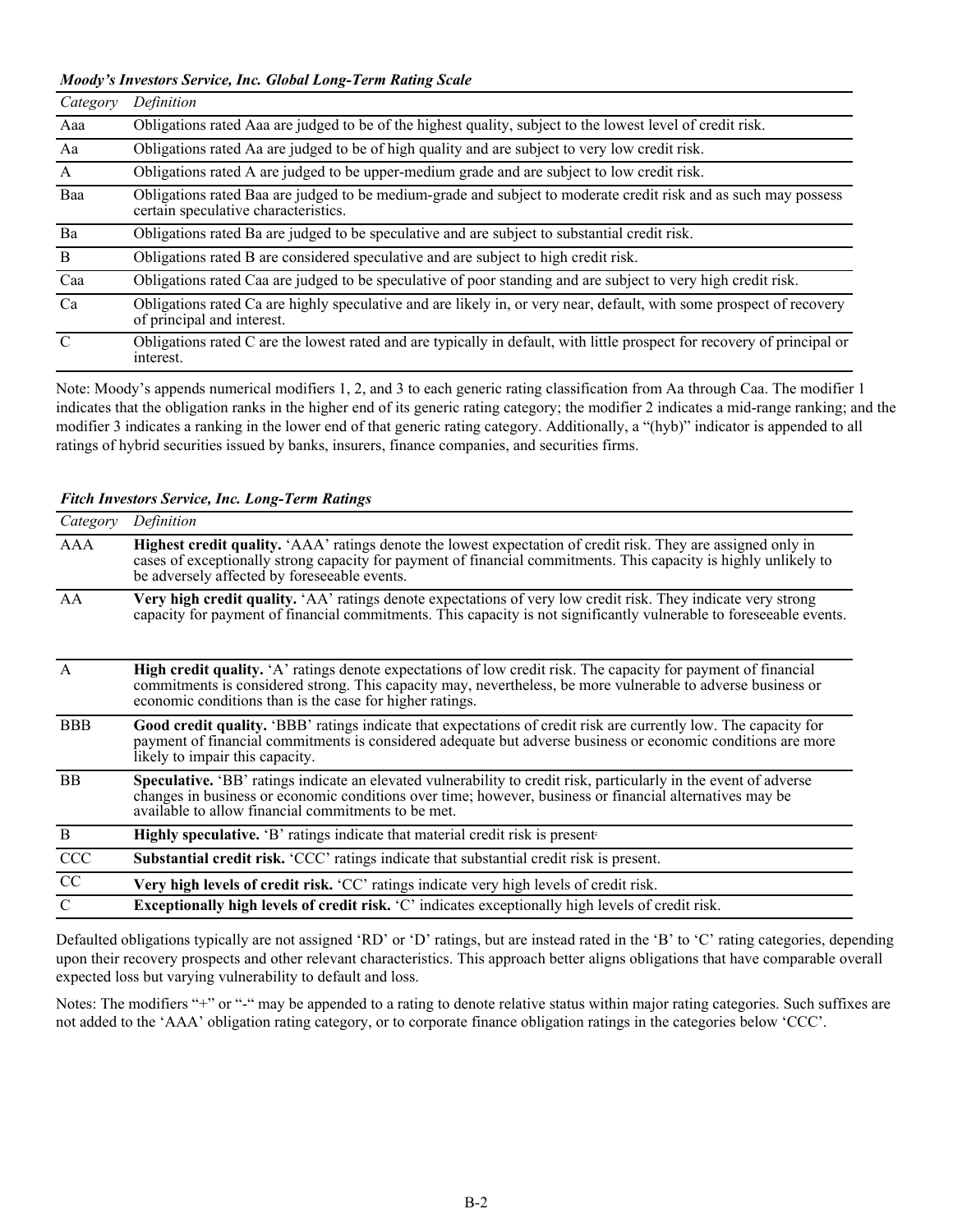***Moody's Investors Service, Inc. Global Long-Term Rating Scale***

| *Category* | *Definition* |
|---|---|
| Aaa | Obligations rated Aaa are judged to be of the highest quality, subject to the lowest level of credit risk. |
| Aa | Obligations rated Aa are judged to be of high quality and are subject to very low credit risk. |
| A | Obligations rated A are judged to be upper-medium grade and are subject to low credit risk. |
| Baa | Obligations rated Baa are judged to be medium-grade and subject to moderate credit risk and as such may possess certain speculative characteristics. |
| Ba | Obligations rated Ba are judged to be speculative and are subject to substantial credit risk. |
| B | Obligations rated B are considered speculative and are subject to high credit risk. |
| Caa | Obligations rated Caa are judged to be speculative of poor standing and are subject to very high credit risk. |
| Ca | Obligations rated Ca are highly speculative and are likely in, or very near, default, with some prospect of recovery of principal and interest. |
| C | Obligations rated C are the lowest rated and are typically in default, with little prospect for recovery of principal or interest. |

Note: Moody's appends numerical modifiers 1, 2, and 3 to each generic rating classification from Aa through Caa. The modifier 1 indicates that the obligation ranks in the higher end of its generic rating category; the modifier 2 indicates a mid-range ranking; and the modifier 3 indicates a ranking in the lower end of that generic rating category. Additionally, a "(hyb)" indicator is appended to all ratings of hybrid securities issued by banks, insurers, finance companies, and securities firms.

***Fitch Investors Service, Inc. Long-Term Ratings***

| *Category* | *Definition* |
|---|---|
| AAA | **Highest credit quality.** 'AAA' ratings denote the lowest expectation of credit risk. They are assigned only in cases of exceptionally strong capacity for payment of financial commitments. This capacity is highly unlikely to be adversely affected by foreseeable events. |
| AA | **Very high credit quality.** 'AA' ratings denote expectations of very low credit risk. They indicate very strong capacity for payment of financial commitments. This capacity is not significantly vulnerable to foreseeable events. |
| A | **High credit quality.** 'A' ratings denote expectations of low credit risk. The capacity for payment of financial commitments is considered strong. This capacity may, nevertheless, be more vulnerable to adverse business or economic conditions than is the case for higher ratings. |
| BBB | **Good credit quality.** 'BBB' ratings indicate that expectations of credit risk are currently low. The capacity for payment of financial commitments is considered adequate but adverse business or economic conditions are more likely to impair this capacity. |
| BB | **Speculative.** 'BB' ratings indicate an elevated vulnerability to credit risk, particularly in the event of adverse changes in business or economic conditions over time; however, business or financial alternatives may be available to allow financial commitments to be met. |
| B | **Highly speculative.** 'B' ratings indicate that material credit risk is present. |
| CCC | **Substantial credit risk.** 'CCC' ratings indicate that substantial credit risk is present. |
| CC | **Very high levels of credit risk.** 'CC' ratings indicate very high levels of credit risk. |
| C | **Exceptionally high levels of credit risk.** 'C' indicates exceptionally high levels of credit risk. |

Defaulted obligations typically are not assigned 'RD' or 'D' ratings, but are instead rated in the 'B' to 'C' rating categories, depending upon their recovery prospects and other relevant characteristics. This approach better aligns obligations that have comparable overall expected loss but varying vulnerability to default and loss.

Notes: The modifiers "+" or "-" may be appended to a rating to denote relative status within major rating categories. Such suffixes are not added to the 'AAA' obligation rating category, or to corporate finance obligation ratings in the categories below 'CCC'.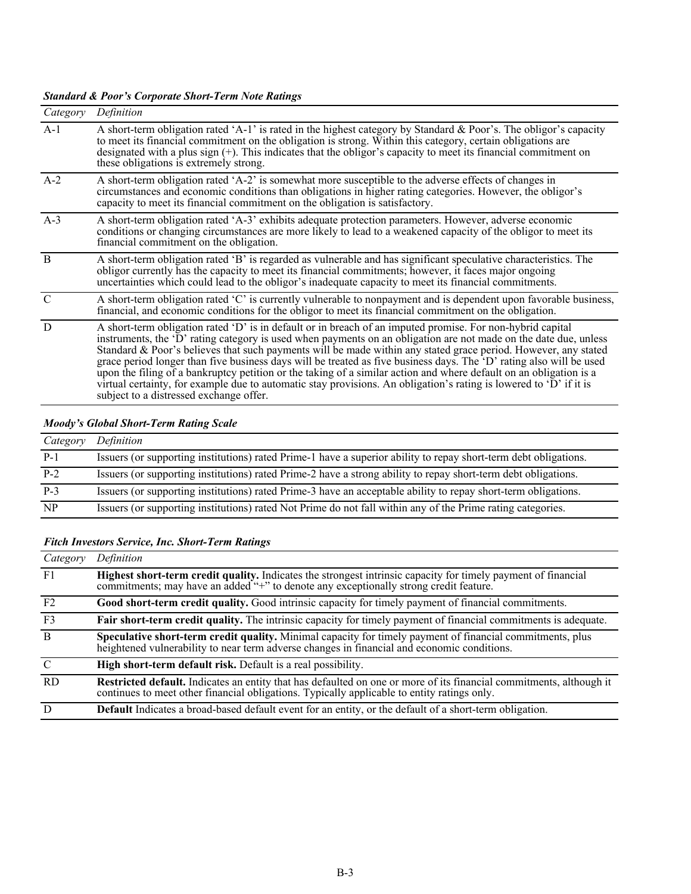***Standard & Poor's Corporate Short-Term Note Ratings***

| *Category* | *Definition* |
|---|---|
| A-1 | A short-term obligation rated 'A-1' is rated in the highest category by Standard & Poor's. The obligor's capacity to meet its financial commitment on the obligation is strong. Within this category, certain obligations are designated with a plus sign (+). This indicates that the obligor's capacity to meet its financial commitment on these obligations is extremely strong. |
| A-2 | A short-term obligation rated 'A-2' is somewhat more susceptible to the adverse effects of changes in circumstances and economic conditions than obligations in higher rating categories. However, the obligor's capacity to meet its financial commitment on the obligation is satisfactory. |
| A-3 | A short-term obligation rated 'A-3' exhibits adequate protection parameters. However, adverse economic conditions or changing circumstances are more likely to lead to a weakened capacity of the obligor to meet its financial commitment on the obligation. |
| B | A short-term obligation rated 'B' is regarded as vulnerable and has significant speculative characteristics. The obligor currently has the capacity to meet its financial commitments; however, it faces major ongoing uncertainties which could lead to the obligor's inadequate capacity to meet its financial commitments. |
| C | A short-term obligation rated 'C' is currently vulnerable to nonpayment and is dependent upon favorable business, financial, and economic conditions for the obligor to meet its financial commitment on the obligation. |
| D | A short-term obligation rated 'D' is in default or in breach of an imputed promise. For non-hybrid capital instruments, the 'D' rating category is used when payments on an obligation are not made on the date due, unless Standard & Poor's believes that such payments will be made within any stated grace period. However, any stated grace period longer than five business days will be treated as five business days. The 'D' rating also will be used upon the filing of a bankruptcy petition or the taking of a similar action and where default on an obligation is a virtual certainty, for example due to automatic stay provisions. An obligation's rating is lowered to 'D' if it is subject to a distressed exchange offer. |

***Moody's Global Short-Term Rating Scale***

| *Category* | *Definition* |
|---|---|
| P-1 | Issuers (or supporting institutions) rated Prime-1 have a superior ability to repay short-term debt obligations. |
| P-2 | Issuers (or supporting institutions) rated Prime-2 have a strong ability to repay short-term debt obligations. |
| P-3 | Issuers (or supporting institutions) rated Prime-3 have an acceptable ability to repay short-term obligations. |
| NP | Issuers (or supporting institutions) rated Not Prime do not fall within any of the Prime rating categories. |

***Fitch Investors Service, Inc. Short-Term Ratings***

| *Category* | *Definition* |
|---|---|
| F1 | **Highest short-term credit quality.** Indicates the strongest intrinsic capacity for timely payment of financial commitments; may have an added "+" to denote any exceptionally strong credit feature. |
| F2 | **Good short-term credit quality.** Good intrinsic capacity for timely payment of financial commitments. |
| F3 | **Fair short-term credit quality.** The intrinsic capacity for timely payment of financial commitments is adequate. |
| B | **Speculative short-term credit quality.** Minimal capacity for timely payment of financial commitments, plus heightened vulnerability to near term adverse changes in financial and economic conditions. |
| C | **High short-term default risk.** Default is a real possibility. |
| RD | **Restricted default.** Indicates an entity that has defaulted on one or more of its financial commitments, although it continues to meet other financial obligations. Typically applicable to entity ratings only. |
| D | **Default** Indicates a broad-based default event for an entity, or the default of a short-term obligation. |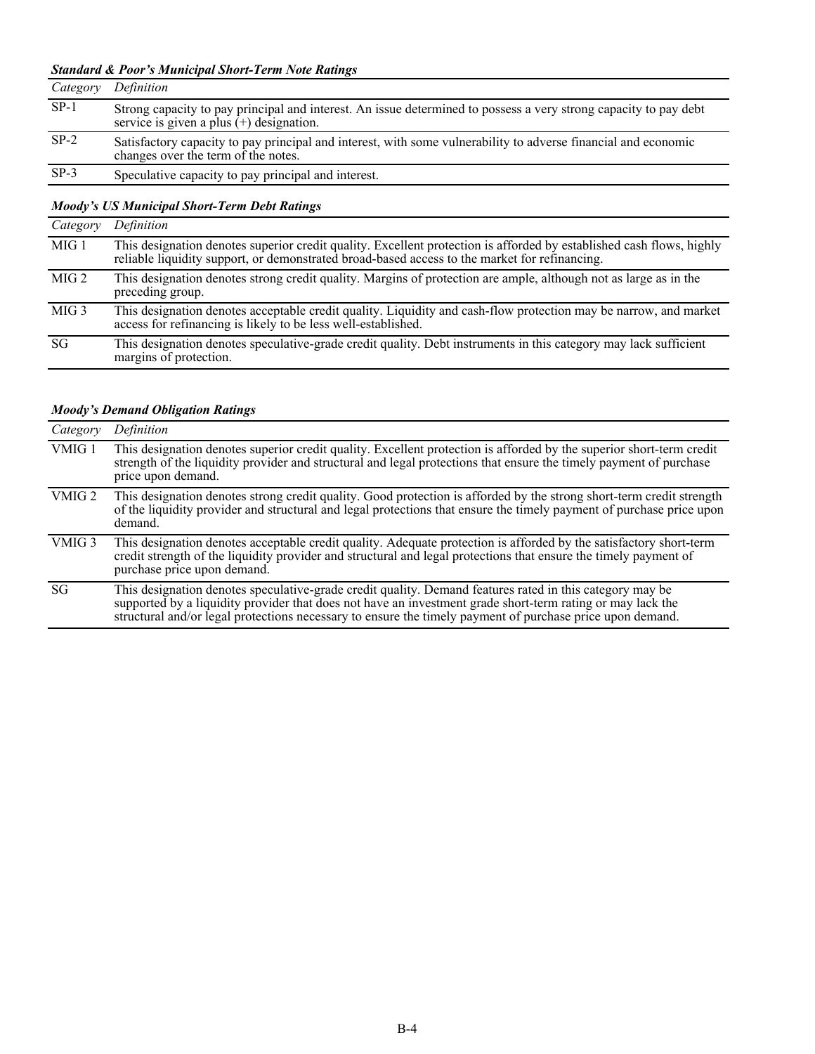***Standard & Poor's Municipal Short-Term Note Ratings***

| *Category* | *Definition* |
| --- | --- |
| SP-1 | Strong capacity to pay principal and interest. An issue determined to possess a very strong capacity to pay debt service is given a plus (+) designation. |
| SP-2 | Satisfactory capacity to pay principal and interest, with some vulnerability to adverse financial and economic changes over the term of the notes. |
| SP-3 | Speculative capacity to pay principal and interest. |

***Moody's US Municipal Short-Term Debt Ratings***

| *Category* | *Definition* |
| --- | --- |
| MIG 1 | This designation denotes superior credit quality. Excellent protection is afforded by established cash flows, highly reliable liquidity support, or demonstrated broad-based access to the market for refinancing. |
| MIG 2 | This designation denotes strong credit quality. Margins of protection are ample, although not as large as in the preceding group. |
| MIG 3 | This designation denotes acceptable credit quality. Liquidity and cash-flow protection may be narrow, and market access for refinancing is likely to be less well-established. |
| SG | This designation denotes speculative-grade credit quality. Debt instruments in this category may lack sufficient margins of protection. |

***Moody's Demand Obligation Ratings***

| *Category* | *Definition* |
| --- | --- |
| VMIG 1 | This designation denotes superior credit quality. Excellent protection is afforded by the superior short-term credit strength of the liquidity provider and structural and legal protections that ensure the timely payment of purchase price upon demand. |
| VMIG 2 | This designation denotes strong credit quality. Good protection is afforded by the strong short-term credit strength of the liquidity provider and structural and legal protections that ensure the timely payment of purchase price upon demand. |
| VMIG 3 | This designation denotes acceptable credit quality. Adequate protection is afforded by the satisfactory short-term credit strength of the liquidity provider and structural and legal protections that ensure the timely payment of purchase price upon demand. |
| SG | This designation denotes speculative-grade credit quality. Demand features rated in this category may be supported by a liquidity provider that does not have an investment grade short-term rating or may lack the structural and/or legal protections necessary to ensure the timely payment of purchase price upon demand. |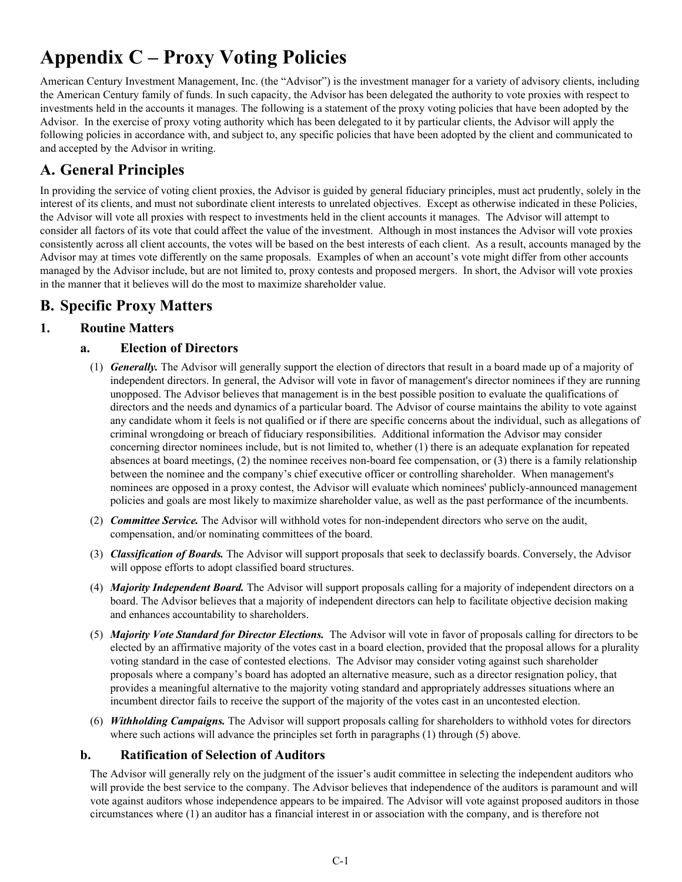# Appendix C – Proxy Voting Policies

American Century Investment Management, Inc. (the "Advisor") is the investment manager for a variety of advisory clients, including the American Century family of funds. In such capacity, the Advisor has been delegated the authority to vote proxies with respect to investments held in the accounts it manages. The following is a statement of the proxy voting policies that have been adopted by the Advisor. In the exercise of proxy voting authority which has been delegated to it by particular clients, the Advisor will apply the following policies in accordance with, and subject to, any specific policies that have been adopted by the client and communicated to and accepted by the Advisor in writing.

## A. General Principles

In providing the service of voting client proxies, the Advisor is guided by general fiduciary principles, must act prudently, solely in the interest of its clients, and must not subordinate client interests to unrelated objectives. Except as otherwise indicated in these Policies, the Advisor will vote all proxies with respect to investments held in the client accounts it manages. The Advisor will attempt to consider all factors of its vote that could affect the value of the investment. Although in most instances the Advisor will vote proxies consistently across all client accounts, the votes will be based on the best interests of each client. As a result, accounts managed by the Advisor may at times vote differently on the same proposals. Examples of when an account's vote might differ from other accounts managed by the Advisor include, but are not limited to, proxy contests and proposed mergers. In short, the Advisor will vote proxies in the manner that it believes will do the most to maximize shareholder value.

## B. Specific Proxy Matters

### 1. Routine Matters

#### a. Election of Directors

(1) ***Generally.*** The Advisor will generally support the election of directors that result in a board made up of a majority of independent directors. In general, the Advisor will vote in favor of management's director nominees if they are running unopposed. The Advisor believes that management is in the best possible position to evaluate the qualifications of directors and the needs and dynamics of a particular board. The Advisor of course maintains the ability to vote against any candidate whom it feels is not qualified or if there are specific concerns about the individual, such as allegations of criminal wrongdoing or breach of fiduciary responsibilities. Additional information the Advisor may consider concerning director nominees include, but is not limited to, whether (1) there is an adequate explanation for repeated absences at board meetings, (2) the nominee receives non-board fee compensation, or (3) there is a family relationship between the nominee and the company's chief executive officer or controlling shareholder. When management's nominees are opposed in a proxy contest, the Advisor will evaluate which nominees' publicly-announced management policies and goals are most likely to maximize shareholder value, as well as the past performance of the incumbents.

(2) ***Committee Service.*** The Advisor will withhold votes for non-independent directors who serve on the audit, compensation, and/or nominating committees of the board.

(3) ***Classification of Boards.*** The Advisor will support proposals that seek to declassify boards. Conversely, the Advisor will oppose efforts to adopt classified board structures.

(4) ***Majority Independent Board.*** The Advisor will support proposals calling for a majority of independent directors on a board. The Advisor believes that a majority of independent directors can help to facilitate objective decision making and enhances accountability to shareholders.

(5) ***Majority Vote Standard for Director Elections.*** The Advisor will vote in favor of proposals calling for directors to be elected by an affirmative majority of the votes cast in a board election, provided that the proposal allows for a plurality voting standard in the case of contested elections. The Advisor may consider voting against such shareholder proposals where a company's board has adopted an alternative measure, such as a director resignation policy, that provides a meaningful alternative to the majority voting standard and appropriately addresses situations where an incumbent director fails to receive the support of the majority of the votes cast in an uncontested election.

(6) ***Withholding Campaigns.*** The Advisor will support proposals calling for shareholders to withhold votes for directors where such actions will advance the principles set forth in paragraphs (1) through (5) above.

#### b. Ratification of Selection of Auditors

The Advisor will generally rely on the judgment of the issuer's audit committee in selecting the independent auditors who will provide the best service to the company. The Advisor believes that independence of the auditors is paramount and will vote against auditors whose independence appears to be impaired. The Advisor will vote against proposed auditors in those circumstances where (1) an auditor has a financial interest in or association with the company, and is therefore not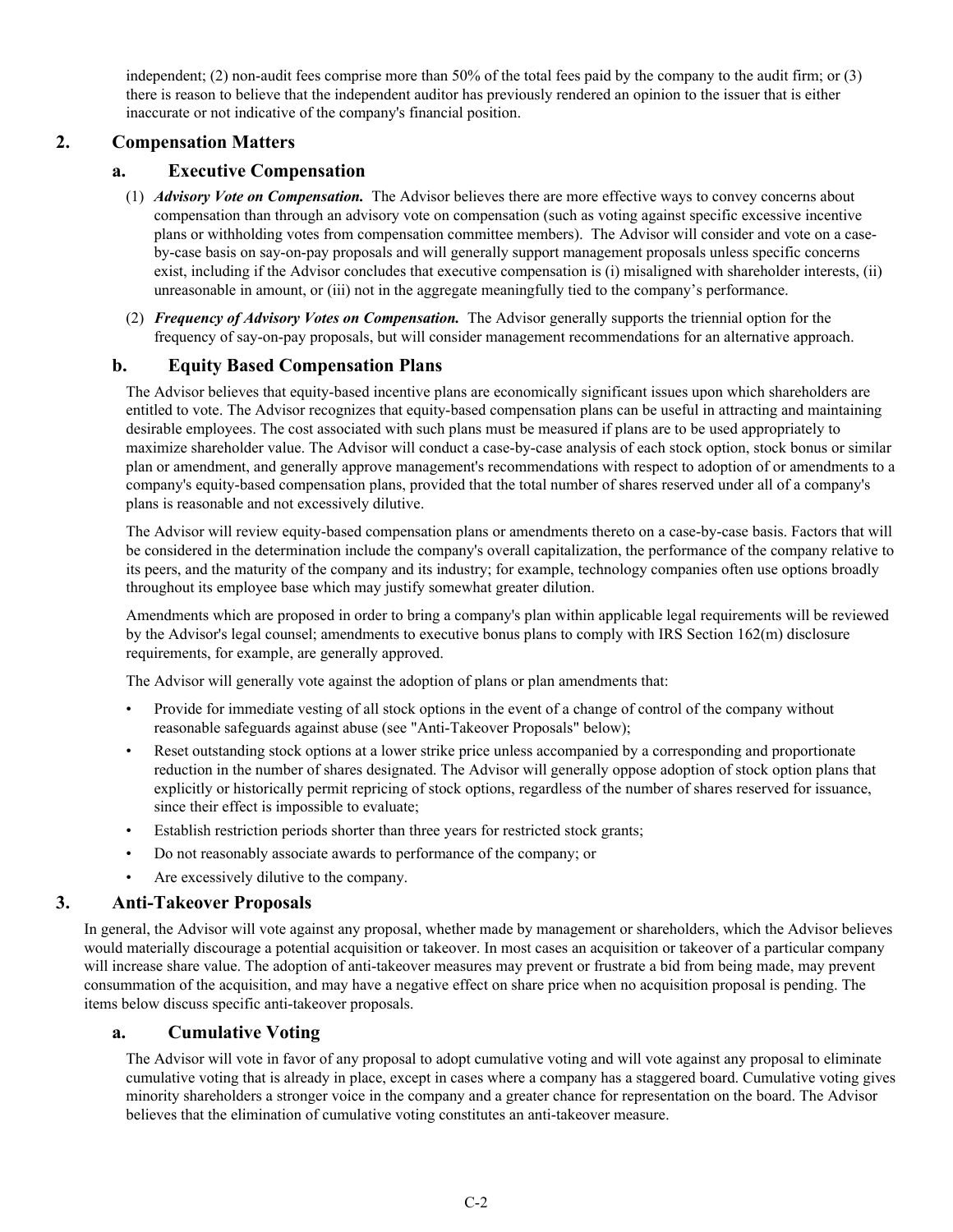independent; (2) non-audit fees comprise more than 50% of the total fees paid by the company to the audit firm; or (3) there is reason to believe that the independent auditor has previously rendered an opinion to the issuer that is either inaccurate or not indicative of the company's financial position.

## 2. Compensation Matters

### a. Executive Compensation

(1) ***Advisory Vote on Compensation.*** The Advisor believes there are more effective ways to convey concerns about compensation than through an advisory vote on compensation (such as voting against specific excessive incentive plans or withholding votes from compensation committee members). The Advisor will consider and vote on a case-by-case basis on say-on-pay proposals and will generally support management proposals unless specific concerns exist, including if the Advisor concludes that executive compensation is (i) misaligned with shareholder interests, (ii) unreasonable in amount, or (iii) not in the aggregate meaningfully tied to the company's performance.

(2) ***Frequency of Advisory Votes on Compensation.*** The Advisor generally supports the triennial option for the frequency of say-on-pay proposals, but will consider management recommendations for an alternative approach.

### b. Equity Based Compensation Plans

The Advisor believes that equity-based incentive plans are economically significant issues upon which shareholders are entitled to vote. The Advisor recognizes that equity-based compensation plans can be useful in attracting and maintaining desirable employees. The cost associated with such plans must be measured if plans are to be used appropriately to maximize shareholder value. The Advisor will conduct a case-by-case analysis of each stock option, stock bonus or similar plan or amendment, and generally approve management's recommendations with respect to adoption of or amendments to a company's equity-based compensation plans, provided that the total number of shares reserved under all of a company's plans is reasonable and not excessively dilutive.

The Advisor will review equity-based compensation plans or amendments thereto on a case-by-case basis. Factors that will be considered in the determination include the company's overall capitalization, the performance of the company relative to its peers, and the maturity of the company and its industry; for example, technology companies often use options broadly throughout its employee base which may justify somewhat greater dilution.

Amendments which are proposed in order to bring a company's plan within applicable legal requirements will be reviewed by the Advisor's legal counsel; amendments to executive bonus plans to comply with IRS Section 162(m) disclosure requirements, for example, are generally approved.

The Advisor will generally vote against the adoption of plans or plan amendments that:

- Provide for immediate vesting of all stock options in the event of a change of control of the company without reasonable safeguards against abuse (see "Anti-Takeover Proposals" below);
- Reset outstanding stock options at a lower strike price unless accompanied by a corresponding and proportionate reduction in the number of shares designated. The Advisor will generally oppose adoption of stock option plans that explicitly or historically permit repricing of stock options, regardless of the number of shares reserved for issuance, since their effect is impossible to evaluate;
- Establish restriction periods shorter than three years for restricted stock grants;
- Do not reasonably associate awards to performance of the company; or
- Are excessively dilutive to the company.

## 3. Anti-Takeover Proposals

In general, the Advisor will vote against any proposal, whether made by management or shareholders, which the Advisor believes would materially discourage a potential acquisition or takeover. In most cases an acquisition or takeover of a particular company will increase share value. The adoption of anti-takeover measures may prevent or frustrate a bid from being made, may prevent consummation of the acquisition, and may have a negative effect on share price when no acquisition proposal is pending. The items below discuss specific anti-takeover proposals.

### a. Cumulative Voting

The Advisor will vote in favor of any proposal to adopt cumulative voting and will vote against any proposal to eliminate cumulative voting that is already in place, except in cases where a company has a staggered board. Cumulative voting gives minority shareholders a stronger voice in the company and a greater chance for representation on the board. The Advisor believes that the elimination of cumulative voting constitutes an anti-takeover measure.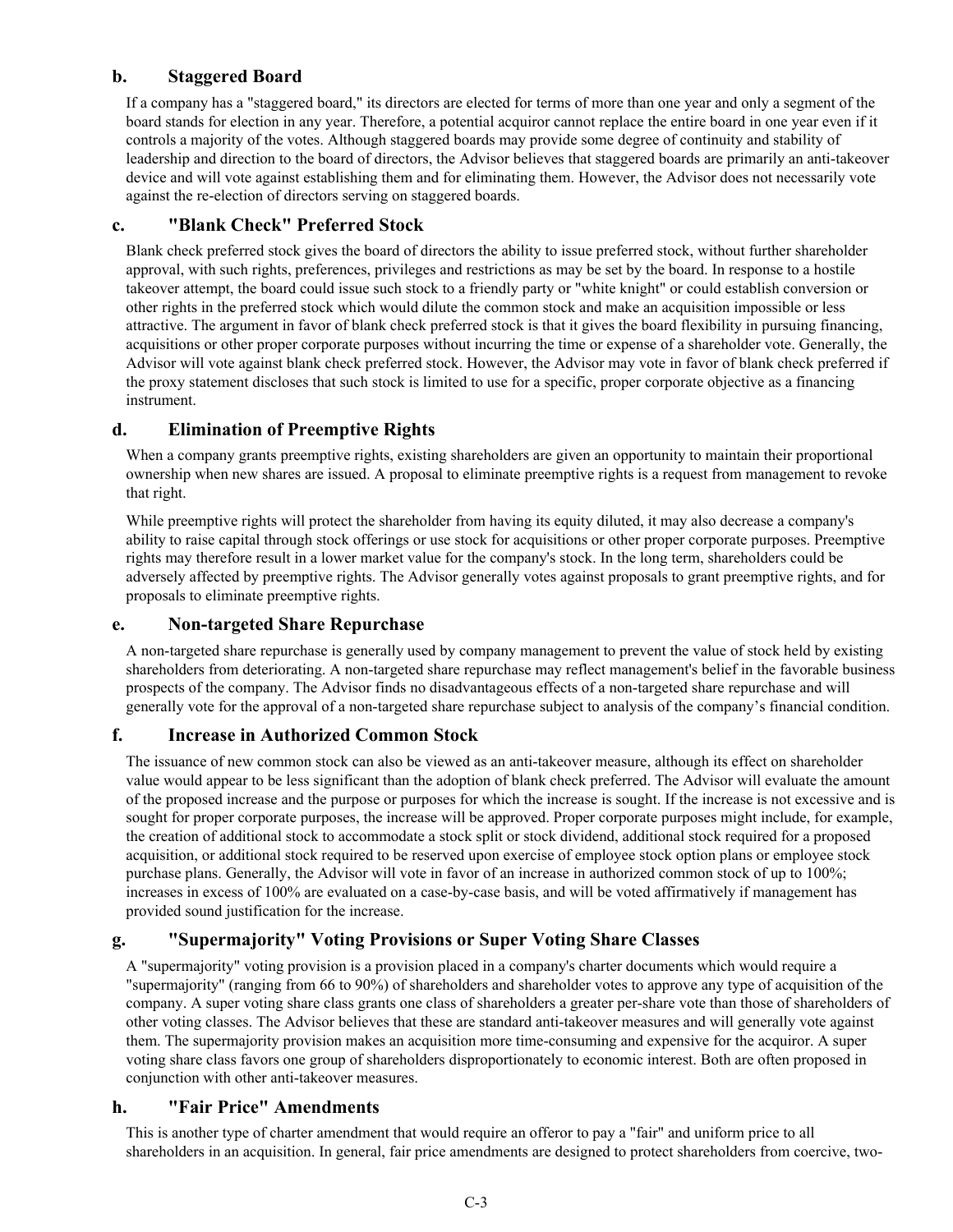### b. Staggered Board

If a company has a "staggered board," its directors are elected for terms of more than one year and only a segment of the board stands for election in any year. Therefore, a potential acquiror cannot replace the entire board in one year even if it controls a majority of the votes. Although staggered boards may provide some degree of continuity and stability of leadership and direction to the board of directors, the Advisor believes that staggered boards are primarily an anti-takeover device and will vote against establishing them and for eliminating them. However, the Advisor does not necessarily vote against the re-election of directors serving on staggered boards.

### c. "Blank Check" Preferred Stock

Blank check preferred stock gives the board of directors the ability to issue preferred stock, without further shareholder approval, with such rights, preferences, privileges and restrictions as may be set by the board. In response to a hostile takeover attempt, the board could issue such stock to a friendly party or "white knight" or could establish conversion or other rights in the preferred stock which would dilute the common stock and make an acquisition impossible or less attractive. The argument in favor of blank check preferred stock is that it gives the board flexibility in pursuing financing, acquisitions or other proper corporate purposes without incurring the time or expense of a shareholder vote. Generally, the Advisor will vote against blank check preferred stock. However, the Advisor may vote in favor of blank check preferred if the proxy statement discloses that such stock is limited to use for a specific, proper corporate objective as a financing instrument.

### d. Elimination of Preemptive Rights

When a company grants preemptive rights, existing shareholders are given an opportunity to maintain their proportional ownership when new shares are issued. A proposal to eliminate preemptive rights is a request from management to revoke that right.

While preemptive rights will protect the shareholder from having its equity diluted, it may also decrease a company's ability to raise capital through stock offerings or use stock for acquisitions or other proper corporate purposes. Preemptive rights may therefore result in a lower market value for the company's stock. In the long term, shareholders could be adversely affected by preemptive rights. The Advisor generally votes against proposals to grant preemptive rights, and for proposals to eliminate preemptive rights.

### e. Non-targeted Share Repurchase

A non-targeted share repurchase is generally used by company management to prevent the value of stock held by existing shareholders from deteriorating. A non-targeted share repurchase may reflect management's belief in the favorable business prospects of the company. The Advisor finds no disadvantageous effects of a non-targeted share repurchase and will generally vote for the approval of a non-targeted share repurchase subject to analysis of the company's financial condition.

### f. Increase in Authorized Common Stock

The issuance of new common stock can also be viewed as an anti-takeover measure, although its effect on shareholder value would appear to be less significant than the adoption of blank check preferred. The Advisor will evaluate the amount of the proposed increase and the purpose or purposes for which the increase is sought. If the increase is not excessive and is sought for proper corporate purposes, the increase will be approved. Proper corporate purposes might include, for example, the creation of additional stock to accommodate a stock split or stock dividend, additional stock required for a proposed acquisition, or additional stock required to be reserved upon exercise of employee stock option plans or employee stock purchase plans. Generally, the Advisor will vote in favor of an increase in authorized common stock of up to 100%; increases in excess of 100% are evaluated on a case-by-case basis, and will be voted affirmatively if management has provided sound justification for the increase.

### g. "Supermajority" Voting Provisions or Super Voting Share Classes

A "supermajority" voting provision is a provision placed in a company's charter documents which would require a "supermajority" (ranging from 66 to 90%) of shareholders and shareholder votes to approve any type of acquisition of the company. A super voting share class grants one class of shareholders a greater per-share vote than those of shareholders of other voting classes. The Advisor believes that these are standard anti-takeover measures and will generally vote against them. The supermajority provision makes an acquisition more time-consuming and expensive for the acquiror. A super voting share class favors one group of shareholders disproportionately to economic interest. Both are often proposed in conjunction with other anti-takeover measures.

### h. "Fair Price" Amendments

This is another type of charter amendment that would require an offeror to pay a "fair" and uniform price to all shareholders in an acquisition. In general, fair price amendments are designed to protect shareholders from coercive, two-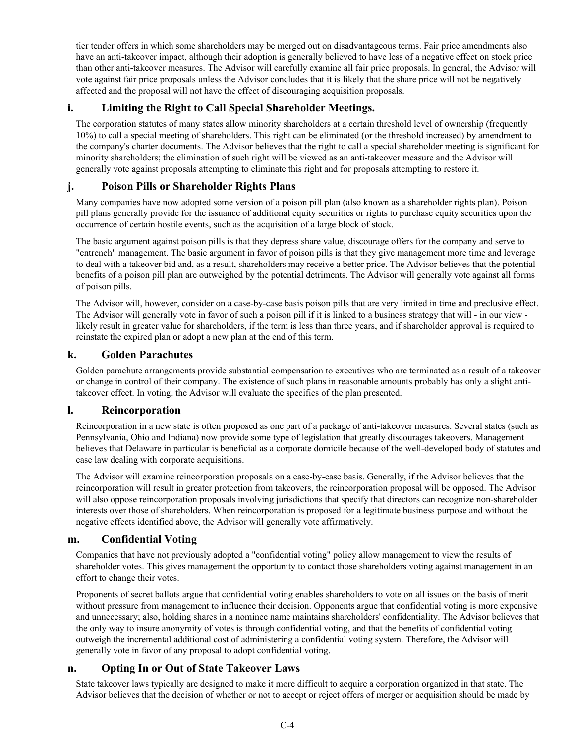tier tender offers in which some shareholders may be merged out on disadvantageous terms. Fair price amendments also have an anti-takeover impact, although their adoption is generally believed to have less of a negative effect on stock price than other anti-takeover measures. The Advisor will carefully examine all fair price proposals. In general, the Advisor will vote against fair price proposals unless the Advisor concludes that it is likely that the share price will not be negatively affected and the proposal will not have the effect of discouraging acquisition proposals.

### i. Limiting the Right to Call Special Shareholder Meetings.

The corporation statutes of many states allow minority shareholders at a certain threshold level of ownership (frequently 10%) to call a special meeting of shareholders. This right can be eliminated (or the threshold increased) by amendment to the company's charter documents. The Advisor believes that the right to call a special shareholder meeting is significant for minority shareholders; the elimination of such right will be viewed as an anti-takeover measure and the Advisor will generally vote against proposals attempting to eliminate this right and for proposals attempting to restore it.

### j. Poison Pills or Shareholder Rights Plans

Many companies have now adopted some version of a poison pill plan (also known as a shareholder rights plan). Poison pill plans generally provide for the issuance of additional equity securities or rights to purchase equity securities upon the occurrence of certain hostile events, such as the acquisition of a large block of stock.

The basic argument against poison pills is that they depress share value, discourage offers for the company and serve to "entrench" management. The basic argument in favor of poison pills is that they give management more time and leverage to deal with a takeover bid and, as a result, shareholders may receive a better price. The Advisor believes that the potential benefits of a poison pill plan are outweighed by the potential detriments. The Advisor will generally vote against all forms of poison pills.

The Advisor will, however, consider on a case-by-case basis poison pills that are very limited in time and preclusive effect. The Advisor will generally vote in favor of such a poison pill if it is linked to a business strategy that will - in our view - likely result in greater value for shareholders, if the term is less than three years, and if shareholder approval is required to reinstate the expired plan or adopt a new plan at the end of this term.

### k. Golden Parachutes

Golden parachute arrangements provide substantial compensation to executives who are terminated as a result of a takeover or change in control of their company. The existence of such plans in reasonable amounts probably has only a slight anti-takeover effect. In voting, the Advisor will evaluate the specifics of the plan presented.

### l. Reincorporation

Reincorporation in a new state is often proposed as one part of a package of anti-takeover measures. Several states (such as Pennsylvania, Ohio and Indiana) now provide some type of legislation that greatly discourages takeovers. Management believes that Delaware in particular is beneficial as a corporate domicile because of the well-developed body of statutes and case law dealing with corporate acquisitions.

The Advisor will examine reincorporation proposals on a case-by-case basis. Generally, if the Advisor believes that the reincorporation will result in greater protection from takeovers, the reincorporation proposal will be opposed. The Advisor will also oppose reincorporation proposals involving jurisdictions that specify that directors can recognize non-shareholder interests over those of shareholders. When reincorporation is proposed for a legitimate business purpose and without the negative effects identified above, the Advisor will generally vote affirmatively.

### m. Confidential Voting

Companies that have not previously adopted a "confidential voting" policy allow management to view the results of shareholder votes. This gives management the opportunity to contact those shareholders voting against management in an effort to change their votes.

Proponents of secret ballots argue that confidential voting enables shareholders to vote on all issues on the basis of merit without pressure from management to influence their decision. Opponents argue that confidential voting is more expensive and unnecessary; also, holding shares in a nominee name maintains shareholders' confidentiality. The Advisor believes that the only way to insure anonymity of votes is through confidential voting, and that the benefits of confidential voting outweigh the incremental additional cost of administering a confidential voting system. Therefore, the Advisor will generally vote in favor of any proposal to adopt confidential voting.

### n. Opting In or Out of State Takeover Laws

State takeover laws typically are designed to make it more difficult to acquire a corporation organized in that state. The Advisor believes that the decision of whether or not to accept or reject offers of merger or acquisition should be made by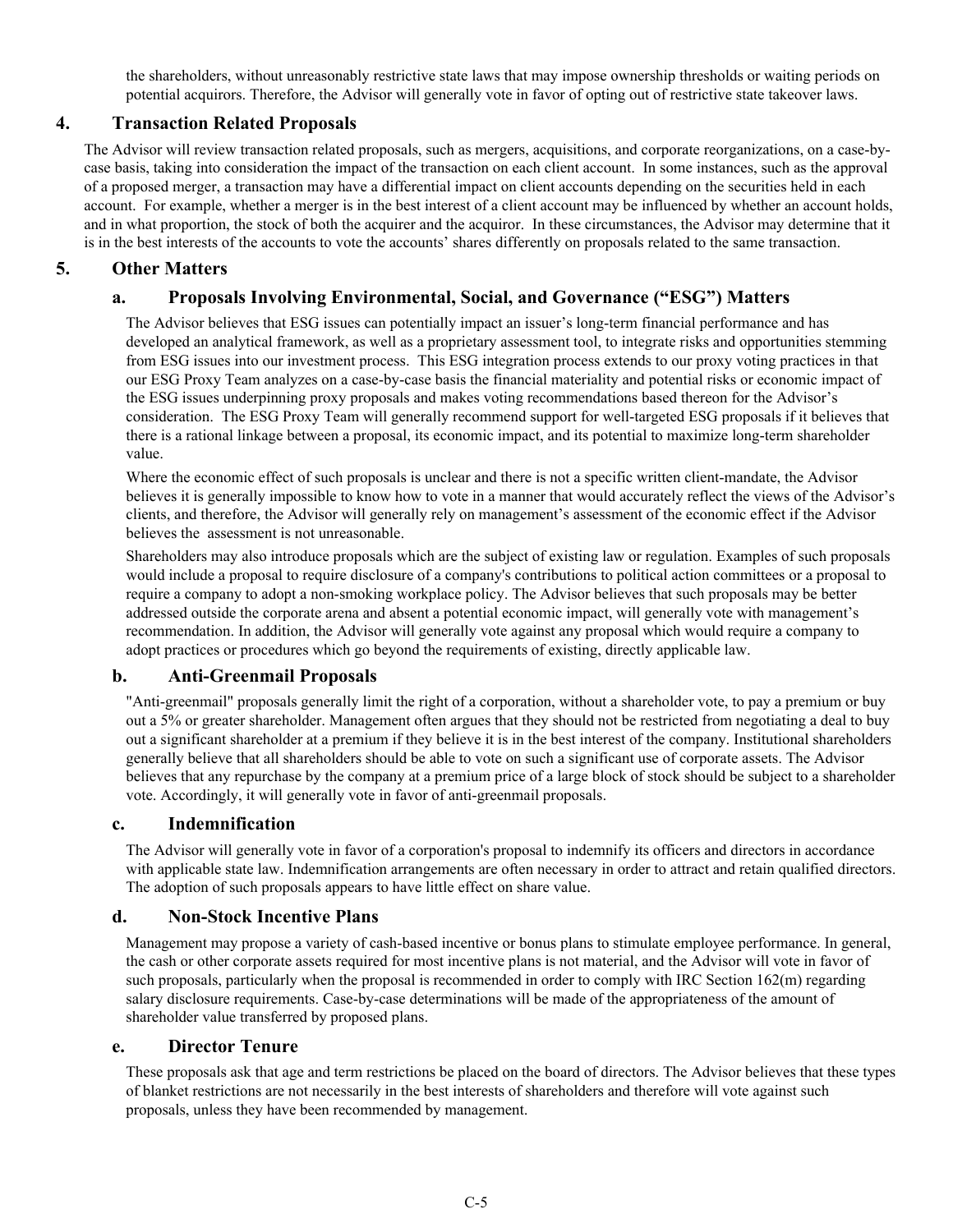the shareholders, without unreasonably restrictive state laws that may impose ownership thresholds or waiting periods on potential acquirors. Therefore, the Advisor will generally vote in favor of opting out of restrictive state takeover laws.

## 4. Transaction Related Proposals

The Advisor will review transaction related proposals, such as mergers, acquisitions, and corporate reorganizations, on a case-by-case basis, taking into consideration the impact of the transaction on each client account. In some instances, such as the approval of a proposed merger, a transaction may have a differential impact on client accounts depending on the securities held in each account. For example, whether a merger is in the best interest of a client account may be influenced by whether an account holds, and in what proportion, the stock of both the acquirer and the acquiror. In these circumstances, the Advisor may determine that it is in the best interests of the accounts to vote the accounts' shares differently on proposals related to the same transaction.

## 5. Other Matters

### a. Proposals Involving Environmental, Social, and Governance ("ESG") Matters

The Advisor believes that ESG issues can potentially impact an issuer's long-term financial performance and has developed an analytical framework, as well as a proprietary assessment tool, to integrate risks and opportunities stemming from ESG issues into our investment process. This ESG integration process extends to our proxy voting practices in that our ESG Proxy Team analyzes on a case-by-case basis the financial materiality and potential risks or economic impact of the ESG issues underpinning proxy proposals and makes voting recommendations based thereon for the Advisor's consideration. The ESG Proxy Team will generally recommend support for well-targeted ESG proposals if it believes that there is a rational linkage between a proposal, its economic impact, and its potential to maximize long-term shareholder value.

Where the economic effect of such proposals is unclear and there is not a specific written client-mandate, the Advisor believes it is generally impossible to know how to vote in a manner that would accurately reflect the views of the Advisor's clients, and therefore, the Advisor will generally rely on management's assessment of the economic effect if the Advisor believes the assessment is not unreasonable.

Shareholders may also introduce proposals which are the subject of existing law or regulation. Examples of such proposals would include a proposal to require disclosure of a company's contributions to political action committees or a proposal to require a company to adopt a non-smoking workplace policy. The Advisor believes that such proposals may be better addressed outside the corporate arena and absent a potential economic impact, will generally vote with management's recommendation. In addition, the Advisor will generally vote against any proposal which would require a company to adopt practices or procedures which go beyond the requirements of existing, directly applicable law.

### b. Anti-Greenmail Proposals

"Anti-greenmail" proposals generally limit the right of a corporation, without a shareholder vote, to pay a premium or buy out a 5% or greater shareholder. Management often argues that they should not be restricted from negotiating a deal to buy out a significant shareholder at a premium if they believe it is in the best interest of the company. Institutional shareholders generally believe that all shareholders should be able to vote on such a significant use of corporate assets. The Advisor believes that any repurchase by the company at a premium price of a large block of stock should be subject to a shareholder vote. Accordingly, it will generally vote in favor of anti-greenmail proposals.

### c. Indemnification

The Advisor will generally vote in favor of a corporation's proposal to indemnify its officers and directors in accordance with applicable state law. Indemnification arrangements are often necessary in order to attract and retain qualified directors. The adoption of such proposals appears to have little effect on share value.

### d. Non-Stock Incentive Plans

Management may propose a variety of cash-based incentive or bonus plans to stimulate employee performance. In general, the cash or other corporate assets required for most incentive plans is not material, and the Advisor will vote in favor of such proposals, particularly when the proposal is recommended in order to comply with IRC Section 162(m) regarding salary disclosure requirements. Case-by-case determinations will be made of the appropriateness of the amount of shareholder value transferred by proposed plans.

### e. Director Tenure

These proposals ask that age and term restrictions be placed on the board of directors. The Advisor believes that these types of blanket restrictions are not necessarily in the best interests of shareholders and therefore will vote against such proposals, unless they have been recommended by management.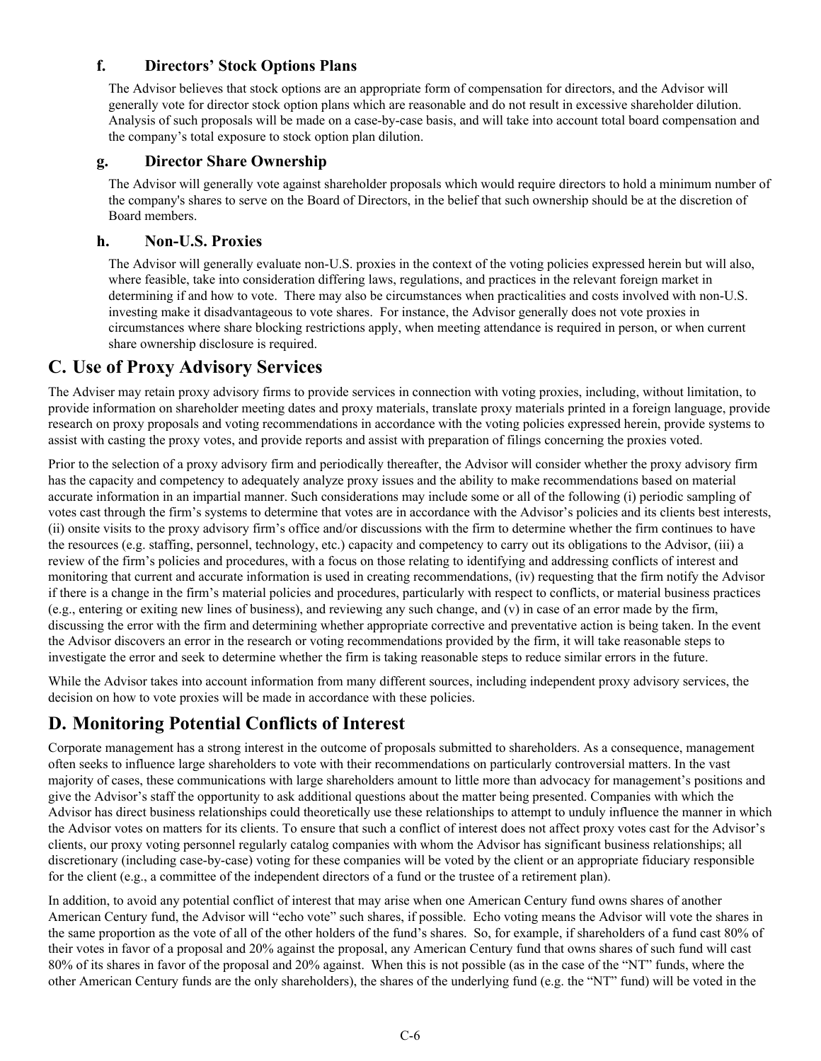#### f. Directors' Stock Options Plans

The Advisor believes that stock options are an appropriate form of compensation for directors, and the Advisor will generally vote for director stock option plans which are reasonable and do not result in excessive shareholder dilution. Analysis of such proposals will be made on a case-by-case basis, and will take into account total board compensation and the company's total exposure to stock option plan dilution.

#### g. Director Share Ownership

The Advisor will generally vote against shareholder proposals which would require directors to hold a minimum number of the company's shares to serve on the Board of Directors, in the belief that such ownership should be at the discretion of Board members.

#### h. Non-U.S. Proxies

The Advisor will generally evaluate non-U.S. proxies in the context of the voting policies expressed herein but will also, where feasible, take into consideration differing laws, regulations, and practices in the relevant foreign market in determining if and how to vote. There may also be circumstances when practicalities and costs involved with non-U.S. investing make it disadvantageous to vote shares. For instance, the Advisor generally does not vote proxies in circumstances where share blocking restrictions apply, when meeting attendance is required in person, or when current share ownership disclosure is required.

## C. Use of Proxy Advisory Services

The Adviser may retain proxy advisory firms to provide services in connection with voting proxies, including, without limitation, to provide information on shareholder meeting dates and proxy materials, translate proxy materials printed in a foreign language, provide research on proxy proposals and voting recommendations in accordance with the voting policies expressed herein, provide systems to assist with casting the proxy votes, and provide reports and assist with preparation of filings concerning the proxies voted.

Prior to the selection of a proxy advisory firm and periodically thereafter, the Advisor will consider whether the proxy advisory firm has the capacity and competency to adequately analyze proxy issues and the ability to make recommendations based on material accurate information in an impartial manner. Such considerations may include some or all of the following (i) periodic sampling of votes cast through the firm's systems to determine that votes are in accordance with the Advisor's policies and its clients best interests, (ii) onsite visits to the proxy advisory firm's office and/or discussions with the firm to determine whether the firm continues to have the resources (e.g. staffing, personnel, technology, etc.) capacity and competency to carry out its obligations to the Advisor, (iii) a review of the firm's policies and procedures, with a focus on those relating to identifying and addressing conflicts of interest and monitoring that current and accurate information is used in creating recommendations, (iv) requesting that the firm notify the Advisor if there is a change in the firm's material policies and procedures, particularly with respect to conflicts, or material business practices (e.g., entering or exiting new lines of business), and reviewing any such change, and (v) in case of an error made by the firm, discussing the error with the firm and determining whether appropriate corrective and preventative action is being taken. In the event the Advisor discovers an error in the research or voting recommendations provided by the firm, it will take reasonable steps to investigate the error and seek to determine whether the firm is taking reasonable steps to reduce similar errors in the future.

While the Advisor takes into account information from many different sources, including independent proxy advisory services, the decision on how to vote proxies will be made in accordance with these policies.

## D. Monitoring Potential Conflicts of Interest

Corporate management has a strong interest in the outcome of proposals submitted to shareholders. As a consequence, management often seeks to influence large shareholders to vote with their recommendations on particularly controversial matters. In the vast majority of cases, these communications with large shareholders amount to little more than advocacy for management's positions and give the Advisor's staff the opportunity to ask additional questions about the matter being presented. Companies with which the Advisor has direct business relationships could theoretically use these relationships to attempt to unduly influence the manner in which the Advisor votes on matters for its clients. To ensure that such a conflict of interest does not affect proxy votes cast for the Advisor's clients, our proxy voting personnel regularly catalog companies with whom the Advisor has significant business relationships; all discretionary (including case-by-case) voting for these companies will be voted by the client or an appropriate fiduciary responsible for the client (e.g., a committee of the independent directors of a fund or the trustee of a retirement plan).

In addition, to avoid any potential conflict of interest that may arise when one American Century fund owns shares of another American Century fund, the Advisor will "echo vote" such shares, if possible. Echo voting means the Advisor will vote the shares in the same proportion as the vote of all of the other holders of the fund's shares. So, for example, if shareholders of a fund cast 80% of their votes in favor of a proposal and 20% against the proposal, any American Century fund that owns shares of such fund will cast 80% of its shares in favor of the proposal and 20% against. When this is not possible (as in the case of the "NT" funds, where the other American Century funds are the only shareholders), the shares of the underlying fund (e.g. the "NT" fund) will be voted in the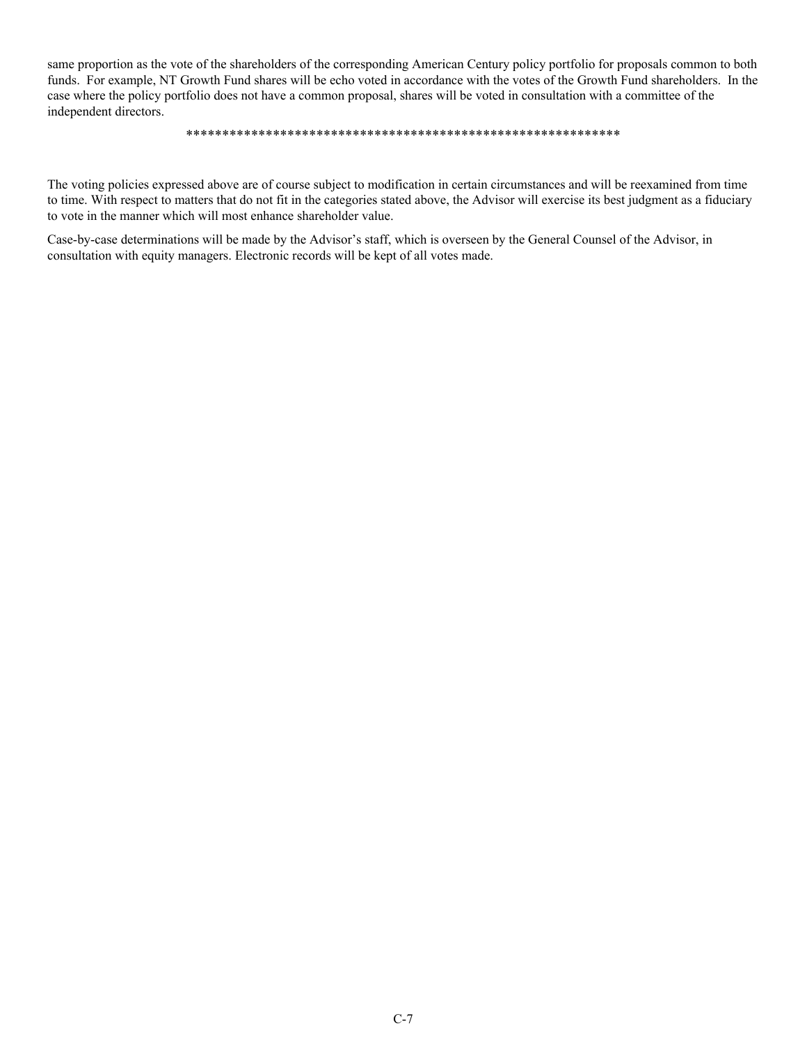same proportion as the vote of the shareholders of the corresponding American Century policy portfolio for proposals common to both funds. For example, NT Growth Fund shares will be echo voted in accordance with the votes of the Growth Fund shareholders. In the case where the policy portfolio does not have a common proposal, shares will be voted in consultation with a committee of the independent directors.

\*\*\*\*\*\*\*\*\*\*\*\*\*\*\*\*\*\*\*\*\*\*\*\*\*\*\*\*\*\*\*\*\*\*\*\*\*\*\*\*\*\*\*\*\*\*\*\*\*\*\*\*\*\*\*\*\*\*\*\*\*\*

The voting policies expressed above are of course subject to modification in certain circumstances and will be reexamined from time to time. With respect to matters that do not fit in the categories stated above, the Advisor will exercise its best judgment as a fiduciary to vote in the manner which will most enhance shareholder value.

Case-by-case determinations will be made by the Advisor's staff, which is overseen by the General Counsel of the Advisor, in consultation with equity managers. Electronic records will be kept of all votes made.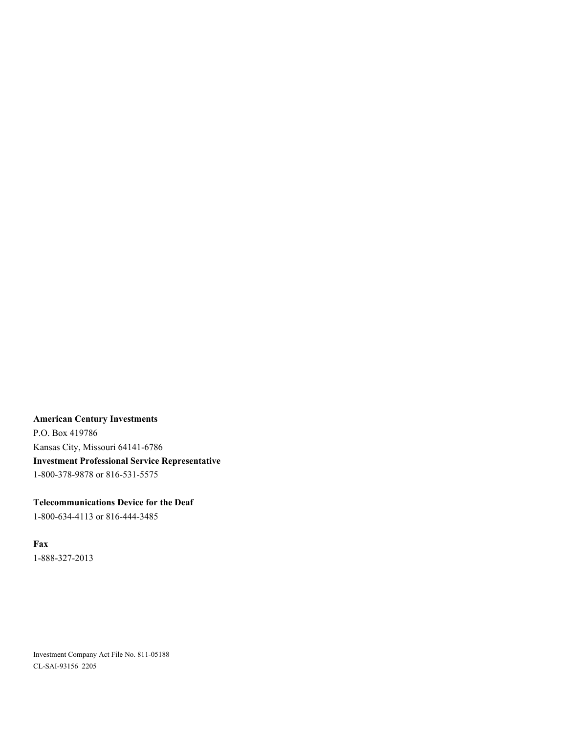**American Century Investments**
P.O. Box 419786
Kansas City, Missouri 64141-6786
**Investment Professional Service Representative**
1-800-378-9878 or 816-531-5575

**Telecommunications Device for the Deaf**
1-800-634-4113 or 816-444-3485

**Fax**
1-888-327-2013

Investment Company Act File No. 811-05188
CL-SAI-93156 2205